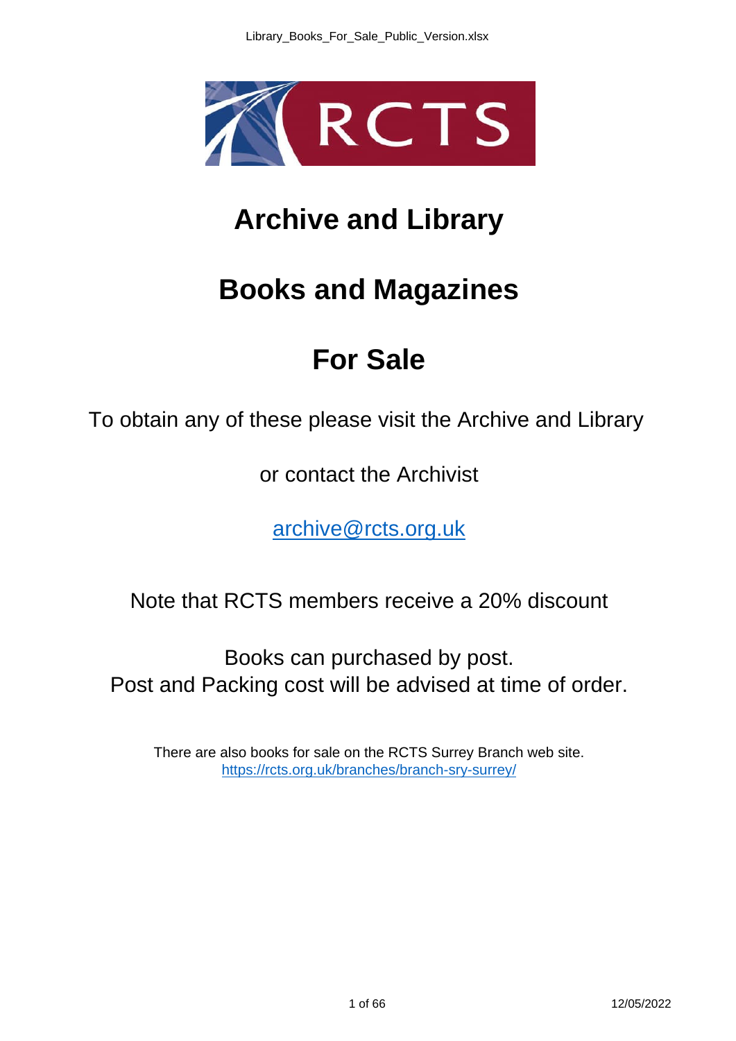# Archive and Library

# Books and Magazines

# For Sale

To obtain any of these please visit the Archive and Library

or contact the Archivist

[archive@rcts.org.uk](mailto:archive@rcts.org.uk)

Note that RCTS members receive a 20% discount

Books can purchased by post.
Post and Packing cost will be advised at time of order.

There are also books for sale on the RCTS Surrey Branch web site.
[https://rcts.org.uk/branches/branch-sry-surrey/](https://rcts.org.uk/branches/branch-sry-surrey/)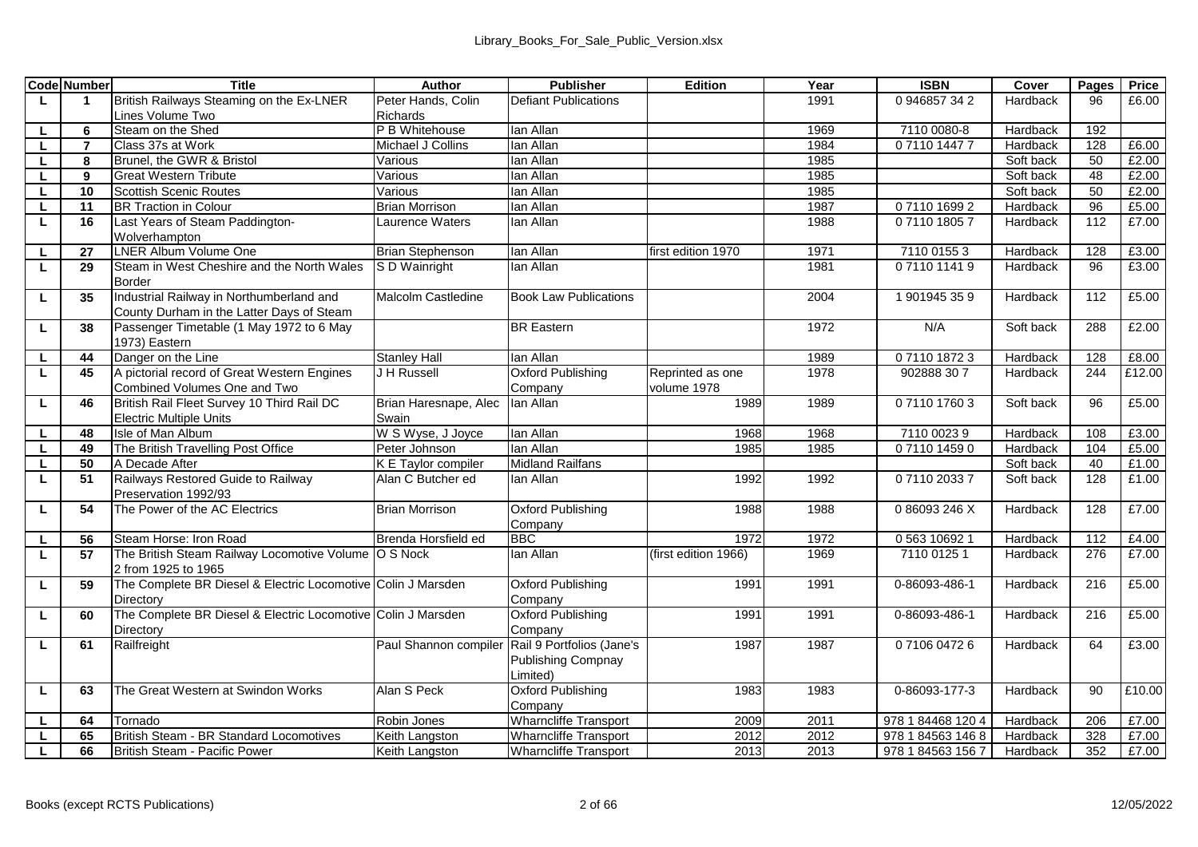| Code | Number | Title | Author | Publisher | Edition | Year | ISBN | Cover | Pages | Price |
|---|---|---|---|---|---|---|---|---|---|---|
| L | 1 | British Railways Steaming on the Ex-LNER Lines Volume Two | Peter Hands, Colin Richards | Defiant Publications | | 1991 | 0 946857 34 2 | Hardback | 96 | £6.00 |
| L | 6 | Steam on the Shed | P B Whitehouse | Ian Allan | | 1969 | 7110 0080-8 | Hardback | 192 | |
| L | 7 | Class 37s at Work | Michael J Collins | Ian Allan | | 1984 | 0 7110 1447 7 | Hardback | 128 | £6.00 |
| L | 8 | Brunel, the GWR & Bristol | Various | Ian Allan | | 1985 | | Soft back | 50 | £2.00 |
| L | 9 | Great Western Tribute | Various | Ian Allan | | 1985 | | Soft back | 48 | £2.00 |
| L | 10 | Scottish Scenic Routes | Various | Ian Allan | | 1985 | | Soft back | 50 | £2.00 |
| L | 11 | BR Traction in Colour | Brian Morrison | Ian Allan | | 1987 | 0 7110 1699 2 | Hardback | 96 | £5.00 |
| L | 16 | Last Years of Steam Paddington-Wolverhampton | Laurence Waters | Ian Allan | | 1988 | 0 7110 1805 7 | Hardback | 112 | £7.00 |
| L | 27 | LNER Album Volume One | Brian Stephenson | Ian Allan | first edition 1970 | 1971 | 7110 0155 3 | Hardback | 128 | £3.00 |
| L | 29 | Steam in West Cheshire and the North Wales Border | S D Wainright | Ian Allan | | 1981 | 0 7110 1141 9 | Hardback | 96 | £3.00 |
| L | 35 | Industrial Railway in Northumberland and County Durham in the Latter Days of Steam | Malcolm Castledine | Book Law Publications | | 2004 | 1 901945 35 9 | Hardback | 112 | £5.00 |
| L | 38 | Passenger Timetable (1 May 1972 to 6 May 1973) Eastern | | BR Eastern | | 1972 | N/A | Soft back | 288 | £2.00 |
| L | 44 | Danger on the Line | Stanley Hall | Ian Allan | | 1989 | 0 7110 1872 3 | Hardback | 128 | £8.00 |
| L | 45 | A pictorial record of Great Western Engines Combined Volumes One and Two | J H Russell | Oxford Publishing Company | Reprinted as one volume 1978 | 1978 | 902888 30 7 | Hardback | 244 | £12.00 |
| L | 46 | British Rail Fleet Survey 10 Third Rail DC Electric Multiple Units | Brian Haresnape, Alec Swain | Ian Allan | 1989 | 1989 | 0 7110 1760 3 | Soft back | 96 | £5.00 |
| L | 48 | Isle of Man Album | W S Wyse, J Joyce | Ian Allan | 1968 | 1968 | 7110 0023 9 | Hardback | 108 | £3.00 |
| L | 49 | The British Travelling Post Office | Peter Johnson | Ian Allan | 1985 | 1985 | 0 7110 1459 0 | Hardback | 104 | £5.00 |
| L | 50 | A Decade After | K E Taylor compiler | Midland Railfans | | | | Soft back | 40 | £1.00 |
| L | 51 | Railways Restored Guide to Railway Preservation 1992/93 | Alan C Butcher ed | Ian Allan | 1992 | 1992 | 0 7110 2033 7 | Soft back | 128 | £1.00 |
| L | 54 | The Power of the AC Electrics | Brian Morrison | Oxford Publishing Company | 1988 | 1988 | 0 86093 246 X | Hardback | 128 | £7.00 |
| L | 56 | Steam Horse: Iron Road | Brenda Horsfield ed | BBC | 1972 | 1972 | 0 563 10692 1 | Hardback | 112 | £4.00 |
| L | 57 | The British Steam Railway Locomotive Volume 2 from 1925 to 1965 | O S Nock | Ian Allan | (first edition 1966) | 1969 | 7110 0125 1 | Hardback | 276 | £7.00 |
| L | 59 | The Complete BR Diesel & Electric Locomotive Directory | Colin J Marsden | Oxford Publishing Company | 1991 | 1991 | 0-86093-486-1 | Hardback | 216 | £5.00 |
| L | 60 | The Complete BR Diesel & Electric Locomotive Directory | Colin J Marsden | Oxford Publishing Company | 1991 | 1991 | 0-86093-486-1 | Hardback | 216 | £5.00 |
| L | 61 | Railfreight | Paul Shannon compiler | Rail 9 Portfolios (Jane's Publishing Compnay Limited) | 1987 | 1987 | 0 7106 0472 6 | Hardback | 64 | £3.00 |
| L | 63 | The Great Western at Swindon Works | Alan S Peck | Oxford Publishing Company | 1983 | 1983 | 0-86093-177-3 | Hardback | 90 | £10.00 |
| L | 64 | Tornado | Robin Jones | Wharncliffe Transport | 2009 | 2011 | 978 1 84468 120 4 | Hardback | 206 | £7.00 |
| L | 65 | British Steam - BR Standard Locomotives | Keith Langston | Wharncliffe Transport | 2012 | 2012 | 978 1 84563 146 8 | Hardback | 328 | £7.00 |
| L | 66 | British Steam - Pacific Power | Keith Langston | Wharncliffe Transport | 2013 | 2013 | 978 1 84563 156 7 | Hardback | 352 | £7.00 |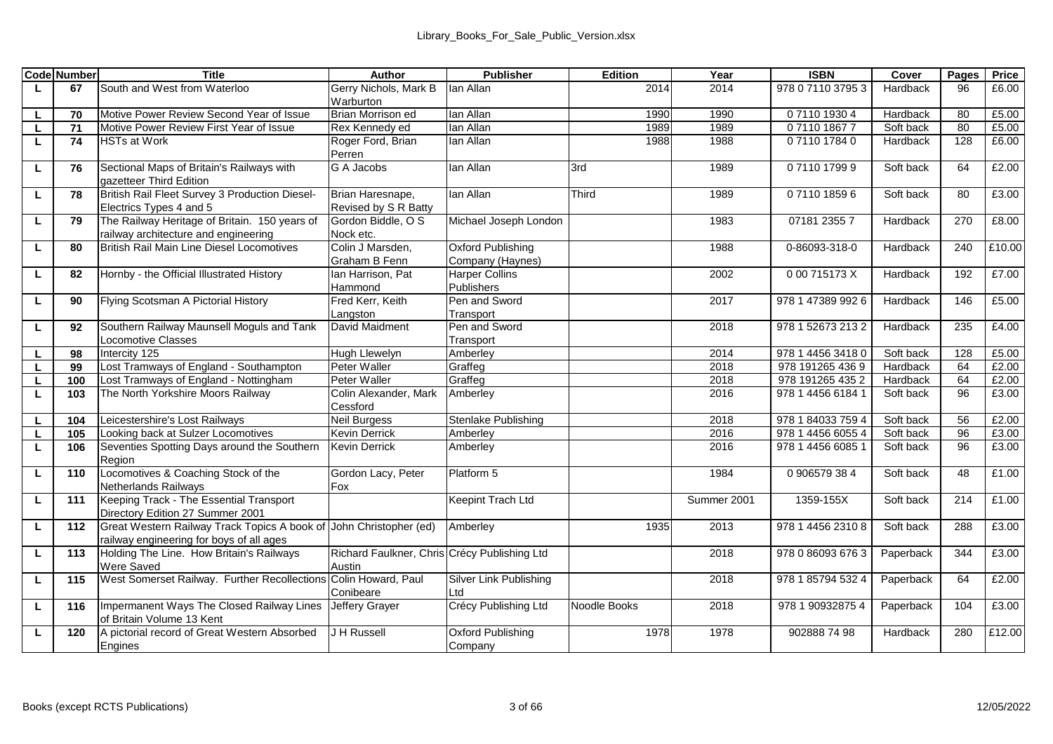| Code | Number | Title | Author | Publisher | Edition | Year | ISBN | Cover | Pages | Price |
|---|---|---|---|---|---|---|---|---|---|---|
| L | 67 | South and West from Waterloo | Gerry Nichols, Mark B Warburton | Ian Allan | 2014 | 2014 | 978 0 7110 3795 3 | Hardback | 96 | £6.00 |
| L | 70 | Motive Power Review Second Year of Issue | Brian Morrison ed | Ian Allan | 1990 | 1990 | 0 7110 1930 4 | Hardback | 80 | £5.00 |
| L | 71 | Motive Power Review First Year of Issue | Rex Kennedy ed | Ian Allan | 1989 | 1989 | 0 7110 1867 7 | Soft back | 80 | £5.00 |
| L | 74 | HSTs at Work | Roger Ford, Brian Perren | Ian Allan | 1988 | 1988 | 0 7110 1784 0 | Hardback | 128 | £6.00 |
| L | 76 | Sectional Maps of Britain's Railways with gazetteer Third Edition | G A Jacobs | Ian Allan | 3rd | 1989 | 0 7110 1799 9 | Soft back | 64 | £2.00 |
| L | 78 | British Rail Fleet Survey 3 Production Diesel-Electrics Types 4 and 5 | Brian Haresnape, Revised by S R Batty | Ian Allan | Third | 1989 | 0 7110 1859 6 | Soft back | 80 | £3.00 |
| L | 79 | The Railway Heritage of Britain. 150 years of railway architecture and engineering | Gordon Biddle, O S Nock etc. | Michael Joseph London | | 1983 | 07181 2355 7 | Hardback | 270 | £8.00 |
| L | 80 | British Rail Main Line Diesel Locomotives | Colin J Marsden, Graham B Fenn | Oxford Publishing Company (Haynes) | | 1988 | 0-86093-318-0 | Hardback | 240 | £10.00 |
| L | 82 | Hornby - the Official Illustrated History | Ian Harrison, Pat Hammond | Harper Collins Publishers | | 2002 | 0 00 715173 X | Hardback | 192 | £7.00 |
| L | 90 | Flying Scotsman A Pictorial History | Fred Kerr, Keith Langston | Pen and Sword Transport | | 2017 | 978 1 47389 992 6 | Hardback | 146 | £5.00 |
| L | 92 | Southern Railway Maunsell Moguls and Tank Locomotive Classes | David Maidment | Pen and Sword Transport | | 2018 | 978 1 52673 213 2 | Hardback | 235 | £4.00 |
| L | 98 | Intercity 125 | Hugh Llewelyn | Amberley | | 2014 | 978 1 4456 3418 0 | Soft back | 128 | £5.00 |
| L | 99 | Lost Tramways of England - Southampton | Peter Waller | Graffeg | | 2018 | 978 191265 436 9 | Hardback | 64 | £2.00 |
| L | 100 | Lost Tramways of England - Nottingham | Peter Waller | Graffeg | | 2018 | 978 191265 435 2 | Hardback | 64 | £2.00 |
| L | 103 | The North Yorkshire Moors Railway | Colin Alexander, Mark Cessford | Amberley | | 2016 | 978 1 4456 6184 1 | Soft back | 96 | £3.00 |
| L | 104 | Leicestershire's Lost Railways | Neil Burgess | Stenlake Publishing | | 2018 | 978 1 84033 759 4 | Soft back | 56 | £2.00 |
| L | 105 | Looking back at Sulzer Locomotives | Kevin Derrick | Amberley | | 2016 | 978 1 4456 6055 4 | Soft back | 96 | £3.00 |
| L | 106 | Seventies Spotting Days around the Southern Region | Kevin Derrick | Amberley | | 2016 | 978 1 4456 6085 1 | Soft back | 96 | £3.00 |
| L | 110 | Locomotives & Coaching Stock of the Netherlands Railways | Gordon Lacy, Peter Fox | Platform 5 | | 1984 | 0 906579 38 4 | Soft back | 48 | £1.00 |
| L | 111 | Keeping Track - The Essential Transport Directory Edition 27 Summer 2001 | | Keepint Trach Ltd | | Summer 2001 | 1359-155X | Soft back | 214 | £1.00 |
| L | 112 | Great Western Railway Track Topics A book of railway engineering for boys of all ages | John Christopher (ed) | Amberley | 1935 | 2013 | 978 1 4456 2310 8 | Soft back | 288 | £3.00 |
| L | 113 | Holding The Line. How Britain's Railways Were Saved | Richard Faulkner, Chris Austin | Crécy Publishing Ltd | | 2018 | 978 0 86093 676 3 | Paperback | 344 | £3.00 |
| L | 115 | West Somerset Railway. Further Recollections | Colin Howard, Paul Conibeare | Silver Link Publishing Ltd | | 2018 | 978 1 85794 532 4 | Paperback | 64 | £2.00 |
| L | 116 | Impermanent Ways The Closed Railway Lines of Britain Volume 13 Kent | Jeffery Grayer | Crécy Publishing Ltd | Noodle Books | 2018 | 978 1 90932875 4 | Paperback | 104 | £3.00 |
| L | 120 | A pictorial record of Great Western Absorbed Engines | J H Russell | Oxford Publishing Company | 1978 | 1978 | 902888 74 98 | Hardback | 280 | £12.00 |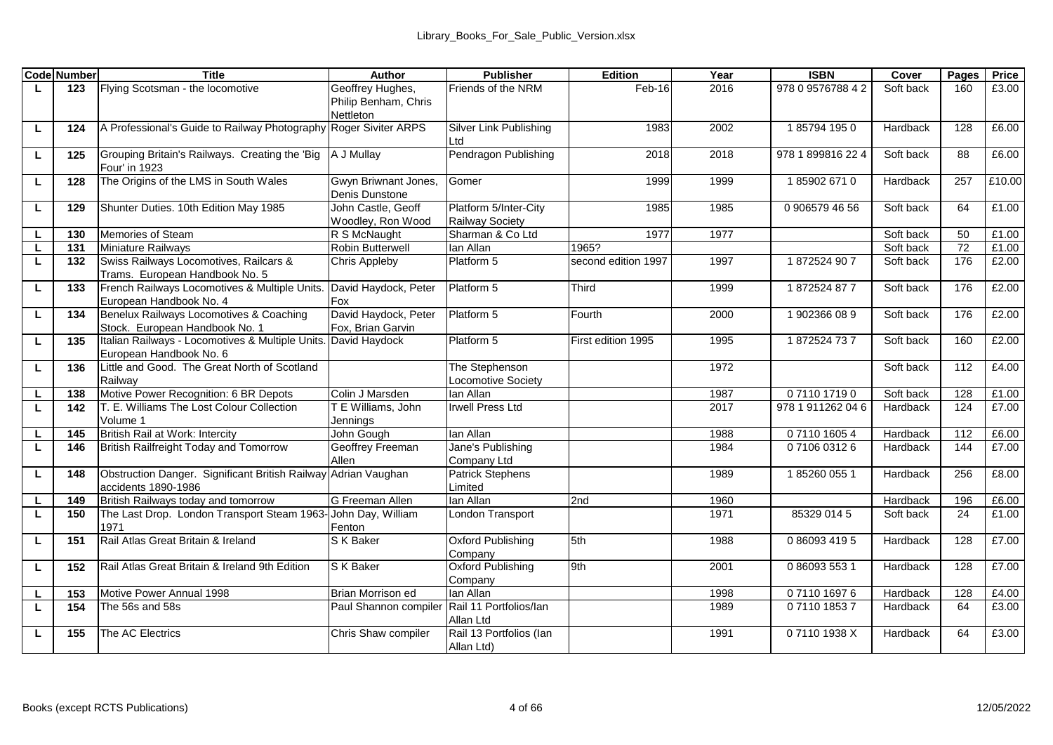| Code | Number | Title | Author | Publisher | Edition | Year | ISBN | Cover | Pages | Price |
|---|---|---|---|---|---|---|---|---|---|---|
| L | 123 | Flying Scotsman - the locomotive | Geoffrey Hughes, Philip Benham, Chris Nettleton | Friends of the NRM | Feb-16 | 2016 | 978 0 9576788 4 2 | Soft back | 160 | £3.00 |
| L | 124 | A Professional's Guide to Railway Photography | Roger Siviter ARPS | Silver Link Publishing Ltd | 1983 | 2002 | 1 85794 195 0 | Hardback | 128 | £6.00 |
| L | 125 | Grouping Britain's Railways. Creating the 'Big Four' in 1923 | A J Mullay | Pendragon Publishing | 2018 | 2018 | 978 1 899816 22 4 | Soft back | 88 | £6.00 |
| L | 128 | The Origins of the LMS in South Wales | Gwyn Briwnant Jones, Denis Dunstone | Gomer | 1999 | 1999 | 1 85902 671 0 | Hardback | 257 | £10.00 |
| L | 129 | Shunter Duties. 10th Edition May 1985 | John Castle, Geoff Woodley, Ron Wood | Platform 5/Inter-City Railway Society | 1985 | 1985 | 0 906579 46 56 | Soft back | 64 | £1.00 |
| L | 130 | Memories of Steam | R S McNaught | Sharman & Co Ltd | 1977 | 1977 | | Soft back | 50 | £1.00 |
| L | 131 | Miniature Railways | Robin Butterwell | Ian Allan | 1965? | | | Soft back | 72 | £1.00 |
| L | 132 | Swiss Railways Locomotives, Railcars & Trams. European Handbook No. 5 | Chris Appleby | Platform 5 | second edition 1997 | 1997 | 1 872524 90 7 | Soft back | 176 | £2.00 |
| L | 133 | French Railways Locomotives & Multiple Units. European Handbook No. 4 | David Haydock, Peter Fox | Platform 5 | Third | 1999 | 1 872524 87 7 | Soft back | 176 | £2.00 |
| L | 134 | Benelux Railways Locomotives & Coaching Stock. European Handbook No. 1 | David Haydock, Peter Fox, Brian Garvin | Platform 5 | Fourth | 2000 | 1 902366 08 9 | Soft back | 176 | £2.00 |
| L | 135 | Italian Railways - Locomotives & Multiple Units. European Handbook No. 6 | David Haydock | Platform 5 | First edition 1995 | 1995 | 1 872524 73 7 | Soft back | 160 | £2.00 |
| L | 136 | Little and Good. The Great North of Scotland Railway | | The Stephenson Locomotive Society | | 1972 | | Soft back | 112 | £4.00 |
| L | 138 | Motive Power Recognition: 6 BR Depots | Colin J Marsden | Ian Allan | | 1987 | 0 7110 1719 0 | Soft back | 128 | £1.00 |
| L | 142 | T. E. Williams The Lost Colour Collection Volume 1 | T E Williams, John Jennings | Irwell Press Ltd | | 2017 | 978 1 911262 04 6 | Hardback | 124 | £7.00 |
| L | 145 | British Rail at Work: Intercity | John Gough | Ian Allan | | 1988 | 0 7110 1605 4 | Hardback | 112 | £6.00 |
| L | 146 | British Railfreight Today and Tomorrow | Geoffrey Freeman Allen | Jane's Publishing Company Ltd | | 1984 | 0 7106 0312 6 | Hardback | 144 | £7.00 |
| L | 148 | Obstruction Danger. Significant British Railway accidents 1890-1986 | Adrian Vaughan | Patrick Stephens Limited | | 1989 | 1 85260 055 1 | Hardback | 256 | £8.00 |
| L | 149 | British Railways today and tomorrow | G Freeman Allen | Ian Allan | 2nd | 1960 | | Hardback | 196 | £6.00 |
| L | 150 | The Last Drop. London Transport Steam 1963-1971 | John Day, William Fenton | London Transport | | 1971 | 85329 014 5 | Soft back | 24 | £1.00 |
| L | 151 | Rail Atlas Great Britain & Ireland | S K Baker | Oxford Publishing Company | 5th | 1988 | 0 86093 419 5 | Hardback | 128 | £7.00 |
| L | 152 | Rail Atlas Great Britain & Ireland 9th Edition | S K Baker | Oxford Publishing Company | 9th | 2001 | 0 86093 553 1 | Hardback | 128 | £7.00 |
| L | 153 | Motive Power Annual 1998 | Brian Morrison ed | Ian Allan | | 1998 | 0 7110 1697 6 | Hardback | 128 | £4.00 |
| L | 154 | The 56s and 58s | Paul Shannon compiler | Rail 11 Portfolios/Ian Allan Ltd | | 1989 | 0 7110 1853 7 | Hardback | 64 | £3.00 |
| L | 155 | The AC Electrics | Chris Shaw compiler | Rail 13 Portfolios (Ian Allan Ltd) | | 1991 | 0 7110 1938 X | Hardback | 64 | £3.00 |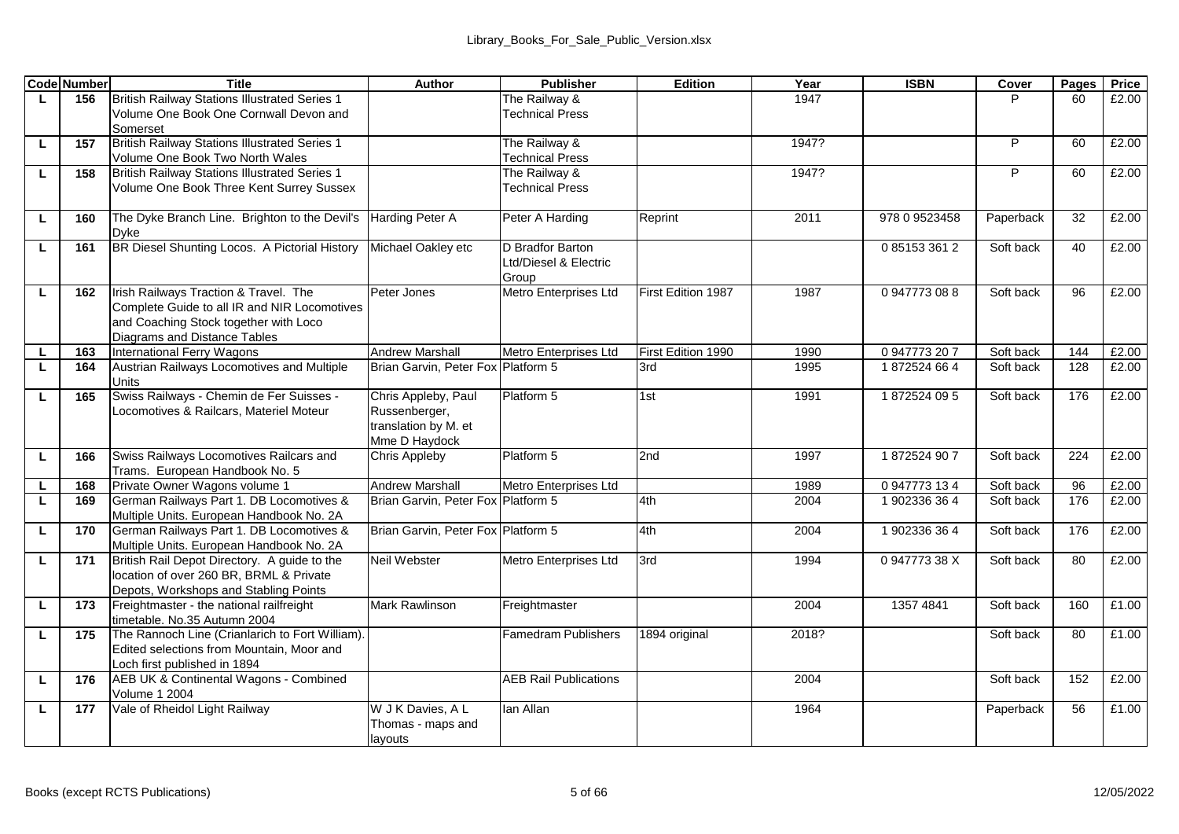| Code | Number | Title | Author | Publisher | Edition | Year | ISBN | Cover | Pages | Price |
|---|---|---|---|---|---|---|---|---|---|---|
| L | 156 | British Railway Stations Illustrated Series 1 Volume One Book One Cornwall Devon and Somerset | | The Railway & Technical Press | | 1947 | | P | 60 | £2.00 |
| L | 157 | British Railway Stations Illustrated Series 1 Volume One Book Two North Wales | | The Railway & Technical Press | | 1947? | | P | 60 | £2.00 |
| L | 158 | British Railway Stations Illustrated Series 1 Volume One Book Three Kent Surrey Sussex | | The Railway & Technical Press | | 1947? | | P | 60 | £2.00 |
| L | 160 | The Dyke Branch Line. Brighton to the Devil's Dyke | Harding Peter A | Peter A Harding | Reprint | 2011 | 978 0 9523458 | Paperback | 32 | £2.00 |
| L | 161 | BR Diesel Shunting Locos. A Pictorial History | Michael Oakley etc | D Bradfor Barton Ltd/Diesel & Electric Group | | | 0 85153 361 2 | Soft back | 40 | £2.00 |
| L | 162 | Irish Railways Traction & Travel. The Complete Guide to all IR and NIR Locomotives and Coaching Stock together with Loco Diagrams and Distance Tables | Peter Jones | Metro Enterprises Ltd | First Edition 1987 | 1987 | 0 947773 08 8 | Soft back | 96 | £2.00 |
| L | 163 | International Ferry Wagons | Andrew Marshall | Metro Enterprises Ltd | First Edition 1990 | 1990 | 0 947773 20 7 | Soft back | 144 | £2.00 |
| L | 164 | Austrian Railways Locomotives and Multiple Units | Brian Garvin, Peter Fox | Platform 5 | 3rd | 1995 | 1 872524 66 4 | Soft back | 128 | £2.00 |
| L | 165 | Swiss Railways - Chemin de Fer Suisses - Locomotives & Railcars, Materiel Moteur | Chris Appleby, Paul Russenberger, translation by M. et Mme D Haydock | Platform 5 | 1st | 1991 | 1 872524 09 5 | Soft back | 176 | £2.00 |
| L | 166 | Swiss Railways Locomotives Railcars and Trams. European Handbook No. 5 | Chris Appleby | Platform 5 | 2nd | 1997 | 1 872524 90 7 | Soft back | 224 | £2.00 |
| L | 168 | Private Owner Wagons volume 1 | Andrew Marshall | Metro Enterprises Ltd | | 1989 | 0 947773 13 4 | Soft back | 96 | £2.00 |
| L | 169 | German Railways Part 1. DB Locomotives & Multiple Units. European Handbook No. 2A | Brian Garvin, Peter Fox | Platform 5 | 4th | 2004 | 1 902336 36 4 | Soft back | 176 | £2.00 |
| L | 170 | German Railways Part 1. DB Locomotives & Multiple Units. European Handbook No. 2A | Brian Garvin, Peter Fox | Platform 5 | 4th | 2004 | 1 902336 36 4 | Soft back | 176 | £2.00 |
| L | 171 | British Rail Depot Directory. A guide to the location of over 260 BR, BRML & Private Depots, Workshops and Stabling Points | Neil Webster | Metro Enterprises Ltd | 3rd | 1994 | 0 947773 38 X | Soft back | 80 | £2.00 |
| L | 173 | Freightmaster - the national railfreight timetable. No.35 Autumn 2004 | Mark Rawlinson | Freightmaster | | 2004 | 1357 4841 | Soft back | 160 | £1.00 |
| L | 175 | The Rannoch Line (Crianlarich to Fort William). Edited selections from Mountain, Moor and Loch first published in 1894 | | Famedram Publishers | 1894 original | 2018? | | Soft back | 80 | £1.00 |
| L | 176 | AEB UK & Continental Wagons - Combined Volume 1 2004 | | AEB Rail Publications | | 2004 | | Soft back | 152 | £2.00 |
| L | 177 | Vale of Rheidol Light Railway | W J K Davies, A L Thomas - maps and layouts | Ian Allan | | 1964 | | Paperback | 56 | £1.00 |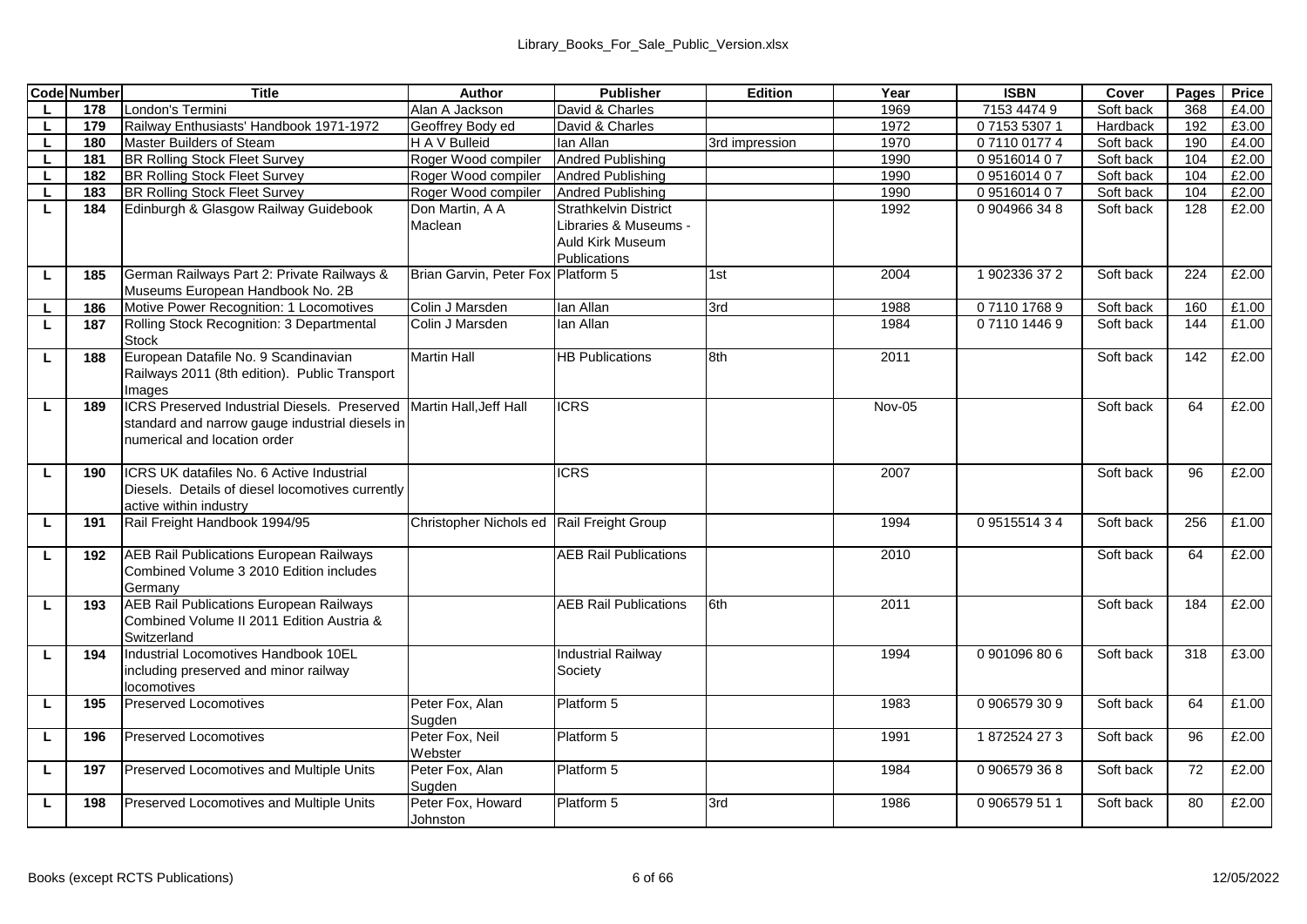| Code | Number | Title | Author | Publisher | Edition | Year | ISBN | Cover | Pages | Price |
|---|---|---|---|---|---|---|---|---|---|---|
| L | 178 | London's Termini | Alan A Jackson | David & Charles | | 1969 | 7153 4474 9 | Soft back | 368 | £4.00 |
| L | 179 | Railway Enthusiasts' Handbook 1971-1972 | Geoffrey Body ed | David & Charles | | 1972 | 0 7153 5307 1 | Hardback | 192 | £3.00 |
| L | 180 | Master Builders of Steam | H A V Bulleid | Ian Allan | 3rd impression | 1970 | 0 7110 0177 4 | Soft back | 190 | £4.00 |
| L | 181 | BR Rolling Stock Fleet Survey | Roger Wood compiler | Andred Publishing | | 1990 | 0 9516014 0 7 | Soft back | 104 | £2.00 |
| L | 182 | BR Rolling Stock Fleet Survey | Roger Wood compiler | Andred Publishing | | 1990 | 0 9516014 0 7 | Soft back | 104 | £2.00 |
| L | 183 | BR Rolling Stock Fleet Survey | Roger Wood compiler | Andred Publishing | | 1990 | 0 9516014 0 7 | Soft back | 104 | £2.00 |
| L | 184 | Edinburgh & Glasgow Railway Guidebook | Don Martin, A A Maclean | Strathkelvin District Libraries & Museums - Auld Kirk Museum Publications | | 1992 | 0 904966 34 8 | Soft back | 128 | £2.00 |
| L | 185 | German Railways Part 2: Private Railways & Museums European Handbook No. 2B | Brian Garvin, Peter Fox | Platform 5 | 1st | 2004 | 1 902336 37 2 | Soft back | 224 | £2.00 |
| L | 186 | Motive Power Recognition: 1 Locomotives | Colin J Marsden | Ian Allan | 3rd | 1988 | 0 7110 1768 9 | Soft back | 160 | £1.00 |
| L | 187 | Rolling Stock Recognition: 3 Departmental Stock | Colin J Marsden | Ian Allan | | 1984 | 0 7110 1446 9 | Soft back | 144 | £1.00 |
| L | 188 | European Datafile No. 9 Scandinavian Railways 2011 (8th edition). Public Transport Images | Martin Hall | HB Publications | 8th | 2011 | | Soft back | 142 | £2.00 |
| L | 189 | ICRS Preserved Industrial Diesels. Preserved standard and narrow gauge industrial diesels in numerical and location order | Martin Hall, Jeff Hall | ICRS | | Nov-05 | | Soft back | 64 | £2.00 |
| L | 190 | ICRS UK datafiles No. 6 Active Industrial Diesels. Details of diesel locomotives currently active within industry | | ICRS | | 2007 | | Soft back | 96 | £2.00 |
| L | 191 | Rail Freight Handbook 1994/95 | Christopher Nichols ed | Rail Freight Group | | 1994 | 0 9515514 3 4 | Soft back | 256 | £1.00 |
| L | 192 | AEB Rail Publications European Railways Combined Volume 3 2010 Edition includes Germany | | AEB Rail Publications | | 2010 | | Soft back | 64 | £2.00 |
| L | 193 | AEB Rail Publications European Railways Combined Volume II 2011 Edition Austria & Switzerland | | AEB Rail Publications | 6th | 2011 | | Soft back | 184 | £2.00 |
| L | 194 | Industrial Locomotives Handbook 10EL including preserved and minor railway locomotives | | Industrial Railway Society | | 1994 | 0 901096 80 6 | Soft back | 318 | £3.00 |
| L | 195 | Preserved Locomotives | Peter Fox, Alan Sugden | Platform 5 | | 1983 | 0 906579 30 9 | Soft back | 64 | £1.00 |
| L | 196 | Preserved Locomotives | Peter Fox, Neil Webster | Platform 5 | | 1991 | 1 872524 27 3 | Soft back | 96 | £2.00 |
| L | 197 | Preserved Locomotives and Multiple Units | Peter Fox, Alan Sugden | Platform 5 | | 1984 | 0 906579 36 8 | Soft back | 72 | £2.00 |
| L | 198 | Preserved Locomotives and Multiple Units | Peter Fox, Howard Johnston | Platform 5 | 3rd | 1986 | 0 906579 51 1 | Soft back | 80 | £2.00 |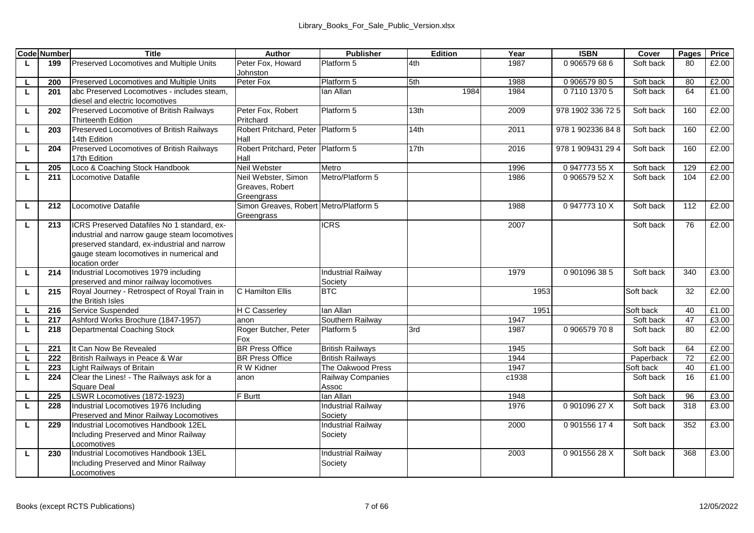| Code | Number | Title | Author | Publisher | Edition | Year | ISBN | Cover | Pages | Price |
|---|---|---|---|---|---|---|---|---|---|---|
| L | 199 | Preserved Locomotives and Multiple Units | Peter Fox, Howard Johnston | Platform 5 | 4th | 1987 | 0 906579 68 6 | Soft back | 80 | £2.00 |
| L | 200 | Preserved Locomotives and Multiple Units | Peter Fox | Platform 5 | 5th | 1988 | 0 906579 80 5 | Soft back | 80 | £2.00 |
| L | 201 | abc Preserved Locomotives - includes steam, diesel and electric locomotives | | Ian Allan | 1984 | 1984 | 0 7110 1370 5 | Soft back | 64 | £1.00 |
| L | 202 | Preserved Locomotive of British Railways Thirteenth Edition | Peter Fox, Robert Pritchard | Platform 5 | 13th | 2009 | 978 1902 336 72 5 | Soft back | 160 | £2.00 |
| L | 203 | Preserved Locomotives of British Railways 14th Edition | Robert Pritchard, Peter Hall | Platform 5 | 14th | 2011 | 978 1 902336 84 8 | Soft back | 160 | £2.00 |
| L | 204 | Preserved Locomotives of British Railways 17th Edition | Robert Pritchard, Peter Hall | Platform 5 | 17th | 2016 | 978 1 909431 29 4 | Soft back | 160 | £2.00 |
| L | 205 | Loco & Coaching Stock Handbook | Neil Webster | Metro | | 1996 | 0 947773 55 X | Soft back | 129 | £2.00 |
| L | 211 | Locomotive Datafile | Neil Webster, Simon Greaves, Robert Greengrass | Metro/Platform 5 | | 1986 | 0 906579 52 X | Soft back | 104 | £2.00 |
| L | 212 | Locomotive Datafile | Simon Greaves, Robert Greengrass | Metro/Platform 5 | | 1988 | 0 947773 10 X | Soft back | 112 | £2.00 |
| L | 213 | ICRS Preserved Datafiles No 1 standard, ex-industrial and narrow gauge steam locomotives preserved standard, ex-industrial and narrow gauge steam locomotives in numerical and location order | | ICRS | | 2007 | | Soft back | 76 | £2.00 |
| L | 214 | Industrial Locomotives 1979 including preserved and minor railway locomotives | | Industrial Railway Society | | 1979 | 0 901096 38 5 | Soft back | 340 | £3.00 |
| L | 215 | Royal Journey - Retrospect of Royal Train in the British Isles | C Hamilton Ellis | BTC | | 1953 | | Soft back | 32 | £2.00 |
| L | 216 | Service Suspended | H C Casserley | Ian Allan | | 1951 | | Soft back | 40 | £1.00 |
| L | 217 | Ashford Works Brochure (1847-1957) | anon | Southern Railway | | 1947 | | Soft back | 47 | £3.00 |
| L | 218 | Departmental Coaching Stock | Roger Butcher, Peter Fox | Platform 5 | 3rd | 1987 | 0 906579 70 8 | Soft back | 80 | £2.00 |
| L | 221 | It Can Now Be Revealed | BR Press Office | British Railways | | 1945 | | Soft back | 64 | £2.00 |
| L | 222 | British Railways in Peace & War | BR Press Office | British Railways | | 1944 | | Paperback | 72 | £2.00 |
| L | 223 | Light Railways of Britain | R W Kidner | The Oakwood Press | | 1947 | | Soft back | 40 | £1.00 |
| L | 224 | Clear the Lines! - The Railways ask for a Square Deal | anon | Railway Companies Assoc | | c1938 | | Soft back | 16 | £1.00 |
| L | 225 | LSWR Locomotives (1872-1923) | F Burtt | Ian Allan | | 1948 | | Soft back | 96 | £3.00 |
| L | 228 | Industrial Locomotives 1976 Including Preserved and Minor Railway Locomotives | | Industrial Railway Society | | 1976 | 0 901096 27 X | Soft back | 318 | £3.00 |
| L | 229 | Industrial Locomotives Handbook 12EL Including Preserved and Minor Railway Locomotives | | Industrial Railway Society | | 2000 | 0 901556 17 4 | Soft back | 352 | £3.00 |
| L | 230 | Industrial Locomotives Handbook 13EL Including Preserved and Minor Railway Locomotives | | Industrial Railway Society | | 2003 | 0 901556 28 X | Soft back | 368 | £3.00 |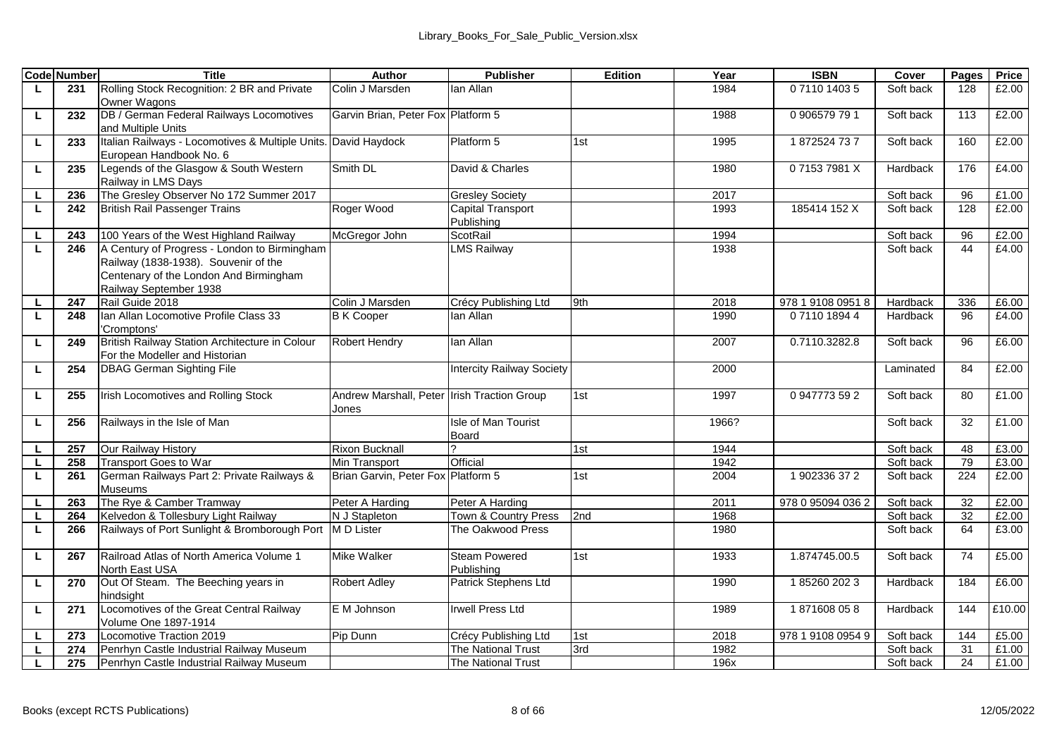| Code | Number | Title | Author | Publisher | Edition | Year | ISBN | Cover | Pages | Price |
|---|---|---|---|---|---|---|---|---|---|---|
| L | 231 | Rolling Stock Recognition: 2 BR and Private Owner Wagons | Colin J Marsden | Ian Allan | | 1984 | 0 7110 1403 5 | Soft back | 128 | £2.00 |
| L | 232 | DB / German Federal Railways Locomotives and Multiple Units | Garvin Brian, Peter Fox | Platform 5 | | 1988 | 0 906579 79 1 | Soft back | 113 | £2.00 |
| L | 233 | Italian Railways - Locomotives & Multiple Units. European Handbook No. 6 | David Haydock | Platform 5 | 1st | 1995 | 1 872524 73 7 | Soft back | 160 | £2.00 |
| L | 235 | Legends of the Glasgow & South Western Railway in LMS Days | Smith DL | David & Charles | | 1980 | 0 7153 7981 X | Hardback | 176 | £4.00 |
| L | 236 | The Gresley Observer No 172 Summer 2017 | | Gresley Society | | 2017 | | Soft back | 96 | £1.00 |
| L | 242 | British Rail Passenger Trains | Roger Wood | Capital Transport Publishing | | 1993 | 185414 152 X | Soft back | 128 | £2.00 |
| L | 243 | 100 Years of the West Highland Railway | McGregor John | ScotRail | | 1994 | | Soft back | 96 | £2.00 |
| L | 246 | A Century of Progress - London to Birmingham Railway (1838-1938). Souvenir of the Centenary of the London And Birmingham Railway September 1938 | | LMS Railway | | 1938 | | Soft back | 44 | £4.00 |
| L | 247 | Rail Guide 2018 | Colin J Marsden | Crécy Publishing Ltd | 9th | 2018 | 978 1 9108 0951 8 | Hardback | 336 | £6.00 |
| L | 248 | Ian Allan Locomotive Profile Class 33 'Cromptons' | B K Cooper | Ian Allan | | 1990 | 0 7110 1894 4 | Hardback | 96 | £4.00 |
| L | 249 | British Railway Station Architecture in Colour For the Modeller and Historian | Robert Hendry | Ian Allan | | 2007 | 0.7110.3282.8 | Soft back | 96 | £6.00 |
| L | 254 | DBAG German Sighting File | | Intercity Railway Society | | 2000 | | Laminated | 84 | £2.00 |
| L | 255 | Irish Locomotives and Rolling Stock | Andrew Marshall, Peter Jones | Irish Traction Group | 1st | 1997 | 0 947773 59 2 | Soft back | 80 | £1.00 |
| L | 256 | Railways in the Isle of Man | | Isle of Man Tourist Board | | 1966? | | Soft back | 32 | £1.00 |
| L | 257 | Our Railway History | Rixon Bucknall | ? | 1st | 1944 | | Soft back | 48 | £3.00 |
| L | 258 | Transport Goes to War | Min Transport | Official | | 1942 | | Soft back | 79 | £3.00 |
| L | 261 | German Railways Part 2: Private Railways & Museums | Brian Garvin, Peter Fox | Platform 5 | 1st | 2004 | 1 902336 37 2 | Soft back | 224 | £2.00 |
| L | 263 | The Rye & Camber Tramway | Peter A Harding | Peter A Harding | | 2011 | 978 0 95094 036 2 | Soft back | 32 | £2.00 |
| L | 264 | Kelvedon & Tollesbury Light Railway | N J Stapleton | Town & Country Press | 2nd | 1968 | | Soft back | 32 | £2.00 |
| L | 266 | Railways of Port Sunlight & Bromborough Port | M D Lister | The Oakwood Press | | 1980 | | Soft back | 64 | £3.00 |
| L | 267 | Railroad Atlas of North America Volume 1 North East USA | Mike Walker | Steam Powered Publishing | 1st | 1933 | 1.874745.00.5 | Soft back | 74 | £5.00 |
| L | 270 | Out Of Steam. The Beeching years in hindsight | Robert Adley | Patrick Stephens Ltd | | 1990 | 1 85260 202 3 | Hardback | 184 | £6.00 |
| L | 271 | Locomotives of the Great Central Railway Volume One 1897-1914 | E M Johnson | Irwell Press Ltd | | 1989 | 1 871608 05 8 | Hardback | 144 | £10.00 |
| L | 273 | Locomotive Traction 2019 | Pip Dunn | Crécy Publishing Ltd | 1st | 2018 | 978 1 9108 0954 9 | Soft back | 144 | £5.00 |
| L | 274 | Penrhyn Castle Industrial Railway Museum | | The National Trust | 3rd | 1982 | | Soft back | 31 | £1.00 |
| L | 275 | Penrhyn Castle Industrial Railway Museum | | The National Trust | | 196x | | Soft back | 24 | £1.00 |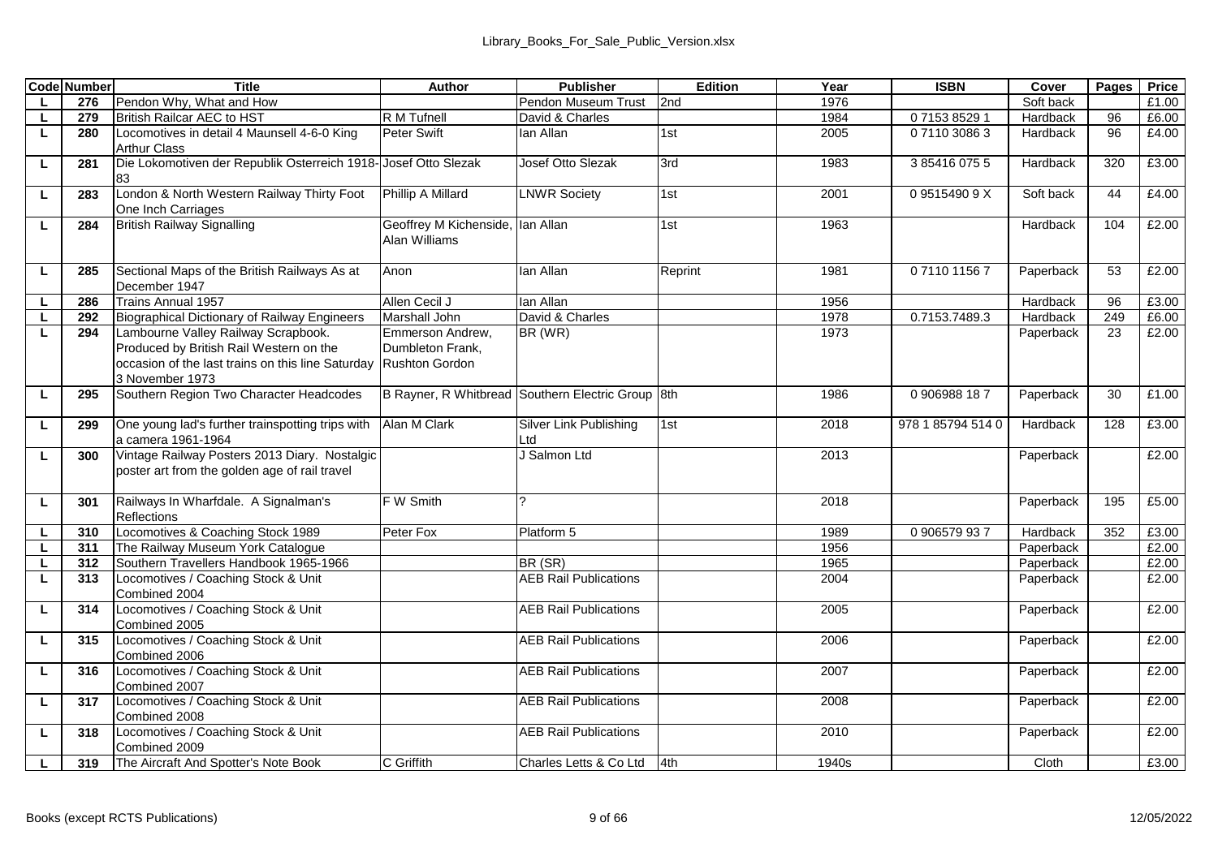| Code | Number | Title | Author | Publisher | Edition | Year | ISBN | Cover | Pages | Price |
|---|---|---|---|---|---|---|---|---|---|---|
| L | 276 | Pendon Why, What and How | | Pendon Museum Trust | 2nd | 1976 | | Soft back | | £1.00 |
| L | 279 | British Railcar AEC to HST | R M Tufnell | David & Charles | | 1984 | 0 7153 8529 1 | Hardback | 96 | £6.00 |
| L | 280 | Locomotives in detail 4 Maunsell 4-6-0 King Arthur Class | Peter Swift | Ian Allan | 1st | 2005 | 0 7110 3086 3 | Hardback | 96 | £4.00 |
| L | 281 | Die Lokomotiven der Republik Osterreich 1918-83 | Josef Otto Slezak | Josef Otto Slezak | 3rd | 1983 | 3 85416 075 5 | Hardback | 320 | £3.00 |
| L | 283 | London & North Western Railway Thirty Foot One Inch Carriages | Phillip A Millard | LNWR Society | 1st | 2001 | 0 9515490 9 X | Soft back | 44 | £4.00 |
| L | 284 | British Railway Signalling | Geoffrey M Kichenside, Alan Williams | Ian Allan | 1st | 1963 | | Hardback | 104 | £2.00 |
| L | 285 | Sectional Maps of the British Railways As at December 1947 | Anon | Ian Allan | Reprint | 1981 | 0 7110 1156 7 | Paperback | 53 | £2.00 |
| L | 286 | Trains Annual 1957 | Allen Cecil J | Ian Allan | | 1956 | | Hardback | 96 | £3.00 |
| L | 292 | Biographical Dictionary of Railway Engineers | Marshall John | David & Charles | | 1978 | 0.7153.7489.3 | Hardback | 249 | £6.00 |
| L | 294 | Lambourne Valley Railway Scrapbook. Produced by British Rail Western on the occasion of the last trains on this line Saturday 3 November 1973 | Emmerson Andrew, Dumbleton Frank, Rushton Gordon | BR (WR) | | 1973 | | Paperback | 23 | £2.00 |
| L | 295 | Southern Region Two Character Headcodes | B Rayner, R Whitbread | Southern Electric Group | 8th | 1986 | 0 906988 18 7 | Paperback | 30 | £1.00 |
| L | 299 | One young lad's further trainspotting trips with a camera 1961-1964 | Alan M Clark | Silver Link Publishing Ltd | 1st | 2018 | 978 1 85794 514 0 | Hardback | 128 | £3.00 |
| L | 300 | Vintage Railway Posters 2013 Diary. Nostalgic poster art from the golden age of rail travel | | J Salmon Ltd | | 2013 | | Paperback | | £2.00 |
| L | 301 | Railways In Wharfdale. A Signalman's Reflections | F W Smith | ? | | 2018 | | Paperback | 195 | £5.00 |
| L | 310 | Locomotives & Coaching Stock 1989 | Peter Fox | Platform 5 | | 1989 | 0 906579 93 7 | Hardback | 352 | £3.00 |
| L | 311 | The Railway Museum York Catalogue | | | | 1956 | | Paperback | | £2.00 |
| L | 312 | Southern Travellers Handbook 1965-1966 | | BR (SR) | | 1965 | | Paperback | | £2.00 |
| L | 313 | Locomotives / Coaching Stock & Unit Combined 2004 | | AEB Rail Publications | | 2004 | | Paperback | | £2.00 |
| L | 314 | Locomotives / Coaching Stock & Unit Combined 2005 | | AEB Rail Publications | | 2005 | | Paperback | | £2.00 |
| L | 315 | Locomotives / Coaching Stock & Unit Combined 2006 | | AEB Rail Publications | | 2006 | | Paperback | | £2.00 |
| L | 316 | Locomotives / Coaching Stock & Unit Combined 2007 | | AEB Rail Publications | | 2007 | | Paperback | | £2.00 |
| L | 317 | Locomotives / Coaching Stock & Unit Combined 2008 | | AEB Rail Publications | | 2008 | | Paperback | | £2.00 |
| L | 318 | Locomotives / Coaching Stock & Unit Combined 2009 | | AEB Rail Publications | | 2010 | | Paperback | | £2.00 |
| L | 319 | The Aircraft And Spotter's Note Book | C Griffith | Charles Letts & Co Ltd | 4th | 1940s | | Cloth | | £3.00 |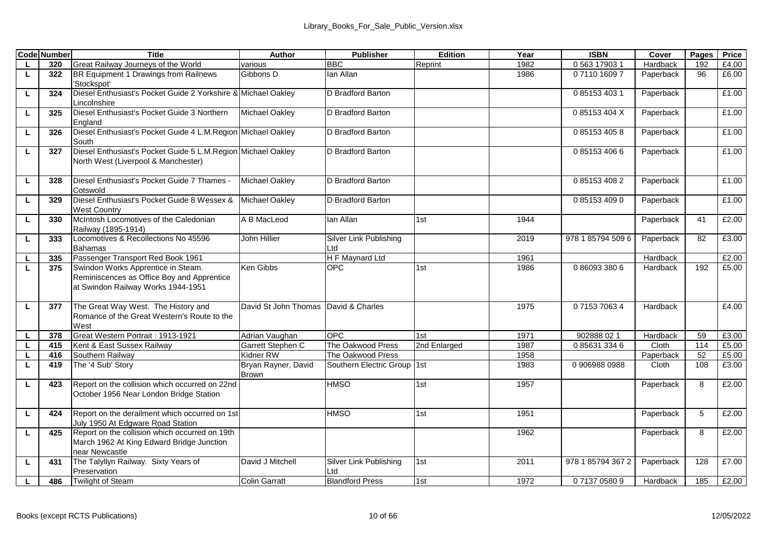| Code | Number | Title | Author | Publisher | Edition | Year | ISBN | Cover | Pages | Price |
|---|---|---|---|---|---|---|---|---|---|---|
| L | 320 | Great Railway Journeys of the World | various | BBC | Reprint | 1982 | 0 563 17903 1 | Hardback | 192 | £4.00 |
| L | 322 | BR Equipment 1 Drawings from Railnews 'Stockspot' | Gibbons D | Ian Allan | | 1986 | 0 7110 1609 7 | Paperback | 96 | £6.00 |
| L | 324 | Diesel Enthusiast's Pocket Guide 2 Yorkshire & Lincolnshire | Michael Oakley | D Bradford Barton | | | 0 85153 403 1 | Paperback | | £1.00 |
| L | 325 | Diesel Enthusiast's Pocket Guide 3 Northern England | Michael Oakley | D Bradford Barton | | | 0 85153 404 X | Paperback | | £1.00 |
| L | 326 | Diesel Enthusiast's Pocket Guide 4 L.M.Region South | Michael Oakley | D Bradford Barton | | | 0 85153 405 8 | Paperback | | £1.00 |
| L | 327 | Diesel Enthusiast's Pocket Guide 5 L.M.Region North West (Liverpool & Manchester) | Michael Oakley | D Bradford Barton | | | 0 85153 406 6 | Paperback | | £1.00 |
| L | 328 | Diesel Enthusiast's Pocket Guide 7 Thames - Cotswold | Michael Oakley | D Bradford Barton | | | 0 85153 408 2 | Paperback | | £1.00 |
| L | 329 | Diesel Enthusiast's Pocket Guide 8 Wessex & West Country | Michael Oakley | D Bradford Barton | | | 0 85153 409 0 | Paperback | | £1.00 |
| L | 330 | McIntosh Locomotives of the Caledonian Railway (1895-1914) | A B MacLeod | Ian Allan | 1st | 1944 | | Paperback | 41 | £2.00 |
| L | 333 | Locomotives & Recollections No 45596 Bahamas | John Hillier | Silver Link Publishing Ltd | | 2019 | 978 1 85794 509 6 | Paperback | 82 | £3.00 |
| L | 335 | Passenger Transport Red Book 1961 | | H F Maynard Ltd | | 1961 | | Hardback | | £2.00 |
| L | 375 | Swindon Works Apprentice in Steam. Reminiscences as Office Boy and Apprentice at Swindon Railway Works 1944-1951 | Ken Gibbs | OPC | 1st | 1986 | 0 86093 380 6 | Hardback | 192 | £5.00 |
| L | 377 | The Great Way West. The History and Romance of the Great Western's Route to the West | David St John Thomas | David & Charles | | 1975 | 0 7153 7063 4 | Hardback | | £4.00 |
| L | 378 | Great Western Portrait : 1913-1921 | Adrian Vaughan | OPC | 1st | 1971 | 902888 02 1 | Hardback | 59 | £3.00 |
| L | 415 | Kent & East Sussex Railway | Garrett Stephen C | The Oakwood Press | 2nd Enlarged | 1987 | 0 85631 334 6 | Cloth | 114 | £5.00 |
| L | 416 | Southern Railway | Kidner RW | The Oakwood Press | | 1958 | | Paperback | 52 | £5.00 |
| L | 419 | The '4 Sub' Story | Bryan Rayner, David Brown | Southern Electric Group | 1st | 1983 | 0 906988 0988 | Cloth | 108 | £3.00 |
| L | 423 | Report on the collision which occurred on 22nd October 1956 Near London Bridge Station | | HMSO | 1st | 1957 | | Paperback | 8 | £2.00 |
| L | 424 | Report on the derailment which occurred on 1st July 1950 At Edgware Road Station | | HMSO | 1st | 1951 | | Paperback | 5 | £2.00 |
| L | 425 | Report on the collision which occurred on 19th March 1962 At King Edward Bridge Junction near Newcastle | | | | 1962 | | Paperback | 8 | £2.00 |
| L | 431 | The Talyllyn Railway. Sixty Years of Preservation | David J Mitchell | Silver Link Publishing Ltd | 1st | 2011 | 978 1 85794 367 2 | Paperback | 128 | £7.00 |
| L | 486 | Twilight of Steam | Colin Garratt | Blandford Press | 1st | 1972 | 0 7137 0580 9 | Hardback | 185 | £2.00 |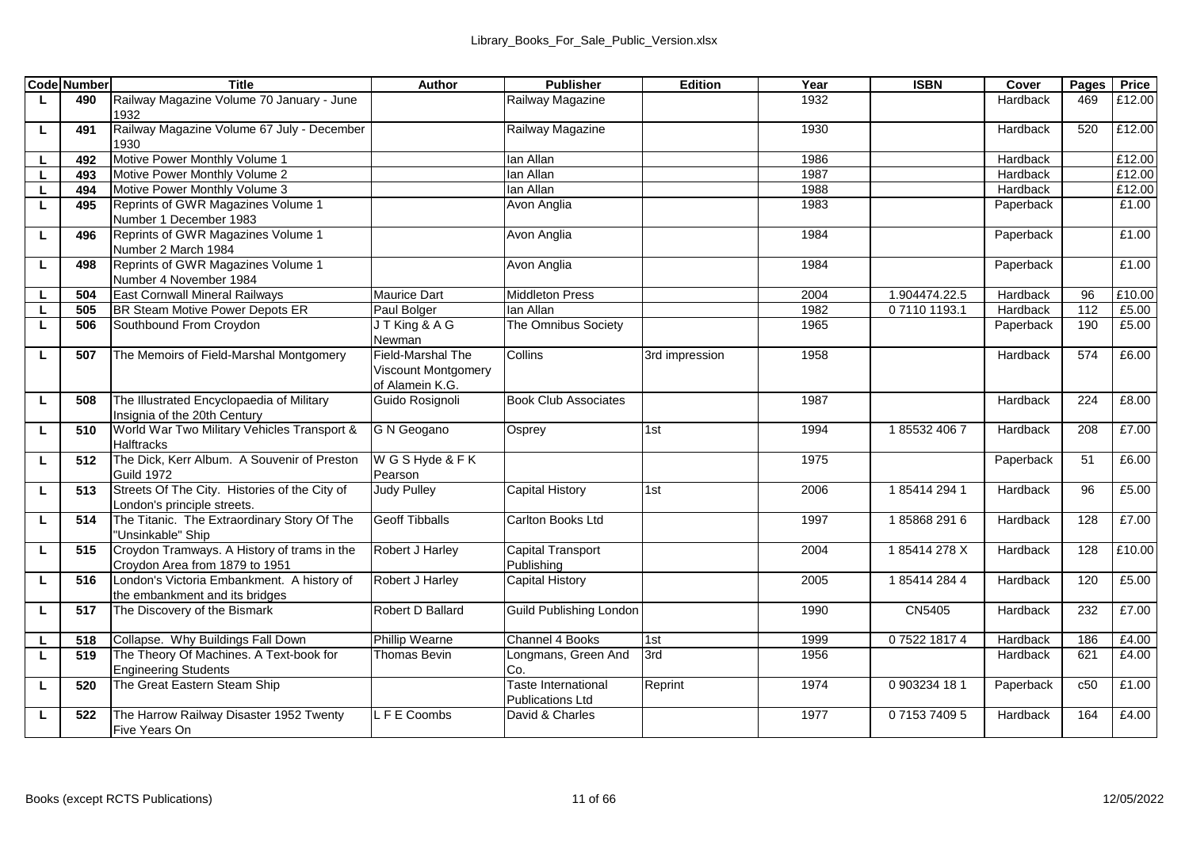| Code | Number | Title | Author | Publisher | Edition | Year | ISBN | Cover | Pages | Price |
|---|---|---|---|---|---|---|---|---|---|---|
| L | 490 | Railway Magazine Volume 70 January - June 1932 | | Railway Magazine | | 1932 | | Hardback | 469 | £12.00 |
| L | 491 | Railway Magazine Volume 67 July - December 1930 | | Railway Magazine | | 1930 | | Hardback | 520 | £12.00 |
| L | 492 | Motive Power Monthly Volume 1 | | Ian Allan | | 1986 | | Hardback | | £12.00 |
| L | 493 | Motive Power Monthly Volume 2 | | Ian Allan | | 1987 | | Hardback | | £12.00 |
| L | 494 | Motive Power Monthly Volume 3 | | Ian Allan | | 1988 | | Hardback | | £12.00 |
| L | 495 | Reprints of GWR Magazines Volume 1 Number 1 December 1983 | | Avon Anglia | | 1983 | | Paperback | | £1.00 |
| L | 496 | Reprints of GWR Magazines Volume 1 Number 2 March 1984 | | Avon Anglia | | 1984 | | Paperback | | £1.00 |
| L | 498 | Reprints of GWR Magazines Volume 1 Number 4 November 1984 | | Avon Anglia | | 1984 | | Paperback | | £1.00 |
| L | 504 | East Cornwall Mineral Railways | Maurice Dart | Middleton Press | | 2004 | 1.904474.22.5 | Hardback | 96 | £10.00 |
| L | 505 | BR Steam Motive Power Depots ER | Paul Bolger | Ian Allan | | 1982 | 0 7110 1193.1 | Hardback | 112 | £5.00 |
| L | 506 | Southbound From Croydon | J T King & A G Newman | The Omnibus Society | | 1965 | | Paperback | 190 | £5.00 |
| L | 507 | The Memoirs of Field-Marshal Montgomery | Field-Marshal The Viscount Montgomery of Alamein K.G. | Collins | 3rd impression | 1958 | | Hardback | 574 | £6.00 |
| L | 508 | The Illustrated Encyclopaedia of Military Insignia of the 20th Century | Guido Rosignoli | Book Club Associates | | 1987 | | Hardback | 224 | £8.00 |
| L | 510 | World War Two Military Vehicles Transport & Halftracks | G N Geogano | Osprey | 1st | 1994 | 1 85532 406 7 | Hardback | 208 | £7.00 |
| L | 512 | The Dick, Kerr Album. A Souvenir of Preston Guild 1972 | W G S Hyde & F K Pearson | | | 1975 | | Paperback | 51 | £6.00 |
| L | 513 | Streets Of The City. Histories of the City of London's principle streets. | Judy Pulley | Capital History | 1st | 2006 | 1 85414 294 1 | Hardback | 96 | £5.00 |
| L | 514 | The Titanic. The Extraordinary Story Of The "Unsinkable" Ship | Geoff Tibballs | Carlton Books Ltd | | 1997 | 1 85868 291 6 | Hardback | 128 | £7.00 |
| L | 515 | Croydon Tramways. A History of trams in the Croydon Area from 1879 to 1951 | Robert J Harley | Capital Transport Publishing | | 2004 | 1 85414 278 X | Hardback | 128 | £10.00 |
| L | 516 | London's Victoria Embankment. A history of the embankment and its bridges | Robert J Harley | Capital History | | 2005 | 1 85414 284 4 | Hardback | 120 | £5.00 |
| L | 517 | The Discovery of the Bismark | Robert D Ballard | Guild Publishing London | | 1990 | CN5405 | Hardback | 232 | £7.00 |
| L | 518 | Collapse. Why Buildings Fall Down | Phillip Wearne | Channel 4 Books | 1st | 1999 | 0 7522 1817 4 | Hardback | 186 | £4.00 |
| L | 519 | The Theory Of Machines. A Text-book for Engineering Students | Thomas Bevin | Longmans, Green And Co. | 3rd | 1956 | | Hardback | 621 | £4.00 |
| L | 520 | The Great Eastern Steam Ship | | Taste International Publications Ltd | Reprint | 1974 | 0 903234 18 1 | Paperback | c50 | £1.00 |
| L | 522 | The Harrow Railway Disaster 1952 Twenty Five Years On | L F E Coombs | David & Charles | | 1977 | 0 7153 7409 5 | Hardback | 164 | £4.00 |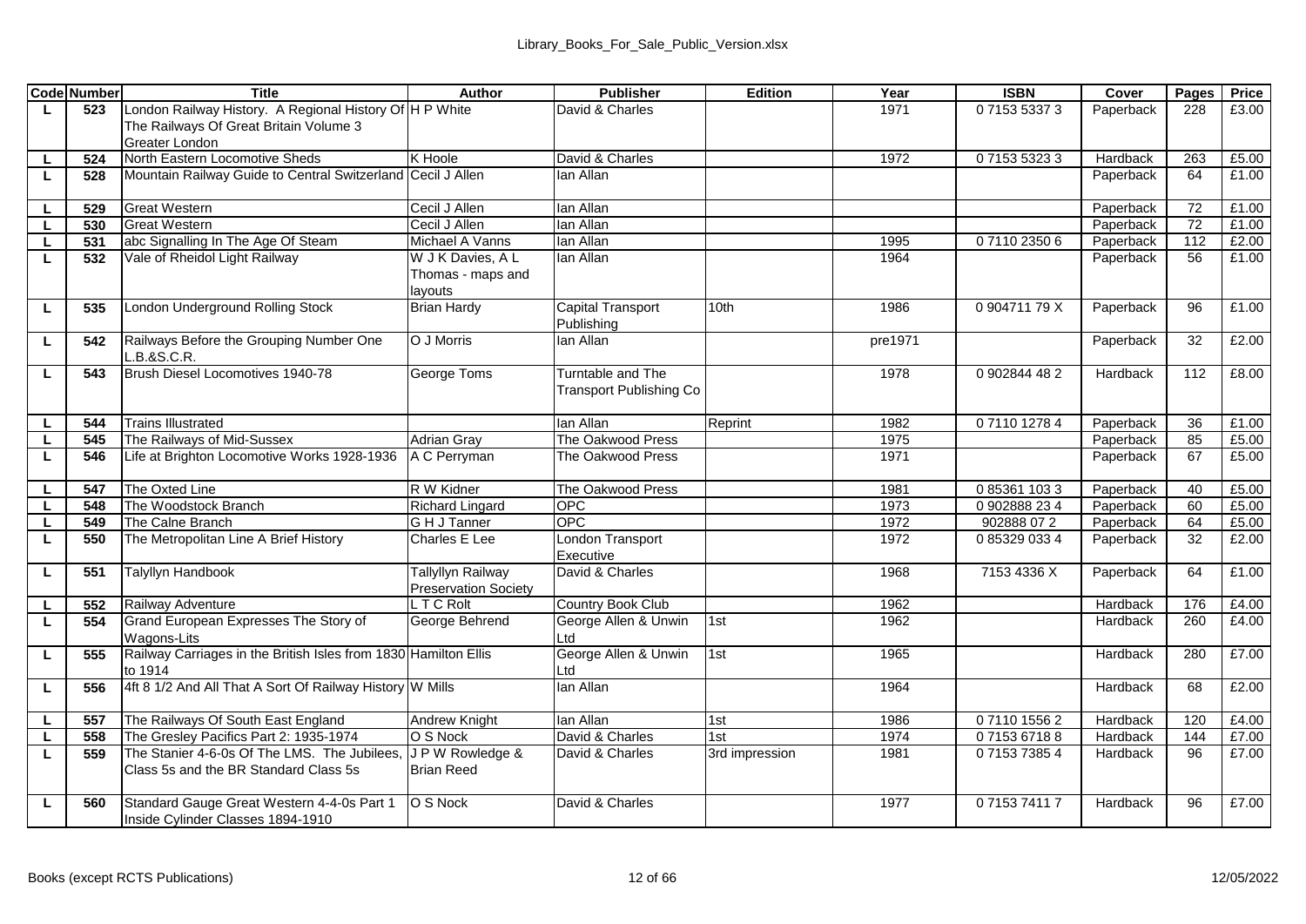| Code | Number | Title | Author | Publisher | Edition | Year | ISBN | Cover | Pages | Price |
|---|---|---|---|---|---|---|---|---|---|---|
| L | 523 | London Railway History. A Regional History Of The Railways Of Great Britain Volume 3 Greater London | H P White | David & Charles | | 1971 | 0 7153 5337 3 | Paperback | 228 | £3.00 |
| L | 524 | North Eastern Locomotive Sheds | K Hoole | David & Charles | | 1972 | 0 7153 5323 3 | Hardback | 263 | £5.00 |
| L | 528 | Mountain Railway Guide to Central Switzerland | Cecil J Allen | Ian Allan | | | | Paperback | 64 | £1.00 |
| L | 529 | Great Western | Cecil J Allen | Ian Allan | | | | Paperback | 72 | £1.00 |
| L | 530 | Great Western | Cecil J Allen | Ian Allan | | | | Paperback | 72 | £1.00 |
| L | 531 | abc Signalling In The Age Of Steam | Michael A Vanns | Ian Allan | | 1995 | 0 7110 2350 6 | Paperback | 112 | £2.00 |
| L | 532 | Vale of Rheidol Light Railway | W J K Davies, A L Thomas - maps and layouts | Ian Allan | | 1964 | | Paperback | 56 | £1.00 |
| L | 535 | London Underground Rolling Stock | Brian Hardy | Capital Transport Publishing | 10th | 1986 | 0 904711 79 X | Paperback | 96 | £1.00 |
| L | 542 | Railways Before the Grouping Number One L.B.&S.C.R. | O J Morris | Ian Allan | | pre1971 | | Paperback | 32 | £2.00 |
| L | 543 | Brush Diesel Locomotives 1940-78 | George Toms | Turntable and The Transport Publishing Co | | 1978 | 0 902844 48 2 | Hardback | 112 | £8.00 |
| L | 544 | Trains Illustrated | | Ian Allan | Reprint | 1982 | 0 7110 1278 4 | Paperback | 36 | £1.00 |
| L | 545 | The Railways of Mid-Sussex | Adrian Gray | The Oakwood Press | | 1975 | | Paperback | 85 | £5.00 |
| L | 546 | Life at Brighton Locomotive Works 1928-1936 | A C Perryman | The Oakwood Press | | 1971 | | Paperback | 67 | £5.00 |
| L | 547 | The Oxted Line | R W Kidner | The Oakwood Press | | 1981 | 0 85361 103 3 | Paperback | 40 | £5.00 |
| L | 548 | The Woodstock Branch | Richard Lingard | OPC | | 1973 | 0 902888 23 4 | Paperback | 60 | £5.00 |
| L | 549 | The Calne Branch | G H J Tanner | OPC | | 1972 | 902888 07 2 | Paperback | 64 | £5.00 |
| L | 550 | The Metropolitan Line A Brief History | Charles E Lee | London Transport Executive | | 1972 | 0 85329 033 4 | Paperback | 32 | £2.00 |
| L | 551 | Talyllyn Handbook | Tallyllyn Railway Preservation Society | David & Charles | | 1968 | 7153 4336 X | Paperback | 64 | £1.00 |
| L | 552 | Railway Adventure | L T C Rolt | Country Book Club | | 1962 | | Hardback | 176 | £4.00 |
| L | 554 | Grand European Expresses The Story of Wagons-Lits | George Behrend | George Allen & Unwin Ltd | 1st | 1962 | | Hardback | 260 | £4.00 |
| L | 555 | Railway Carriages in the British Isles from 1830 to 1914 | Hamilton Ellis | George Allen & Unwin Ltd | 1st | 1965 | | Hardback | 280 | £7.00 |
| L | 556 | 4ft 8 1/2 And All That A Sort Of Railway History | W Mills | Ian Allan | | 1964 | | Hardback | 68 | £2.00 |
| L | 557 | The Railways Of South East England | Andrew Knight | Ian Allan | 1st | 1986 | 0 7110 1556 2 | Hardback | 120 | £4.00 |
| L | 558 | The Gresley Pacifics Part 2: 1935-1974 | O S Nock | David & Charles | 1st | 1974 | 0 7153 6718 8 | Hardback | 144 | £7.00 |
| L | 559 | The Stanier 4-6-0s Of The LMS. The Jubilees, Class 5s and the BR Standard Class 5s | J P W Rowledge & Brian Reed | David & Charles | 3rd impression | 1981 | 0 7153 7385 4 | Hardback | 96 | £7.00 |
| L | 560 | Standard Gauge Great Western 4-4-0s Part 1 Inside Cylinder Classes 1894-1910 | O S Nock | David & Charles | | 1977 | 0 7153 7411 7 | Hardback | 96 | £7.00 |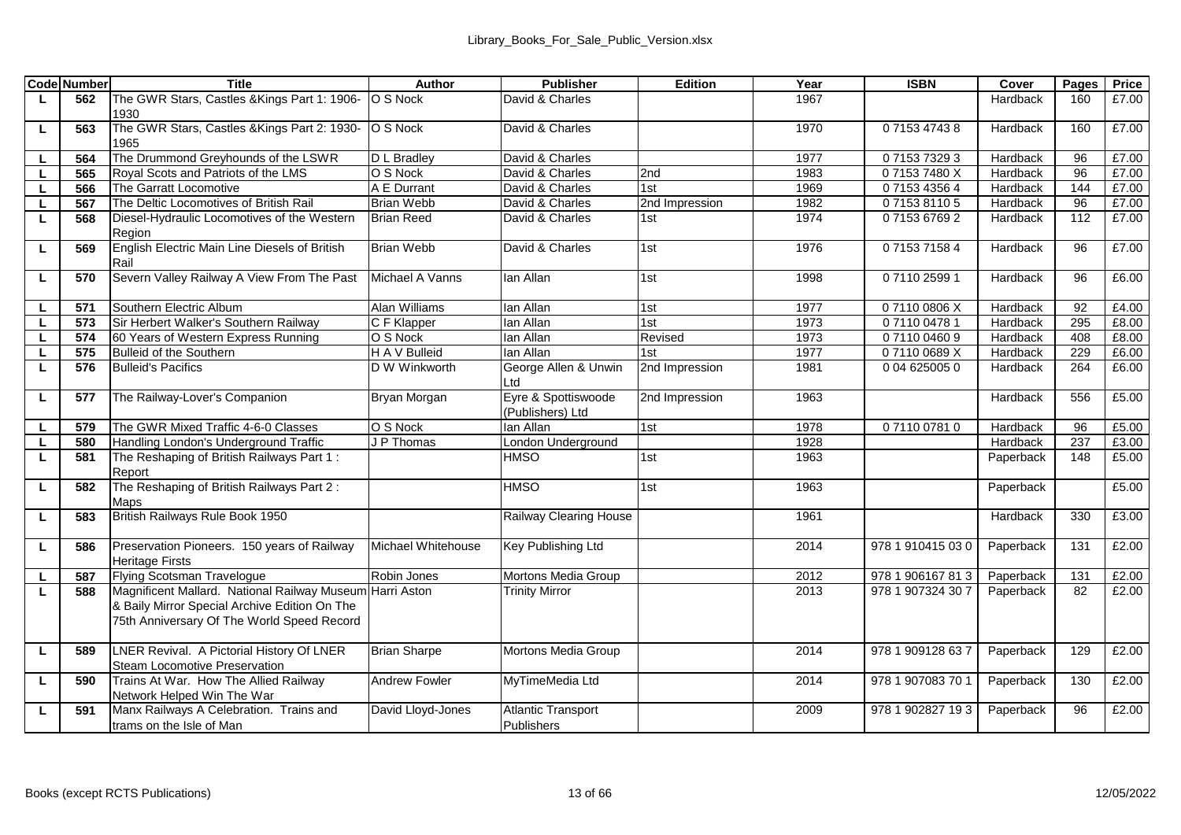| Code | Number | Title | Author | Publisher | Edition | Year | ISBN | Cover | Pages | Price |
|---|---|---|---|---|---|---|---|---|---|---|
| L | 562 | The GWR Stars, Castles &Kings Part 1: 1906-1930 | O S Nock | David & Charles | | 1967 | | Hardback | 160 | £7.00 |
| L | 563 | The GWR Stars, Castles &Kings Part 2: 1930-1965 | O S Nock | David & Charles | | 1970 | 0 7153 4743 8 | Hardback | 160 | £7.00 |
| L | 564 | The Drummond Greyhounds of the LSWR | D L Bradley | David & Charles | | 1977 | 0 7153 7329 3 | Hardback | 96 | £7.00 |
| L | 565 | Royal Scots and Patriots of the LMS | O S Nock | David & Charles | 2nd | 1983 | 0 7153 7480 X | Hardback | 96 | £7.00 |
| L | 566 | The Garratt Locomotive | A E Durrant | David & Charles | 1st | 1969 | 0 7153 4356 4 | Hardback | 144 | £7.00 |
| L | 567 | The Deltic Locomotives of British Rail | Brian Webb | David & Charles | 2nd Impression | 1982 | 0 7153 8110 5 | Hardback | 96 | £7.00 |
| L | 568 | Diesel-Hydraulic Locomotives of the Western Region | Brian Reed | David & Charles | 1st | 1974 | 0 7153 6769 2 | Hardback | 112 | £7.00 |
| L | 569 | English Electric Main Line Diesels of British Rail | Brian Webb | David & Charles | 1st | 1976 | 0 7153 7158 4 | Hardback | 96 | £7.00 |
| L | 570 | Severn Valley Railway A View From The Past | Michael A Vanns | Ian Allan | 1st | 1998 | 0 7110 2599 1 | Hardback | 96 | £6.00 |
| L | 571 | Southern Electric Album | Alan Williams | Ian Allan | 1st | 1977 | 0 7110 0806 X | Hardback | 92 | £4.00 |
| L | 573 | Sir Herbert Walker's Southern Railway | C F Klapper | Ian Allan | 1st | 1973 | 0 7110 0478 1 | Hardback | 295 | £8.00 |
| L | 574 | 60 Years of Western Express Running | O S Nock | Ian Allan | Revised | 1973 | 0 7110 0460 9 | Hardback | 408 | £8.00 |
| L | 575 | Bulleid of the Southern | H A V Bulleid | Ian Allan | 1st | 1977 | 0 7110 0689 X | Hardback | 229 | £6.00 |
| L | 576 | Bulleid's Pacifics | D W Winkworth | George Allen & Unwin Ltd | 2nd Impression | 1981 | 0 04 625005 0 | Hardback | 264 | £6.00 |
| L | 577 | The Railway-Lover's Companion | Bryan Morgan | Eyre & Spottiswoode (Publishers) Ltd | 2nd Impression | 1963 | | Hardback | 556 | £5.00 |
| L | 579 | The GWR Mixed Traffic 4-6-0 Classes | O S Nock | Ian Allan | 1st | 1978 | 0 7110 0781 0 | Hardback | 96 | £5.00 |
| L | 580 | Handling London's Underground Traffic | J P Thomas | London Underground | | 1928 | | Hardback | 237 | £3.00 |
| L | 581 | The Reshaping of British Railways Part 1 : Report | | HMSO | 1st | 1963 | | Paperback | 148 | £5.00 |
| L | 582 | The Reshaping of British Railways Part 2 : Maps | | HMSO | 1st | 1963 | | Paperback | | £5.00 |
| L | 583 | British Railways Rule Book 1950 | | Railway Clearing House | | 1961 | | Hardback | 330 | £3.00 |
| L | 586 | Preservation Pioneers. 150 years of Railway Heritage Firsts | Michael Whitehouse | Key Publishing Ltd | | 2014 | 978 1 910415 03 0 | Paperback | 131 | £2.00 |
| L | 587 | Flying Scotsman Travelogue | Robin Jones | Mortons Media Group | | 2012 | 978 1 906167 81 3 | Paperback | 131 | £2.00 |
| L | 588 | Magnificent Mallard. National Railway Museum & Baily Mirror Special Archive Edition On The 75th Anniversary Of The World Speed Record | Harri Aston | Trinity Mirror | | 2013 | 978 1 907324 30 7 | Paperback | 82 | £2.00 |
| L | 589 | LNER Revival. A Pictorial History Of LNER Steam Locomotive Preservation | Brian Sharpe | Mortons Media Group | | 2014 | 978 1 909128 63 7 | Paperback | 129 | £2.00 |
| L | 590 | Trains At War. How The Allied Railway Network Helped Win The War | Andrew Fowler | MyTimeMedia Ltd | | 2014 | 978 1 907083 70 1 | Paperback | 130 | £2.00 |
| L | 591 | Manx Railways A Celebration. Trains and trams on the Isle of Man | David Lloyd-Jones | Atlantic Transport Publishers | | 2009 | 978 1 902827 19 3 | Paperback | 96 | £2.00 |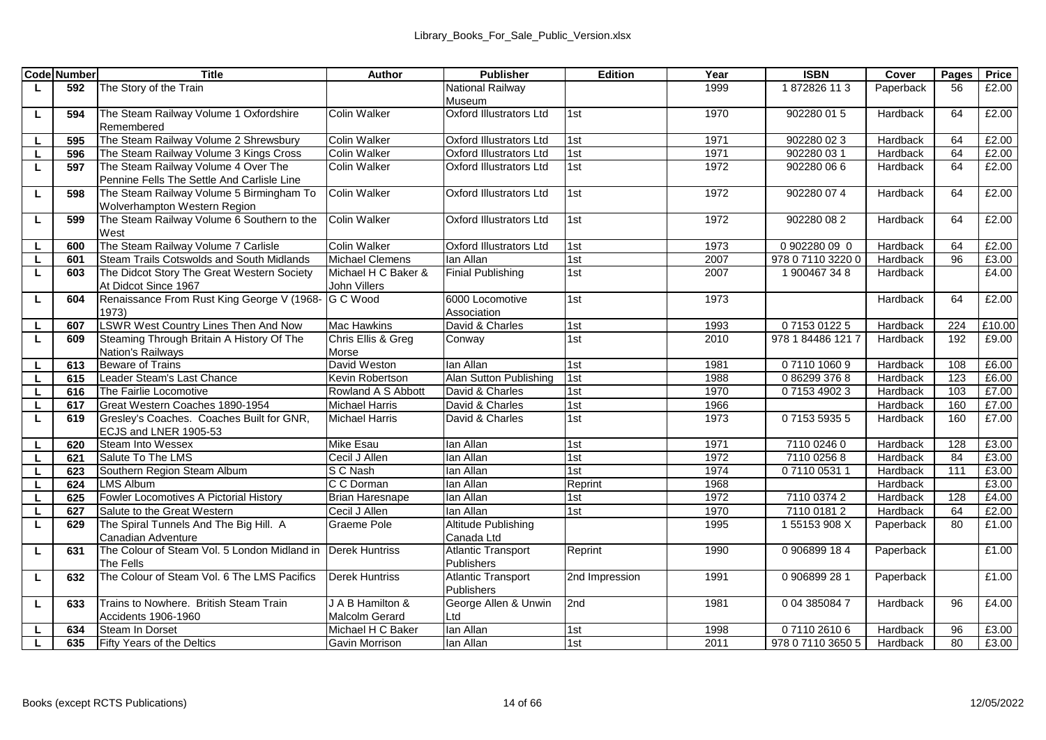| Code | Number | Title | Author | Publisher | Edition | Year | ISBN | Cover | Pages | Price |
|---|---|---|---|---|---|---|---|---|---|---|
| L | 592 | The Story of the Train | | National Railway Museum | | 1999 | 1 872826 11 3 | Paperback | 56 | £2.00 |
| L | 594 | The Steam Railway Volume 1 Oxfordshire Remembered | Colin Walker | Oxford Illustrators Ltd | 1st | 1970 | 902280 01 5 | Hardback | 64 | £2.00 |
| L | 595 | The Steam Railway Volume 2 Shrewsbury | Colin Walker | Oxford Illustrators Ltd | 1st | 1971 | 902280 02 3 | Hardback | 64 | £2.00 |
| L | 596 | The Steam Railway Volume 3 Kings Cross | Colin Walker | Oxford Illustrators Ltd | 1st | 1971 | 902280 03 1 | Hardback | 64 | £2.00 |
| L | 597 | The Steam Railway Volume 4 Over The Pennine Fells The Settle And Carlisle Line | Colin Walker | Oxford Illustrators Ltd | 1st | 1972 | 902280 06 6 | Hardback | 64 | £2.00 |
| L | 598 | The Steam Railway Volume 5 Birmingham To Wolverhampton Western Region | Colin Walker | Oxford Illustrators Ltd | 1st | 1972 | 902280 07 4 | Hardback | 64 | £2.00 |
| L | 599 | The Steam Railway Volume 6 Southern to the West | Colin Walker | Oxford Illustrators Ltd | 1st | 1972 | 902280 08 2 | Hardback | 64 | £2.00 |
| L | 600 | The Steam Railway Volume 7 Carlisle | Colin Walker | Oxford Illustrators Ltd | 1st | 1973 | 0 902280 09 0 | Hardback | 64 | £2.00 |
| L | 601 | Steam Trails Cotswolds and South Midlands | Michael Clemens | Ian Allan | 1st | 2007 | 978 0 7110 3220 0 | Hardback | 96 | £3.00 |
| L | 603 | The Didcot Story The Great Western Society At Didcot Since 1967 | Michael H C Baker & John Villers | Finial Publishing | 1st | 2007 | 1 900467 34 8 | Hardback | | £4.00 |
| L | 604 | Renaissance From Rust King George V (1968-1973) | G C Wood | 6000 Locomotive Association | 1st | 1973 | | Hardback | 64 | £2.00 |
| L | 607 | LSWR West Country Lines Then And Now | Mac Hawkins | David & Charles | 1st | 1993 | 0 7153 0122 5 | Hardback | 224 | £10.00 |
| L | 609 | Steaming Through Britain A History Of The Nation's Railways | Chris Ellis & Greg Morse | Conway | 1st | 2010 | 978 1 84486 121 7 | Hardback | 192 | £9.00 |
| L | 613 | Beware of Trains | David Weston | Ian Allan | 1st | 1981 | 0 7110 1060 9 | Hardback | 108 | £6.00 |
| L | 615 | Leader Steam's Last Chance | Kevin Robertson | Alan Sutton Publishing | 1st | 1988 | 0 86299 376 8 | Hardback | 123 | £6.00 |
| L | 616 | The Fairlie Locomotive | Rowland A S Abbott | David & Charles | 1st | 1970 | 0 7153 4902 3 | Hardback | 103 | £7.00 |
| L | 617 | Great Western Coaches 1890-1954 | Michael Harris | David & Charles | 1st | 1966 | | Hardback | 160 | £7.00 |
| L | 619 | Gresley's Coaches. Coaches Built for GNR, ECJS and LNER 1905-53 | Michael Harris | David & Charles | 1st | 1973 | 0 7153 5935 5 | Hardback | 160 | £7.00 |
| L | 620 | Steam Into Wessex | Mike Esau | Ian Allan | 1st | 1971 | 7110 0246 0 | Hardback | 128 | £3.00 |
| L | 621 | Salute To The LMS | Cecil J Allen | Ian Allan | 1st | 1972 | 7110 0256 8 | Hardback | 84 | £3.00 |
| L | 623 | Southern Region Steam Album | S C Nash | Ian Allan | 1st | 1974 | 0 7110 0531 1 | Hardback | 111 | £3.00 |
| L | 624 | LMS Album | C C Dorman | Ian Allan | Reprint | 1968 | | Hardback | | £3.00 |
| L | 625 | Fowler Locomotives A Pictorial History | Brian Haresnape | Ian Allan | 1st | 1972 | 7110 0374 2 | Hardback | 128 | £4.00 |
| L | 627 | Salute to the Great Western | Cecil J Allen | Ian Allan | 1st | 1970 | 7110 0181 2 | Hardback | 64 | £2.00 |
| L | 629 | The Spiral Tunnels And The Big Hill. A Canadian Adventure | Graeme Pole | Altitude Publishing Canada Ltd | | 1995 | 1 55153 908 X | Paperback | 80 | £1.00 |
| L | 631 | The Colour of Steam Vol. 5 London Midland in The Fells | Derek Huntriss | Atlantic Transport Publishers | Reprint | 1990 | 0 906899 18 4 | Paperback | | £1.00 |
| L | 632 | The Colour of Steam Vol. 6 The LMS Pacifics | Derek Huntriss | Atlantic Transport Publishers | 2nd Impression | 1991 | 0 906899 28 1 | Paperback | | £1.00 |
| L | 633 | Trains to Nowhere. British Steam Train Accidents 1906-1960 | J A B Hamilton & Malcolm Gerard | George Allen & Unwin Ltd | 2nd | 1981 | 0 04 385084 7 | Hardback | 96 | £4.00 |
| L | 634 | Steam In Dorset | Michael H C Baker | Ian Allan | 1st | 1998 | 0 7110 2610 6 | Hardback | 96 | £3.00 |
| L | 635 | Fifty Years of the Deltics | Gavin Morrison | Ian Allan | 1st | 2011 | 978 0 7110 3650 5 | Hardback | 80 | £3.00 |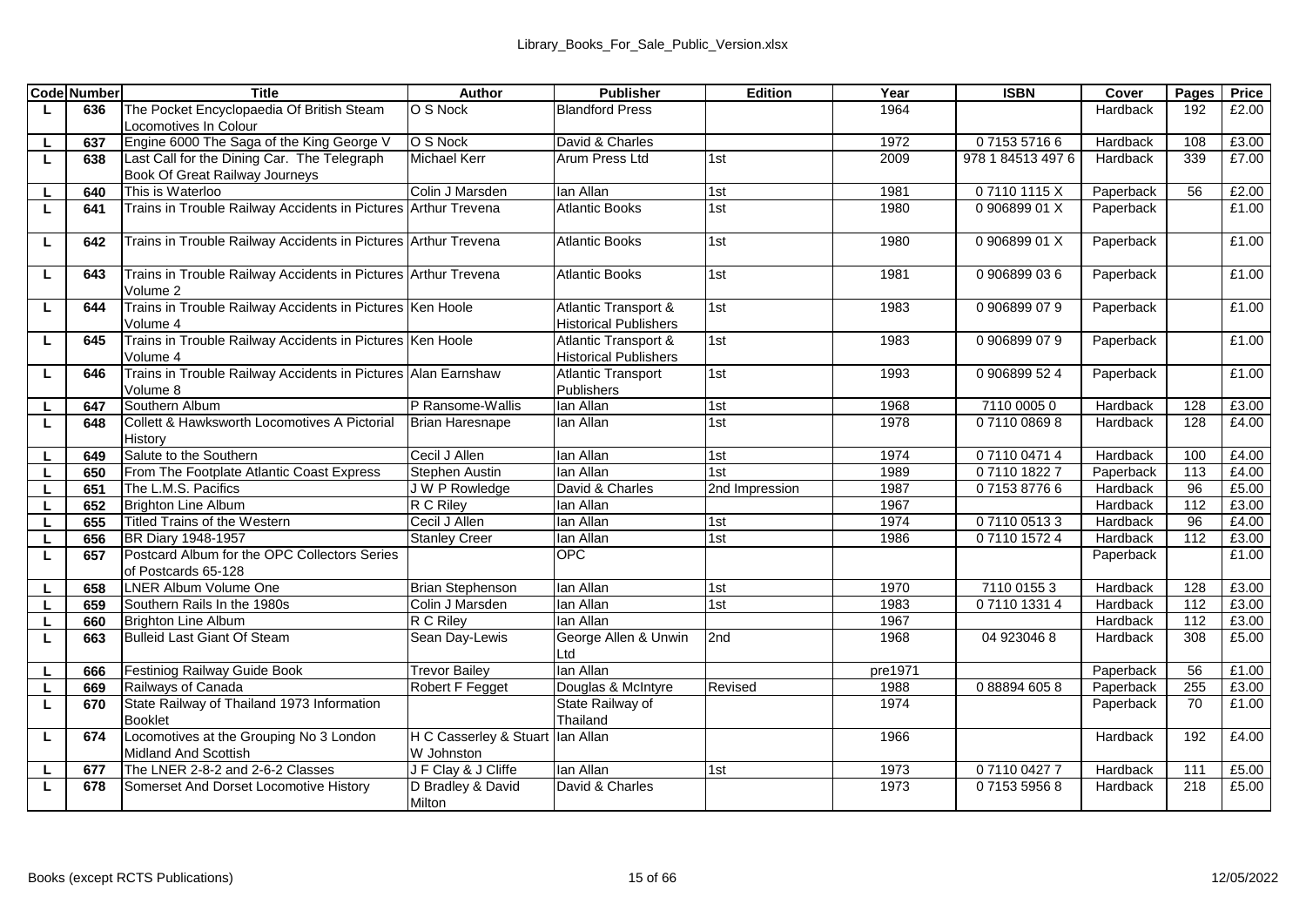| Code | Number | Title | Author | Publisher | Edition | Year | ISBN | Cover | Pages | Price |
|---|---|---|---|---|---|---|---|---|---|---|
| L | 636 | The Pocket Encyclopaedia Of British Steam Locomotives In Colour | O S Nock | Blandford Press | | 1964 | | Hardback | 192 | £2.00 |
| L | 637 | Engine 6000 The Saga of the King George V | O S Nock | David & Charles | | 1972 | 0 7153 5716 6 | Hardback | 108 | £3.00 |
| L | 638 | Last Call for the Dining Car. The Telegraph Book Of Great Railway Journeys | Michael Kerr | Arum Press Ltd | 1st | 2009 | 978 1 84513 497 6 | Hardback | 339 | £7.00 |
| L | 640 | This is Waterloo | Colin J Marsden | Ian Allan | 1st | 1981 | 0 7110 1115 X | Paperback | 56 | £2.00 |
| L | 641 | Trains in Trouble Railway Accidents in Pictures | Arthur Trevena | Atlantic Books | 1st | 1980 | 0 906899 01 X | Paperback | | £1.00 |
| L | 642 | Trains in Trouble Railway Accidents in Pictures | Arthur Trevena | Atlantic Books | 1st | 1980 | 0 906899 01 X | Paperback | | £1.00 |
| L | 643 | Trains in Trouble Railway Accidents in Pictures Volume 2 | Arthur Trevena | Atlantic Books | 1st | 1981 | 0 906899 03 6 | Paperback | | £1.00 |
| L | 644 | Trains in Trouble Railway Accidents in Pictures Volume 4 | Ken Hoole | Atlantic Transport & Historical Publishers | 1st | 1983 | 0 906899 07 9 | Paperback | | £1.00 |
| L | 645 | Trains in Trouble Railway Accidents in Pictures Volume 4 | Ken Hoole | Atlantic Transport & Historical Publishers | 1st | 1983 | 0 906899 07 9 | Paperback | | £1.00 |
| L | 646 | Trains in Trouble Railway Accidents in Pictures Volume 8 | Alan Earnshaw | Atlantic Transport Publishers | 1st | 1993 | 0 906899 52 4 | Paperback | | £1.00 |
| L | 647 | Southern Album | P Ransome-Wallis | Ian Allan | 1st | 1968 | 7110 0005 0 | Hardback | 128 | £3.00 |
| L | 648 | Collett & Hawksworth Locomotives A Pictorial History | Brian Haresnape | Ian Allan | 1st | 1978 | 0 7110 0869 8 | Hardback | 128 | £4.00 |
| L | 649 | Salute to the Southern | Cecil J Allen | Ian Allan | 1st | 1974 | 0 7110 0471 4 | Hardback | 100 | £4.00 |
| L | 650 | From The Footplate Atlantic Coast Express | Stephen Austin | Ian Allan | 1st | 1989 | 0 7110 1822 7 | Paperback | 113 | £4.00 |
| L | 651 | The L.M.S. Pacifics | J W P Rowledge | David & Charles | 2nd Impression | 1987 | 0 7153 8776 6 | Hardback | 96 | £5.00 |
| L | 652 | Brighton Line Album | R C Riley | Ian Allan | | 1967 | | Hardback | 112 | £3.00 |
| L | 655 | Titled Trains of the Western | Cecil J Allen | Ian Allan | 1st | 1974 | 0 7110 0513 3 | Hardback | 96 | £4.00 |
| L | 656 | BR Diary 1948-1957 | Stanley Creer | Ian Allan | 1st | 1986 | 0 7110 1572 4 | Hardback | 112 | £3.00 |
| L | 657 | Postcard Album for the OPC Collectors Series of Postcards 65-128 | | OPC | | | | Paperback | | £1.00 |
| L | 658 | LNER Album Volume One | Brian Stephenson | Ian Allan | 1st | 1970 | 7110 0155 3 | Hardback | 128 | £3.00 |
| L | 659 | Southern Rails In the 1980s | Colin J Marsden | Ian Allan | 1st | 1983 | 0 7110 1331 4 | Hardback | 112 | £3.00 |
| L | 660 | Brighton Line Album | R C Riley | Ian Allan | | 1967 | | Hardback | 112 | £3.00 |
| L | 663 | Bulleid Last Giant Of Steam | Sean Day-Lewis | George Allen & Unwin Ltd | 2nd | 1968 | 04 923046 8 | Hardback | 308 | £5.00 |
| L | 666 | Festiniog Railway Guide Book | Trevor Bailey | Ian Allan | | pre1971 | | Paperback | 56 | £1.00 |
| L | 669 | Railways of Canada | Robert F Fegget | Douglas & McIntyre | Revised | 1988 | 0 88894 605 8 | Paperback | 255 | £3.00 |
| L | 670 | State Railway of Thailand 1973 Information Booklet | | State Railway of Thailand | | 1974 | | Paperback | 70 | £1.00 |
| L | 674 | Locomotives at the Grouping No 3 London Midland And Scottish | H C Casserley & Stuart W Johnston | Ian Allan | | 1966 | | Hardback | 192 | £4.00 |
| L | 677 | The LNER 2-8-2 and 2-6-2 Classes | J F Clay & J Cliffe | Ian Allan | 1st | 1973 | 0 7110 0427 7 | Hardback | 111 | £5.00 |
| L | 678 | Somerset And Dorset Locomotive History | D Bradley & David Milton | David & Charles | | 1973 | 0 7153 5956 8 | Hardback | 218 | £5.00 |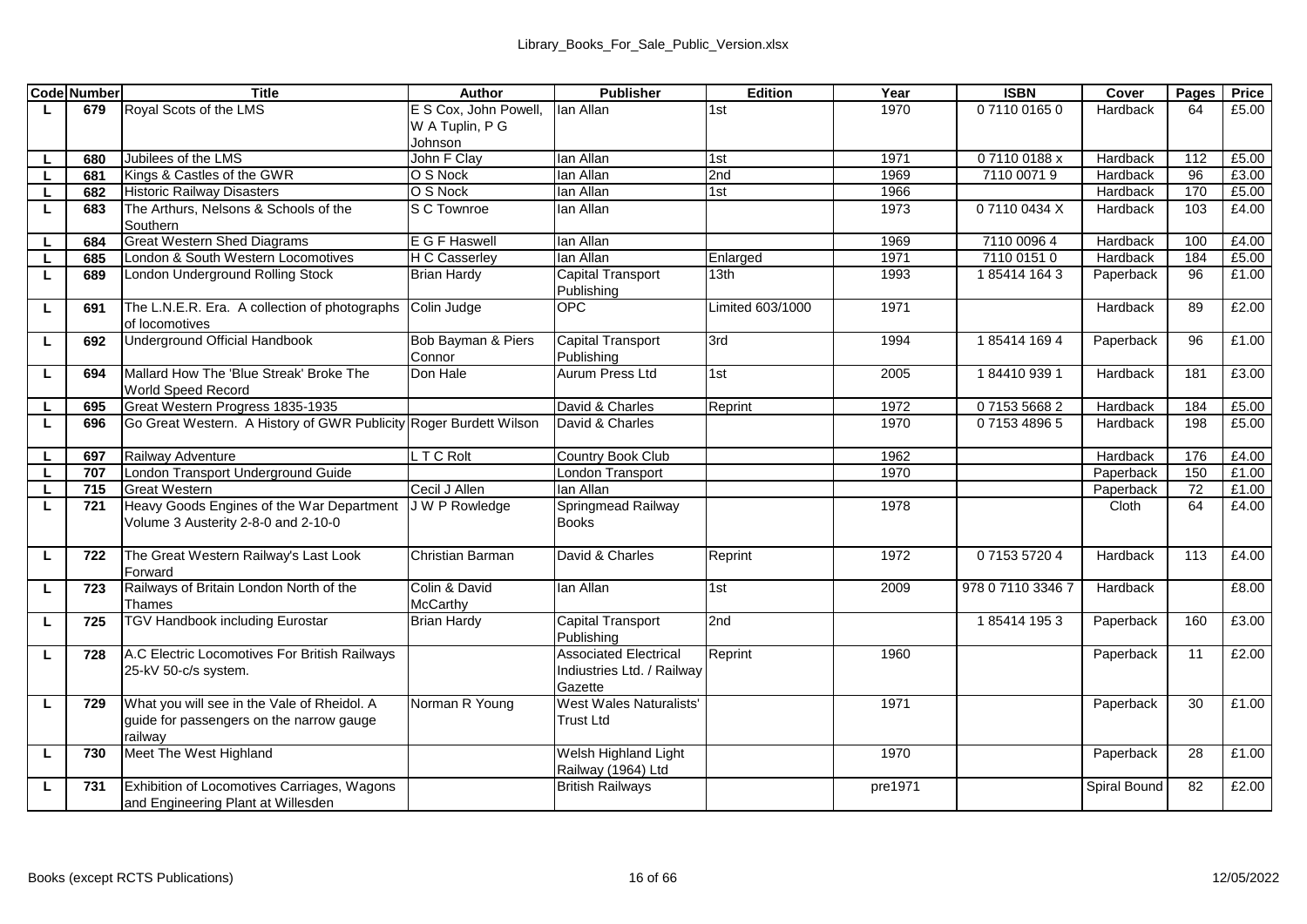| Code | Number | Title | Author | Publisher | Edition | Year | ISBN | Cover | Pages | Price |
|---|---|---|---|---|---|---|---|---|---|---|
| L | 679 | Royal Scots of the LMS | E S Cox, John Powell, W A Tuplin, P G Johnson | Ian Allan | 1st | 1970 | 0 7110 0165 0 | Hardback | 64 | £5.00 |
| L | 680 | Jubilees of the LMS | John F Clay | Ian Allan | 1st | 1971 | 0 7110 0188 x | Hardback | 112 | £5.00 |
| L | 681 | Kings & Castles of the GWR | O S Nock | Ian Allan | 2nd | 1969 | 7110 0071 9 | Hardback | 96 | £3.00 |
| L | 682 | Historic Railway Disasters | O S Nock | Ian Allan | 1st | 1966 | | Hardback | 170 | £5.00 |
| L | 683 | The Arthurs, Nelsons & Schools of the Southern | S C Townroe | Ian Allan | | 1973 | 0 7110 0434 X | Hardback | 103 | £4.00 |
| L | 684 | Great Western Shed Diagrams | E G F Haswell | Ian Allan | | 1969 | 7110 0096 4 | Hardback | 100 | £4.00 |
| L | 685 | London & South Western Locomotives | H C Casserley | Ian Allan | Enlarged | 1971 | 7110 0151 0 | Hardback | 184 | £5.00 |
| L | 689 | London Underground Rolling Stock | Brian Hardy | Capital Transport Publishing | 13th | 1993 | 1 85414 164 3 | Paperback | 96 | £1.00 |
| L | 691 | The L.N.E.R. Era. A collection of photographs of locomotives | Colin Judge | OPC | Limited 603/1000 | 1971 | | Hardback | 89 | £2.00 |
| L | 692 | Underground Official Handbook | Bob Bayman & Piers Connor | Capital Transport Publishing | 3rd | 1994 | 1 85414 169 4 | Paperback | 96 | £1.00 |
| L | 694 | Mallard How The 'Blue Streak' Broke The World Speed Record | Don Hale | Aurum Press Ltd | 1st | 2005 | 1 84410 939 1 | Hardback | 181 | £3.00 |
| L | 695 | Great Western Progress 1835-1935 | | David & Charles | Reprint | 1972 | 0 7153 5668 2 | Hardback | 184 | £5.00 |
| L | 696 | Go Great Western. A History of GWR Publicity | Roger Burdett Wilson | David & Charles | | 1970 | 0 7153 4896 5 | Hardback | 198 | £5.00 |
| L | 697 | Railway Adventure | L T C Rolt | Country Book Club | | 1962 | | Hardback | 176 | £4.00 |
| L | 707 | London Transport Underground Guide | | London Transport | | 1970 | | Paperback | 150 | £1.00 |
| L | 715 | Great Western | Cecil J Allen | Ian Allan | | | | Paperback | 72 | £1.00 |
| L | 721 | Heavy Goods Engines of the War Department Volume 3 Austerity 2-8-0 and 2-10-0 | J W P Rowledge | Springmead Railway Books | | 1978 | | Cloth | 64 | £4.00 |
| L | 722 | The Great Western Railway's Last Look Forward | Christian Barman | David & Charles | Reprint | 1972 | 0 7153 5720 4 | Hardback | 113 | £4.00 |
| L | 723 | Railways of Britain London North of the Thames | Colin & David McCarthy | Ian Allan | 1st | 2009 | 978 0 7110 3346 7 | Hardback | | £8.00 |
| L | 725 | TGV Handbook including Eurostar | Brian Hardy | Capital Transport Publishing | 2nd | | 1 85414 195 3 | Paperback | 160 | £3.00 |
| L | 728 | A.C Electric Locomotives For British Railways 25-kV 50-c/s system. | | Associated Electrical Indiustries Ltd. / Railway Gazette | Reprint | 1960 | | Paperback | 11 | £2.00 |
| L | 729 | What you will see in the Vale of Rheidol. A guide for passengers on the narrow gauge railway | Norman R Young | West Wales Naturalists' Trust Ltd | | 1971 | | Paperback | 30 | £1.00 |
| L | 730 | Meet The West Highland | | Welsh Highland Light Railway (1964) Ltd | | 1970 | | Paperback | 28 | £1.00 |
| L | 731 | Exhibition of Locomotives Carriages, Wagons and Engineering Plant at Willesden | | British Railways | | pre1971 | | Spiral Bound | 82 | £2.00 |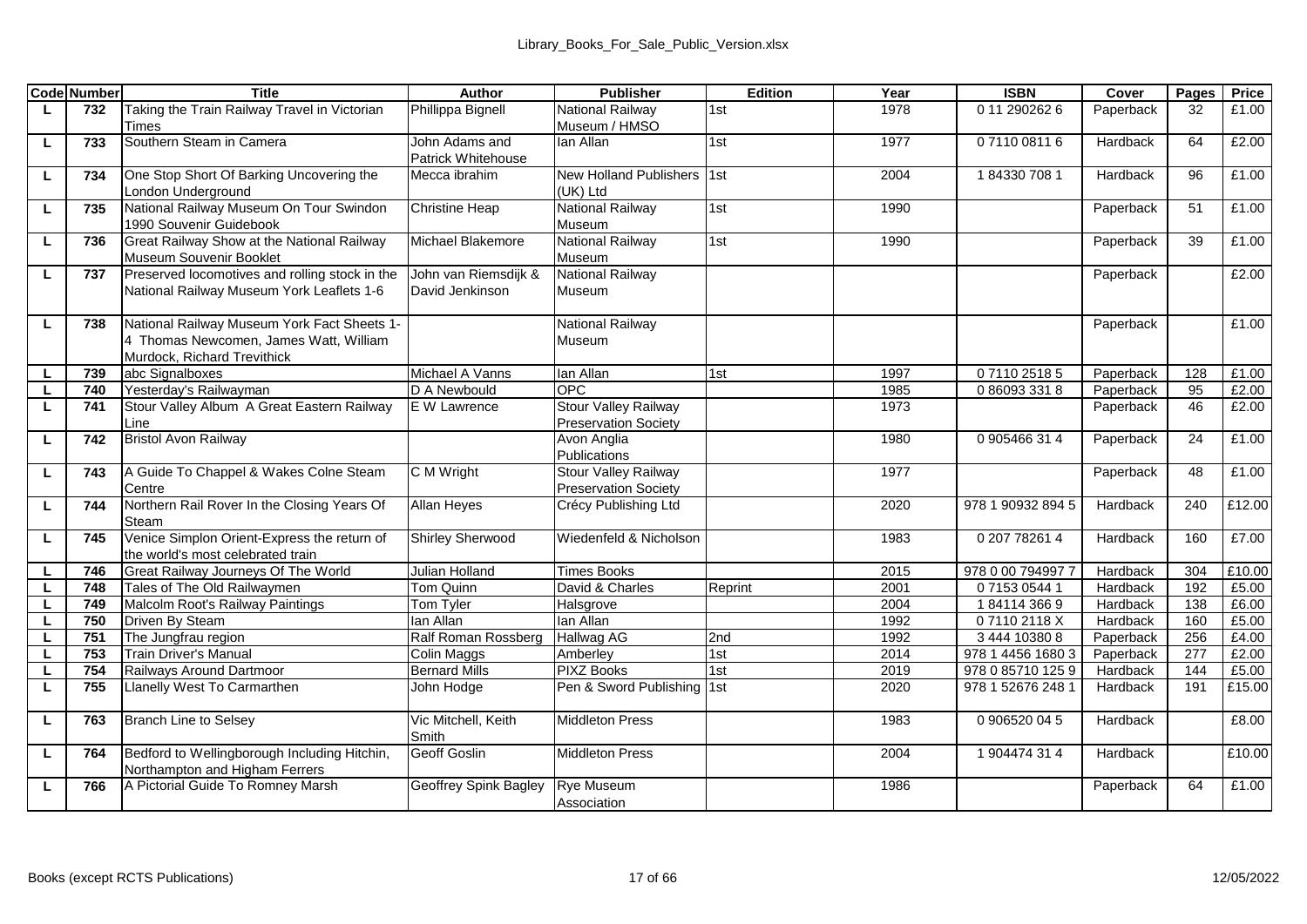| Code | Number | Title | Author | Publisher | Edition | Year | ISBN | Cover | Pages | Price |
|---|---|---|---|---|---|---|---|---|---|---|
| L | 732 | Taking the Train Railway Travel in Victorian Times | Phillippa Bignell | National Railway Museum / HMSO | 1st | 1978 | 0 11 290262 6 | Paperback | 32 | £1.00 |
| L | 733 | Southern Steam in Camera | John Adams and Patrick Whitehouse | Ian Allan | 1st | 1977 | 0 7110 0811 6 | Hardback | 64 | £2.00 |
| L | 734 | One Stop Short Of Barking Uncovering the London Underground | Mecca ibrahim | New Holland Publishers (UK) Ltd | 1st | 2004 | 1 84330 708 1 | Hardback | 96 | £1.00 |
| L | 735 | National Railway Museum On Tour Swindon 1990 Souvenir Guidebook | Christine Heap | National Railway Museum | 1st | 1990 | | Paperback | 51 | £1.00 |
| L | 736 | Great Railway Show at the National Railway Museum Souvenir Booklet | Michael Blakemore | National Railway Museum | 1st | 1990 | | Paperback | 39 | £1.00 |
| L | 737 | Preserved locomotives and rolling stock in the National Railway Museum York Leaflets 1-6 | John van Riemsdijk & David Jenkinson | National Railway Museum | | | | Paperback | | £2.00 |
| L | 738 | National Railway Museum York Fact Sheets 1-4 Thomas Newcomen, James Watt, William Murdock, Richard Trevithick | | National Railway Museum | | | | Paperback | | £1.00 |
| L | 739 | abc Signalboxes | Michael A Vanns | Ian Allan | 1st | 1997 | 0 7110 2518 5 | Paperback | 128 | £1.00 |
| L | 740 | Yesterday's Railwayman | D A Newbould | OPC | | 1985 | 0 86093 331 8 | Paperback | 95 | £2.00 |
| L | 741 | Stour Valley Album A Great Eastern Railway Line | E W Lawrence | Stour Valley Railway Preservation Society | | 1973 | | Paperback | 46 | £2.00 |
| L | 742 | Bristol Avon Railway | | Avon Anglia Publications | | 1980 | 0 905466 31 4 | Paperback | 24 | £1.00 |
| L | 743 | A Guide To Chappel & Wakes Colne Steam Centre | C M Wright | Stour Valley Railway Preservation Society | | 1977 | | Paperback | 48 | £1.00 |
| L | 744 | Northern Rail Rover In the Closing Years Of Steam | Allan Heyes | Crécy Publishing Ltd | | 2020 | 978 1 90932 894 5 | Hardback | 240 | £12.00 |
| L | 745 | Venice Simplon Orient-Express the return of the world's most celebrated train | Shirley Sherwood | Wiedenfeld & Nicholson | | 1983 | 0 207 78261 4 | Hardback | 160 | £7.00 |
| L | 746 | Great Railway Journeys Of The World | Julian Holland | Times Books | | 2015 | 978 0 00 794997 7 | Hardback | 304 | £10.00 |
| L | 748 | Tales of The Old Railwaymen | Tom Quinn | David & Charles | Reprint | 2001 | 0 7153 0544 1 | Hardback | 192 | £5.00 |
| L | 749 | Malcolm Root's Railway Paintings | Tom Tyler | Halsgrove | | 2004 | 1 84114 366 9 | Hardback | 138 | £6.00 |
| L | 750 | Driven By Steam | Ian Allan | Ian Allan | | 1992 | 0 7110 2118 X | Hardback | 160 | £5.00 |
| L | 751 | The Jungfrau region | Ralf Roman Rossberg | Hallwag AG | 2nd | 1992 | 3 444 10380 8 | Paperback | 256 | £4.00 |
| L | 753 | Train Driver's Manual | Colin Maggs | Amberley | 1st | 2014 | 978 1 4456 1680 3 | Paperback | 277 | £2.00 |
| L | 754 | Railways Around Dartmoor | Bernard Mills | PIXZ Books | 1st | 2019 | 978 0 85710 125 9 | Hardback | 144 | £5.00 |
| L | 755 | Llanelly West To Carmarthen | John Hodge | Pen & Sword Publishing | 1st | 2020 | 978 1 52676 248 1 | Hardback | 191 | £15.00 |
| L | 763 | Branch Line to Selsey | Vic Mitchell, Keith Smith | Middleton Press | | 1983 | 0 906520 04 5 | Hardback | | £8.00 |
| L | 764 | Bedford to Wellingborough Including Hitchin, Northampton and Higham Ferrers | Geoff Goslin | Middleton Press | | 2004 | 1 904474 31 4 | Hardback | | £10.00 |
| L | 766 | A Pictorial Guide To Romney Marsh | Geoffrey Spink Bagley | Rye Museum Association | | 1986 | | Paperback | 64 | £1.00 |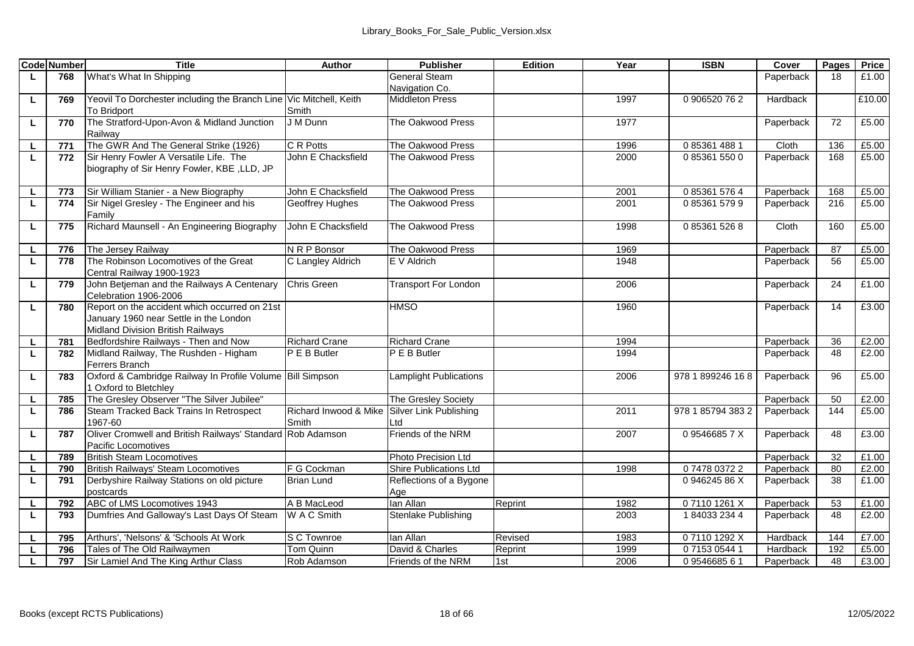| Code | Number | Title | Author | Publisher | Edition | Year | ISBN | Cover | Pages | Price |
|---|---|---|---|---|---|---|---|---|---|---|
| L | 768 | What's What In Shipping | | General Steam Navigation Co. | | | | Paperback | 18 | £1.00 |
| L | 769 | Yeovil To Dorchester including the Branch Line To Bridport | Vic Mitchell, Keith Smith | Middleton Press | | 1997 | 0 906520 76 2 | Hardback | | £10.00 |
| L | 770 | The Stratford-Upon-Avon & Midland Junction Railway | J M Dunn | The Oakwood Press | | 1977 | | Paperback | 72 | £5.00 |
| L | 771 | The GWR And The General Strike (1926) | C R Potts | The Oakwood Press | | 1996 | 0 85361 488 1 | Cloth | 136 | £5.00 |
| L | 772 | Sir Henry Fowler A Versatile Life. The biography of Sir Henry Fowler, KBE ,LLD, JP | John E Chacksfield | The Oakwood Press | | 2000 | 0 85361 550 0 | Paperback | 168 | £5.00 |
| L | 773 | Sir William Stanier - a New Biography | John E Chacksfield | The Oakwood Press | | 2001 | 0 85361 576 4 | Paperback | 168 | £5.00 |
| L | 774 | Sir Nigel Gresley - The Engineer and his Family | Geoffrey Hughes | The Oakwood Press | | 2001 | 0 85361 579 9 | Paperback | 216 | £5.00 |
| L | 775 | Richard Maunsell - An Engineering Biography | John E Chacksfield | The Oakwood Press | | 1998 | 0 85361 526 8 | Cloth | 160 | £5.00 |
| L | 776 | The Jersey Railway | N R P Bonsor | The Oakwood Press | | 1969 | | Paperback | 87 | £5.00 |
| L | 778 | The Robinson Locomotives of the Great Central Railway 1900-1923 | C Langley Aldrich | E V Aldrich | | 1948 | | Paperback | 56 | £5.00 |
| L | 779 | John Betjeman and the Railways A Centenary Celebration 1906-2006 | Chris Green | Transport For London | | 2006 | | Paperback | 24 | £1.00 |
| L | 780 | Report on the accident which occurred on 21st January 1960 near Settle in the London Midland Division British Railways | | HMSO | | 1960 | | Paperback | 14 | £3.00 |
| L | 781 | Bedfordshire Railways - Then and Now | Richard Crane | Richard Crane | | 1994 | | Paperback | 36 | £2.00 |
| L | 782 | Midland Railway, The Rushden - Higham Ferrers Branch | P E B Butler | P E B Butler | | 1994 | | Paperback | 48 | £2.00 |
| L | 783 | Oxford & Cambridge Railway In Profile Volume 1 Oxford to Bletchley | Bill Simpson | Lamplight Publications | | 2006 | 978 1 899246 16 8 | Paperback | 96 | £5.00 |
| L | 785 | The Gresley Observer "The Silver Jubilee" | | The Gresley Society | | | | Paperback | 50 | £2.00 |
| L | 786 | Steam Tracked Back Trains In Retrospect 1967-60 | Richard Inwood & Mike Smith | Silver Link Publishing Ltd | | 2011 | 978 1 85794 383 2 | Paperback | 144 | £5.00 |
| L | 787 | Oliver Cromwell and British Railways' Standard Pacific Locomotives | Rob Adamson | Friends of the NRM | | 2007 | 0 9546685 7 X | Paperback | 48 | £3.00 |
| L | 789 | British Steam Locomotives | | Photo Precision Ltd | | | | Paperback | 32 | £1.00 |
| L | 790 | British Railways' Steam Locomotives | F G Cockman | Shire Publications Ltd | | 1998 | 0 7478 0372 2 | Paperback | 80 | £2.00 |
| L | 791 | Derbyshire Railway Stations on old picture postcards | Brian Lund | Reflections of a Bygone Age | | | 0 946245 86 X | Paperback | 38 | £1.00 |
| L | 792 | ABC of LMS Locomotives 1943 | A B MacLeod | Ian Allan | Reprint | 1982 | 0 7110 1261 X | Paperback | 53 | £1.00 |
| L | 793 | Dumfries And Galloway's Last Days Of Steam | W A C Smith | Stenlake Publishing | | 2003 | 1 84033 234 4 | Paperback | 48 | £2.00 |
| L | 795 | Arthurs', 'Nelsons' & 'Schools At Work | S C Townroe | Ian Allan | Revised | 1983 | 0 7110 1292 X | Hardback | 144 | £7.00 |
| L | 796 | Tales of The Old Railwaymen | Tom Quinn | David & Charles | Reprint | 1999 | 0 7153 0544 1 | Hardback | 192 | £5.00 |
| L | 797 | Sir Lamiel And The King Arthur Class | Rob Adamson | Friends of the NRM | 1st | 2006 | 0 9546685 6 1 | Paperback | 48 | £3.00 |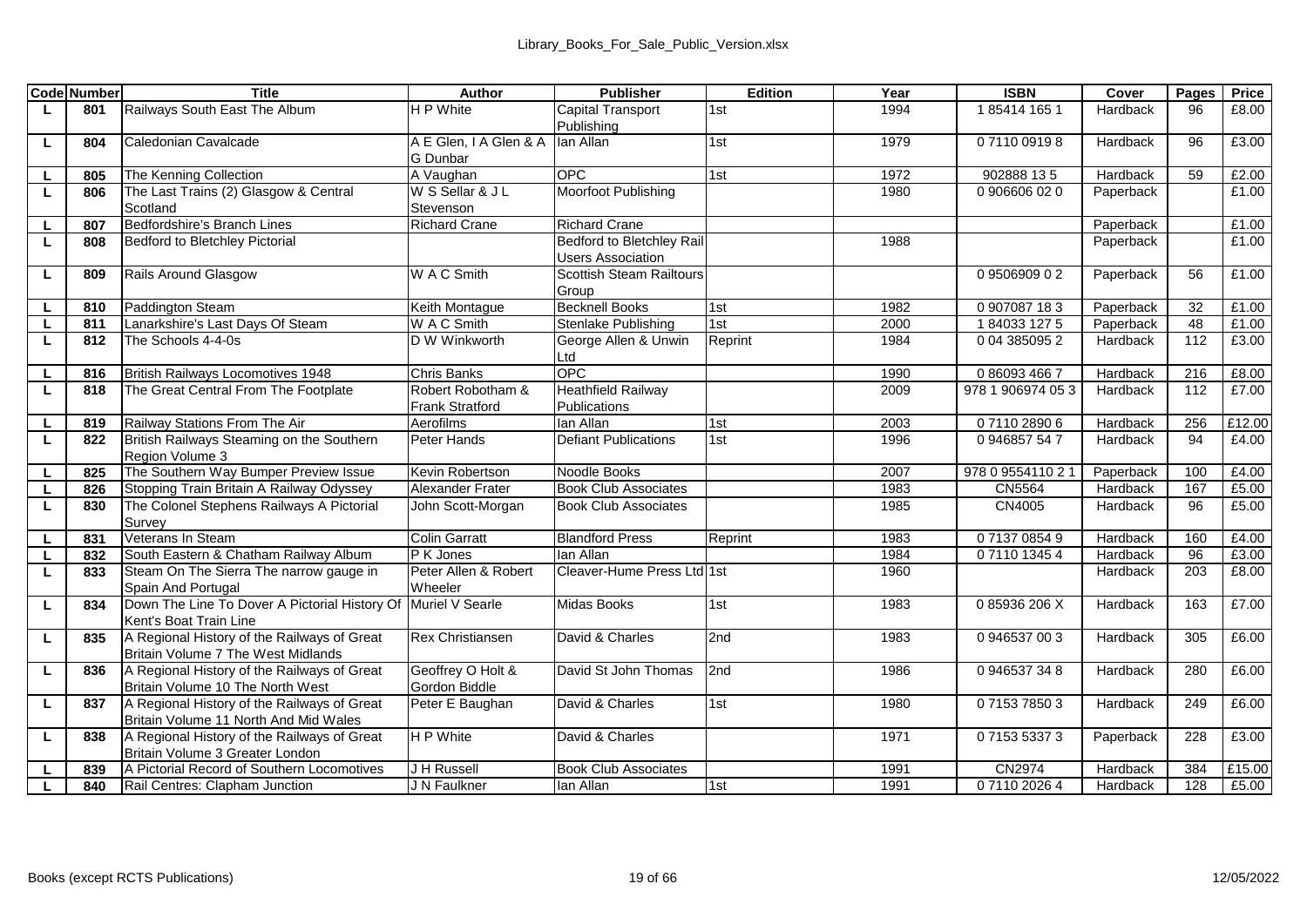| Code | Number | Title | Author | Publisher | Edition | Year | ISBN | Cover | Pages | Price |
|---|---|---|---|---|---|---|---|---|---|---|
| L | 801 | Railways South East The Album | H P White | Capital Transport Publishing | 1st | 1994 | 1 85414 165 1 | Hardback | 96 | £8.00 |
| L | 804 | Caledonian Cavalcade | A E Glen, I A Glen & A G Dunbar | Ian Allan | 1st | 1979 | 0 7110 0919 8 | Hardback | 96 | £3.00 |
| L | 805 | The Kenning Collection | A Vaughan | OPC | 1st | 1972 | 902888 13 5 | Hardback | 59 | £2.00 |
| L | 806 | The Last Trains (2) Glasgow & Central Scotland | W S Sellar & J L Stevenson | Moorfoot Publishing | | 1980 | 0 906606 02 0 | Paperback | | £1.00 |
| L | 807 | Bedfordshire's Branch Lines | Richard Crane | Richard Crane | | | | Paperback | | £1.00 |
| L | 808 | Bedford to Bletchley Pictorial | | Bedford to Bletchley Rail Users Association | | 1988 | | Paperback | | £1.00 |
| L | 809 | Rails Around Glasgow | W A C Smith | Scottish Steam Railtours Group | | | 0 9506909 0 2 | Paperback | 56 | £1.00 |
| L | 810 | Paddington Steam | Keith Montague | Becknell Books | 1st | 1982 | 0 907087 18 3 | Paperback | 32 | £1.00 |
| L | 811 | Lanarkshire's Last Days Of Steam | W A C Smith | Stenlake Publishing | 1st | 2000 | 1 84033 127 5 | Paperback | 48 | £1.00 |
| L | 812 | The Schools 4-4-0s | D W Winkworth | George Allen & Unwin Ltd | Reprint | 1984 | 0 04 385095 2 | Hardback | 112 | £3.00 |
| L | 816 | British Railways Locomotives 1948 | Chris Banks | OPC | | 1990 | 0 86093 466 7 | Hardback | 216 | £8.00 |
| L | 818 | The Great Central From The Footplate | Robert Robotham & Frank Stratford | Heathfield Railway Publications | | 2009 | 978 1 906974 05 3 | Hardback | 112 | £7.00 |
| L | 819 | Railway Stations From The Air | Aerofilms | Ian Allan | 1st | 2003 | 0 7110 2890 6 | Hardback | 256 | £12.00 |
| L | 822 | British Railways Steaming on the Southern Region Volume 3 | Peter Hands | Defiant Publications | 1st | 1996 | 0 946857 54 7 | Hardback | 94 | £4.00 |
| L | 825 | The Southern Way Bumper Preview Issue | Kevin Robertson | Noodle Books | | 2007 | 978 0 9554110 2 1 | Paperback | 100 | £4.00 |
| L | 826 | Stopping Train Britain A Railway Odyssey | Alexander Frater | Book Club Associates | | 1983 | CN5564 | Hardback | 167 | £5.00 |
| L | 830 | The Colonel Stephens Railways A Pictorial Survey | John Scott-Morgan | Book Club Associates | | 1985 | CN4005 | Hardback | 96 | £5.00 |
| L | 831 | Veterans In Steam | Colin Garratt | Blandford Press | Reprint | 1983 | 0 7137 0854 9 | Hardback | 160 | £4.00 |
| L | 832 | South Eastern & Chatham Railway Album | P K Jones | Ian Allan | | 1984 | 0 7110 1345 4 | Hardback | 96 | £3.00 |
| L | 833 | Steam On The Sierra The narrow gauge in Spain And Portugal | Peter Allen & Robert Wheeler | Cleaver-Hume Press Ltd | 1st | 1960 | | Hardback | 203 | £8.00 |
| L | 834 | Down The Line To Dover A Pictorial History Of Kent's Boat Train Line | Muriel V Searle | Midas Books | 1st | 1983 | 0 85936 206 X | Hardback | 163 | £7.00 |
| L | 835 | A Regional History of the Railways of Great Britain Volume 7 The West Midlands | Rex Christiansen | David & Charles | 2nd | 1983 | 0 946537 00 3 | Hardback | 305 | £6.00 |
| L | 836 | A Regional History of the Railways of Great Britain Volume 10 The North West | Geoffrey O Holt & Gordon Biddle | David St John Thomas | 2nd | 1986 | 0 946537 34 8 | Hardback | 280 | £6.00 |
| L | 837 | A Regional History of the Railways of Great Britain Volume 11 North And Mid Wales | Peter E Baughan | David & Charles | 1st | 1980 | 0 7153 7850 3 | Hardback | 249 | £6.00 |
| L | 838 | A Regional History of the Railways of Great Britain Volume 3 Greater London | H P White | David & Charles | | 1971 | 0 7153 5337 3 | Paperback | 228 | £3.00 |
| L | 839 | A Pictorial Record of Southern Locomotives | J H Russell | Book Club Associates | | 1991 | CN2974 | Hardback | 384 | £15.00 |
| L | 840 | Rail Centres: Clapham Junction | J N Faulkner | Ian Allan | 1st | 1991 | 0 7110 2026 4 | Hardback | 128 | £5.00 |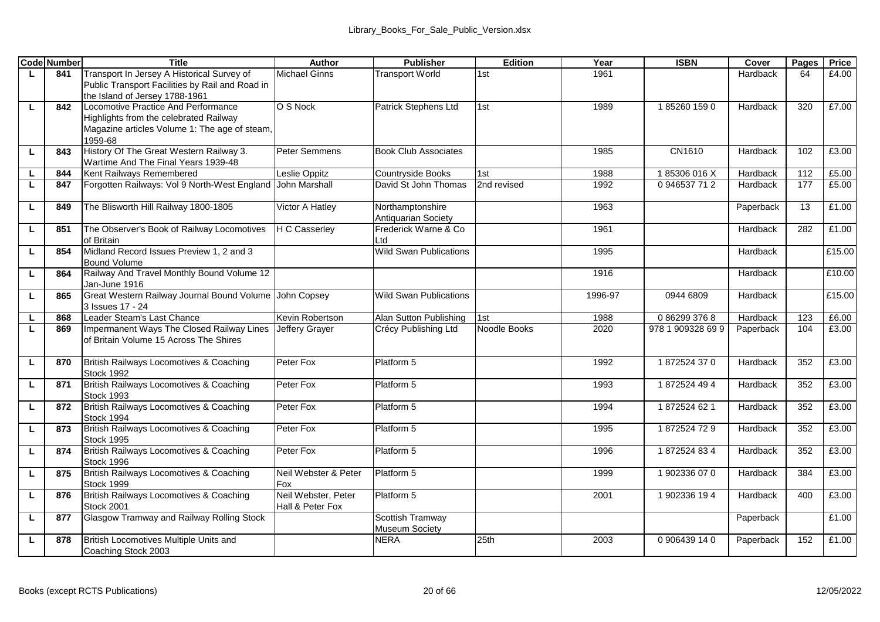| Code | Number | Title | Author | Publisher | Edition | Year | ISBN | Cover | Pages | Price |
|---|---|---|---|---|---|---|---|---|---|---|
| L | 841 | Transport In Jersey A Historical Survey of Public Transport Facilities by Rail and Road in the Island of Jersey 1788-1961 | Michael Ginns | Transport World | 1st | 1961 | | Hardback | 64 | £4.00 |
| L | 842 | Locomotive Practice And Performance Highlights from the celebrated Railway Magazine articles Volume 1: The age of steam, 1959-68 | O S Nock | Patrick Stephens Ltd | 1st | 1989 | 1 85260 159 0 | Hardback | 320 | £7.00 |
| L | 843 | History Of The Great Western Railway 3. Wartime And The Final Years 1939-48 | Peter Semmens | Book Club Associates | | 1985 | CN1610 | Hardback | 102 | £3.00 |
| L | 844 | Kent Railways Remembered | Leslie Oppitz | Countryside Books | 1st | 1988 | 1 85306 016 X | Hardback | 112 | £5.00 |
| L | 847 | Forgotten Railways: Vol 9 North-West England | John Marshall | David St John Thomas | 2nd revised | 1992 | 0 946537 71 2 | Hardback | 177 | £5.00 |
| L | 849 | The Blisworth Hill Railway 1800-1805 | Victor A Hatley | Northamptonshire Antiquarian Society | | 1963 | | Paperback | 13 | £1.00 |
| L | 851 | The Observer's Book of Railway Locomotives of Britain | H C Casserley | Frederick Warne & Co Ltd | | 1961 | | Hardback | 282 | £1.00 |
| L | 854 | Midland Record Issues Preview 1, 2 and 3 Bound Volume | | Wild Swan Publications | | 1995 | | Hardback | | £15.00 |
| L | 864 | Railway And Travel Monthly Bound Volume 12 Jan-June 1916 | | | | 1916 | | Hardback | | £10.00 |
| L | 865 | Great Western Railway Journal Bound Volume 3 Issues 17 - 24 | John Copsey | Wild Swan Publications | | 1996-97 | 0944 6809 | Hardback | | £15.00 |
| L | 868 | Leader Steam's Last Chance | Kevin Robertson | Alan Sutton Publishing | 1st | 1988 | 0 86299 376 8 | Hardback | 123 | £6.00 |
| L | 869 | Impermanent Ways The Closed Railway Lines of Britain Volume 15 Across The Shires | Jeffery Grayer | Crécy Publishing Ltd | Noodle Books | 2020 | 978 1 909328 69 9 | Paperback | 104 | £3.00 |
| L | 870 | British Railways Locomotives & Coaching Stock 1992 | Peter Fox | Platform 5 | | 1992 | 1 872524 37 0 | Hardback | 352 | £3.00 |
| L | 871 | British Railways Locomotives & Coaching Stock 1993 | Peter Fox | Platform 5 | | 1993 | 1 872524 49 4 | Hardback | 352 | £3.00 |
| L | 872 | British Railways Locomotives & Coaching Stock 1994 | Peter Fox | Platform 5 | | 1994 | 1 872524 62 1 | Hardback | 352 | £3.00 |
| L | 873 | British Railways Locomotives & Coaching Stock 1995 | Peter Fox | Platform 5 | | 1995 | 1 872524 72 9 | Hardback | 352 | £3.00 |
| L | 874 | British Railways Locomotives & Coaching Stock 1996 | Peter Fox | Platform 5 | | 1996 | 1 872524 83 4 | Hardback | 352 | £3.00 |
| L | 875 | British Railways Locomotives & Coaching Stock 1999 | Neil Webster & Peter Fox | Platform 5 | | 1999 | 1 902336 07 0 | Hardback | 384 | £3.00 |
| L | 876 | British Railways Locomotives & Coaching Stock 2001 | Neil Webster, Peter Hall & Peter Fox | Platform 5 | | 2001 | 1 902336 19 4 | Hardback | 400 | £3.00 |
| L | 877 | Glasgow Tramway and Railway Rolling Stock | | Scottish Tramway Museum Society | | | | Paperback | | £1.00 |
| L | 878 | British Locomotives Multiple Units and Coaching Stock 2003 | | NERA | 25th | 2003 | 0 906439 14 0 | Paperback | 152 | £1.00 |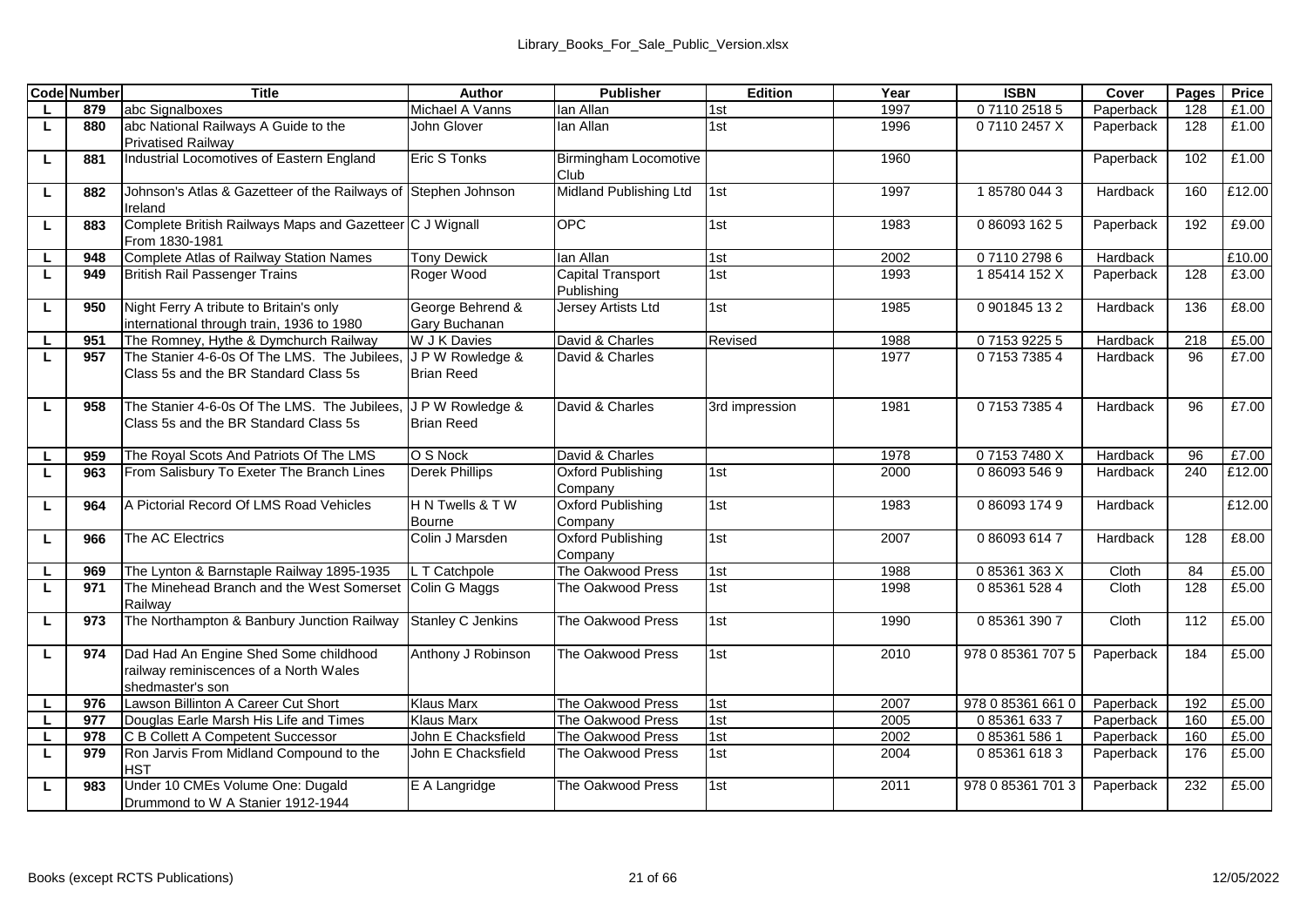| Code | Number | Title | Author | Publisher | Edition | Year | ISBN | Cover | Pages | Price |
|---|---|---|---|---|---|---|---|---|---|---|
| L | 879 | abc Signalboxes | Michael A Vanns | Ian Allan | 1st | 1997 | 0 7110 2518 5 | Paperback | 128 | £1.00 |
| L | 880 | abc National Railways A Guide to the Privatised Railway | John Glover | Ian Allan | 1st | 1996 | 0 7110 2457 X | Paperback | 128 | £1.00 |
| L | 881 | Industrial Locomotives of Eastern England | Eric S Tonks | Birmingham Locomotive Club | | 1960 | | Paperback | 102 | £1.00 |
| L | 882 | Johnson's Atlas & Gazetteer of the Railways of Ireland | Stephen Johnson | Midland Publishing Ltd | 1st | 1997 | 1 85780 044 3 | Hardback | 160 | £12.00 |
| L | 883 | Complete British Railways Maps and Gazetteer From 1830-1981 | C J Wignall | OPC | 1st | 1983 | 0 86093 162 5 | Paperback | 192 | £9.00 |
| L | 948 | Complete Atlas of Railway Station Names | Tony Dewick | Ian Allan | 1st | 2002 | 0 7110 2798 6 | Hardback | | £10.00 |
| L | 949 | British Rail Passenger Trains | Roger Wood | Capital Transport Publishing | 1st | 1993 | 1 85414 152 X | Paperback | 128 | £3.00 |
| L | 950 | Night Ferry A tribute to Britain's only international through train, 1936 to 1980 | George Behrend & Gary Buchanan | Jersey Artists Ltd | 1st | 1985 | 0 901845 13 2 | Hardback | 136 | £8.00 |
| L | 951 | The Romney, Hythe & Dymchurch Railway | W J K Davies | David & Charles | Revised | 1988 | 0 7153 9225 5 | Hardback | 218 | £5.00 |
| L | 957 | The Stanier 4-6-0s Of The LMS. The Jubilees, Class 5s and the BR Standard Class 5s | J P W Rowledge & Brian Reed | David & Charles | | 1977 | 0 7153 7385 4 | Hardback | 96 | £7.00 |
| L | 958 | The Stanier 4-6-0s Of The LMS. The Jubilees, Class 5s and the BR Standard Class 5s | J P W Rowledge & Brian Reed | David & Charles | 3rd impression | 1981 | 0 7153 7385 4 | Hardback | 96 | £7.00 |
| L | 959 | The Royal Scots And Patriots Of The LMS | O S Nock | David & Charles | | 1978 | 0 7153 7480 X | Hardback | 96 | £7.00 |
| L | 963 | From Salisbury To Exeter The Branch Lines | Derek Phillips | Oxford Publishing Company | 1st | 2000 | 0 86093 546 9 | Hardback | 240 | £12.00 |
| L | 964 | A Pictorial Record Of LMS Road Vehicles | H N Twells & T W Bourne | Oxford Publishing Company | 1st | 1983 | 0 86093 174 9 | Hardback | | £12.00 |
| L | 966 | The AC Electrics | Colin J Marsden | Oxford Publishing Company | 1st | 2007 | 0 86093 614 7 | Hardback | 128 | £8.00 |
| L | 969 | The Lynton & Barnstaple Railway 1895-1935 | L T Catchpole | The Oakwood Press | 1st | 1988 | 0 85361 363 X | Cloth | 84 | £5.00 |
| L | 971 | The Minehead Branch and the West Somerset Railway | Colin G Maggs | The Oakwood Press | 1st | 1998 | 0 85361 528 4 | Cloth | 128 | £5.00 |
| L | 973 | The Northampton & Banbury Junction Railway | Stanley C Jenkins | The Oakwood Press | 1st | 1990 | 0 85361 390 7 | Cloth | 112 | £5.00 |
| L | 974 | Dad Had An Engine Shed Some childhood railway reminiscences of a North Wales shedmaster's son | Anthony J Robinson | The Oakwood Press | 1st | 2010 | 978 0 85361 707 5 | Paperback | 184 | £5.00 |
| L | 976 | Lawson Billinton A Career Cut Short | Klaus Marx | The Oakwood Press | 1st | 2007 | 978 0 85361 661 0 | Paperback | 192 | £5.00 |
| L | 977 | Douglas Earle Marsh His Life and Times | Klaus Marx | The Oakwood Press | 1st | 2005 | 0 85361 633 7 | Paperback | 160 | £5.00 |
| L | 978 | C B Collett A Competent Successor | John E Chacksfield | The Oakwood Press | 1st | 2002 | 0 85361 586 1 | Paperback | 160 | £5.00 |
| L | 979 | Ron Jarvis From Midland Compound to the HST | John E Chacksfield | The Oakwood Press | 1st | 2004 | 0 85361 618 3 | Paperback | 176 | £5.00 |
| L | 983 | Under 10 CMEs Volume One: Dugald Drummond to W A Stanier 1912-1944 | E A Langridge | The Oakwood Press | 1st | 2011 | 978 0 85361 701 3 | Paperback | 232 | £5.00 |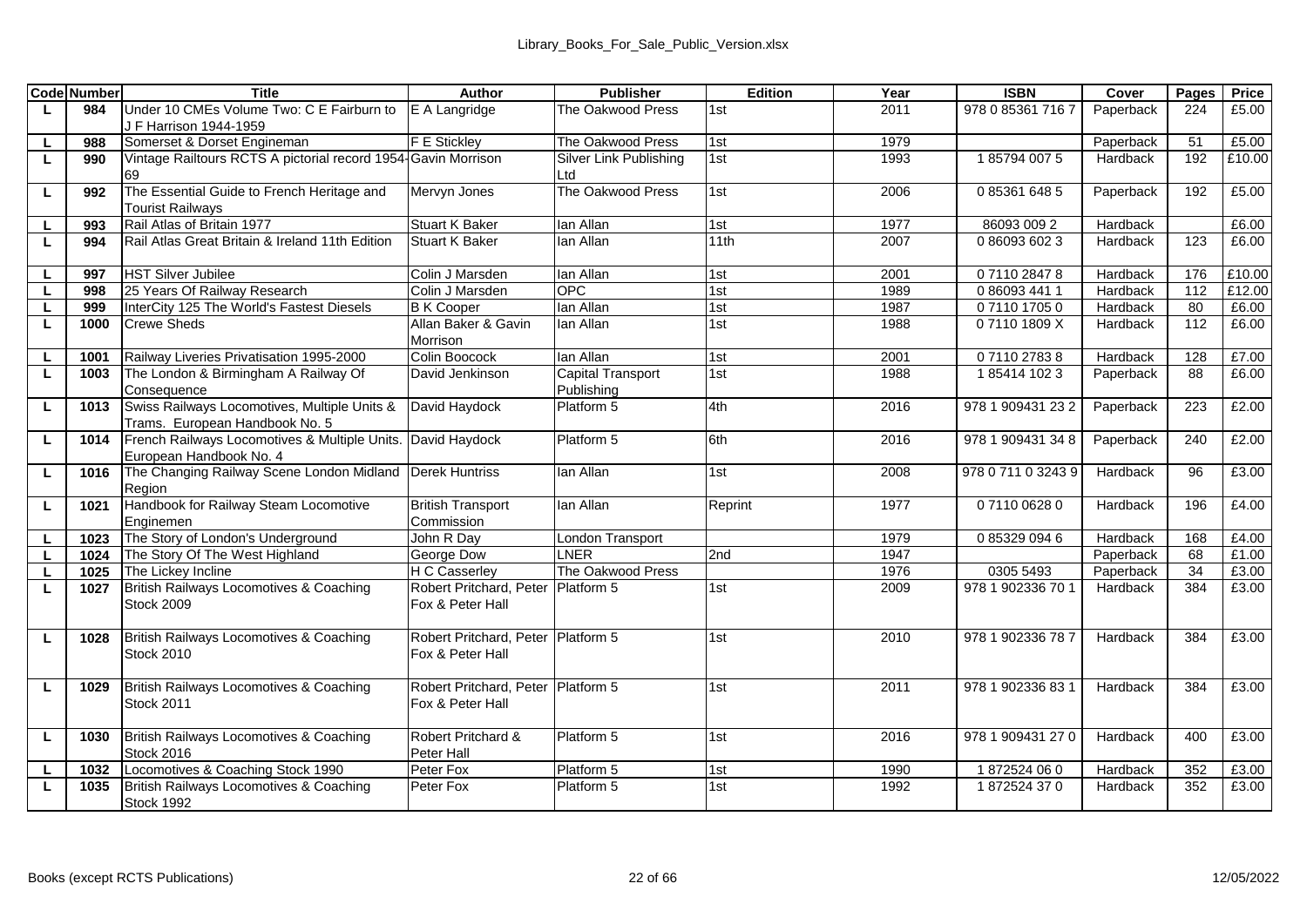| Code | Number | Title | Author | Publisher | Edition | Year | ISBN | Cover | Pages | Price |
|---|---|---|---|---|---|---|---|---|---|---|
| L | 984 | Under 10 CMEs Volume Two: C E Fairburn to J F Harrison 1944-1959 | E A Langridge | The Oakwood Press | 1st | 2011 | 978 0 85361 716 7 | Paperback | 224 | £5.00 |
| L | 988 | Somerset & Dorset Engineman | F E Stickley | The Oakwood Press | 1st | 1979 | | Paperback | 51 | £5.00 |
| L | 990 | Vintage Railtours RCTS A pictorial record 1954-69 | Gavin Morrison | Silver Link Publishing Ltd | 1st | 1993 | 1 85794 007 5 | Hardback | 192 | £10.00 |
| L | 992 | The Essential Guide to French Heritage and Tourist Railways | Mervyn Jones | The Oakwood Press | 1st | 2006 | 0 85361 648 5 | Paperback | 192 | £5.00 |
| L | 993 | Rail Atlas of Britain 1977 | Stuart K Baker | Ian Allan | 1st | 1977 | 86093 009 2 | Hardback | | £6.00 |
| L | 994 | Rail Atlas Great Britain & Ireland 11th Edition | Stuart K Baker | Ian Allan | 11th | 2007 | 0 86093 602 3 | Hardback | 123 | £6.00 |
| L | 997 | HST Silver Jubilee | Colin J Marsden | Ian Allan | 1st | 2001 | 0 7110 2847 8 | Hardback | 176 | £10.00 |
| L | 998 | 25 Years Of Railway Research | Colin J Marsden | OPC | 1st | 1989 | 0 86093 441 1 | Hardback | 112 | £12.00 |
| L | 999 | InterCity 125 The World's Fastest Diesels | B K Cooper | Ian Allan | 1st | 1987 | 0 7110 1705 0 | Hardback | 80 | £6.00 |
| L | 1000 | Crewe Sheds | Allan Baker & Gavin Morrison | Ian Allan | 1st | 1988 | 0 7110 1809 X | Hardback | 112 | £6.00 |
| L | 1001 | Railway Liveries Privatisation 1995-2000 | Colin Boocock | Ian Allan | 1st | 2001 | 0 7110 2783 8 | Hardback | 128 | £7.00 |
| L | 1003 | The London & Birmingham A Railway Of Consequence | David Jenkinson | Capital Transport Publishing | 1st | 1988 | 1 85414 102 3 | Paperback | 88 | £6.00 |
| L | 1013 | Swiss Railways Locomotives, Multiple Units & Trams. European Handbook No. 5 | David Haydock | Platform 5 | 4th | 2016 | 978 1 909431 23 2 | Paperback | 223 | £2.00 |
| L | 1014 | French Railways Locomotives & Multiple Units. European Handbook No. 4 | David Haydock | Platform 5 | 6th | 2016 | 978 1 909431 34 8 | Paperback | 240 | £2.00 |
| L | 1016 | The Changing Railway Scene London Midland Region | Derek Huntriss | Ian Allan | 1st | 2008 | 978 0 711 0 3243 9 | Hardback | 96 | £3.00 |
| L | 1021 | Handbook for Railway Steam Locomotive Enginemen | British Transport Commission | Ian Allan | Reprint | 1977 | 0 7110 0628 0 | Hardback | 196 | £4.00 |
| L | 1023 | The Story of London's Underground | John R Day | London Transport | | 1979 | 0 85329 094 6 | Hardback | 168 | £4.00 |
| L | 1024 | The Story Of The West Highland | George Dow | LNER | 2nd | 1947 | | Paperback | 68 | £1.00 |
| L | 1025 | The Lickey Incline | H C Casserley | The Oakwood Press | | 1976 | 0305 5493 | Paperback | 34 | £3.00 |
| L | 1027 | British Railways Locomotives & Coaching Stock 2009 | Robert Pritchard, Peter Fox & Peter Hall | Platform 5 | 1st | 2009 | 978 1 902336 70 1 | Hardback | 384 | £3.00 |
| L | 1028 | British Railways Locomotives & Coaching Stock 2010 | Robert Pritchard, Peter Fox & Peter Hall | Platform 5 | 1st | 2010 | 978 1 902336 78 7 | Hardback | 384 | £3.00 |
| L | 1029 | British Railways Locomotives & Coaching Stock 2011 | Robert Pritchard, Peter Fox & Peter Hall | Platform 5 | 1st | 2011 | 978 1 902336 83 1 | Hardback | 384 | £3.00 |
| L | 1030 | British Railways Locomotives & Coaching Stock 2016 | Robert Pritchard & Peter Hall | Platform 5 | 1st | 2016 | 978 1 909431 27 0 | Hardback | 400 | £3.00 |
| L | 1032 | Locomotives & Coaching Stock 1990 | Peter Fox | Platform 5 | 1st | 1990 | 1 872524 06 0 | Hardback | 352 | £3.00 |
| L | 1035 | British Railways Locomotives & Coaching Stock 1992 | Peter Fox | Platform 5 | 1st | 1992 | 1 872524 37 0 | Hardback | 352 | £3.00 |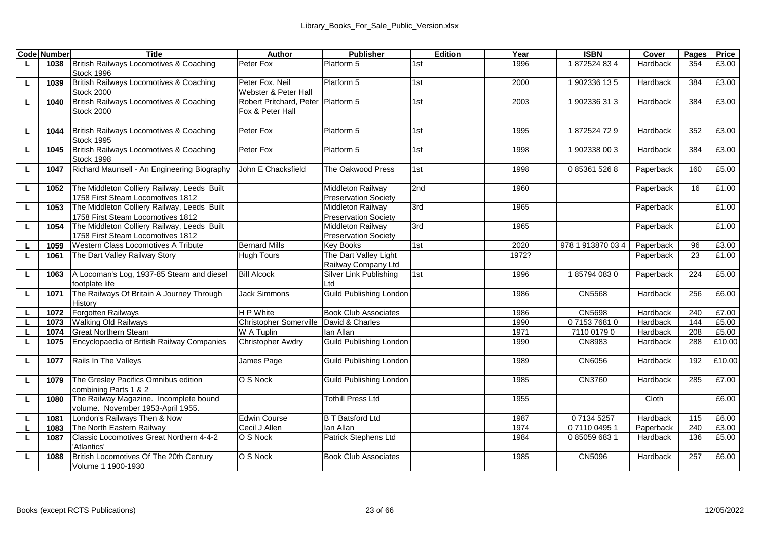| Code | Number | Title | Author | Publisher | Edition | Year | ISBN | Cover | Pages | Price |
|---|---|---|---|---|---|---|---|---|---|---|
| L | 1038 | British Railways Locomotives & Coaching Stock 1996 | Peter Fox | Platform 5 | 1st | 1996 | 1 872524 83 4 | Hardback | 354 | £3.00 |
| L | 1039 | British Railways Locomotives & Coaching Stock 2000 | Peter Fox, Neil Webster & Peter Hall | Platform 5 | 1st | 2000 | 1 902336 13 5 | Hardback | 384 | £3.00 |
| L | 1040 | British Railways Locomotives & Coaching Stock 2000 | Robert Pritchard, Peter Fox & Peter Hall | Platform 5 | 1st | 2003 | 1 902336 31 3 | Hardback | 384 | £3.00 |
| L | 1044 | British Railways Locomotives & Coaching Stock 1995 | Peter Fox | Platform 5 | 1st | 1995 | 1 872524 72 9 | Hardback | 352 | £3.00 |
| L | 1045 | British Railways Locomotives & Coaching Stock 1998 | Peter Fox | Platform 5 | 1st | 1998 | 1 902338 00 3 | Hardback | 384 | £3.00 |
| L | 1047 | Richard Maunsell - An Engineering Biography | John E Chacksfield | The Oakwood Press | 1st | 1998 | 0 85361 526 8 | Paperback | 160 | £5.00 |
| L | 1052 | The Middleton Colliery Railway, Leeds Built 1758 First Steam Locomotives 1812 | | Middleton Railway Preservation Society | 2nd | 1960 | | Paperback | 16 | £1.00 |
| L | 1053 | The Middleton Colliery Railway, Leeds Built 1758 First Steam Locomotives 1812 | | Middleton Railway Preservation Society | 3rd | 1965 | | Paperback | | £1.00 |
| L | 1054 | The Middleton Colliery Railway, Leeds Built 1758 First Steam Locomotives 1812 | | Middleton Railway Preservation Society | 3rd | 1965 | | Paperback | | £1.00 |
| L | 1059 | Western Class Locomotives A Tribute | Bernard Mills | Key Books | 1st | 2020 | 978 1 913870 03 4 | Paperback | 96 | £3.00 |
| L | 1061 | The Dart Valley Railway Story | Hugh Tours | The Dart Valley Light Railway Company Ltd | | 1972? | | Paperback | 23 | £1.00 |
| L | 1063 | A Locoman's Log, 1937-85 Steam and diesel footplate life | Bill Alcock | Silver Link Publishing Ltd | 1st | 1996 | 1 85794 083 0 | Paperback | 224 | £5.00 |
| L | 1071 | The Railways Of Britain A Journey Through History | Jack Simmons | Guild Publishing London | | 1986 | CN5568 | Hardback | 256 | £6.00 |
| L | 1072 | Forgotten Railways | H P White | Book Club Associates | | 1986 | CN5698 | Hardback | 240 | £7.00 |
| L | 1073 | Walking Old Railways | Christopher Somerville | David & Charles | | 1990 | 0 7153 7681 0 | Hardback | 144 | £5.00 |
| L | 1074 | Great Northern Steam | W A Tuplin | Ian Allan | | 1971 | 7110 0179 0 | Hardback | 208 | £5.00 |
| L | 1075 | Encyclopaedia of British Railway Companies | Christopher Awdry | Guild Publishing London | | 1990 | CN8983 | Hardback | 288 | £10.00 |
| L | 1077 | Rails In The Valleys | James Page | Guild Publishing London | | 1989 | CN6056 | Hardback | 192 | £10.00 |
| L | 1079 | The Gresley Pacifics Omnibus edition combining Parts 1 & 2 | O S Nock | Guild Publishing London | | 1985 | CN3760 | Hardback | 285 | £7.00 |
| L | 1080 | The Railway Magazine. Incomplete bound volume. November 1953-April 1955. | | Tothill Press Ltd | | 1955 | | Cloth | | £6.00 |
| L | 1081 | London's Railways Then & Now | Edwin Course | B T Batsford Ltd | | 1987 | 0 7134 5257 | Hardback | 115 | £6.00 |
| L | 1083 | The North Eastern Railway | Cecil J Allen | Ian Allan | | 1974 | 0 7110 0495 1 | Paperback | 240 | £3.00 |
| L | 1087 | Classic Locomotives Great Northern 4-4-2 'Atlantics' | O S Nock | Patrick Stephens Ltd | | 1984 | 0 85059 683 1 | Hardback | 136 | £5.00 |
| L | 1088 | British Locomotives Of The 20th Century Volume 1 1900-1930 | O S Nock | Book Club Associates | | 1985 | CN5096 | Hardback | 257 | £6.00 |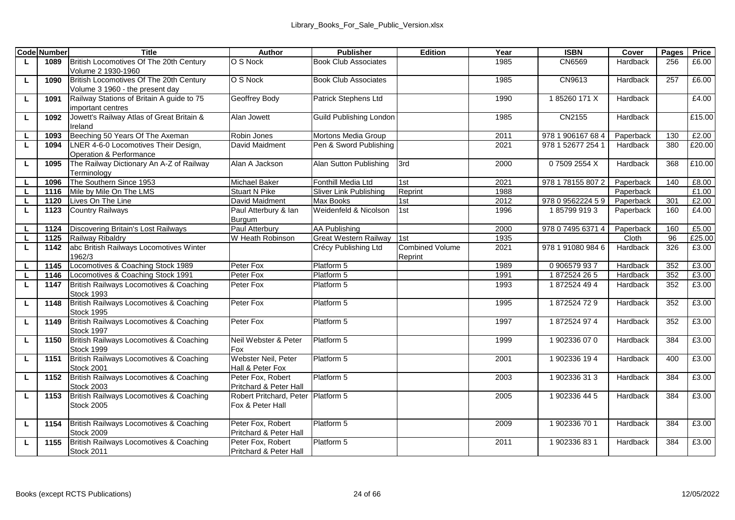| Code | Number | Title | Author | Publisher | Edition | Year | ISBN | Cover | Pages | Price |
|---|---|---|---|---|---|---|---|---|---|---|
| L | 1089 | British Locomotives Of The 20th Century Volume 2 1930-1960 | O S Nock | Book Club Associates | | 1985 | CN6569 | Hardback | 256 | £6.00 |
| L | 1090 | British Locomotives Of The 20th Century Volume 3 1960 - the present day | O S Nock | Book Club Associates | | 1985 | CN9613 | Hardback | 257 | £6.00 |
| L | 1091 | Railway Stations of Britain A guide to 75 important centres | Geoffrey Body | Patrick Stephens Ltd | | 1990 | 1 85260 171 X | Hardback | | £4.00 |
| L | 1092 | Jowett's Railway Atlas of Great Britain & Ireland | Alan Jowett | Guild Publishing London | | 1985 | CN2155 | Hardback | | £15.00 |
| L | 1093 | Beeching 50 Years Of The Axeman | Robin Jones | Mortons Media Group | | 2011 | 978 1 906167 68 4 | Paperback | 130 | £2.00 |
| L | 1094 | LNER 4-6-0 Locomotives Their Design, Operation & Performance | David Maidment | Pen & Sword Publishing | | 2021 | 978 1 52677 254 1 | Hardback | 380 | £20.00 |
| L | 1095 | The Railway Dictionary An A-Z of Railway Terminology | Alan A Jackson | Alan Sutton Publishing | 3rd | 2000 | 0 7509 2554 X | Hardback | 368 | £10.00 |
| L | 1096 | The Southern Since 1953 | Michael Baker | Fonthill Media Ltd | 1st | 2021 | 978 1 78155 807 2 | Paperback | 140 | £8.00 |
| L | 1116 | Mile by Mile On The LMS | Stuart N Pike | Sliver Link Publishing | Reprint | 1988 | | Paperback | | £1.00 |
| L | 1120 | Lives On The Line | David Maidment | Max Books | 1st | 2012 | 978 0 9562224 5 9 | Paperback | 301 | £2.00 |
| L | 1123 | Country Railways | Paul Atterbury & Ian Burgum | Weidenfeld & Nicolson | 1st | 1996 | 1 85799 919 3 | Paperback | 160 | £4.00 |
| L | 1124 | Discovering Britain's Lost Railways | Paul Atterbury | AA Publishing | | 2000 | 978 0 7495 6371 4 | Paperback | 160 | £5.00 |
| L | 1125 | Railway Ribaldry | W Heath Robinson | Great Western Railway | 1st | 1935 | | Cloth | 96 | £25.00 |
| L | 1142 | abc British Railways Locomotives Winter 1962/3 | | Crécy Publishing Ltd | Combined Volume Reprint | 2021 | 978 1 91080 984 6 | Hardback | 326 | £3.00 |
| L | 1145 | Locomotives & Coaching Stock 1989 | Peter Fox | Platform 5 | | 1989 | 0 906579 93 7 | Hardback | 352 | £3.00 |
| L | 1146 | Locomotives & Coaching Stock 1991 | Peter Fox | Platform 5 | | 1991 | 1 872524 26 5 | Hardback | 352 | £3.00 |
| L | 1147 | British Railways Locomotives & Coaching Stock 1993 | Peter Fox | Platform 5 | | 1993 | 1 872524 49 4 | Hardback | 352 | £3.00 |
| L | 1148 | British Railways Locomotives & Coaching Stock 1995 | Peter Fox | Platform 5 | | 1995 | 1 872524 72 9 | Hardback | 352 | £3.00 |
| L | 1149 | British Railways Locomotives & Coaching Stock 1997 | Peter Fox | Platform 5 | | 1997 | 1 872524 97 4 | Hardback | 352 | £3.00 |
| L | 1150 | British Railways Locomotives & Coaching Stock 1999 | Neil Webster & Peter Fox | Platform 5 | | 1999 | 1 902336 07 0 | Hardback | 384 | £3.00 |
| L | 1151 | British Railways Locomotives & Coaching Stock 2001 | Webster Neil, Peter Hall & Peter Fox | Platform 5 | | 2001 | 1 902336 19 4 | Hardback | 400 | £3.00 |
| L | 1152 | British Railways Locomotives & Coaching Stock 2003 | Peter Fox, Robert Pritchard & Peter Hall | Platform 5 | | 2003 | 1 902336 31 3 | Hardback | 384 | £3.00 |
| L | 1153 | British Railways Locomotives & Coaching Stock 2005 | Robert Pritchard, Peter Fox & Peter Hall | Platform 5 | | 2005 | 1 902336 44 5 | Hardback | 384 | £3.00 |
| L | 1154 | British Railways Locomotives & Coaching Stock 2009 | Peter Fox, Robert Pritchard & Peter Hall | Platform 5 | | 2009 | 1 902336 70 1 | Hardback | 384 | £3.00 |
| L | 1155 | British Railways Locomotives & Coaching Stock 2011 | Peter Fox, Robert Pritchard & Peter Hall | Platform 5 | | 2011 | 1 902336 83 1 | Hardback | 384 | £3.00 |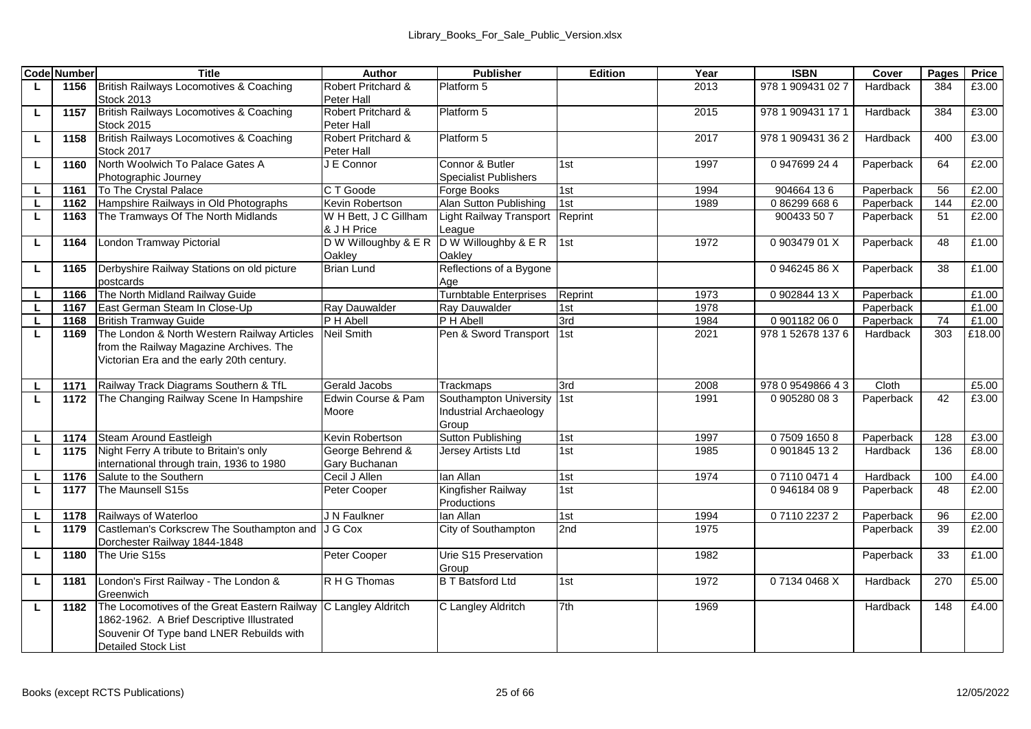| Code | Number | Title | Author | Publisher | Edition | Year | ISBN | Cover | Pages | Price |
|---|---|---|---|---|---|---|---|---|---|---|
| L | 1156 | British Railways Locomotives & Coaching Stock 2013 | Robert Pritchard & Peter Hall | Platform 5 | | 2013 | 978 1 909431 02 7 | Hardback | 384 | £3.00 |
| L | 1157 | British Railways Locomotives & Coaching Stock 2015 | Robert Pritchard & Peter Hall | Platform 5 | | 2015 | 978 1 909431 17 1 | Hardback | 384 | £3.00 |
| L | 1158 | British Railways Locomotives & Coaching Stock 2017 | Robert Pritchard & Peter Hall | Platform 5 | | 2017 | 978 1 909431 36 2 | Hardback | 400 | £3.00 |
| L | 1160 | North Woolwich To Palace Gates A Photographic Journey | J E Connor | Connor & Butler Specialist Publishers | 1st | 1997 | 0 947699 24 4 | Paperback | 64 | £2.00 |
| L | 1161 | To The Crystal Palace | C T Goode | Forge Books | 1st | 1994 | 904664 13 6 | Paperback | 56 | £2.00 |
| L | 1162 | Hampshire Railways in Old Photographs | Kevin Robertson | Alan Sutton Publishing | 1st | 1989 | 0 86299 668 6 | Paperback | 144 | £2.00 |
| L | 1163 | The Tramways Of The North Midlands | W H Bett, J C Gillham & J H Price | Light Railway Transport League | Reprint | | 900433 50 7 | Paperback | 51 | £2.00 |
| L | 1164 | London Tramway Pictorial | D W Willoughby & E R Oakley | D W Willoughby & E R Oakley | 1st | 1972 | 0 903479 01 X | Paperback | 48 | £1.00 |
| L | 1165 | Derbyshire Railway Stations on old picture postcards | Brian Lund | Reflections of a Bygone Age | | | 0 946245 86 X | Paperback | 38 | £1.00 |
| L | 1166 | The North Midland Railway Guide | | Turnbtable Enterprises | Reprint | 1973 | 0 902844 13 X | Paperback | | £1.00 |
| L | 1167 | East German Steam In Close-Up | Ray Dauwalder | Ray Dauwalder | 1st | 1978 | | Paperback | | £1.00 |
| L | 1168 | British Tramway Guide | P H Abell | P H Abell | 3rd | 1984 | 0 901182 06 0 | Paperback | 74 | £1.00 |
| L | 1169 | The London & North Western Railway Articles from the Railway Magazine Archives. The Victorian Era and the early 20th century. | Neil Smith | Pen & Sword Transport | 1st | 2021 | 978 1 52678 137 6 | Hardback | 303 | £18.00 |
| L | 1171 | Railway Track Diagrams Southern & TfL | Gerald Jacobs | Trackmaps | 3rd | 2008 | 978 0 9549866 4 3 | Cloth | | £5.00 |
| L | 1172 | The Changing Railway Scene In Hampshire | Edwin Course & Pam Moore | Southampton University Industrial Archaeology Group | 1st | 1991 | 0 905280 08 3 | Paperback | 42 | £3.00 |
| L | 1174 | Steam Around Eastleigh | Kevin Robertson | Sutton Publishing | 1st | 1997 | 0 7509 1650 8 | Paperback | 128 | £3.00 |
| L | 1175 | Night Ferry A tribute to Britain's only international through train, 1936 to 1980 | George Behrend & Gary Buchanan | Jersey Artists Ltd | 1st | 1985 | 0 901845 13 2 | Hardback | 136 | £8.00 |
| L | 1176 | Salute to the Southern | Cecil J Allen | Ian Allan | 1st | 1974 | 0 7110 0471 4 | Hardback | 100 | £4.00 |
| L | 1177 | The Maunsell S15s | Peter Cooper | Kingfisher Railway Productions | 1st | | 0 946184 08 9 | Paperback | 48 | £2.00 |
| L | 1178 | Railways of Waterloo | J N Faulkner | Ian Allan | 1st | 1994 | 0 7110 2237 2 | Paperback | 96 | £2.00 |
| L | 1179 | Castleman's Corkscrew The Southampton and Dorchester Railway 1844-1848 | J G Cox | City of Southampton | 2nd | 1975 | | Paperback | 39 | £2.00 |
| L | 1180 | The Urie S15s | Peter Cooper | Urie S15 Preservation Group | | 1982 | | Paperback | 33 | £1.00 |
| L | 1181 | London's First Railway - The London & Greenwich | R H G Thomas | B T Batsford Ltd | 1st | 1972 | 0 7134 0468 X | Hardback | 270 | £5.00 |
| L | 1182 | The Locomotives of the Great Eastern Railway 1862-1962. A Brief Descriptive Illustrated Souvenir Of Type band LNER Rebuilds with Detailed Stock List | C Langley Aldritch | C Langley Aldritch | 7th | 1969 | | Hardback | 148 | £4.00 |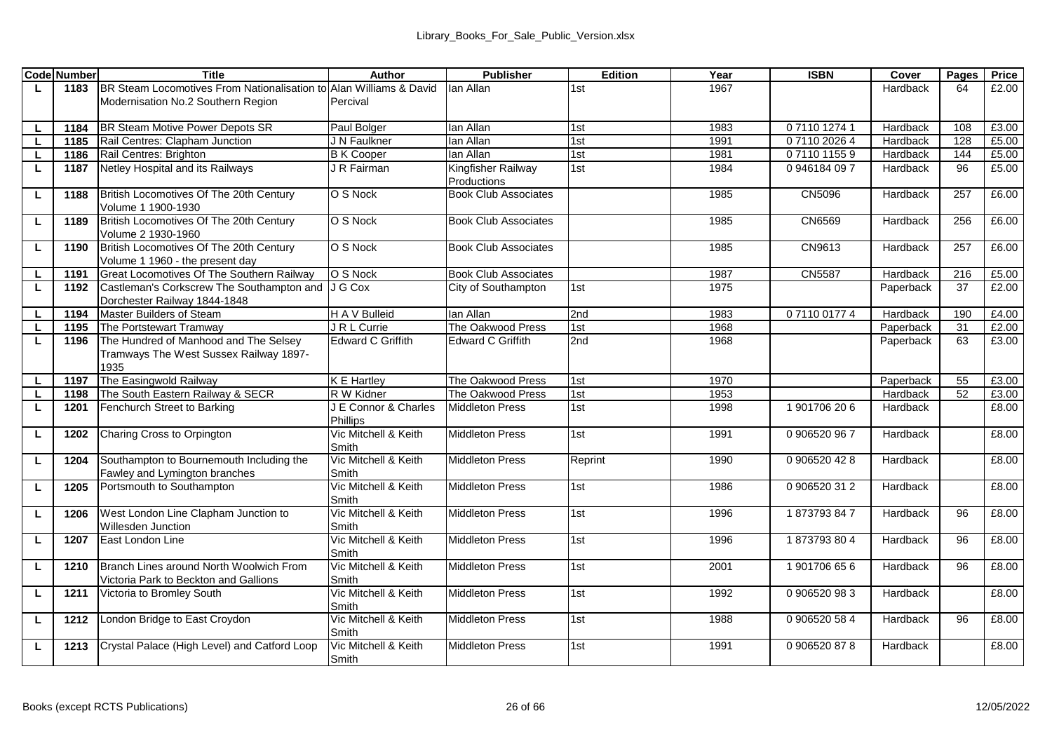| Code | Number | Title | Author | Publisher | Edition | Year | ISBN | Cover | Pages | Price |
|---|---|---|---|---|---|---|---|---|---|---|
| L | 1183 | BR Steam Locomotives From Nationalisation to Modernisation No.2 Southern Region | Alan Williams & David Percival | Ian Allan | 1st | 1967 | | Hardback | 64 | £2.00 |
| L | 1184 | BR Steam Motive Power Depots SR | Paul Bolger | Ian Allan | 1st | 1983 | 0 7110 1274 1 | Hardback | 108 | £3.00 |
| L | 1185 | Rail Centres: Clapham Junction | J N Faulkner | Ian Allan | 1st | 1991 | 0 7110 2026 4 | Hardback | 128 | £5.00 |
| L | 1186 | Rail Centres: Brighton | B K Cooper | Ian Allan | 1st | 1981 | 0 7110 1155 9 | Hardback | 144 | £5.00 |
| L | 1187 | Netley Hospital and its Railways | J R Fairman | Kingfisher Railway Productions | 1st | 1984 | 0 946184 09 7 | Hardback | 96 | £5.00 |
| L | 1188 | British Locomotives Of The 20th Century Volume 1 1900-1930 | O S Nock | Book Club Associates | | 1985 | CN5096 | Hardback | 257 | £6.00 |
| L | 1189 | British Locomotives Of The 20th Century Volume 2 1930-1960 | O S Nock | Book Club Associates | | 1985 | CN6569 | Hardback | 256 | £6.00 |
| L | 1190 | British Locomotives Of The 20th Century Volume 1 1960 - the present day | O S Nock | Book Club Associates | | 1985 | CN9613 | Hardback | 257 | £6.00 |
| L | 1191 | Great Locomotives Of The Southern Railway | O S Nock | Book Club Associates | | 1987 | CN5587 | Hardback | 216 | £5.00 |
| L | 1192 | Castleman's Corkscrew The Southampton and Dorchester Railway 1844-1848 | J G Cox | City of Southampton | 1st | 1975 | | Paperback | 37 | £2.00 |
| L | 1194 | Master Builders of Steam | H A V Bulleid | Ian Allan | 2nd | 1983 | 0 7110 0177 4 | Hardback | 190 | £4.00 |
| L | 1195 | The Portstewart Tramway | J R L Currie | The Oakwood Press | 1st | 1968 | | Paperback | 31 | £2.00 |
| L | 1196 | The Hundred of Manhood and The Selsey Tramways The West Sussex Railway 1897-1935 | Edward C Griffith | Edward C Griffith | 2nd | 1968 | | Paperback | 63 | £3.00 |
| L | 1197 | The Easingwold Railway | K E Hartley | The Oakwood Press | 1st | 1970 | | Paperback | 55 | £3.00 |
| L | 1198 | The South Eastern Railway & SECR | R W Kidner | The Oakwood Press | 1st | 1953 | | Hardback | 52 | £3.00 |
| L | 1201 | Fenchurch Street to Barking | J E Connor & Charles Phillips | Middleton Press | 1st | 1998 | 1 901706 20 6 | Hardback | | £8.00 |
| L | 1202 | Charing Cross to Orpington | Vic Mitchell & Keith Smith | Middleton Press | 1st | 1991 | 0 906520 96 7 | Hardback | | £8.00 |
| L | 1204 | Southampton to Bournemouth Including the Fawley and Lymington branches | Vic Mitchell & Keith Smith | Middleton Press | Reprint | 1990 | 0 906520 42 8 | Hardback | | £8.00 |
| L | 1205 | Portsmouth to Southampton | Vic Mitchell & Keith Smith | Middleton Press | 1st | 1986 | 0 906520 31 2 | Hardback | | £8.00 |
| L | 1206 | West London Line Clapham Junction to Willesden Junction | Vic Mitchell & Keith Smith | Middleton Press | 1st | 1996 | 1 873793 84 7 | Hardback | 96 | £8.00 |
| L | 1207 | East London Line | Vic Mitchell & Keith Smith | Middleton Press | 1st | 1996 | 1 873793 80 4 | Hardback | 96 | £8.00 |
| L | 1210 | Branch Lines around North Woolwich From Victoria Park to Beckton and Gallions | Vic Mitchell & Keith Smith | Middleton Press | 1st | 2001 | 1 901706 65 6 | Hardback | 96 | £8.00 |
| L | 1211 | Victoria to Bromley South | Vic Mitchell & Keith Smith | Middleton Press | 1st | 1992 | 0 906520 98 3 | Hardback | | £8.00 |
| L | 1212 | London Bridge to East Croydon | Vic Mitchell & Keith Smith | Middleton Press | 1st | 1988 | 0 906520 58 4 | Hardback | 96 | £8.00 |
| L | 1213 | Crystal Palace (High Level) and Catford Loop | Vic Mitchell & Keith Smith | Middleton Press | 1st | 1991 | 0 906520 87 8 | Hardback | | £8.00 |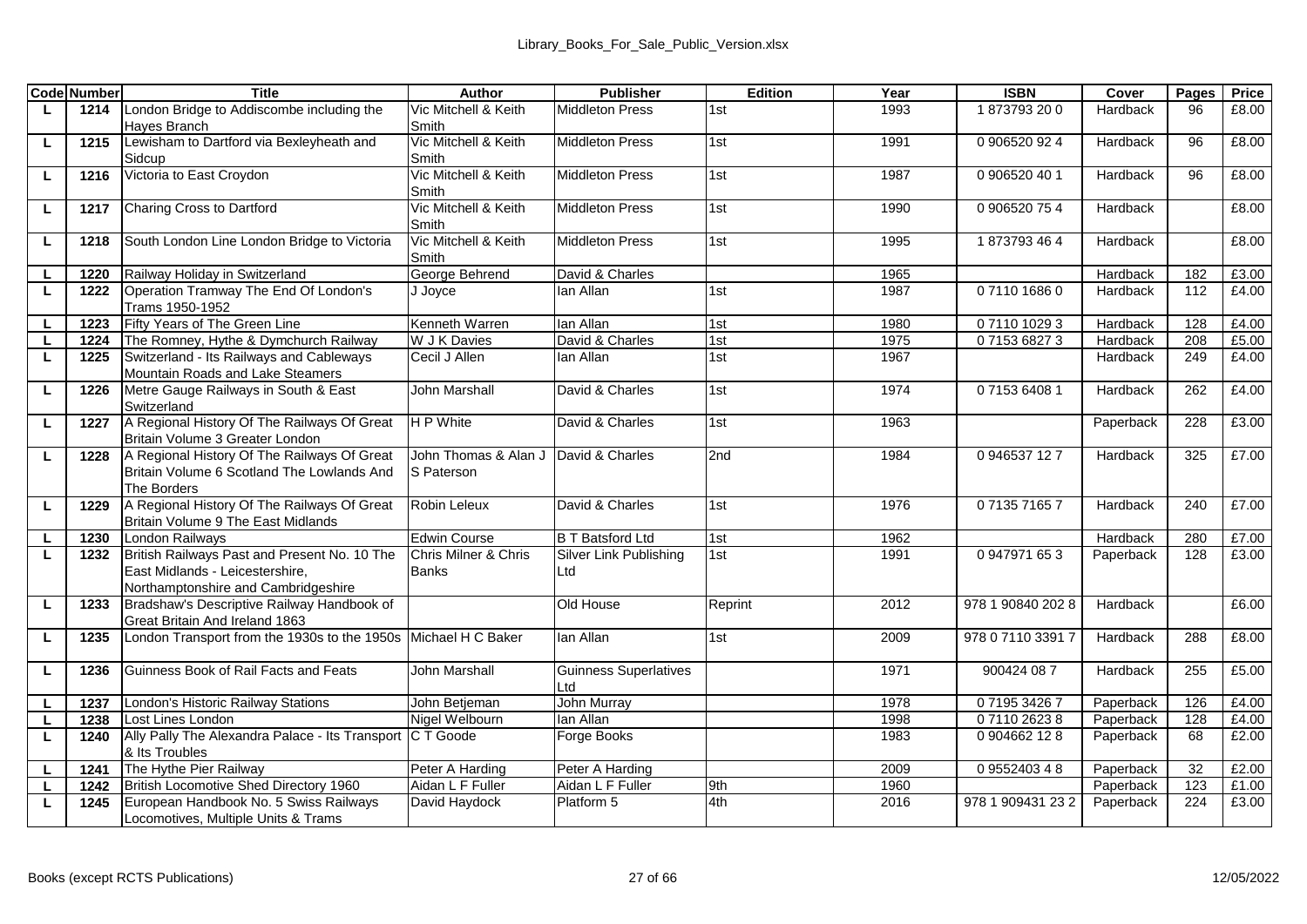| Code | Number | Title | Author | Publisher | Edition | Year | ISBN | Cover | Pages | Price |
|---|---|---|---|---|---|---|---|---|---|---|
| L | 1214 | London Bridge to Addiscombe including the Hayes Branch | Vic Mitchell & Keith Smith | Middleton Press | 1st | 1993 | 1 873793 20 0 | Hardback | 96 | £8.00 |
| L | 1215 | Lewisham to Dartford via Bexleyheath and Sidcup | Vic Mitchell & Keith Smith | Middleton Press | 1st | 1991 | 0 906520 92 4 | Hardback | 96 | £8.00 |
| L | 1216 | Victoria to East Croydon | Vic Mitchell & Keith Smith | Middleton Press | 1st | 1987 | 0 906520 40 1 | Hardback | 96 | £8.00 |
| L | 1217 | Charing Cross to Dartford | Vic Mitchell & Keith Smith | Middleton Press | 1st | 1990 | 0 906520 75 4 | Hardback | | £8.00 |
| L | 1218 | South London Line London Bridge to Victoria | Vic Mitchell & Keith Smith | Middleton Press | 1st | 1995 | 1 873793 46 4 | Hardback | | £8.00 |
| L | 1220 | Railway Holiday in Switzerland | George Behrend | David & Charles | | 1965 | | Hardback | 182 | £3.00 |
| L | 1222 | Operation Tramway The End Of London's Trams 1950-1952 | J Joyce | Ian Allan | 1st | 1987 | 0 7110 1686 0 | Hardback | 112 | £4.00 |
| L | 1223 | Fifty Years of The Green Line | Kenneth Warren | Ian Allan | 1st | 1980 | 0 7110 1029 3 | Hardback | 128 | £4.00 |
| L | 1224 | The Romney, Hythe & Dymchurch Railway | W J K Davies | David & Charles | 1st | 1975 | 0 7153 6827 3 | Hardback | 208 | £5.00 |
| L | 1225 | Switzerland - Its Railways and Cableways Mountain Roads and Lake Steamers | Cecil J Allen | Ian Allan | 1st | 1967 | | Hardback | 249 | £4.00 |
| L | 1226 | Metre Gauge Railways in South & East Switzerland | John Marshall | David & Charles | 1st | 1974 | 0 7153 6408 1 | Hardback | 262 | £4.00 |
| L | 1227 | A Regional History Of The Railways Of Great Britain Volume 3 Greater London | H P White | David & Charles | 1st | 1963 | | Paperback | 228 | £3.00 |
| L | 1228 | A Regional History Of The Railways Of Great Britain Volume 6 Scotland The Lowlands And The Borders | John Thomas & Alan J S Paterson | David & Charles | 2nd | 1984 | 0 946537 12 7 | Hardback | 325 | £7.00 |
| L | 1229 | A Regional History Of The Railways Of Great Britain Volume 9 The East Midlands | Robin Leleux | David & Charles | 1st | 1976 | 0 7135 7165 7 | Hardback | 240 | £7.00 |
| L | 1230 | London Railways | Edwin Course | B T Batsford Ltd | 1st | 1962 | | Hardback | 280 | £7.00 |
| L | 1232 | British Railways Past and Present No. 10 The East Midlands - Leicestershire, Northamptonshire and Cambridgeshire | Chris Milner & Chris Banks | Silver Link Publishing Ltd | 1st | 1991 | 0 947971 65 3 | Paperback | 128 | £3.00 |
| L | 1233 | Bradshaw's Descriptive Railway Handbook of Great Britain And Ireland 1863 | | Old House | Reprint | 2012 | 978 1 90840 202 8 | Hardback | | £6.00 |
| L | 1235 | London Transport from the 1930s to the 1950s | Michael H C Baker | Ian Allan | 1st | 2009 | 978 0 7110 3391 7 | Hardback | 288 | £8.00 |
| L | 1236 | Guinness Book of Rail Facts and Feats | John Marshall | Guinness Superlatives Ltd | | 1971 | 900424 08 7 | Hardback | 255 | £5.00 |
| L | 1237 | London's Historic Railway Stations | John Betjeman | John Murray | | 1978 | 0 7195 3426 7 | Paperback | 126 | £4.00 |
| L | 1238 | Lost Lines London | Nigel Welbourn | Ian Allan | | 1998 | 0 7110 2623 8 | Paperback | 128 | £4.00 |
| L | 1240 | Ally Pally The Alexandra Palace - Its Transport & Its Troubles | C T Goode | Forge Books | | 1983 | 0 904662 12 8 | Paperback | 68 | £2.00 |
| L | 1241 | The Hythe Pier Railway | Peter A Harding | Peter A Harding | | 2009 | 0 9552403 4 8 | Paperback | 32 | £2.00 |
| L | 1242 | British Locomotive Shed Directory 1960 | Aidan L F Fuller | Aidan L F Fuller | 9th | 1960 | | Paperback | 123 | £1.00 |
| L | 1245 | European Handbook No. 5 Swiss Railways Locomotives, Multiple Units & Trams | David Haydock | Platform 5 | 4th | 2016 | 978 1 909431 23 2 | Paperback | 224 | £3.00 |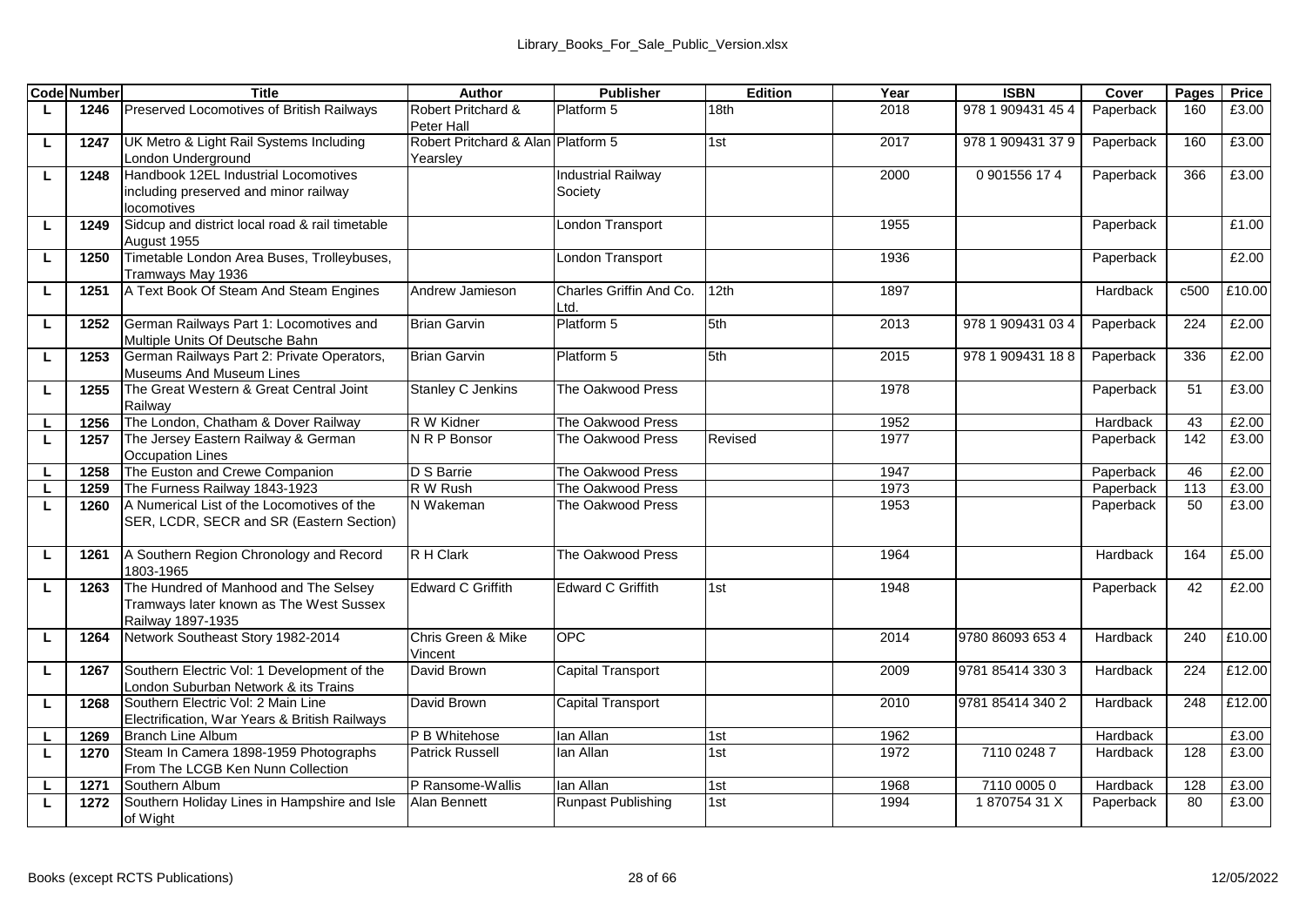| Code | Number | Title | Author | Publisher | Edition | Year | ISBN | Cover | Pages | Price |
|---|---|---|---|---|---|---|---|---|---|---|
| L | 1246 | Preserved Locomotives of British Railways | Robert Pritchard & Peter Hall | Platform 5 | 18th | 2018 | 978 1 909431 45 4 | Paperback | 160 | £3.00 |
| L | 1247 | UK Metro & Light Rail Systems Including London Underground | Robert Pritchard & Alan Yearsley | Platform 5 | 1st | 2017 | 978 1 909431 37 9 | Paperback | 160 | £3.00 |
| L | 1248 | Handbook 12EL Industrial Locomotives including preserved and minor railway locomotives | | Industrial Railway Society | | 2000 | 0 901556 17 4 | Paperback | 366 | £3.00 |
| L | 1249 | Sidcup and district local road & rail timetable August 1955 | | London Transport | | 1955 | | Paperback | | £1.00 |
| L | 1250 | Timetable London Area Buses, Trolleybuses, Tramways May 1936 | | London Transport | | 1936 | | Paperback | | £2.00 |
| L | 1251 | A Text Book Of Steam And Steam Engines | Andrew Jamieson | Charles Griffin And Co. Ltd. | 12th | 1897 | | Hardback | c500 | £10.00 |
| L | 1252 | German Railways Part 1: Locomotives and Multiple Units Of Deutsche Bahn | Brian Garvin | Platform 5 | 5th | 2013 | 978 1 909431 03 4 | Paperback | 224 | £2.00 |
| L | 1253 | German Railways Part 2: Private Operators, Museums And Museum Lines | Brian Garvin | Platform 5 | 5th | 2015 | 978 1 909431 18 8 | Paperback | 336 | £2.00 |
| L | 1255 | The Great Western & Great Central Joint Railway | Stanley C Jenkins | The Oakwood Press | | 1978 | | Paperback | 51 | £3.00 |
| L | 1256 | The London, Chatham & Dover Railway | R W Kidner | The Oakwood Press | | 1952 | | Hardback | 43 | £2.00 |
| L | 1257 | The Jersey Eastern Railway & German Occupation Lines | N R P Bonsor | The Oakwood Press | Revised | 1977 | | Paperback | 142 | £3.00 |
| L | 1258 | The Euston and Crewe Companion | D S Barrie | The Oakwood Press | | 1947 | | Paperback | 46 | £2.00 |
| L | 1259 | The Furness Railway 1843-1923 | R W Rush | The Oakwood Press | | 1973 | | Paperback | 113 | £3.00 |
| L | 1260 | A Numerical List of the Locomotives of the SER, LCDR, SECR and SR (Eastern Section) | N Wakeman | The Oakwood Press | | 1953 | | Paperback | 50 | £3.00 |
| L | 1261 | A Southern Region Chronology and Record 1803-1965 | R H Clark | The Oakwood Press | | 1964 | | Hardback | 164 | £5.00 |
| L | 1263 | The Hundred of Manhood and The Selsey Tramways later known as The West Sussex Railway 1897-1935 | Edward C Griffith | Edward C Griffith | 1st | 1948 | | Paperback | 42 | £2.00 |
| L | 1264 | Network Southeast Story 1982-2014 | Chris Green & Mike Vincent | OPC | | 2014 | 9780 86093 653 4 | Hardback | 240 | £10.00 |
| L | 1267 | Southern Electric Vol: 1 Development of the London Suburban Network & its Trains | David Brown | Capital Transport | | 2009 | 9781 85414 330 3 | Hardback | 224 | £12.00 |
| L | 1268 | Southern Electric Vol: 2 Main Line Electrification, War Years & British Railways | David Brown | Capital Transport | | 2010 | 9781 85414 340 2 | Hardback | 248 | £12.00 |
| L | 1269 | Branch Line Album | P B Whitehose | Ian Allan | 1st | 1962 | | Hardback | | £3.00 |
| L | 1270 | Steam In Camera 1898-1959 Photographs From The LCGB Ken Nunn Collection | Patrick Russell | Ian Allan | 1st | 1972 | 7110 0248 7 | Hardback | 128 | £3.00 |
| L | 1271 | Southern Album | P Ransome-Wallis | Ian Allan | 1st | 1968 | 7110 0005 0 | Hardback | 128 | £3.00 |
| L | 1272 | Southern Holiday Lines in Hampshire and Isle of Wight | Alan Bennett | Runpast Publishing | 1st | 1994 | 1 870754 31 X | Paperback | 80 | £3.00 |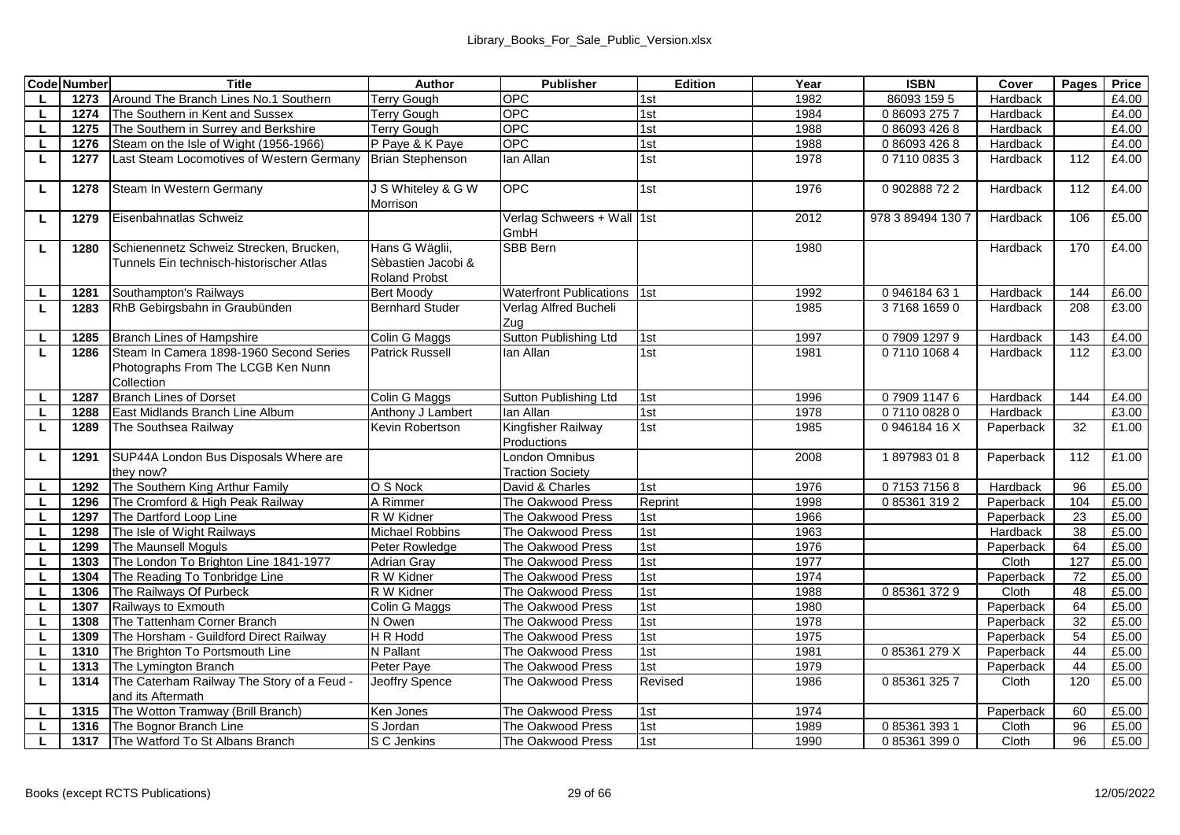| Code | Number | Title | Author | Publisher | Edition | Year | ISBN | Cover | Pages | Price |
|---|---|---|---|---|---|---|---|---|---|---|
| L | 1273 | Around The Branch Lines No.1 Southern | Terry Gough | OPC | 1st | 1982 | 86093 159 5 | Hardback | | £4.00 |
| L | 1274 | The Southern in Kent and Sussex | Terry Gough | OPC | 1st | 1984 | 0 86093 275 7 | Hardback | | £4.00 |
| L | 1275 | The Southern in Surrey and Berkshire | Terry Gough | OPC | 1st | 1988 | 0 86093 426 8 | Hardback | | £4.00 |
| L | 1276 | Steam on the Isle of Wight (1956-1966) | P Paye & K Paye | OPC | 1st | 1988 | 0 86093 426 8 | Hardback | | £4.00 |
| L | 1277 | Last Steam Locomotives of Western Germany | Brian Stephenson | Ian Allan | 1st | 1978 | 0 7110 0835 3 | Hardback | 112 | £4.00 |
| L | 1278 | Steam In Western Germany | J S Whiteley & G W Morrison | OPC | 1st | 1976 | 0 902888 72 2 | Hardback | 112 | £4.00 |
| L | 1279 | Eisenbahnatlas Schweiz | | Verlag Schweers + Wall GmbH | 1st | 2012 | 978 3 89494 130 7 | Hardback | 106 | £5.00 |
| L | 1280 | Schienennetz Schweiz Strecken, Brucken, Tunnels Ein technisch-historischer Atlas | Hans G Wäglii, Sèbastien Jacobi & Roland Probst | SBB Bern | | 1980 | | Hardback | 170 | £4.00 |
| L | 1281 | Southampton's Railways | Bert Moody | Waterfront Publications | 1st | 1992 | 0 946184 63 1 | Hardback | 144 | £6.00 |
| L | 1283 | RhB Gebirgsbahn in Graubünden | Bernhard Studer | Verlag Alfred Bucheli Zug | | 1985 | 3 7168 1659 0 | Hardback | 208 | £3.00 |
| L | 1285 | Branch Lines of Hampshire | Colin G Maggs | Sutton Publishing Ltd | 1st | 1997 | 0 7909 1297 9 | Hardback | 143 | £4.00 |
| L | 1286 | Steam In Camera 1898-1960 Second Series Photographs From The LCGB Ken Nunn Collection | Patrick Russell | Ian Allan | 1st | 1981 | 0 7110 1068 4 | Hardback | 112 | £3.00 |
| L | 1287 | Branch Lines of Dorset | Colin G Maggs | Sutton Publishing Ltd | 1st | 1996 | 0 7909 1147 6 | Hardback | 144 | £4.00 |
| L | 1288 | East Midlands Branch Line Album | Anthony J Lambert | Ian Allan | 1st | 1978 | 0 7110 0828 0 | Hardback | | £3.00 |
| L | 1289 | The Southsea Railway | Kevin Robertson | Kingfisher Railway Productions | 1st | 1985 | 0 946184 16 X | Paperback | 32 | £1.00 |
| L | 1291 | SUP44A London Bus Disposals Where are they now? | | London Omnibus Traction Society | | 2008 | 1 897983 01 8 | Paperback | 112 | £1.00 |
| L | 1292 | The Southern King Arthur Family | O S Nock | David & Charles | 1st | 1976 | 0 7153 7156 8 | Hardback | 96 | £5.00 |
| L | 1296 | The Cromford & High Peak Railway | A Rimmer | The Oakwood Press | Reprint | 1998 | 0 85361 319 2 | Paperback | 104 | £5.00 |
| L | 1297 | The Dartford Loop Line | R W Kidner | The Oakwood Press | 1st | 1966 | | Paperback | 23 | £5.00 |
| L | 1298 | The Isle of Wight Railways | Michael Robbins | The Oakwood Press | 1st | 1963 | | Hardback | 38 | £5.00 |
| L | 1299 | The Maunsell Moguls | Peter Rowledge | The Oakwood Press | 1st | 1976 | | Paperback | 64 | £5.00 |
| L | 1303 | The London To Brighton Line 1841-1977 | Adrian Gray | The Oakwood Press | 1st | 1977 | | Cloth | 127 | £5.00 |
| L | 1304 | The Reading To Tonbridge Line | R W Kidner | The Oakwood Press | 1st | 1974 | | Paperback | 72 | £5.00 |
| L | 1306 | The Railways Of Purbeck | R W Kidner | The Oakwood Press | 1st | 1988 | 0 85361 372 9 | Cloth | 48 | £5.00 |
| L | 1307 | Railways to Exmouth | Colin G Maggs | The Oakwood Press | 1st | 1980 | | Paperback | 64 | £5.00 |
| L | 1308 | The Tattenham Corner Branch | N Owen | The Oakwood Press | 1st | 1978 | | Paperback | 32 | £5.00 |
| L | 1309 | The Horsham - Guildford Direct Railway | H R Hodd | The Oakwood Press | 1st | 1975 | | Paperback | 54 | £5.00 |
| L | 1310 | The Brighton To Portsmouth Line | N Pallant | The Oakwood Press | 1st | 1981 | 0 85361 279 X | Paperback | 44 | £5.00 |
| L | 1313 | The Lymington Branch | Peter Paye | The Oakwood Press | 1st | 1979 | | Paperback | 44 | £5.00 |
| L | 1314 | The Caterham Railway The Story of a Feud - and its Aftermath | Jeoffry Spence | The Oakwood Press | Revised | 1986 | 0 85361 325 7 | Cloth | 120 | £5.00 |
| L | 1315 | The Wotton Tramway (Brill Branch) | Ken Jones | The Oakwood Press | 1st | 1974 | | Paperback | 60 | £5.00 |
| L | 1316 | The Bognor Branch Line | S Jordan | The Oakwood Press | 1st | 1989 | 0 85361 393 1 | Cloth | 96 | £5.00 |
| L | 1317 | The Watford To St Albans Branch | S C Jenkins | The Oakwood Press | 1st | 1990 | 0 85361 399 0 | Cloth | 96 | £5.00 |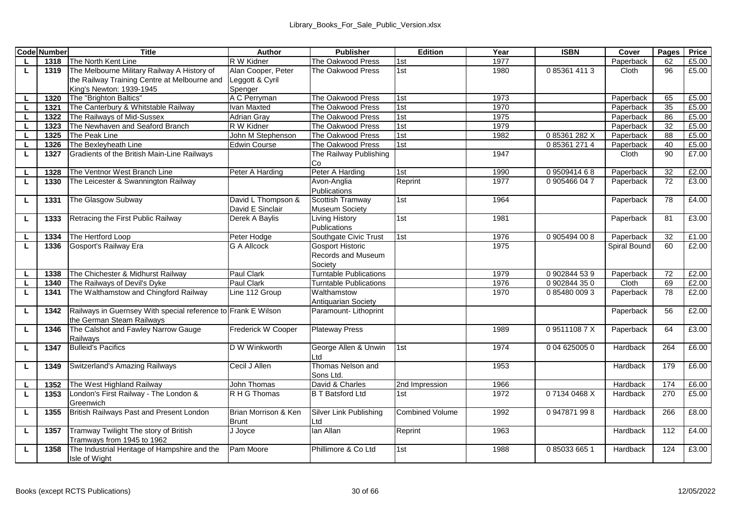| Code | Number | Title | Author | Publisher | Edition | Year | ISBN | Cover | Pages | Price |
|---|---|---|---|---|---|---|---|---|---|---|
| L | 1318 | The North Kent Line | R W Kidner | The Oakwood Press | 1st | 1977 | | Paperback | 62 | £5.00 |
| L | 1319 | The Melbourne Military Railway A History of the Railway Training Centre at Melbourne and King's Newton: 1939-1945 | Alan Cooper, Peter Leggott & Cyril Spenger | The Oakwood Press | 1st | 1980 | 0 85361 411 3 | Cloth | 96 | £5.00 |
| L | 1320 | The "Brighton Baltics" | A C Perryman | The Oakwood Press | 1st | 1973 | | Paperback | 65 | £5.00 |
| L | 1321 | The Canterbury & Whitstable Railway | Ivan Maxted | The Oakwood Press | 1st | 1970 | | Paperback | 35 | £5.00 |
| L | 1322 | The Railways of Mid-Sussex | Adrian Gray | The Oakwood Press | 1st | 1975 | | Paperback | 86 | £5.00 |
| L | 1323 | The Newhaven and Seaford Branch | R W Kidner | The Oakwood Press | 1st | 1979 | | Paperback | 32 | £5.00 |
| L | 1325 | The Peak Line | John M Stephenson | The Oakwood Press | 1st | 1982 | 0 85361 282 X | Paperback | 88 | £5.00 |
| L | 1326 | The Bexleyheath Line | Edwin Course | The Oakwood Press | 1st | | 0 85361 271 4 | Paperback | 40 | £5.00 |
| L | 1327 | Gradients of the British Main-Line Railways | | The Railway Publishing Co | | 1947 | | Cloth | 90 | £7.00 |
| L | 1328 | The Ventnor West Branch Line | Peter A Harding | Peter A Harding | 1st | 1990 | 0 9509414 6 8 | Paperback | 32 | £2.00 |
| L | 1330 | The Leicester & Swannington Railway | | Avon-Anglia Publications | Reprint | 1977 | 0 905466 04 7 | Paperback | 72 | £3.00 |
| L | 1331 | The Glasgow Subway | David L Thompson & David E Sinclair | Scottish Tramway Museum Society | 1st | 1964 | | Paperback | 78 | £4.00 |
| L | 1333 | Retracing the First Public Railway | Derek A Baylis | Living History Publications | 1st | 1981 | | Paperback | 81 | £3.00 |
| L | 1334 | The Hertford Loop | Peter Hodge | Southgate Civic Trust | 1st | 1976 | 0 905494 00 8 | Paperback | 32 | £1.00 |
| L | 1336 | Gosport's Railway Era | G A Allcock | Gosport Historic Records and Museum Society | | 1975 | | Spiral Bound | 60 | £2.00 |
| L | 1338 | The Chichester & Midhurst Railway | Paul Clark | Turntable Publications | | 1979 | 0 902844 53 9 | Paperback | 72 | £2.00 |
| L | 1340 | The Railways of Devil's Dyke | Paul Clark | Turntable Publications | | 1976 | 0 902844 35 0 | Cloth | 69 | £2.00 |
| L | 1341 | The Walthamstow and Chingford Railway | Line 112 Group | Walthamstow Antiquarian Society | | 1970 | 0 85480 009 3 | Paperback | 78 | £2.00 |
| L | 1342 | Railways in Guernsey With special reference to the German Steam Railways | Frank E Wilson | Paramount- Lithoprint | | | | Paperback | 56 | £2.00 |
| L | 1346 | The Calshot and Fawley Narrow Gauge Railways | Frederick W Cooper | Plateway Press | | 1989 | 0 9511108 7 X | Paperback | 64 | £3.00 |
| L | 1347 | Bulleid's Pacifics | D W Winkworth | George Allen & Unwin Ltd | 1st | 1974 | 0 04 625005 0 | Hardback | 264 | £6.00 |
| L | 1349 | Switzerland's Amazing Railways | Cecil J Allen | Thomas Nelson and Sons Ltd. | | 1953 | | Hardback | 179 | £6.00 |
| L | 1352 | The West Highland Railway | John Thomas | David & Charles | 2nd Impression | 1966 | | Hardback | 174 | £6.00 |
| L | 1353 | London's First Railway - The London & Greenwich | R H G Thomas | B T Batsford Ltd | 1st | 1972 | 0 7134 0468 X | Hardback | 270 | £5.00 |
| L | 1355 | British Railways Past and Present London | Brian Morrison & Ken Brunt | Silver Link Publishing Ltd | Combined Volume | 1992 | 0 947871 99 8 | Hardback | 266 | £8.00 |
| L | 1357 | Tramway Twilight The story of British Tramways from 1945 to 1962 | J Joyce | Ian Allan | Reprint | 1963 | | Hardback | 112 | £4.00 |
| L | 1358 | The Industrial Heritage of Hampshire and the Isle of Wight | Pam Moore | Phillimore & Co Ltd | 1st | 1988 | 0 85033 665 1 | Hardback | 124 | £3.00 |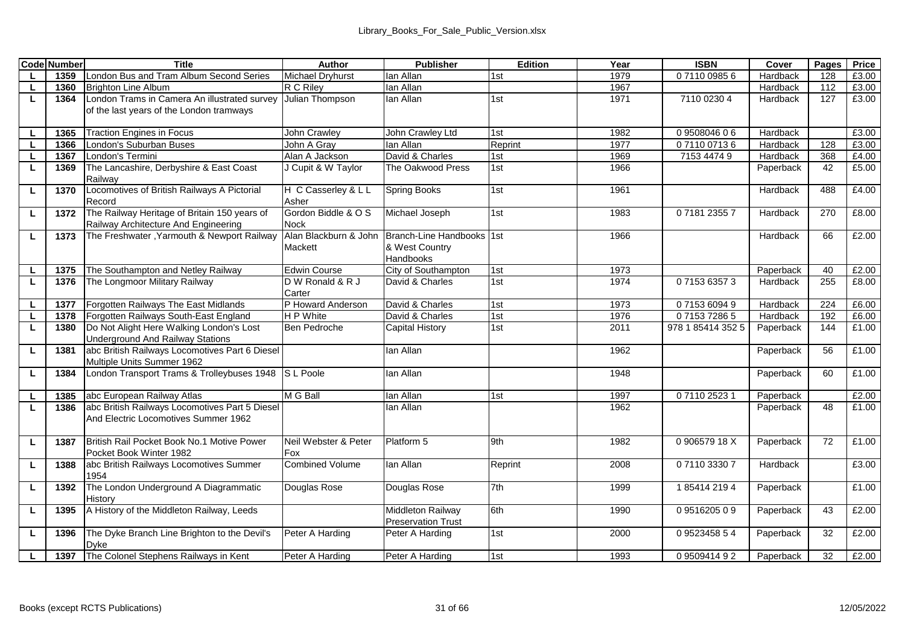| Code | Number | Title | Author | Publisher | Edition | Year | ISBN | Cover | Pages | Price |
|---|---|---|---|---|---|---|---|---|---|---|
| L | 1359 | London Bus and Tram Album Second Series | Michael Dryhurst | Ian Allan | 1st | 1979 | 0 7110 0985 6 | Hardback | 128 | £3.00 |
| L | 1360 | Brighton Line Album | R C Riley | Ian Allan | | 1967 | | Hardback | 112 | £3.00 |
| L | 1364 | London Trams in Camera An illustrated survey of the last years of the London tramways | Julian Thompson | Ian Allan | 1st | 1971 | 7110 0230 4 | Hardback | 127 | £3.00 |
| L | 1365 | Traction Engines in Focus | John Crawley | John Crawley Ltd | 1st | 1982 | 0 9508046 0 6 | Hardback | | £3.00 |
| L | 1366 | London's Suburban Buses | John A Gray | Ian Allan | Reprint | 1977 | 0 7110 0713 6 | Hardback | 128 | £3.00 |
| L | 1367 | London's Termini | Alan A Jackson | David & Charles | 1st | 1969 | 7153 4474 9 | Hardback | 368 | £4.00 |
| L | 1369 | The Lancashire, Derbyshire & East Coast Railway | J Cupit & W Taylor | The Oakwood Press | 1st | 1966 | | Paperback | 42 | £5.00 |
| L | 1370 | Locomotives of British Railways A Pictorial Record | H C Casserley & L L Asher | Spring Books | 1st | 1961 | | Hardback | 488 | £4.00 |
| L | 1372 | The Railway Heritage of Britain 150 years of Railway Architecture And Engineering | Gordon Biddle & O S Nock | Michael Joseph | 1st | 1983 | 0 7181 2355 7 | Hardback | 270 | £8.00 |
| L | 1373 | The Freshwater ,Yarmouth & Newport Railway | Alan Blackburn & John Mackett | Branch-Line Handbooks & West Country Handbooks | 1st | 1966 | | Hardback | 66 | £2.00 |
| L | 1375 | The Southampton and Netley Railway | Edwin Course | City of Southampton | 1st | 1973 | | Paperback | 40 | £2.00 |
| L | 1376 | The Longmoor Military Railway | D W Ronald & R J Carter | David & Charles | 1st | 1974 | 0 7153 6357 3 | Hardback | 255 | £8.00 |
| L | 1377 | Forgotten Railways The East Midlands | P Howard Anderson | David & Charles | 1st | 1973 | 0 7153 6094 9 | Hardback | 224 | £6.00 |
| L | 1378 | Forgotten Railways South-East England | H P White | David & Charles | 1st | 1976 | 0 7153 7286 5 | Hardback | 192 | £6.00 |
| L | 1380 | Do Not Alight Here Walking London's Lost Underground And Railway Stations | Ben Pedroche | Capital History | 1st | 2011 | 978 1 85414 352 5 | Paperback | 144 | £1.00 |
| L | 1381 | abc British Railways Locomotives Part 6 Diesel Multiple Units Summer 1962 | | Ian Allan | | 1962 | | Paperback | 56 | £1.00 |
| L | 1384 | London Transport Trams & Trolleybuses 1948 | S L Poole | Ian Allan | | 1948 | | Paperback | 60 | £1.00 |
| L | 1385 | abc European Railway Atlas | M G Ball | Ian Allan | 1st | 1997 | 0 7110 2523 1 | Paperback | | £2.00 |
| L | 1386 | abc British Railways Locomotives Part 5 Diesel And Electric Locomotives Summer 1962 | | Ian Allan | | 1962 | | Paperback | 48 | £1.00 |
| L | 1387 | British Rail Pocket Book No.1 Motive Power Pocket Book Winter 1982 | Neil Webster & Peter Fox | Platform 5 | 9th | 1982 | 0 906579 18 X | Paperback | 72 | £1.00 |
| L | 1388 | abc British Railways Locomotives Summer 1954 | Combined Volume | Ian Allan | Reprint | 2008 | 0 7110 3330 7 | Hardback | | £3.00 |
| L | 1392 | The London Underground A Diagrammatic History | Douglas Rose | Douglas Rose | 7th | 1999 | 1 85414 219 4 | Paperback | | £1.00 |
| L | 1395 | A History of the Middleton Railway, Leeds | | Middleton Railway Preservation Trust | 6th | 1990 | 0 9516205 0 9 | Paperback | 43 | £2.00 |
| L | 1396 | The Dyke Branch Line Brighton to the Devil's Dyke | Peter A Harding | Peter A Harding | 1st | 2000 | 0 9523458 5 4 | Paperback | 32 | £2.00 |
| L | 1397 | The Colonel Stephens Railways in Kent | Peter A Harding | Peter A Harding | 1st | 1993 | 0 9509414 9 2 | Paperback | 32 | £2.00 |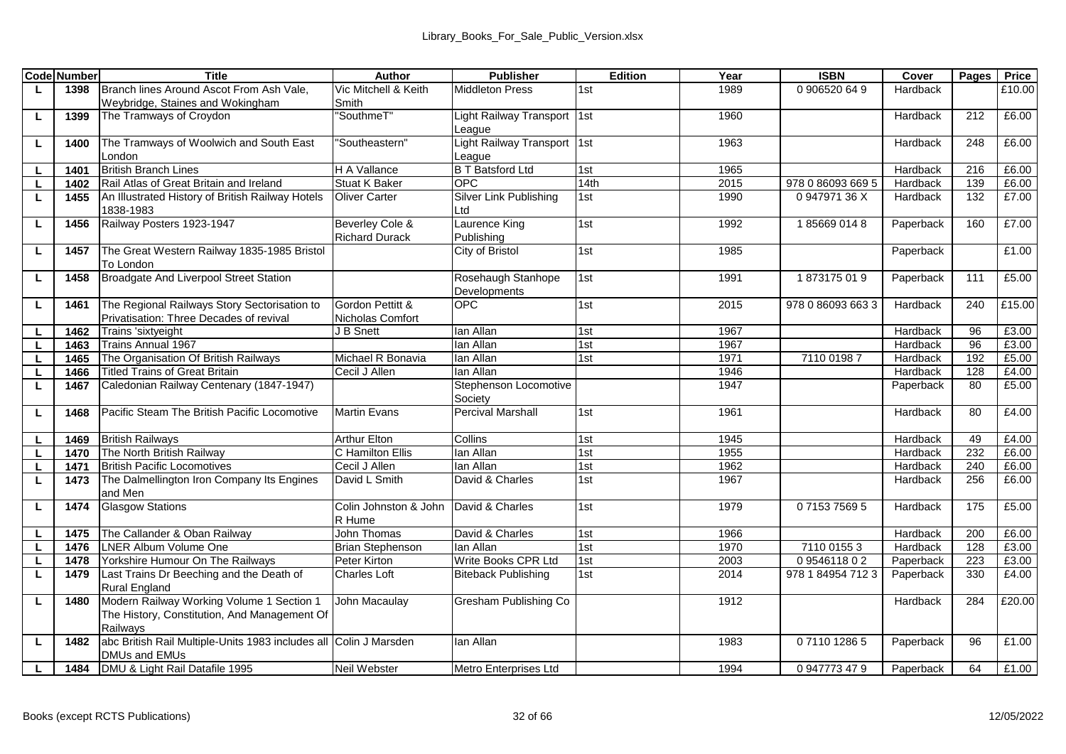| Code | Number | Title | Author | Publisher | Edition | Year | ISBN | Cover | Pages | Price |
|---|---|---|---|---|---|---|---|---|---|---|
| L | 1398 | Branch lines Around Ascot From Ash Vale, Weybridge, Staines and Wokingham | Vic Mitchell & Keith Smith | Middleton Press | 1st | 1989 | 0 906520 64 9 | Hardback | | £10.00 |
| L | 1399 | The Tramways of Croydon | "SouthmeT" | Light Railway Transport League | 1st | 1960 | | Hardback | 212 | £6.00 |
| L | 1400 | The Tramways of Woolwich and South East London | "Southeastern" | Light Railway Transport League | 1st | 1963 | | Hardback | 248 | £6.00 |
| L | 1401 | British Branch Lines | H A Vallance | B T Batsford Ltd | 1st | 1965 | | Hardback | 216 | £6.00 |
| L | 1402 | Rail Atlas of Great Britain and Ireland | Stuat K Baker | OPC | 14th | 2015 | 978 0 86093 669 5 | Hardback | 139 | £6.00 |
| L | 1455 | An Illustrated History of British Railway Hotels 1838-1983 | Oliver Carter | Silver Link Publishing Ltd | 1st | 1990 | 0 947971 36 X | Hardback | 132 | £7.00 |
| L | 1456 | Railway Posters 1923-1947 | Beverley Cole & Richard Durack | Laurence King Publishing | 1st | 1992 | 1 85669 014 8 | Paperback | 160 | £7.00 |
| L | 1457 | The Great Western Railway 1835-1985 Bristol To London | | City of Bristol | 1st | 1985 | | Paperback | | £1.00 |
| L | 1458 | Broadgate And Liverpool Street Station | | Rosehaugh Stanhope Developments | 1st | 1991 | 1 873175 01 9 | Paperback | 111 | £5.00 |
| L | 1461 | The Regional Railways Story Sectorisation to Privatisation: Three Decades of revival | Gordon Pettitt & Nicholas Comfort | OPC | 1st | 2015 | 978 0 86093 663 3 | Hardback | 240 | £15.00 |
| L | 1462 | Trains 'sixtyeight | J B Snett | Ian Allan | 1st | 1967 | | Hardback | 96 | £3.00 |
| L | 1463 | Trains Annual 1967 | | Ian Allan | 1st | 1967 | | Hardback | 96 | £3.00 |
| L | 1465 | The Organisation Of British Railways | Michael R Bonavia | Ian Allan | 1st | 1971 | 7110 0198 7 | Hardback | 192 | £5.00 |
| L | 1466 | Titled Trains of Great Britain | Cecil J Allen | Ian Allan | | 1946 | | Hardback | 128 | £4.00 |
| L | 1467 | Caledonian Railway Centenary (1847-1947) | | Stephenson Locomotive Society | | 1947 | | Paperback | 80 | £5.00 |
| L | 1468 | Pacific Steam The British Pacific Locomotive | Martin Evans | Percival Marshall | 1st | 1961 | | Hardback | 80 | £4.00 |
| L | 1469 | British Railways | Arthur Elton | Collins | 1st | 1945 | | Hardback | 49 | £4.00 |
| L | 1470 | The North British Railway | C Hamilton Ellis | Ian Allan | 1st | 1955 | | Hardback | 232 | £6.00 |
| L | 1471 | British Pacific Locomotives | Cecil J Allen | Ian Allan | 1st | 1962 | | Hardback | 240 | £6.00 |
| L | 1473 | The Dalmellington Iron Company Its Engines and Men | David L Smith | David & Charles | 1st | 1967 | | Hardback | 256 | £6.00 |
| L | 1474 | Glasgow Stations | Colin Johnston & John R Hume | David & Charles | 1st | 1979 | 0 7153 7569 5 | Hardback | 175 | £5.00 |
| L | 1475 | The Callander & Oban Railway | John Thomas | David & Charles | 1st | 1966 | | Hardback | 200 | £6.00 |
| L | 1476 | LNER Album Volume One | Brian Stephenson | Ian Allan | 1st | 1970 | 7110 0155 3 | Hardback | 128 | £3.00 |
| L | 1478 | Yorkshire Humour On The Railways | Peter Kirton | Write Books CPR Ltd | 1st | 2003 | 0 9546118 0 2 | Paperback | 223 | £3.00 |
| L | 1479 | Last Trains Dr Beeching and the Death of Rural England | Charles Loft | Biteback Publishing | 1st | 2014 | 978 1 84954 712 3 | Paperback | 330 | £4.00 |
| L | 1480 | Modern Railway Working Volume 1 Section 1 The History, Constitution, And Management Of Railways | John Macaulay | Gresham Publishing Co | | 1912 | | Hardback | 284 | £20.00 |
| L | 1482 | abc British Rail Multiple-Units 1983 includes all DMUs and EMUs | Colin J Marsden | Ian Allan | | 1983 | 0 7110 1286 5 | Paperback | 96 | £1.00 |
| L | 1484 | DMU & Light Rail Datafile 1995 | Neil Webster | Metro Enterprises Ltd | | 1994 | 0 947773 47 9 | Paperback | 64 | £1.00 |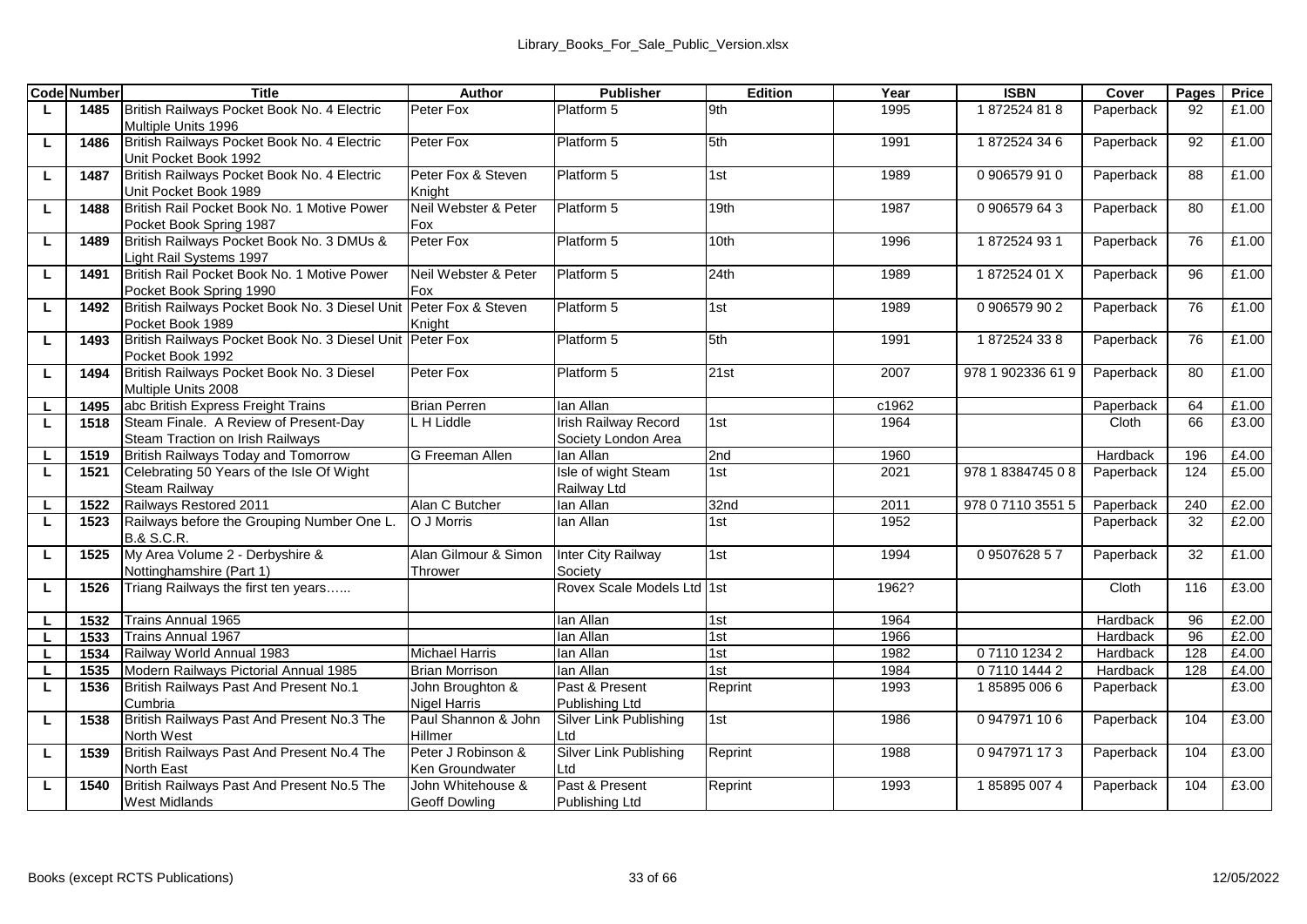| Code | Number | Title | Author | Publisher | Edition | Year | ISBN | Cover | Pages | Price |
|---|---|---|---|---|---|---|---|---|---|---|
| L | 1485 | British Railways Pocket Book No. 4 Electric Multiple Units 1996 | Peter Fox | Platform 5 | 9th | 1995 | 1 872524 81 8 | Paperback | 92 | £1.00 |
| L | 1486 | British Railways Pocket Book No. 4 Electric Unit Pocket Book 1992 | Peter Fox | Platform 5 | 5th | 1991 | 1 872524 34 6 | Paperback | 92 | £1.00 |
| L | 1487 | British Railways Pocket Book No. 4 Electric Unit Pocket Book 1989 | Peter Fox & Steven Knight | Platform 5 | 1st | 1989 | 0 906579 91 0 | Paperback | 88 | £1.00 |
| L | 1488 | British Rail Pocket Book No. 1 Motive Power Pocket Book Spring 1987 | Neil Webster & Peter Fox | Platform 5 | 19th | 1987 | 0 906579 64 3 | Paperback | 80 | £1.00 |
| L | 1489 | British Railways Pocket Book No. 3 DMUs & Light Rail Systems 1997 | Peter Fox | Platform 5 | 10th | 1996 | 1 872524 93 1 | Paperback | 76 | £1.00 |
| L | 1491 | British Rail Pocket Book No. 1 Motive Power Pocket Book Spring 1990 | Neil Webster & Peter Fox | Platform 5 | 24th | 1989 | 1 872524 01 X | Paperback | 96 | £1.00 |
| L | 1492 | British Railways Pocket Book No. 3 Diesel Unit Pocket Book 1989 | Peter Fox & Steven Knight | Platform 5 | 1st | 1989 | 0 906579 90 2 | Paperback | 76 | £1.00 |
| L | 1493 | British Railways Pocket Book No. 3 Diesel Unit Pocket Book 1992 | Peter Fox | Platform 5 | 5th | 1991 | 1 872524 33 8 | Paperback | 76 | £1.00 |
| L | 1494 | British Railways Pocket Book No. 3 Diesel Multiple Units 2008 | Peter Fox | Platform 5 | 21st | 2007 | 978 1 902336 61 9 | Paperback | 80 | £1.00 |
| L | 1495 | abc British Express Freight Trains | Brian Perren | Ian Allan | | c1962 | | Paperback | 64 | £1.00 |
| L | 1518 | Steam Finale. A Review of Present-Day Steam Traction on Irish Railways | L H Liddle | Irish Railway Record Society London Area | 1st | 1964 | | Cloth | 66 | £3.00 |
| L | 1519 | British Railways Today and Tomorrow | G Freeman Allen | Ian Allan | 2nd | 1960 | | Hardback | 196 | £4.00 |
| L | 1521 | Celebrating 50 Years of the Isle Of Wight Steam Railway | | Isle of wight Steam Railway Ltd | 1st | 2021 | 978 1 8384745 0 8 | Paperback | 124 | £5.00 |
| L | 1522 | Railways Restored 2011 | Alan C Butcher | Ian Allan | 32nd | 2011 | 978 0 7110 3551 5 | Paperback | 240 | £2.00 |
| L | 1523 | Railways before the Grouping Number One L. B.& S.C.R. | O J Morris | Ian Allan | 1st | 1952 | | Paperback | 32 | £2.00 |
| L | 1525 | My Area Volume 2 - Derbyshire & Nottinghamshire (Part 1) | Alan Gilmour & Simon Thrower | Inter City Railway Society | 1st | 1994 | 0 9507628 5 7 | Paperback | 32 | £1.00 |
| L | 1526 | Triang Railways the first ten years…... | | Rovex Scale Models Ltd | 1st | 1962? | | Cloth | 116 | £3.00 |
| L | 1532 | Trains Annual 1965 | | Ian Allan | 1st | 1964 | | Hardback | 96 | £2.00 |
| L | 1533 | Trains Annual 1967 | | Ian Allan | 1st | 1966 | | Hardback | 96 | £2.00 |
| L | 1534 | Railway World Annual 1983 | Michael Harris | Ian Allan | 1st | 1982 | 0 7110 1234 2 | Hardback | 128 | £4.00 |
| L | 1535 | Modern Railways Pictorial Annual 1985 | Brian Morrison | Ian Allan | 1st | 1984 | 0 7110 1444 2 | Hardback | 128 | £4.00 |
| L | 1536 | British Railways Past And Present No.1 Cumbria | John Broughton & Nigel Harris | Past & Present Publishing Ltd | Reprint | 1993 | 1 85895 006 6 | Paperback | | £3.00 |
| L | 1538 | British Railways Past And Present No.3 The North West | Paul Shannon & John Hillmer | Silver Link Publishing Ltd | 1st | 1986 | 0 947971 10 6 | Paperback | 104 | £3.00 |
| L | 1539 | British Railways Past And Present No.4 The North East | Peter J Robinson & Ken Groundwater | Silver Link Publishing Ltd | Reprint | 1988 | 0 947971 17 3 | Paperback | 104 | £3.00 |
| L | 1540 | British Railways Past And Present No.5 The West Midlands | John Whitehouse & Geoff Dowling | Past & Present Publishing Ltd | Reprint | 1993 | 1 85895 007 4 | Paperback | 104 | £3.00 |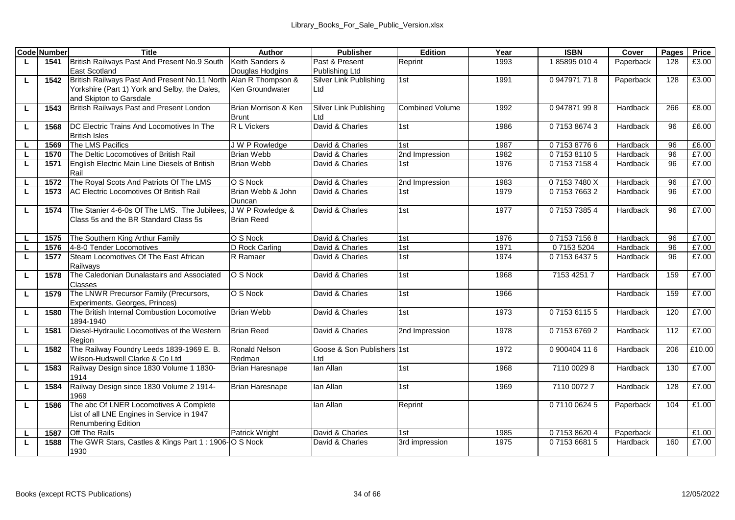| Code | Number | Title | Author | Publisher | Edition | Year | ISBN | Cover | Pages | Price |
|---|---|---|---|---|---|---|---|---|---|---|
| L | 1541 | British Railways Past And Present No.9 South East Scotland | Keith Sanders & Douglas Hodgins | Past & Present Publishing Ltd | Reprint | 1993 | 1 85895 010 4 | Paperback | 128 | £3.00 |
| L | 1542 | British Railways Past And Present No.11 North Yorkshire (Part 1) York and Selby, the Dales, and Skipton to Garsdale | Alan R Thompson & Ken Groundwater | Silver Link Publishing Ltd | 1st | 1991 | 0 947971 71 8 | Paperback | 128 | £3.00 |
| L | 1543 | British Railways Past and Present London | Brian Morrison & Ken Brunt | Silver Link Publishing Ltd | Combined Volume | 1992 | 0 947871 99 8 | Hardback | 266 | £8.00 |
| L | 1568 | DC Electric Trains And Locomotives In The British Isles | R L Vickers | David & Charles | 1st | 1986 | 0 7153 8674 3 | Hardback | 96 | £6.00 |
| L | 1569 | The LMS Pacifics | J W P Rowledge | David & Charles | 1st | 1987 | 0 7153 8776 6 | Hardback | 96 | £6.00 |
| L | 1570 | The Deltic Locomotives of British Rail | Brian Webb | David & Charles | 2nd Impression | 1982 | 0 7153 8110 5 | Hardback | 96 | £7.00 |
| L | 1571 | English Electric Main Line Diesels of British Rail | Brian Webb | David & Charles | 1st | 1976 | 0 7153 7158 4 | Hardback | 96 | £7.00 |
| L | 1572 | The Royal Scots And Patriots Of The LMS | O S Nock | David & Charles | 2nd Impression | 1983 | 0 7153 7480 X | Hardback | 96 | £7.00 |
| L | 1573 | AC Electric Locomotives Of British Rail | Brian Webb & John Duncan | David & Charles | 1st | 1979 | 0 7153 7663 2 | Hardback | 96 | £7.00 |
| L | 1574 | The Stanier 4-6-0s Of The LMS. The Jubilees, Class 5s and the BR Standard Class 5s | J W P Rowledge & Brian Reed | David & Charles | 1st | 1977 | 0 7153 7385 4 | Hardback | 96 | £7.00 |
| L | 1575 | The Southern King Arthur Family | O S Nock | David & Charles | 1st | 1976 | 0 7153 7156 8 | Hardback | 96 | £7.00 |
| L | 1576 | 4-8-0 Tender Locomotives | D Rock Carling | David & Charles | 1st | 1971 | 0 7153 5204 | Hardback | 96 | £7.00 |
| L | 1577 | Steam Locomotives Of The East African Railways | R Ramaer | David & Charles | 1st | 1974 | 0 7153 6437 5 | Hardback | 96 | £7.00 |
| L | 1578 | The Caledonian Dunalastairs and Associated Classes | O S Nock | David & Charles | 1st | 1968 | 7153 4251 7 | Hardback | 159 | £7.00 |
| L | 1579 | The LNWR Precursor Family (Precursors, Experiments, Georges, Princes) | O S Nock | David & Charles | 1st | 1966 | | Hardback | 159 | £7.00 |
| L | 1580 | The British Internal Combustion Locomotive 1894-1940 | Brian Webb | David & Charles | 1st | 1973 | 0 7153 6115 5 | Hardback | 120 | £7.00 |
| L | 1581 | Diesel-Hydraulic Locomotives of the Western Region | Brian Reed | David & Charles | 2nd Impression | 1978 | 0 7153 6769 2 | Hardback | 112 | £7.00 |
| L | 1582 | The Railway Foundry Leeds 1839-1969 E. B. Wilson-Hudswell Clarke & Co Ltd | Ronald Nelson Redman | Goose & Son Publishers Ltd | 1st | 1972 | 0 900404 11 6 | Hardback | 206 | £10.00 |
| L | 1583 | Railway Design since 1830 Volume 1 1830-1914 | Brian Haresnape | Ian Allan | 1st | 1968 | 7110 0029 8 | Hardback | 130 | £7.00 |
| L | 1584 | Railway Design since 1830 Volume 2 1914-1969 | Brian Haresnape | Ian Allan | 1st | 1969 | 7110 0072 7 | Hardback | 128 | £7.00 |
| L | 1586 | The abc Of LNER Locomotives A Complete List of all LNE Engines in Service in 1947 Renumbering Edition | | Ian Allan | Reprint | | 0 7110 0624 5 | Paperback | 104 | £1.00 |
| L | 1587 | Off The Rails | Patrick Wright | David & Charles | 1st | 1985 | 0 7153 8620 4 | Paperback | | £1.00 |
| L | 1588 | The GWR Stars, Castles & Kings Part 1 : 1906-1930 | O S Nock | David & Charles | 3rd impression | 1975 | 0 7153 6681 5 | Hardback | 160 | £7.00 |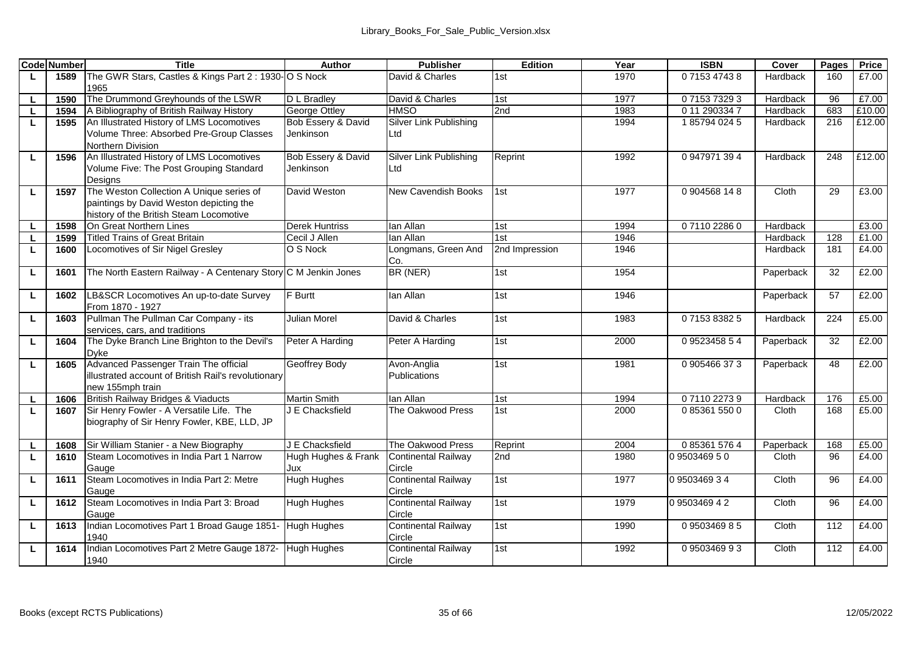| Code | Number | Title | Author | Publisher | Edition | Year | ISBN | Cover | Pages | Price |
|---|---|---|---|---|---|---|---|---|---|---|
| L | 1589 | The GWR Stars, Castles & Kings Part 2 : 1930-1965 | O S Nock | David & Charles | 1st | 1970 | 0 7153 4743 8 | Hardback | 160 | £7.00 |
| L | 1590 | The Drummond Greyhounds of the LSWR | D L Bradley | David & Charles | 1st | 1977 | 0 7153 7329 3 | Hardback | 96 | £7.00 |
| L | 1594 | A Bibliography of British Railway History | George Ottley | HMSO | 2nd | 1983 | 0 11 290334 7 | Hardback | 683 | £10.00 |
| L | 1595 | An Illustrated History of LMS Locomotives Volume Three: Absorbed Pre-Group Classes Northern Division | Bob Essery & David Jenkinson | Silver Link Publishing Ltd | | 1994 | 1 85794 024 5 | Hardback | 216 | £12.00 |
| L | 1596 | An Illustrated History of LMS Locomotives Volume Five: The Post Grouping Standard Designs | Bob Essery & David Jenkinson | Silver Link Publishing Ltd | Reprint | 1992 | 0 947971 39 4 | Hardback | 248 | £12.00 |
| L | 1597 | The Weston Collection A Unique series of paintings by David Weston depicting the history of the British Steam Locomotive | David Weston | New Cavendish Books | 1st | 1977 | 0 904568 14 8 | Cloth | 29 | £3.00 |
| L | 1598 | On Great Northern Lines | Derek Huntriss | Ian Allan | 1st | 1994 | 0 7110 2286 0 | Hardback | | £3.00 |
| L | 1599 | Titled Trains of Great Britain | Cecil J Allen | Ian Allan | 1st | 1946 | | Hardback | 128 | £1.00 |
| L | 1600 | Locomotives of Sir Nigel Gresley | O S Nock | Longmans, Green And Co. | 2nd Impression | 1946 | | Hardback | 181 | £4.00 |
| L | 1601 | The North Eastern Railway - A Centenary Story | C M Jenkin Jones | BR (NER) | 1st | 1954 | | Paperback | 32 | £2.00 |
| L | 1602 | LB&SCR Locomotives An up-to-date Survey From 1870 - 1927 | F Burtt | Ian Allan | 1st | 1946 | | Paperback | 57 | £2.00 |
| L | 1603 | Pullman The Pullman Car Company - its services, cars, and traditions | Julian Morel | David & Charles | 1st | 1983 | 0 7153 8382 5 | Hardback | 224 | £5.00 |
| L | 1604 | The Dyke Branch Line Brighton to the Devil's Dyke | Peter A Harding | Peter A Harding | 1st | 2000 | 0 9523458 5 4 | Paperback | 32 | £2.00 |
| L | 1605 | Advanced Passenger Train The official illustrated account of British Rail's revolutionary new 155mph train | Geoffrey Body | Avon-Anglia Publications | 1st | 1981 | 0 905466 37 3 | Paperback | 48 | £2.00 |
| L | 1606 | British Railway Bridges & Viaducts | Martin Smith | Ian Allan | 1st | 1994 | 0 7110 2273 9 | Hardback | 176 | £5.00 |
| L | 1607 | Sir Henry Fowler - A Versatile Life. The biography of Sir Henry Fowler, KBE, LLD, JP | J E Chacksfield | The Oakwood Press | 1st | 2000 | 0 85361 550 0 | Cloth | 168 | £5.00 |
| L | 1608 | Sir William Stanier - a New Biography | J E Chacksfield | The Oakwood Press | Reprint | 2004 | 0 85361 576 4 | Paperback | 168 | £5.00 |
| L | 1610 | Steam Locomotives in India Part 1 Narrow Gauge | Hugh Hughes & Frank Jux | Continental Railway Circle | 2nd | 1980 | 0 9503469 5 0 | Cloth | 96 | £4.00 |
| L | 1611 | Steam Locomotives in India Part 2: Metre Gauge | Hugh Hughes | Continental Railway Circle | 1st | 1977 | 0 9503469 3 4 | Cloth | 96 | £4.00 |
| L | 1612 | Steam Locomotives in India Part 3: Broad Gauge | Hugh Hughes | Continental Railway Circle | 1st | 1979 | 0 9503469 4 2 | Cloth | 96 | £4.00 |
| L | 1613 | Indian Locomotives Part 1 Broad Gauge 1851-1940 | Hugh Hughes | Continental Railway Circle | 1st | 1990 | 0 9503469 8 5 | Cloth | 112 | £4.00 |
| L | 1614 | Indian Locomotives Part 2 Metre Gauge 1872-1940 | Hugh Hughes | Continental Railway Circle | 1st | 1992 | 0 9503469 9 3 | Cloth | 112 | £4.00 |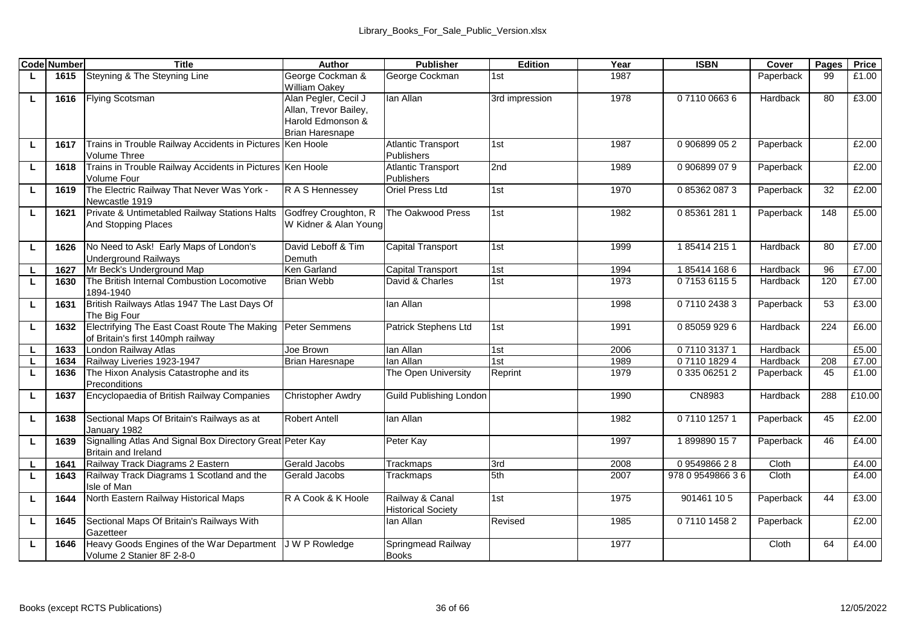| Code | Number | Title | Author | Publisher | Edition | Year | ISBN | Cover | Pages | Price |
|---|---|---|---|---|---|---|---|---|---|---|
| L | 1615 | Steyning & The Steyning Line | George Cockman & William Oakey | George Cockman | 1st | 1987 | | Paperback | 99 | £1.00 |
| L | 1616 | Flying Scotsman | Alan Pegler, Cecil J Allan, Trevor Bailey, Harold Edmonson & Brian Haresnape | Ian Allan | 3rd impression | 1978 | 0 7110 0663 6 | Hardback | 80 | £3.00 |
| L | 1617 | Trains in Trouble Railway Accidents in Pictures Volume Three | Ken Hoole | Atlantic Transport Publishers | 1st | 1987 | 0 906899 05 2 | Paperback | | £2.00 |
| L | 1618 | Trains in Trouble Railway Accidents in Pictures Volume Four | Ken Hoole | Atlantic Transport Publishers | 2nd | 1989 | 0 906899 07 9 | Paperback | | £2.00 |
| L | 1619 | The Electric Railway That Never Was York - Newcastle 1919 | R A S Hennessey | Oriel Press Ltd | 1st | 1970 | 0 85362 087 3 | Paperback | 32 | £2.00 |
| L | 1621 | Private & Untimetabled Railway Stations Halts And Stopping Places | Godfrey Croughton, R W Kidner & Alan Young | The Oakwood Press | 1st | 1982 | 0 85361 281 1 | Paperback | 148 | £5.00 |
| L | 1626 | No Need to Ask! Early Maps of London's Underground Railways | David Leboff & Tim Demuth | Capital Transport | 1st | 1999 | 1 85414 215 1 | Hardback | 80 | £7.00 |
| L | 1627 | Mr Beck's Underground Map | Ken Garland | Capital Transport | 1st | 1994 | 1 85414 168 6 | Hardback | 96 | £7.00 |
| L | 1630 | The British Internal Combustion Locomotive 1894-1940 | Brian Webb | David & Charles | 1st | 1973 | 0 7153 6115 5 | Hardback | 120 | £7.00 |
| L | 1631 | British Railways Atlas 1947 The Last Days Of The Big Four | | Ian Allan | | 1998 | 0 7110 2438 3 | Paperback | 53 | £3.00 |
| L | 1632 | Electrifying The East Coast Route The Making of Britain's first 140mph railway | Peter Semmens | Patrick Stephens Ltd | 1st | 1991 | 0 85059 929 6 | Hardback | 224 | £6.00 |
| L | 1633 | London Railway Atlas | Joe Brown | Ian Allan | 1st | 2006 | 0 7110 3137 1 | Hardback | | £5.00 |
| L | 1634 | Railway Liveries 1923-1947 | Brian Haresnape | Ian Allan | 1st | 1989 | 0 7110 1829 4 | Hardback | 208 | £7.00 |
| L | 1636 | The Hixon Analysis Catastrophe and its Preconditions | | The Open University | Reprint | 1979 | 0 335 06251 2 | Paperback | 45 | £1.00 |
| L | 1637 | Encyclopaedia of British Railway Companies | Christopher Awdry | Guild Publishing London | | 1990 | CN8983 | Hardback | 288 | £10.00 |
| L | 1638 | Sectional Maps Of Britain's Railways as at January 1982 | Robert Antell | Ian Allan | | 1982 | 0 7110 1257 1 | Paperback | 45 | £2.00 |
| L | 1639 | Signalling Atlas And Signal Box Directory Great Britain and Ireland | Peter Kay | Peter Kay | | 1997 | 1 899890 15 7 | Paperback | 46 | £4.00 |
| L | 1641 | Railway Track Diagrams 2 Eastern | Gerald Jacobs | Trackmaps | 3rd | 2008 | 0 9549866 2 8 | Cloth | | £4.00 |
| L | 1643 | Railway Track Diagrams 1 Scotland and the Isle of Man | Gerald Jacobs | Trackmaps | 5th | 2007 | 978 0 9549866 3 6 | Cloth | | £4.00 |
| L | 1644 | North Eastern Railway Historical Maps | R A Cook & K Hoole | Railway & Canal Historical Society | 1st | 1975 | 901461 10 5 | Paperback | 44 | £3.00 |
| L | 1645 | Sectional Maps Of Britain's Railways With Gazetteer | | Ian Allan | Revised | 1985 | 0 7110 1458 2 | Paperback | | £2.00 |
| L | 1646 | Heavy Goods Engines of the War Department Volume 2 Stanier 8F 2-8-0 | J W P Rowledge | Springmead Railway Books | | 1977 | | Cloth | 64 | £4.00 |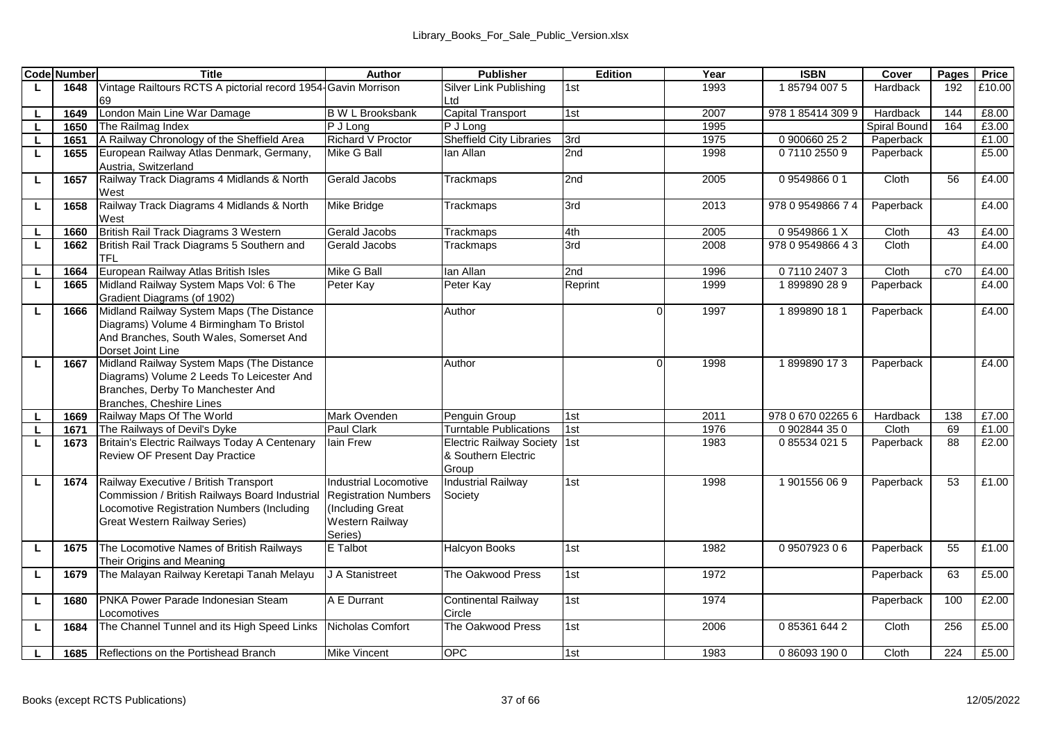| Code | Number | Title | Author | Publisher | Edition | Year | ISBN | Cover | Pages | Price |
|---|---|---|---|---|---|---|---|---|---|---|
| L | 1648 | Vintage Railtours RCTS A pictorial record 1954-69 | Gavin Morrison | Silver Link Publishing Ltd | 1st | 1993 | 1 85794 007 5 | Hardback | 192 | £10.00 |
| L | 1649 | London Main Line War Damage | B W L Brooksbank | Capital Transport | 1st | 2007 | 978 1 85414 309 9 | Hardback | 144 | £8.00 |
| L | 1650 | The Railmag Index | P J Long | P J Long | | 1995 | | Spiral Bound | 164 | £3.00 |
| L | 1651 | A Railway Chronology of the Sheffield Area | Richard V Proctor | Sheffield City Libraries | 3rd | 1975 | 0 900660 25 2 | Paperback | | £1.00 |
| L | 1655 | European Railway Atlas Denmark, Germany, Austria, Switzerland | Mike G Ball | Ian Allan | 2nd | 1998 | 0 7110 2550 9 | Paperback | | £5.00 |
| L | 1657 | Railway Track Diagrams 4 Midlands & North West | Gerald Jacobs | Trackmaps | 2nd | 2005 | 0 9549866 0 1 | Cloth | 56 | £4.00 |
| L | 1658 | Railway Track Diagrams 4 Midlands & North West | Mike Bridge | Trackmaps | 3rd | 2013 | 978 0 9549866 7 4 | Paperback | | £4.00 |
| L | 1660 | British Rail Track Diagrams 3 Western | Gerald Jacobs | Trackmaps | 4th | 2005 | 0 9549866 1 X | Cloth | 43 | £4.00 |
| L | 1662 | British Rail Track Diagrams 5 Southern and TFL | Gerald Jacobs | Trackmaps | 3rd | 2008 | 978 0 9549866 4 3 | Cloth | | £4.00 |
| L | 1664 | European Railway Atlas British Isles | Mike G Ball | Ian Allan | 2nd | 1996 | 0 7110 2407 3 | Cloth | c70 | £4.00 |
| L | 1665 | Midland Railway System Maps Vol: 6 The Gradient Diagrams (of 1902) | Peter Kay | Peter Kay | Reprint | 1999 | 1 899890 28 9 | Paperback | | £4.00 |
| L | 1666 | Midland Railway System Maps (The Distance Diagrams) Volume 4 Birmingham To Bristol And Branches, South Wales, Somerset And Dorset Joint Line | | Author | 0 | 1997 | 1 899890 18 1 | Paperback | | £4.00 |
| L | 1667 | Midland Railway System Maps (The Distance Diagrams) Volume 2 Leeds To Leicester And Branches, Derby To Manchester And Branches, Cheshire Lines | | Author | 0 | 1998 | 1 899890 17 3 | Paperback | | £4.00 |
| L | 1669 | Railway Maps Of The World | Mark Ovenden | Penguin Group | 1st | 2011 | 978 0 670 02265 6 | Hardback | 138 | £7.00 |
| L | 1671 | The Railways of Devil's Dyke | Paul Clark | Turntable Publications | 1st | 1976 | 0 902844 35 0 | Cloth | 69 | £1.00 |
| L | 1673 | Britain's Electric Railways Today A Centenary Review OF Present Day Practice | Iain Frew | Electric Railway Society & Southern Electric Group | 1st | 1983 | 0 85534 021 5 | Paperback | 88 | £2.00 |
| L | 1674 | Railway Executive / British Transport Commission / British Railways Board Industrial Locomotive Registration Numbers (Including Great Western Railway Series) | Industrial Locomotive Registration Numbers (Including Great Western Railway Series) | Industrial Railway Society | 1st | 1998 | 1 901556 06 9 | Paperback | 53 | £1.00 |
| L | 1675 | The Locomotive Names of British Railways Their Origins and Meaning | E Talbot | Halcyon Books | 1st | 1982 | 0 9507923 0 6 | Paperback | 55 | £1.00 |
| L | 1679 | The Malayan Railway Keretapi Tanah Melayu | J A Stanistreet | The Oakwood Press | 1st | 1972 | | Paperback | 63 | £5.00 |
| L | 1680 | PNKA Power Parade Indonesian Steam Locomotives | A E Durrant | Continental Railway Circle | 1st | 1974 | | Paperback | 100 | £2.00 |
| L | 1684 | The Channel Tunnel and its High Speed Links | Nicholas Comfort | The Oakwood Press | 1st | 2006 | 0 85361 644 2 | Cloth | 256 | £5.00 |
| L | 1685 | Reflections on the Portishead Branch | Mike Vincent | OPC | 1st | 1983 | 0 86093 190 0 | Cloth | 224 | £5.00 |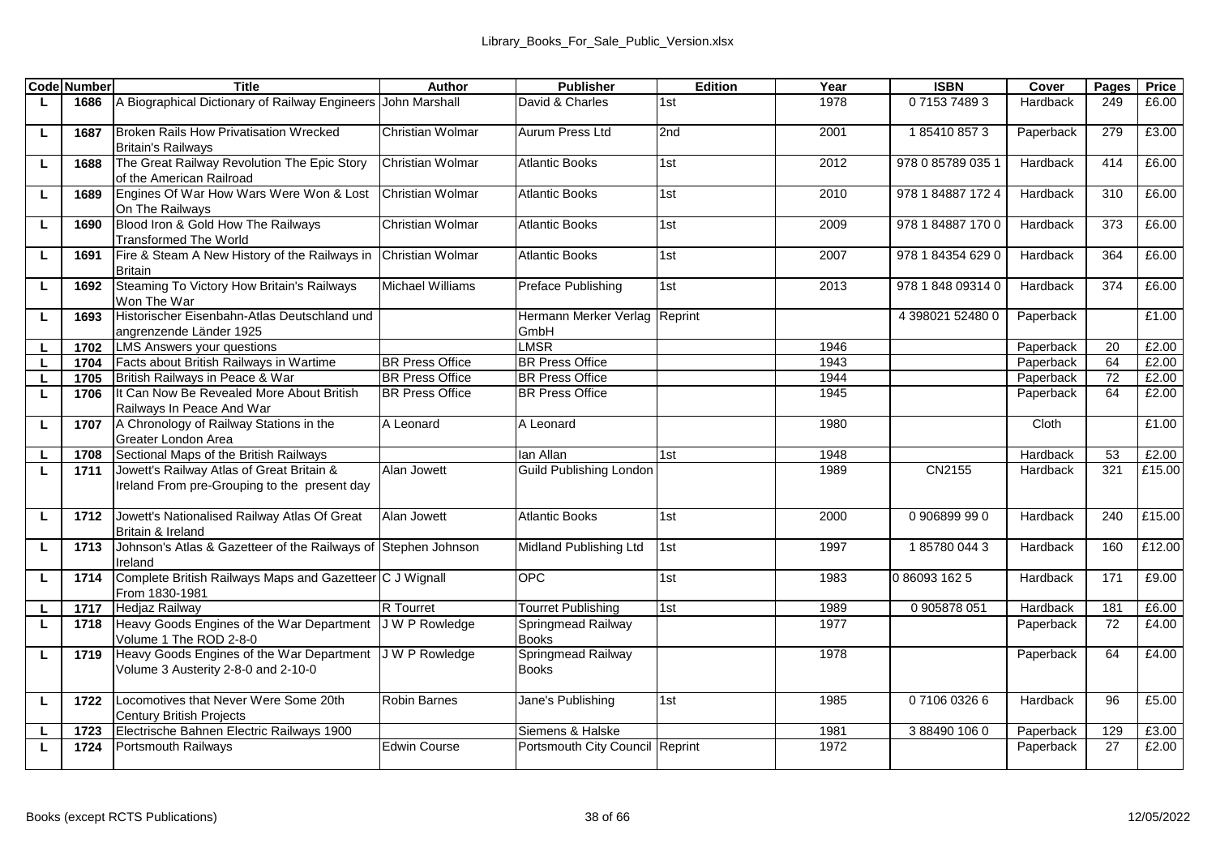| Code | Number | Title | Author | Publisher | Edition | Year | ISBN | Cover | Pages | Price |
|---|---|---|---|---|---|---|---|---|---|---|
| L | 1686 | A Biographical Dictionary of Railway Engineers | John Marshall | David & Charles | 1st | 1978 | 0 7153 7489 3 | Hardback | 249 | £6.00 |
| L | 1687 | Broken Rails How Privatisation Wrecked Britain's Railways | Christian Wolmar | Aurum Press Ltd | 2nd | 2001 | 1 85410 857 3 | Paperback | 279 | £3.00 |
| L | 1688 | The Great Railway Revolution The Epic Story of the American Railroad | Christian Wolmar | Atlantic Books | 1st | 2012 | 978 0 85789 035 1 | Hardback | 414 | £6.00 |
| L | 1689 | Engines Of War How Wars Were Won & Lost On The Railways | Christian Wolmar | Atlantic Books | 1st | 2010 | 978 1 84887 172 4 | Hardback | 310 | £6.00 |
| L | 1690 | Blood Iron & Gold How The Railways Transformed The World | Christian Wolmar | Atlantic Books | 1st | 2009 | 978 1 84887 170 0 | Hardback | 373 | £6.00 |
| L | 1691 | Fire & Steam A New History of the Railways in Britain | Christian Wolmar | Atlantic Books | 1st | 2007 | 978 1 84354 629 0 | Hardback | 364 | £6.00 |
| L | 1692 | Steaming To Victory How Britain's Railways Won The War | Michael Williams | Preface Publishing | 1st | 2013 | 978 1 848 09314 0 | Hardback | 374 | £6.00 |
| L | 1693 | Historischer Eisenbahn-Atlas Deutschland und angrenzende Länder 1925 | | Hermann Merker Verlag GmbH | Reprint | | 4 398021 52480 0 | Paperback | | £1.00 |
| L | 1702 | LMS Answers your questions | | LMSR | | 1946 | | Paperback | 20 | £2.00 |
| L | 1704 | Facts about British Railways in Wartime | BR Press Office | BR Press Office | | 1943 | | Paperback | 64 | £2.00 |
| L | 1705 | British Railways in Peace & War | BR Press Office | BR Press Office | | 1944 | | Paperback | 72 | £2.00 |
| L | 1706 | It Can Now Be Revealed More About British Railways In Peace And War | BR Press Office | BR Press Office | | 1945 | | Paperback | 64 | £2.00 |
| L | 1707 | A Chronology of Railway Stations in the Greater London Area | A Leonard | A Leonard | | 1980 | | Cloth | | £1.00 |
| L | 1708 | Sectional Maps of the British Railways | | Ian Allan | 1st | 1948 | | Hardback | 53 | £2.00 |
| L | 1711 | Jowett's Railway Atlas of Great Britain & Ireland From pre-Grouping to the present day | Alan Jowett | Guild Publishing London | | 1989 | CN2155 | Hardback | 321 | £15.00 |
| L | 1712 | Jowett's Nationalised Railway Atlas Of Great Britain & Ireland | Alan Jowett | Atlantic Books | 1st | 2000 | 0 906899 99 0 | Hardback | 240 | £15.00 |
| L | 1713 | Johnson's Atlas & Gazetteer of the Railways of Ireland | Stephen Johnson | Midland Publishing Ltd | 1st | 1997 | 1 85780 044 3 | Hardback | 160 | £12.00 |
| L | 1714 | Complete British Railways Maps and Gazetteer From 1830-1981 | C J Wignall | OPC | 1st | 1983 | 0 86093 162 5 | Hardback | 171 | £9.00 |
| L | 1717 | Hedjaz Railway | R Tourret | Tourret Publishing | 1st | 1989 | 0 905878 051 | Hardback | 181 | £6.00 |
| L | 1718 | Heavy Goods Engines of the War Department Volume 1 The ROD 2-8-0 | J W P Rowledge | Springmead Railway Books | | 1977 | | Paperback | 72 | £4.00 |
| L | 1719 | Heavy Goods Engines of the War Department Volume 3 Austerity 2-8-0 and 2-10-0 | J W P Rowledge | Springmead Railway Books | | 1978 | | Paperback | 64 | £4.00 |
| L | 1722 | Locomotives that Never Were Some 20th Century British Projects | Robin Barnes | Jane's Publishing | 1st | 1985 | 0 7106 0326 6 | Hardback | 96 | £5.00 |
| L | 1723 | Electrische Bahnen Electric Railways 1900 | | Siemens & Halske | | 1981 | 3 88490 106 0 | Paperback | 129 | £3.00 |
| L | 1724 | Portsmouth Railways | Edwin Course | Portsmouth City Council | Reprint | 1972 | | Paperback | 27 | £2.00 |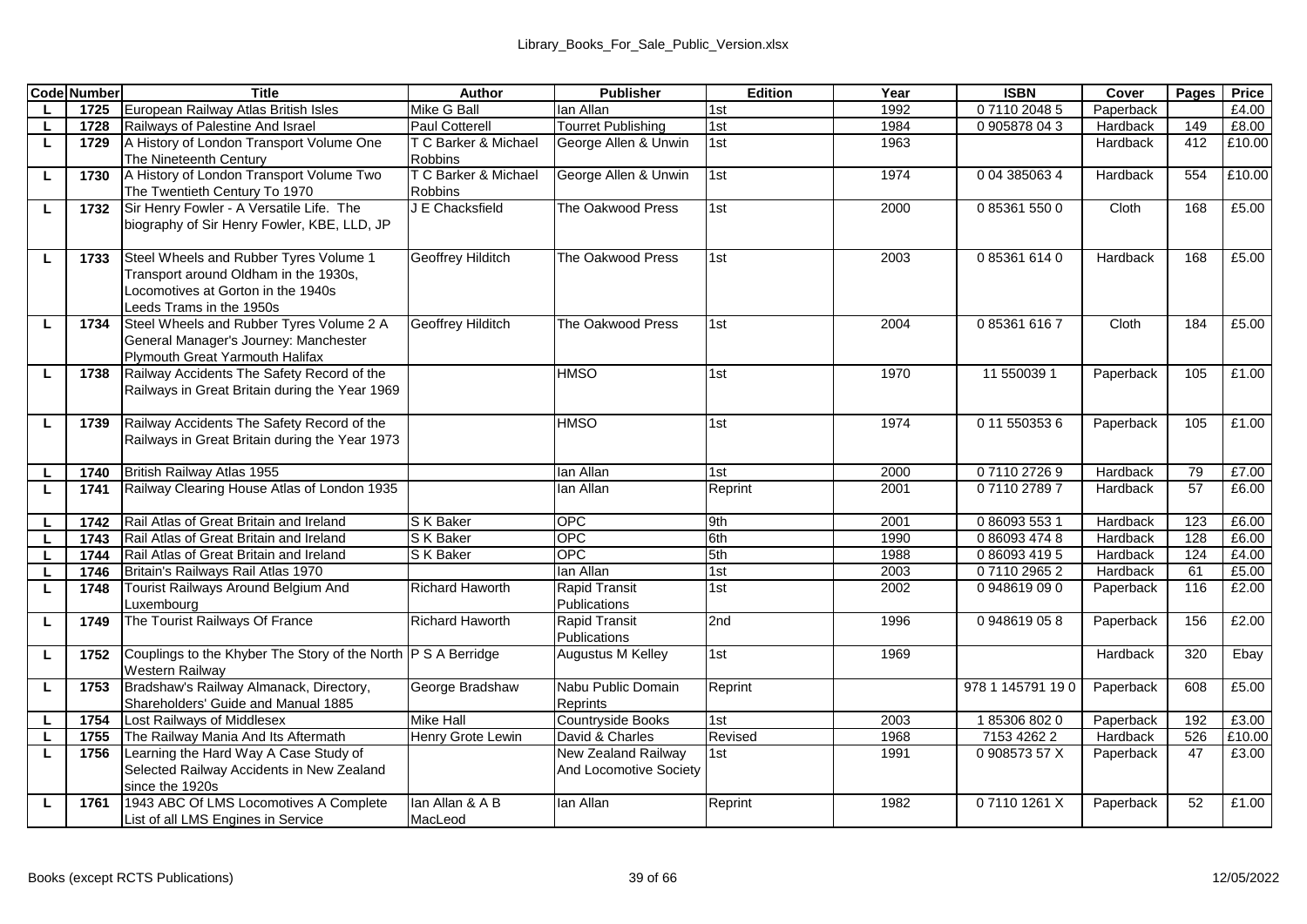| Code | Number | Title | Author | Publisher | Edition | Year | ISBN | Cover | Pages | Price |
|---|---|---|---|---|---|---|---|---|---|---|
| L | 1725 | European Railway Atlas British Isles | Mike G Ball | Ian Allan | 1st | 1992 | 0 7110 2048 5 | Paperback | | £4.00 |
| L | 1728 | Railways of Palestine And Israel | Paul Cotterell | Tourret Publishing | 1st | 1984 | 0 905878 04 3 | Hardback | 149 | £8.00 |
| L | 1729 | A History of London Transport Volume One The Nineteenth Century | T C Barker & Michael Robbins | George Allen & Unwin | 1st | 1963 | | Hardback | 412 | £10.00 |
| L | 1730 | A History of London Transport Volume Two The Twentieth Century To 1970 | T C Barker & Michael Robbins | George Allen & Unwin | 1st | 1974 | 0 04 385063 4 | Hardback | 554 | £10.00 |
| L | 1732 | Sir Henry Fowler - A Versatile Life. The biography of Sir Henry Fowler, KBE, LLD, JP | J E Chacksfield | The Oakwood Press | 1st | 2000 | 0 85361 550 0 | Cloth | 168 | £5.00 |
| L | 1733 | Steel Wheels and Rubber Tyres Volume 1 Transport around Oldham in the 1930s, Locomotives at Gorton in the 1940s Leeds Trams in the 1950s | Geoffrey Hilditch | The Oakwood Press | 1st | 2003 | 0 85361 614 0 | Hardback | 168 | £5.00 |
| L | 1734 | Steel Wheels and Rubber Tyres Volume 2 A General Manager's Journey: Manchester Plymouth Great Yarmouth Halifax | Geoffrey Hilditch | The Oakwood Press | 1st | 2004 | 0 85361 616 7 | Cloth | 184 | £5.00 |
| L | 1738 | Railway Accidents The Safety Record of the Railways in Great Britain during the Year 1969 | | HMSO | 1st | 1970 | 11 550039 1 | Paperback | 105 | £1.00 |
| L | 1739 | Railway Accidents The Safety Record of the Railways in Great Britain during the Year 1973 | | HMSO | 1st | 1974 | 0 11 550353 6 | Paperback | 105 | £1.00 |
| L | 1740 | British Railway Atlas 1955 | | Ian Allan | 1st | 2000 | 0 7110 2726 9 | Hardback | 79 | £7.00 |
| L | 1741 | Railway Clearing House Atlas of London 1935 | | Ian Allan | Reprint | 2001 | 0 7110 2789 7 | Hardback | 57 | £6.00 |
| L | 1742 | Rail Atlas of Great Britain and Ireland | S K Baker | OPC | 9th | 2001 | 0 86093 553 1 | Hardback | 123 | £6.00 |
| L | 1743 | Rail Atlas of Great Britain and Ireland | S K Baker | OPC | 6th | 1990 | 0 86093 474 8 | Hardback | 128 | £6.00 |
| L | 1744 | Rail Atlas of Great Britain and Ireland | S K Baker | OPC | 5th | 1988 | 0 86093 419 5 | Hardback | 124 | £4.00 |
| L | 1746 | Britain's Railways Rail Atlas 1970 | | Ian Allan | 1st | 2003 | 0 7110 2965 2 | Hardback | 61 | £5.00 |
| L | 1748 | Tourist Railways Around Belgium And Luxembourg | Richard Haworth | Rapid Transit Publications | 1st | 2002 | 0 948619 09 0 | Paperback | 116 | £2.00 |
| L | 1749 | The Tourist Railways Of France | Richard Haworth | Rapid Transit Publications | 2nd | 1996 | 0 948619 05 8 | Paperback | 156 | £2.00 |
| L | 1752 | Couplings to the Khyber The Story of the North Western Railway | P S A Berridge | Augustus M Kelley | 1st | 1969 | | Hardback | 320 | Ebay |
| L | 1753 | Bradshaw's Railway Almanack, Directory, Shareholders' Guide and Manual 1885 | George Bradshaw | Nabu Public Domain Reprints | Reprint | | 978 1 145791 19 0 | Paperback | 608 | £5.00 |
| L | 1754 | Lost Railways of Middlesex | Mike Hall | Countryside Books | 1st | 2003 | 1 85306 802 0 | Paperback | 192 | £3.00 |
| L | 1755 | The Railway Mania And Its Aftermath | Henry Grote Lewin | David & Charles | Revised | 1968 | 7153 4262 2 | Hardback | 526 | £10.00 |
| L | 1756 | Learning the Hard Way A Case Study of Selected Railway Accidents in New Zealand since the 1920s | | New Zealand Railway And Locomotive Society | 1st | 1991 | 0 908573 57 X | Paperback | 47 | £3.00 |
| L | 1761 | 1943 ABC Of LMS Locomotives A Complete List of all LMS Engines in Service | Ian Allan & A B MacLeod | Ian Allan | Reprint | 1982 | 0 7110 1261 X | Paperback | 52 | £1.00 |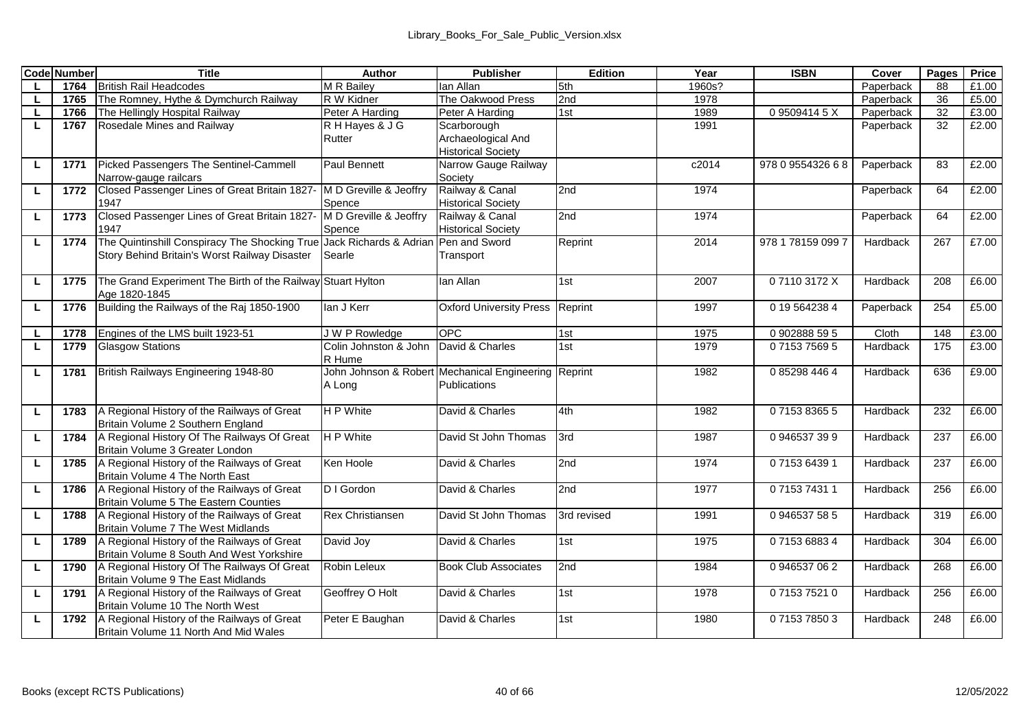| Code | Number | Title | Author | Publisher | Edition | Year | ISBN | Cover | Pages | Price |
|---|---|---|---|---|---|---|---|---|---|---|
| L | 1764 | British Rail Headcodes | M R Bailey | Ian Allan | 5th | 1960s? | | Paperback | 88 | £1.00 |
| L | 1765 | The Romney, Hythe & Dymchurch Railway | R W Kidner | The Oakwood Press | 2nd | 1978 | | Paperback | 36 | £5.00 |
| L | 1766 | The Hellingly Hospital Railway | Peter A Harding | Peter A Harding | 1st | 1989 | 0 9509414 5 X | Paperback | 32 | £3.00 |
| L | 1767 | Rosedale Mines and Railway | R H Hayes & J G Rutter | Scarborough Archaeological And Historical Society | | 1991 | | Paperback | 32 | £2.00 |
| L | 1771 | Picked Passengers The Sentinel-Cammell Narrow-gauge railcars | Paul Bennett | Narrow Gauge Railway Society | | c2014 | 978 0 9554326 6 8 | Paperback | 83 | £2.00 |
| L | 1772 | Closed Passenger Lines of Great Britain 1827-1947 | M D Greville & Jeoffry Spence | Railway & Canal Historical Society | 2nd | 1974 | | Paperback | 64 | £2.00 |
| L | 1773 | Closed Passenger Lines of Great Britain 1827-1947 | M D Greville & Jeoffry Spence | Railway & Canal Historical Society | 2nd | 1974 | | Paperback | 64 | £2.00 |
| L | 1774 | The Quintinshill Conspiracy The Shocking True Story Behind Britain's Worst Railway Disaster | Jack Richards & Adrian Searle | Pen and Sword Transport | Reprint | 2014 | 978 1 78159 099 7 | Hardback | 267 | £7.00 |
| L | 1775 | The Grand Experiment The Birth of the Railway Age 1820-1845 | Stuart Hylton | Ian Allan | 1st | 2007 | 0 7110 3172 X | Hardback | 208 | £6.00 |
| L | 1776 | Building the Railways of the Raj 1850-1900 | Ian J Kerr | Oxford University Press | Reprint | 1997 | 0 19 564238 4 | Paperback | 254 | £5.00 |
| L | 1778 | Engines of the LMS built 1923-51 | J W P Rowledge | OPC | 1st | 1975 | 0 902888 59 5 | Cloth | 148 | £3.00 |
| L | 1779 | Glasgow Stations | Colin Johnston & John R Hume | David & Charles | 1st | 1979 | 0 7153 7569 5 | Hardback | 175 | £3.00 |
| L | 1781 | British Railways Engineering 1948-80 | John Johnson & Robert A Long | Mechanical Engineering Publications | Reprint | 1982 | 0 85298 446 4 | Hardback | 636 | £9.00 |
| L | 1783 | A Regional History of the Railways of Great Britain Volume 2 Southern England | H P White | David & Charles | 4th | 1982 | 0 7153 8365 5 | Hardback | 232 | £6.00 |
| L | 1784 | A Regional History Of The Railways Of Great Britain Volume 3 Greater London | H P White | David St John Thomas | 3rd | 1987 | 0 946537 39 9 | Hardback | 237 | £6.00 |
| L | 1785 | A Regional History of the Railways of Great Britain Volume 4 The North East | Ken Hoole | David & Charles | 2nd | 1974 | 0 7153 6439 1 | Hardback | 237 | £6.00 |
| L | 1786 | A Regional History of the Railways of Great Britain Volume 5 The Eastern Counties | D I Gordon | David & Charles | 2nd | 1977 | 0 7153 7431 1 | Hardback | 256 | £6.00 |
| L | 1788 | A Regional History of the Railways of Great Britain Volume 7 The West Midlands | Rex Christiansen | David St John Thomas | 3rd revised | 1991 | 0 946537 58 5 | Hardback | 319 | £6.00 |
| L | 1789 | A Regional History of the Railways of Great Britain Volume 8 South And West Yorkshire | David Joy | David & Charles | 1st | 1975 | 0 7153 6883 4 | Hardback | 304 | £6.00 |
| L | 1790 | A Regional History Of The Railways Of Great Britain Volume 9 The East Midlands | Robin Leleux | Book Club Associates | 2nd | 1984 | 0 946537 06 2 | Hardback | 268 | £6.00 |
| L | 1791 | A Regional History of the Railways of Great Britain Volume 10 The North West | Geoffrey O Holt | David & Charles | 1st | 1978 | 0 7153 7521 0 | Hardback | 256 | £6.00 |
| L | 1792 | A Regional History of the Railways of Great Britain Volume 11 North And Mid Wales | Peter E Baughan | David & Charles | 1st | 1980 | 0 7153 7850 3 | Hardback | 248 | £6.00 |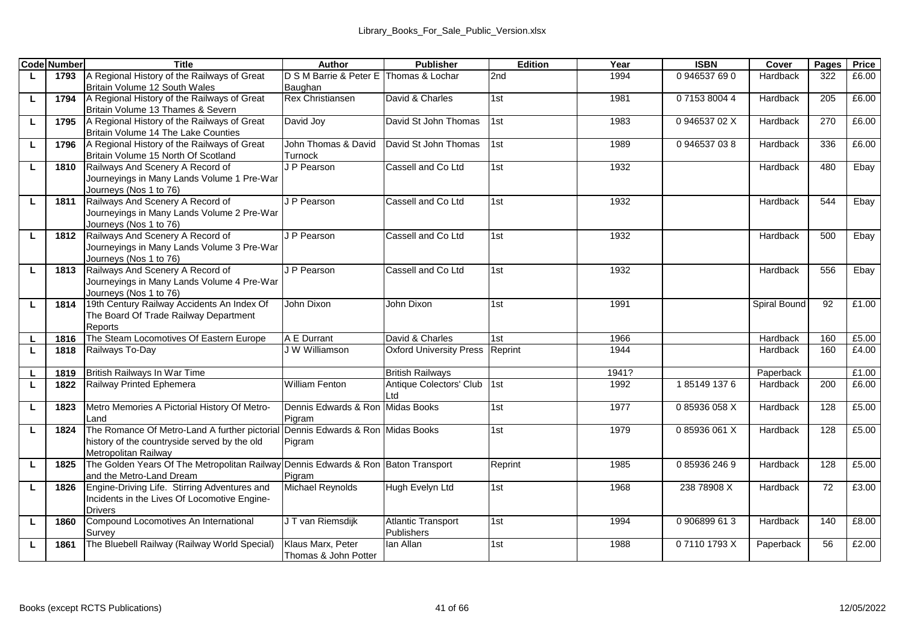| Code | Number | Title | Author | Publisher | Edition | Year | ISBN | Cover | Pages | Price |
|---|---|---|---|---|---|---|---|---|---|---|
| L | 1793 | A Regional History of the Railways of Great Britain Volume 12 South Wales | D S M Barrie & Peter E Baughan | Thomas & Lochar | 2nd | 1994 | 0 946537 69 0 | Hardback | 322 | £6.00 |
| L | 1794 | A Regional History of the Railways of Great Britain Volume 13 Thames & Severn | Rex Christiansen | David & Charles | 1st | 1981 | 0 7153 8004 4 | Hardback | 205 | £6.00 |
| L | 1795 | A Regional History of the Railways of Great Britain Volume 14 The Lake Counties | David Joy | David St John Thomas | 1st | 1983 | 0 946537 02 X | Hardback | 270 | £6.00 |
| L | 1796 | A Regional History of the Railways of Great Britain Volume 15 North Of Scotland | John Thomas & David Turnock | David St John Thomas | 1st | 1989 | 0 946537 03 8 | Hardback | 336 | £6.00 |
| L | 1810 | Railways And Scenery A Record of Journeyings in Many Lands Volume 1 Pre-War Journeys (Nos 1 to 76) | J P Pearson | Cassell and Co Ltd | 1st | 1932 | | Hardback | 480 | Ebay |
| L | 1811 | Railways And Scenery A Record of Journeyings in Many Lands Volume 2 Pre-War Journeys (Nos 1 to 76) | J P Pearson | Cassell and Co Ltd | 1st | 1932 | | Hardback | 544 | Ebay |
| L | 1812 | Railways And Scenery A Record of Journeyings in Many Lands Volume 3 Pre-War Journeys (Nos 1 to 76) | J P Pearson | Cassell and Co Ltd | 1st | 1932 | | Hardback | 500 | Ebay |
| L | 1813 | Railways And Scenery A Record of Journeyings in Many Lands Volume 4 Pre-War Journeys (Nos 1 to 76) | J P Pearson | Cassell and Co Ltd | 1st | 1932 | | Hardback | 556 | Ebay |
| L | 1814 | 19th Century Railway Accidents An Index Of The Board Of Trade Railway Department Reports | John Dixon | John Dixon | 1st | 1991 | | Spiral Bound | 92 | £1.00 |
| L | 1816 | The Steam Locomotives Of Eastern Europe | A E Durrant | David & Charles | 1st | 1966 | | Hardback | 160 | £5.00 |
| L | 1818 | Railways To-Day | J W Williamson | Oxford University Press | Reprint | 1944 | | Hardback | 160 | £4.00 |
| L | 1819 | British Railways In War Time | | British Railways | | 1941? | | Paperback | | £1.00 |
| L | 1822 | Railway Printed Ephemera | William Fenton | Antique Colectors' Club Ltd | 1st | 1992 | 1 85149 137 6 | Hardback | 200 | £6.00 |
| L | 1823 | Metro Memories A Pictorial History Of Metro-Land | Dennis Edwards & Ron Pigram | Midas Books | 1st | 1977 | 0 85936 058 X | Hardback | 128 | £5.00 |
| L | 1824 | The Romance Of Metro-Land A further pictorial history of the countryside served by the old Metropolitan Railway | Dennis Edwards & Ron Pigram | Midas Books | 1st | 1979 | 0 85936 061 X | Hardback | 128 | £5.00 |
| L | 1825 | The Golden Years Of The Metropolitan Railway and the Metro-Land Dream | Dennis Edwards & Ron Pigram | Baton Transport | Reprint | 1985 | 0 85936 246 9 | Hardback | 128 | £5.00 |
| L | 1826 | Engine-Driving Life. Stirring Adventures and Incidents in the Lives Of Locomotive Engine-Drivers | Michael Reynolds | Hugh Evelyn Ltd | 1st | 1968 | 238 78908 X | Hardback | 72 | £3.00 |
| L | 1860 | Compound Locomotives An International Survey | J T van Riemsdijk | Atlantic Transport Publishers | 1st | 1994 | 0 906899 61 3 | Hardback | 140 | £8.00 |
| L | 1861 | The Bluebell Railway (Railway World Special) | Klaus Marx, Peter Thomas & John Potter | Ian Allan | 1st | 1988 | 0 7110 1793 X | Paperback | 56 | £2.00 |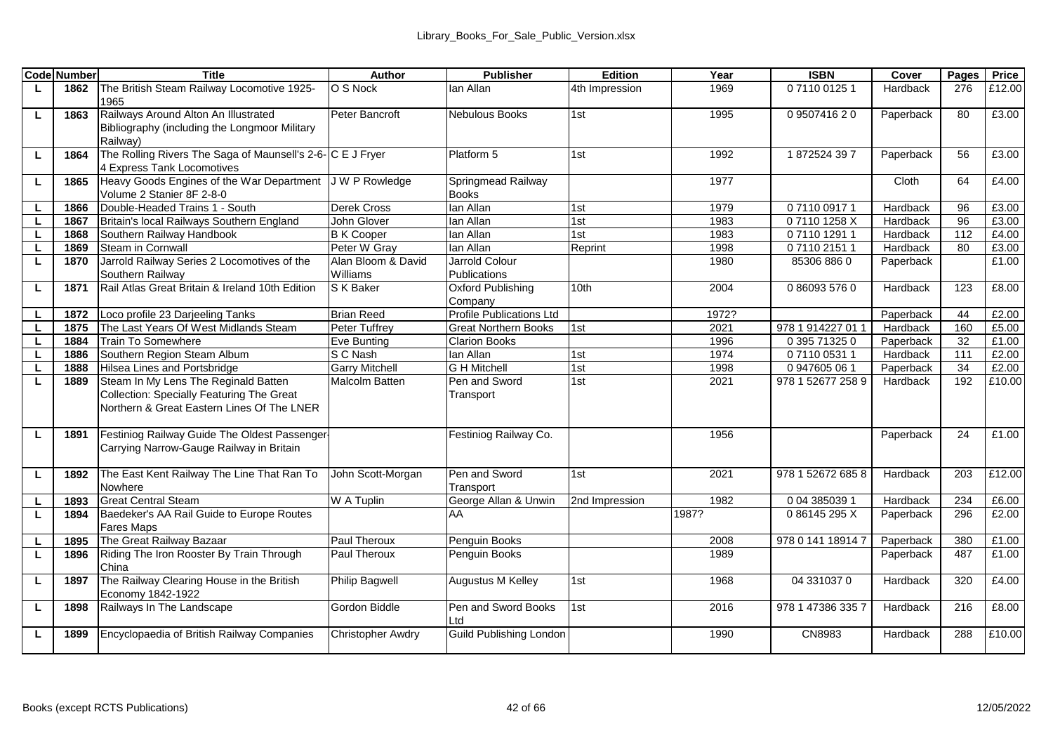| Code | Number | Title | Author | Publisher | Edition | Year | ISBN | Cover | Pages | Price |
|---|---|---|---|---|---|---|---|---|---|---|
| L | 1862 | The British Steam Railway Locomotive 1925-1965 | O S Nock | Ian Allan | 4th Impression | 1969 | 0 7110 0125 1 | Hardback | 276 | £12.00 |
| L | 1863 | Railways Around Alton An Illustrated Bibliography (including the Longmoor Military Railway) | Peter Bancroft | Nebulous Books | 1st | 1995 | 0 9507416 2 0 | Paperback | 80 | £3.00 |
| L | 1864 | The Rolling Rivers The Saga of Maunsell's 2-6-4 Express Tank Locomotives | C E J Fryer | Platform 5 | 1st | 1992 | 1 872524 39 7 | Paperback | 56 | £3.00 |
| L | 1865 | Heavy Goods Engines of the War Department Volume 2 Stanier 8F 2-8-0 | J W P Rowledge | Springmead Railway Books | | 1977 | | Cloth | 64 | £4.00 |
| L | 1866 | Double-Headed Trains 1 - South | Derek Cross | Ian Allan | 1st | 1979 | 0 7110 0917 1 | Hardback | 96 | £3.00 |
| L | 1867 | Britain's local Railways Southern England | John Glover | Ian Allan | 1st | 1983 | 0 7110 1258 X | Hardback | 96 | £3.00 |
| L | 1868 | Southern Railway Handbook | B K Cooper | Ian Allan | 1st | 1983 | 0 7110 1291 1 | Hardback | 112 | £4.00 |
| L | 1869 | Steam in Cornwall | Peter W Gray | Ian Allan | Reprint | 1998 | 0 7110 2151 1 | Hardback | 80 | £3.00 |
| L | 1870 | Jarrold Railway Series 2 Locomotives of the Southern Railway | Alan Bloom & David Williams | Jarrold Colour Publications | | 1980 | 85306 886 0 | Paperback | | £1.00 |
| L | 1871 | Rail Atlas Great Britain & Ireland 10th Edition | S K Baker | Oxford Publishing Company | 10th | 2004 | 0 86093 576 0 | Hardback | 123 | £8.00 |
| L | 1872 | Loco profile 23 Darjeeling Tanks | Brian Reed | Profile Publications Ltd | | 1972? | | Paperback | 44 | £2.00 |
| L | 1875 | The Last Years Of West Midlands Steam | Peter Tuffrey | Great Northern Books | 1st | 2021 | 978 1 914227 01 1 | Hardback | 160 | £5.00 |
| L | 1884 | Train To Somewhere | Eve Bunting | Clarion Books | | 1996 | 0 395 71325 0 | Paperback | 32 | £1.00 |
| L | 1886 | Southern Region Steam Album | S C Nash | Ian Allan | 1st | 1974 | 0 7110 0531 1 | Hardback | 111 | £2.00 |
| L | 1888 | Hilsea Lines and Portsbridge | Garry Mitchell | G H Mitchell | 1st | 1998 | 0 947605 06 1 | Paperback | 34 | £2.00 |
| L | 1889 | Steam In My Lens The Reginald Batten Collection: Specially Featuring The Great Northern & Great Eastern Lines Of The LNER | Malcolm Batten | Pen and Sword Transport | 1st | 2021 | 978 1 52677 258 9 | Hardback | 192 | £10.00 |
| L | 1891 | Festiniog Railway Guide The Oldest Passenger-Carrying Narrow-Gauge Railway in Britain | | Festiniog Railway Co. | | 1956 | | Paperback | 24 | £1.00 |
| L | 1892 | The East Kent Railway The Line That Ran To Nowhere | John Scott-Morgan | Pen and Sword Transport | 1st | 2021 | 978 1 52672 685 8 | Hardback | 203 | £12.00 |
| L | 1893 | Great Central Steam | W A Tuplin | George Allan & Unwin | 2nd Impression | 1982 | 0 04 385039 1 | Hardback | 234 | £6.00 |
| L | 1894 | Baedeker's AA Rail Guide to Europe Routes Fares Maps | | AA | | 1987? | 0 86145 295 X | Paperback | 296 | £2.00 |
| L | 1895 | The Great Railway Bazaar | Paul Theroux | Penguin Books | | 2008 | 978 0 141 18914 7 | Paperback | 380 | £1.00 |
| L | 1896 | Riding The Iron Rooster By Train Through China | Paul Theroux | Penguin Books | | 1989 | | Paperback | 487 | £1.00 |
| L | 1897 | The Railway Clearing House in the British Economy 1842-1922 | Philip Bagwell | Augustus M Kelley | 1st | 1968 | 04 331037 0 | Hardback | 320 | £4.00 |
| L | 1898 | Railways In The Landscape | Gordon Biddle | Pen and Sword Books Ltd | 1st | 2016 | 978 1 47386 335 7 | Hardback | 216 | £8.00 |
| L | 1899 | Encyclopaedia of British Railway Companies | Christopher Awdry | Guild Publishing London | | 1990 | CN8983 | Hardback | 288 | £10.00 |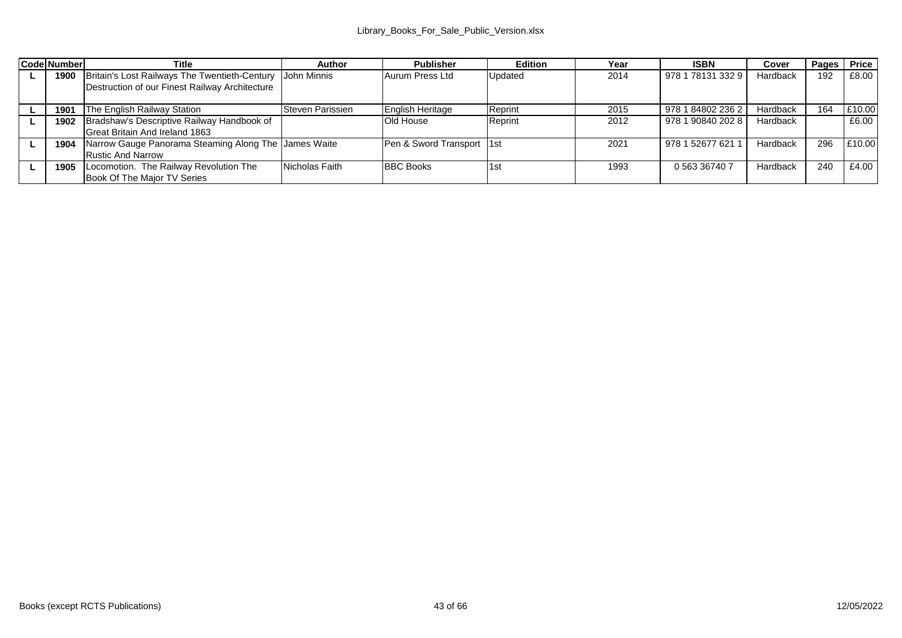| Code | Number | Title | Author | Publisher | Edition | Year | ISBN | Cover | Pages | Price |
|---|---|---|---|---|---|---|---|---|---|---|
| L | 1900 | Britain's Lost Railways The Twentieth-Century Destruction of our Finest Railway Architecture | John Minnis | Aurum Press Ltd | Updated | 2014 | 978 1 78131 332 9 | Hardback | 192 | £8.00 |
| L | 1901 | The English Railway Station | Steven Parissien | English Heritage | Reprint | 2015 | 978 1 84802 236 2 | Hardback | 164 | £10.00 |
| L | 1902 | Bradshaw's Descriptive Railway Handbook of Great Britain And Ireland 1863 | | Old House | Reprint | 2012 | 978 1 90840 202 8 | Hardback | | £6.00 |
| L | 1904 | Narrow Gauge Panorama Steaming Along The Rustic And Narrow | James Waite | Pen & Sword Transport | 1st | 2021 | 978 1 52677 621 1 | Hardback | 296 | £10.00 |
| L | 1905 | Locomotion. The Railway Revolution The Book Of The Major TV Series | Nicholas Faith | BBC Books | 1st | 1993 | 0 563 36740 7 | Hardback | 240 | £4.00 |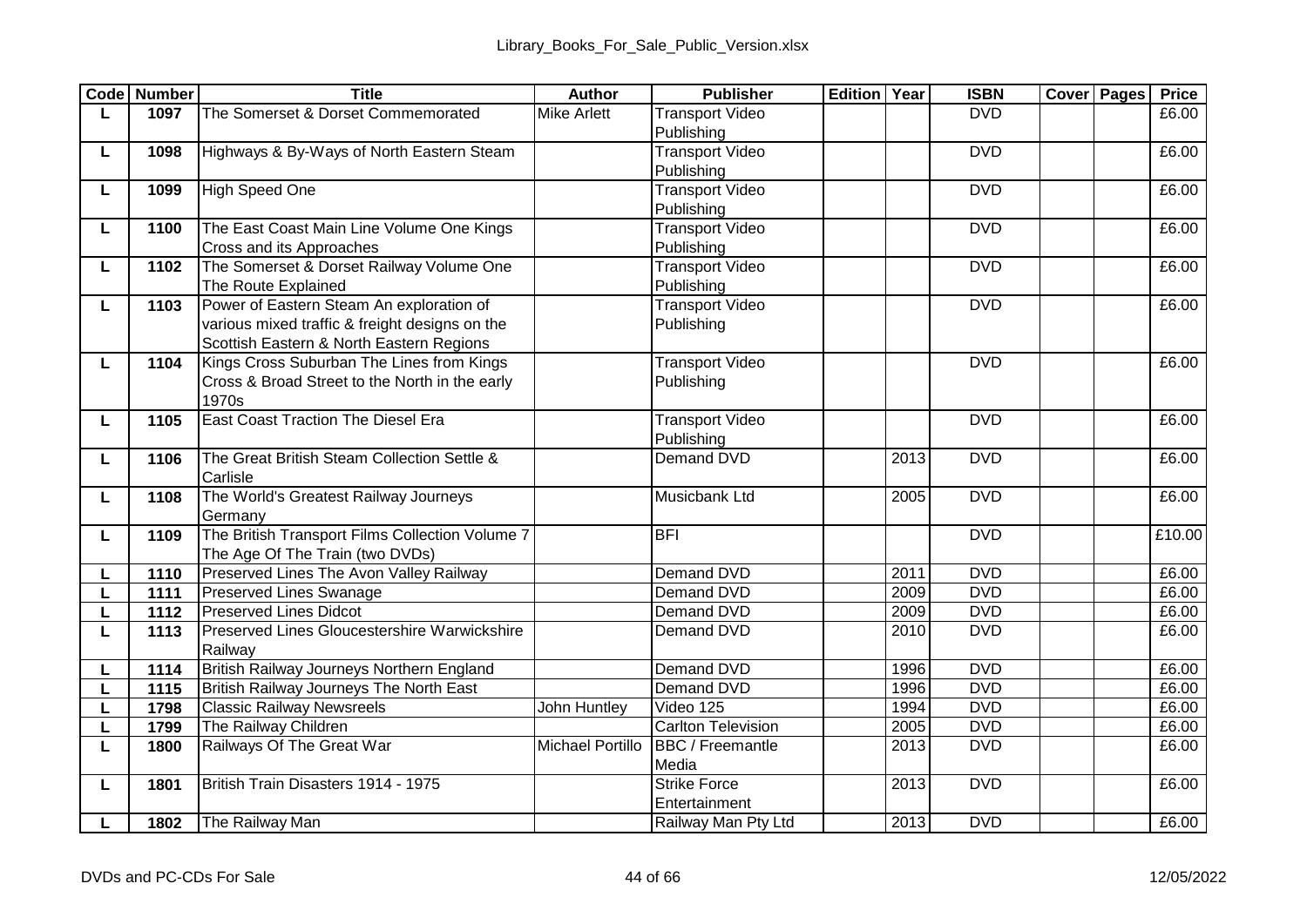| Code | Number | Title | Author | Publisher | Edition | Year | ISBN | Cover | Pages | Price |
|---|---|---|---|---|---|---|---|---|---|---|
| L | 1097 | The Somerset & Dorset Commemorated | Mike Arlett | Transport Video Publishing | | | DVD | | | £6.00 |
| L | 1098 | Highways & By-Ways of North Eastern Steam | | Transport Video Publishing | | | DVD | | | £6.00 |
| L | 1099 | High Speed One | | Transport Video Publishing | | | DVD | | | £6.00 |
| L | 1100 | The East Coast Main Line Volume One Kings Cross and its Approaches | | Transport Video Publishing | | | DVD | | | £6.00 |
| L | 1102 | The Somerset & Dorset Railway Volume One The Route Explained | | Transport Video Publishing | | | DVD | | | £6.00 |
| L | 1103 | Power of Eastern Steam An exploration of various mixed traffic & freight designs on the Scottish Eastern & North Eastern Regions | | Transport Video Publishing | | | DVD | | | £6.00 |
| L | 1104 | Kings Cross Suburban The Lines from Kings Cross & Broad Street to the North in the early 1970s | | Transport Video Publishing | | | DVD | | | £6.00 |
| L | 1105 | East Coast Traction The Diesel Era | | Transport Video Publishing | | | DVD | | | £6.00 |
| L | 1106 | The Great British Steam Collection Settle & Carlisle | | Demand DVD | | 2013 | DVD | | | £6.00 |
| L | 1108 | The World's Greatest Railway Journeys Germany | | Musicbank Ltd | | 2005 | DVD | | | £6.00 |
| L | 1109 | The British Transport Films Collection Volume 7 The Age Of The Train (two DVDs) | | BFI | | | DVD | | | £10.00 |
| L | 1110 | Preserved Lines The Avon Valley Railway | | Demand DVD | | 2011 | DVD | | | £6.00 |
| L | 1111 | Preserved Lines Swanage | | Demand DVD | | 2009 | DVD | | | £6.00 |
| L | 1112 | Preserved Lines Didcot | | Demand DVD | | 2009 | DVD | | | £6.00 |
| L | 1113 | Preserved Lines Gloucestershire Warwickshire Railway | | Demand DVD | | 2010 | DVD | | | £6.00 |
| L | 1114 | British Railway Journeys Northern England | | Demand DVD | | 1996 | DVD | | | £6.00 |
| L | 1115 | British Railway Journeys The North East | | Demand DVD | | 1996 | DVD | | | £6.00 |
| L | 1798 | Classic Railway Newsreels | John Huntley | Video 125 | | 1994 | DVD | | | £6.00 |
| L | 1799 | The Railway Children | | Carlton Television | | 2005 | DVD | | | £6.00 |
| L | 1800 | Railways Of The Great War | Michael Portillo | BBC / Freemantle Media | | 2013 | DVD | | | £6.00 |
| L | 1801 | British Train Disasters 1914 - 1975 | | Strike Force Entertainment | | 2013 | DVD | | | £6.00 |
| L | 1802 | The Railway Man | | Railway Man Pty Ltd | | 2013 | DVD | | | £6.00 |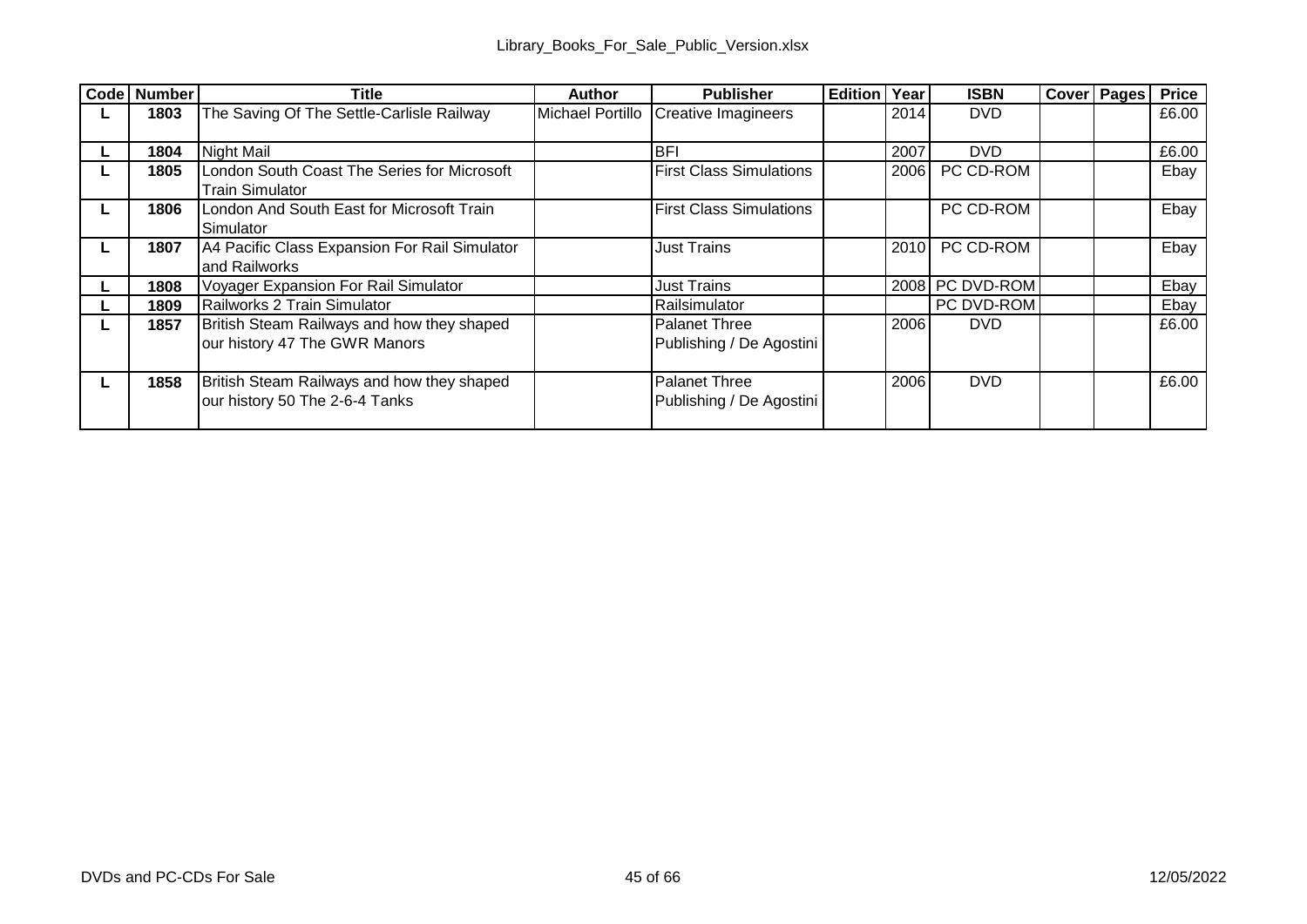| Code | Number | Title | Author | Publisher | Edition | Year | ISBN | Cover | Pages | Price |
|---|---|---|---|---|---|---|---|---|---|---|
| L | 1803 | The Saving Of The Settle-Carlisle Railway | Michael Portillo | Creative Imagineers | | 2014 | DVD | | | £6.00 |
| L | 1804 | Night Mail | | BFI | | 2007 | DVD | | | £6.00 |
| L | 1805 | London South Coast The Series for Microsoft Train Simulator | | First Class Simulations | | 2006 | PC CD-ROM | | | Ebay |
| L | 1806 | London And South East for Microsoft Train Simulator | | First Class Simulations | | | PC CD-ROM | | | Ebay |
| L | 1807 | A4 Pacific Class Expansion For Rail Simulator and Railworks | | Just Trains | | 2010 | PC CD-ROM | | | Ebay |
| L | 1808 | Voyager Expansion For Rail Simulator | | Just Trains | | 2008 | PC DVD-ROM | | | Ebay |
| L | 1809 | Railworks 2 Train Simulator | | Railsimulator | | | PC DVD-ROM | | | Ebay |
| L | 1857 | British Steam Railways and how they shaped our history 47 The GWR Manors | | Palanet Three Publishing / De Agostini | | 2006 | DVD | | | £6.00 |
| L | 1858 | British Steam Railways and how they shaped our history 50 The 2-6-4 Tanks | | Palanet Three Publishing / De Agostini | | 2006 | DVD | | | £6.00 |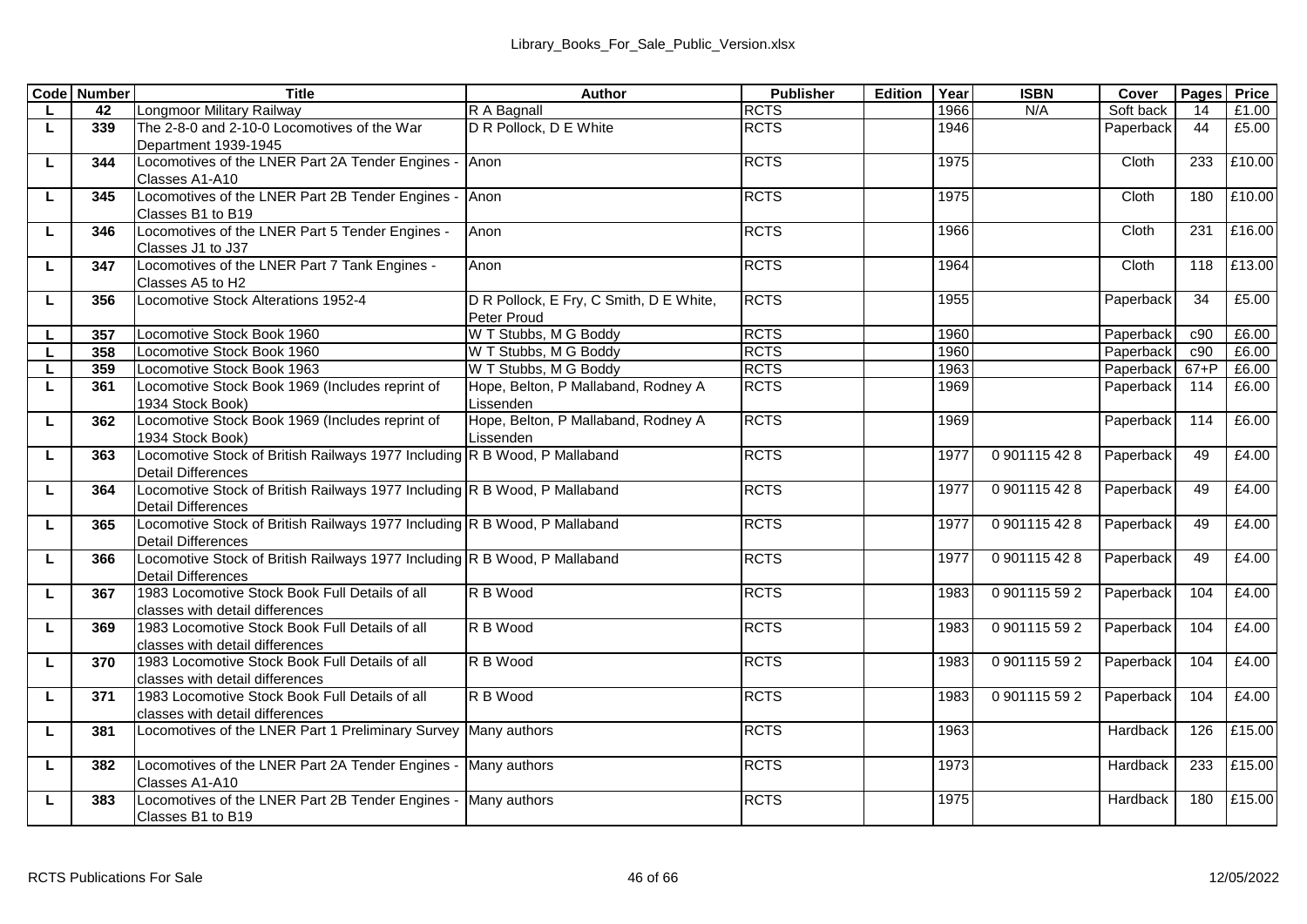| Code | Number | Title | Author | Publisher | Edition | Year | ISBN | Cover | Pages | Price |
|---|---|---|---|---|---|---|---|---|---|---|
| L | 42 | Longmoor Military Railway | R A Bagnall | RCTS | | 1966 | N/A | Soft back | 14 | £1.00 |
| L | 339 | The 2-8-0 and 2-10-0 Locomotives of the War Department 1939-1945 | D R Pollock, D E White | RCTS | | 1946 | | Paperback | 44 | £5.00 |
| L | 344 | Locomotives of the LNER Part 2A Tender Engines - Classes A1-A10 | Anon | RCTS | | 1975 | | Cloth | 233 | £10.00 |
| L | 345 | Locomotives of the LNER Part 2B Tender Engines - Classes B1 to B19 | Anon | RCTS | | 1975 | | Cloth | 180 | £10.00 |
| L | 346 | Locomotives of the LNER Part 5 Tender Engines - Classes J1 to J37 | Anon | RCTS | | 1966 | | Cloth | 231 | £16.00 |
| L | 347 | Locomotives of the LNER Part 7 Tank Engines - Classes A5 to H2 | Anon | RCTS | | 1964 | | Cloth | 118 | £13.00 |
| L | 356 | Locomotive Stock Alterations 1952-4 | D R Pollock, E Fry, C Smith, D E White, Peter Proud | RCTS | | 1955 | | Paperback | 34 | £5.00 |
| L | 357 | Locomotive Stock Book 1960 | W T Stubbs, M G Boddy | RCTS | | 1960 | | Paperback | c90 | £6.00 |
| L | 358 | Locomotive Stock Book 1960 | W T Stubbs, M G Boddy | RCTS | | 1960 | | Paperback | c90 | £6.00 |
| L | 359 | Locomotive Stock Book 1963 | W T Stubbs, M G Boddy | RCTS | | 1963 | | Paperback | 67+P | £6.00 |
| L | 361 | Locomotive Stock Book 1969 (Includes reprint of 1934 Stock Book) | Hope, Belton, P Mallaband, Rodney A Lissenden | RCTS | | 1969 | | Paperback | 114 | £6.00 |
| L | 362 | Locomotive Stock Book 1969 (Includes reprint of 1934 Stock Book) | Hope, Belton, P Mallaband, Rodney A Lissenden | RCTS | | 1969 | | Paperback | 114 | £6.00 |
| L | 363 | Locomotive Stock of British Railways 1977 Including Detail Differences | R B Wood, P Mallaband | RCTS | | 1977 | 0 901115 42 8 | Paperback | 49 | £4.00 |
| L | 364 | Locomotive Stock of British Railways 1977 Including Detail Differences | R B Wood, P Mallaband | RCTS | | 1977 | 0 901115 42 8 | Paperback | 49 | £4.00 |
| L | 365 | Locomotive Stock of British Railways 1977 Including Detail Differences | R B Wood, P Mallaband | RCTS | | 1977 | 0 901115 42 8 | Paperback | 49 | £4.00 |
| L | 366 | Locomotive Stock of British Railways 1977 Including Detail Differences | R B Wood, P Mallaband | RCTS | | 1977 | 0 901115 42 8 | Paperback | 49 | £4.00 |
| L | 367 | 1983 Locomotive Stock Book Full Details of all classes with detail differences | R B Wood | RCTS | | 1983 | 0 901115 59 2 | Paperback | 104 | £4.00 |
| L | 369 | 1983 Locomotive Stock Book Full Details of all classes with detail differences | R B Wood | RCTS | | 1983 | 0 901115 59 2 | Paperback | 104 | £4.00 |
| L | 370 | 1983 Locomotive Stock Book Full Details of all classes with detail differences | R B Wood | RCTS | | 1983 | 0 901115 59 2 | Paperback | 104 | £4.00 |
| L | 371 | 1983 Locomotive Stock Book Full Details of all classes with detail differences | R B Wood | RCTS | | 1983 | 0 901115 59 2 | Paperback | 104 | £4.00 |
| L | 381 | Locomotives of the LNER Part 1 Preliminary Survey | Many authors | RCTS | | 1963 | | Hardback | 126 | £15.00 |
| L | 382 | Locomotives of the LNER Part 2A Tender Engines - Classes A1-A10 | Many authors | RCTS | | 1973 | | Hardback | 233 | £15.00 |
| L | 383 | Locomotives of the LNER Part 2B Tender Engines - Classes B1 to B19 | Many authors | RCTS | | 1975 | | Hardback | 180 | £15.00 |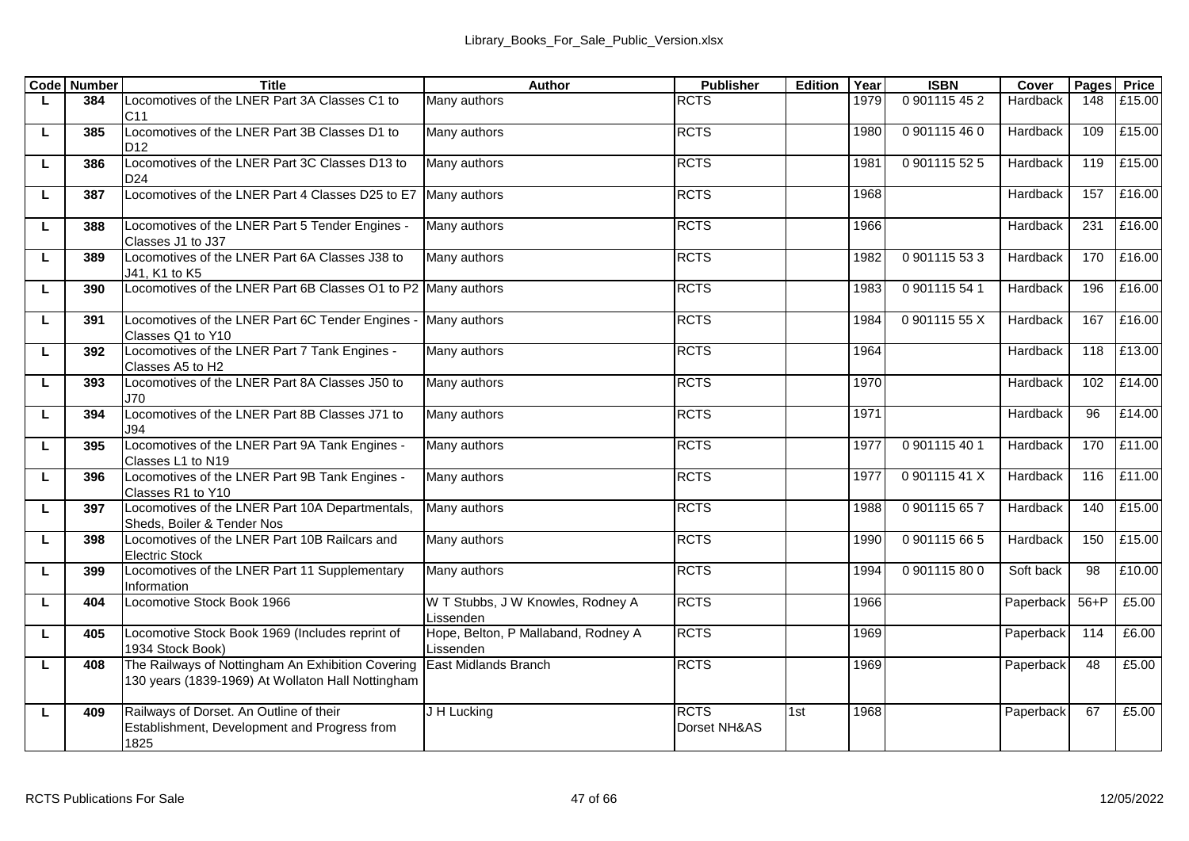| Code | Number | Title | Author | Publisher | Edition | Year | ISBN | Cover | Pages | Price |
|---|---|---|---|---|---|---|---|---|---|---|
| L | 384 | Locomotives of the LNER Part 3A Classes C1 to C11 | Many authors | RCTS | | 1979 | 0 901115 45 2 | Hardback | 148 | £15.00 |
| L | 385 | Locomotives of the LNER Part 3B Classes D1 to D12 | Many authors | RCTS | | 1980 | 0 901115 46 0 | Hardback | 109 | £15.00 |
| L | 386 | Locomotives of the LNER Part 3C Classes D13 to D24 | Many authors | RCTS | | 1981 | 0 901115 52 5 | Hardback | 119 | £15.00 |
| L | 387 | Locomotives of the LNER Part 4 Classes D25 to E7 | Many authors | RCTS | | 1968 | | Hardback | 157 | £16.00 |
| L | 388 | Locomotives of the LNER Part 5 Tender Engines - Classes J1 to J37 | Many authors | RCTS | | 1966 | | Hardback | 231 | £16.00 |
| L | 389 | Locomotives of the LNER Part 6A Classes J38 to J41, K1 to K5 | Many authors | RCTS | | 1982 | 0 901115 53 3 | Hardback | 170 | £16.00 |
| L | 390 | Locomotives of the LNER Part 6B Classes O1 to P2 | Many authors | RCTS | | 1983 | 0 901115 54 1 | Hardback | 196 | £16.00 |
| L | 391 | Locomotives of the LNER Part 6C Tender Engines - Classes Q1 to Y10 | Many authors | RCTS | | 1984 | 0 901115 55 X | Hardback | 167 | £16.00 |
| L | 392 | Locomotives of the LNER Part 7 Tank Engines - Classes A5 to H2 | Many authors | RCTS | | 1964 | | Hardback | 118 | £13.00 |
| L | 393 | Locomotives of the LNER Part 8A Classes J50 to J70 | Many authors | RCTS | | 1970 | | Hardback | 102 | £14.00 |
| L | 394 | Locomotives of the LNER Part 8B Classes J71 to J94 | Many authors | RCTS | | 1971 | | Hardback | 96 | £14.00 |
| L | 395 | Locomotives of the LNER Part 9A Tank Engines - Classes L1 to N19 | Many authors | RCTS | | 1977 | 0 901115 40 1 | Hardback | 170 | £11.00 |
| L | 396 | Locomotives of the LNER Part 9B Tank Engines - Classes R1 to Y10 | Many authors | RCTS | | 1977 | 0 901115 41 X | Hardback | 116 | £11.00 |
| L | 397 | Locomotives of the LNER Part 10A Departmentals, Sheds, Boiler & Tender Nos | Many authors | RCTS | | 1988 | 0 901115 65 7 | Hardback | 140 | £15.00 |
| L | 398 | Locomotives of the LNER Part 10B Railcars and Electric Stock | Many authors | RCTS | | 1990 | 0 901115 66 5 | Hardback | 150 | £15.00 |
| L | 399 | Locomotives of the LNER Part 11 Supplementary Information | Many authors | RCTS | | 1994 | 0 901115 80 0 | Soft back | 98 | £10.00 |
| L | 404 | Locomotive Stock Book 1966 | W T Stubbs, J W Knowles, Rodney A Lissenden | RCTS | | 1966 | | Paperback | 56+P | £5.00 |
| L | 405 | Locomotive Stock Book 1969 (Includes reprint of 1934 Stock Book) | Hope, Belton, P Mallaband, Rodney A Lissenden | RCTS | | 1969 | | Paperback | 114 | £6.00 |
| L | 408 | The Railways of Nottingham An Exhibition Covering 130 years (1839-1969) At Wollaton Hall Nottingham | East Midlands Branch | RCTS | | 1969 | | Paperback | 48 | £5.00 |
| L | 409 | Railways of Dorset. An Outline of their Establishment, Development and Progress from 1825 | J H Lucking | RCTS Dorset NH&AS | 1st | 1968 | | Paperback | 67 | £5.00 |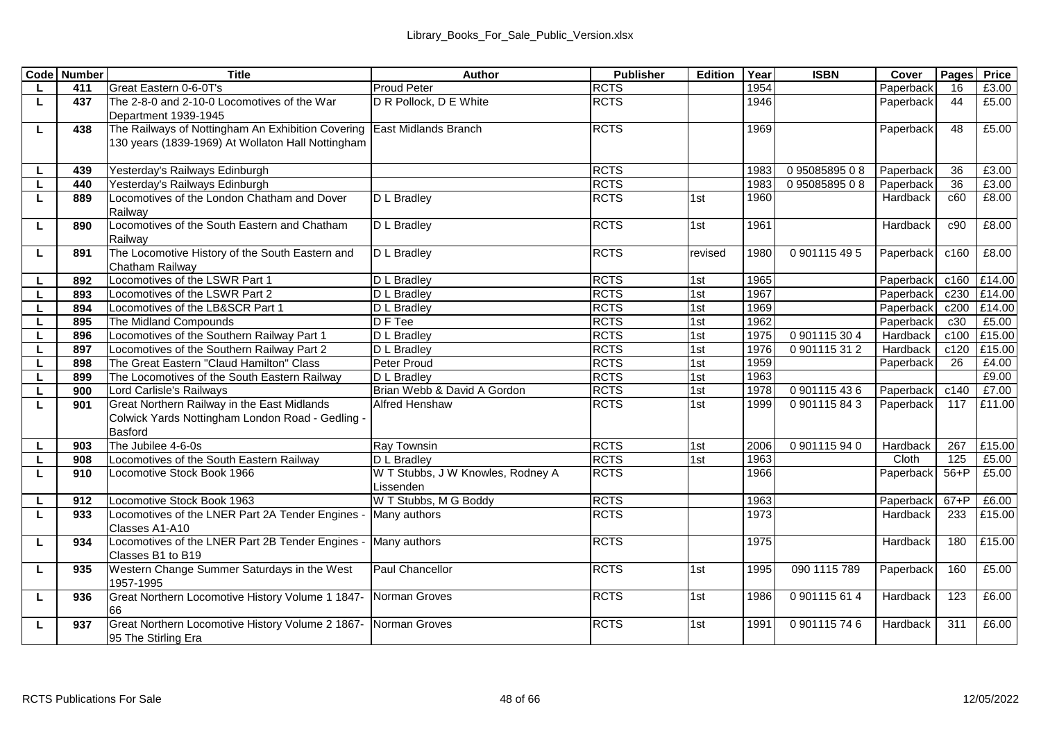| Code | Number | Title | Author | Publisher | Edition | Year | ISBN | Cover | Pages | Price |
|---|---|---|---|---|---|---|---|---|---|---|
| L | 411 | Great Eastern 0-6-0T's | Proud Peter | RCTS | | 1954 | | Paperback | 16 | £3.00 |
| L | 437 | The 2-8-0 and 2-10-0 Locomotives of the War Department 1939-1945 | D R Pollock, D E White | RCTS | | 1946 | | Paperback | 44 | £5.00 |
| L | 438 | The Railways of Nottingham An Exhibition Covering 130 years (1839-1969) At Wollaton Hall Nottingham | East Midlands Branch | RCTS | | 1969 | | Paperback | 48 | £5.00 |
| L | 439 | Yesterday's Railways Edinburgh | | RCTS | | 1983 | 0 95085895 0 8 | Paperback | 36 | £3.00 |
| L | 440 | Yesterday's Railways Edinburgh | | RCTS | | 1983 | 0 95085895 0 8 | Paperback | 36 | £3.00 |
| L | 889 | Locomotives of the London Chatham and Dover Railway | D L Bradley | RCTS | 1st | 1960 | | Hardback | c60 | £8.00 |
| L | 890 | Locomotives of the South Eastern and Chatham Railway | D L Bradley | RCTS | 1st | 1961 | | Hardback | c90 | £8.00 |
| L | 891 | The Locomotive History of the South Eastern and Chatham Railway | D L Bradley | RCTS | revised | 1980 | 0 901115 49 5 | Paperback | c160 | £8.00 |
| L | 892 | Locomotives of the LSWR Part 1 | D L Bradley | RCTS | 1st | 1965 | | Paperback | c160 | £14.00 |
| L | 893 | Locomotives of the LSWR Part 2 | D L Bradley | RCTS | 1st | 1967 | | Paperback | c230 | £14.00 |
| L | 894 | Locomotives of the LB&SCR Part 1 | D L Bradley | RCTS | 1st | 1969 | | Paperback | c200 | £14.00 |
| L | 895 | The Midland Compounds | D F Tee | RCTS | 1st | 1962 | | Paperback | c30 | £5.00 |
| L | 896 | Locomotives of the Southern Railway Part 1 | D L Bradley | RCTS | 1st | 1975 | 0 901115 30 4 | Hardback | c100 | £15.00 |
| L | 897 | Locomotives of the Southern Railway Part 2 | D L Bradley | RCTS | 1st | 1976 | 0 901115 31 2 | Hardback | c120 | £15.00 |
| L | 898 | The Great Eastern "Claud Hamilton" Class | Peter Proud | RCTS | 1st | 1959 | | Paperback | 26 | £4.00 |
| L | 899 | The Locomotives of the South Eastern Railway | D L Bradley | RCTS | 1st | 1963 | | | | £9.00 |
| L | 900 | Lord Carlisle's Railways | Brian Webb & David A Gordon | RCTS | 1st | 1978 | 0 901115 43 6 | Paperback | c140 | £7.00 |
| L | 901 | Great Northern Railway in the East Midlands Colwick Yards Nottingham London Road - Gedling - Basford | Alfred Henshaw | RCTS | 1st | 1999 | 0 901115 84 3 | Paperback | 117 | £11.00 |
| L | 903 | The Jubilee 4-6-0s | Ray Townsin | RCTS | 1st | 2006 | 0 901115 94 0 | Hardback | 267 | £15.00 |
| L | 908 | Locomotives of the South Eastern Railway | D L Bradley | RCTS | 1st | 1963 | | Cloth | 125 | £5.00 |
| L | 910 | Locomotive Stock Book 1966 | W T Stubbs, J W Knowles, Rodney A Lissenden | RCTS | | 1966 | | Paperback | 56+P | £5.00 |
| L | 912 | Locomotive Stock Book 1963 | W T Stubbs, M G Boddy | RCTS | | 1963 | | Paperback | 67+P | £6.00 |
| L | 933 | Locomotives of the LNER Part 2A Tender Engines - Classes A1-A10 | Many authors | RCTS | | 1973 | | Hardback | 233 | £15.00 |
| L | 934 | Locomotives of the LNER Part 2B Tender Engines - Classes B1 to B19 | Many authors | RCTS | | 1975 | | Hardback | 180 | £15.00 |
| L | 935 | Western Change Summer Saturdays in the West 1957-1995 | Paul Chancellor | RCTS | 1st | 1995 | 090 1115 789 | Paperback | 160 | £5.00 |
| L | 936 | Great Northern Locomotive History Volume 1 1847-66 | Norman Groves | RCTS | 1st | 1986 | 0 901115 61 4 | Hardback | 123 | £6.00 |
| L | 937 | Great Northern Locomotive History Volume 2 1867-95 The Stirling Era | Norman Groves | RCTS | 1st | 1991 | 0 901115 74 6 | Hardback | 311 | £6.00 |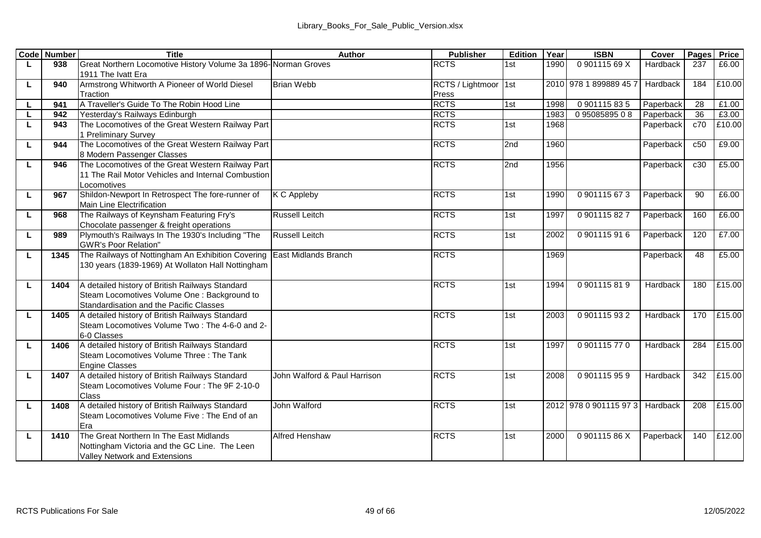| Code | Number | Title | Author | Publisher | Edition | Year | ISBN | Cover | Pages | Price |
|---|---|---|---|---|---|---|---|---|---|---|
| L | 938 | Great Northern Locomotive History Volume 3a 1896-1911 The Ivatt Era | Norman Groves | RCTS | 1st | 1990 | 0 901115 69 X | Hardback | 237 | £6.00 |
| L | 940 | Armstrong Whitworth A Pioneer of World Diesel Traction | Brian Webb | RCTS / Lightmoor Press | 1st | 2010 | 978 1 899889 45 7 | Hardback | 184 | £10.00 |
| L | 941 | A Traveller's Guide To The Robin Hood Line | | RCTS | 1st | 1998 | 0 901115 83 5 | Paperback | 28 | £1.00 |
| L | 942 | Yesterday's Railways Edinburgh | | RCTS | | 1983 | 0 95085895 0 8 | Paperback | 36 | £3.00 |
| L | 943 | The Locomotives of the Great Western Railway Part 1 Preliminary Survey | | RCTS | 1st | 1968 | | Paperback | c70 | £10.00 |
| L | 944 | The Locomotives of the Great Western Railway Part 8 Modern Passenger Classes | | RCTS | 2nd | 1960 | | Paperback | c50 | £9.00 |
| L | 946 | The Locomotives of the Great Western Railway Part 11 The Rail Motor Vehicles and Internal Combustion Locomotives | | RCTS | 2nd | 1956 | | Paperback | c30 | £5.00 |
| L | 967 | Shildon-Newport In Retrospect The fore-runner of Main Line Electrification | K C Appleby | RCTS | 1st | 1990 | 0 901115 67 3 | Paperback | 90 | £6.00 |
| L | 968 | The Railways of Keynsham Featuring Fry's Chocolate passenger & freight operations | Russell Leitch | RCTS | 1st | 1997 | 0 901115 82 7 | Paperback | 160 | £6.00 |
| L | 989 | Plymouth's Railways In The 1930's Including "The GWR's Poor Relation" | Russell Leitch | RCTS | 1st | 2002 | 0 901115 91 6 | Paperback | 120 | £7.00 |
| L | 1345 | The Railways of Nottingham An Exhibition Covering 130 years (1839-1969) At Wollaton Hall Nottingham | East Midlands Branch | RCTS | | 1969 | | Paperback | 48 | £5.00 |
| L | 1404 | A detailed history of British Railways Standard Steam Locomotives Volume One : Background to Standardisation and the Pacific Classes | | RCTS | 1st | 1994 | 0 901115 81 9 | Hardback | 180 | £15.00 |
| L | 1405 | A detailed history of British Railways Standard Steam Locomotives Volume Two : The 4-6-0 and 2-6-0 Classes | | RCTS | 1st | 2003 | 0 901115 93 2 | Hardback | 170 | £15.00 |
| L | 1406 | A detailed history of British Railways Standard Steam Locomotives Volume Three : The Tank Engine Classes | | RCTS | 1st | 1997 | 0 901115 77 0 | Hardback | 284 | £15.00 |
| L | 1407 | A detailed history of British Railways Standard Steam Locomotives Volume Four : The 9F 2-10-0 Class | John Walford & Paul Harrison | RCTS | 1st | 2008 | 0 901115 95 9 | Hardback | 342 | £15.00 |
| L | 1408 | A detailed history of British Railways Standard Steam Locomotives Volume Five : The End of an Era | John Walford | RCTS | 1st | 2012 | 978 0 901115 97 3 | Hardback | 208 | £15.00 |
| L | 1410 | The Great Northern In The East Midlands Nottingham Victoria and the GC Line. The Leen Valley Network and Extensions | Alfred Henshaw | RCTS | 1st | 2000 | 0 901115 86 X | Paperback | 140 | £12.00 |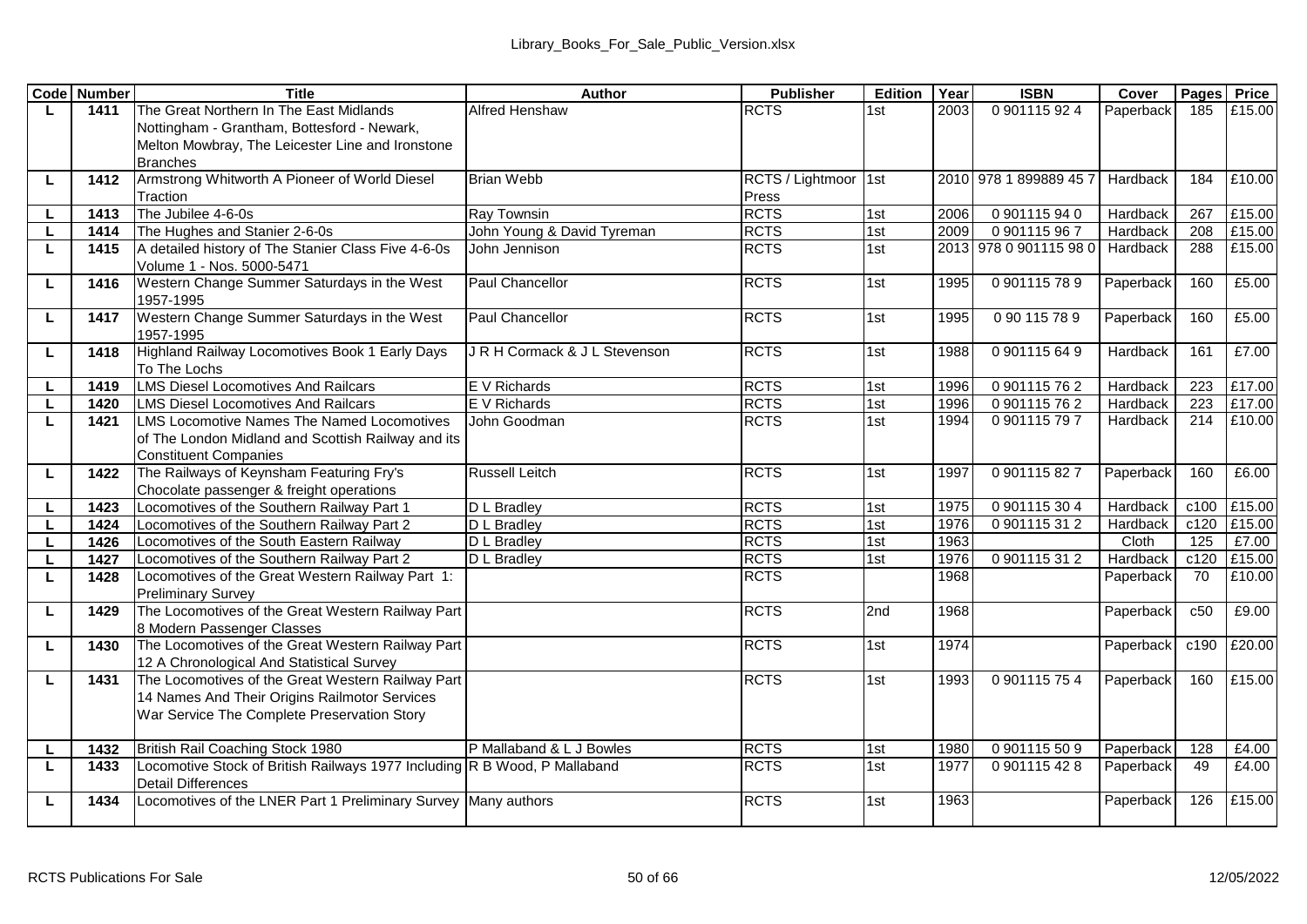| Code | Number | Title | Author | Publisher | Edition | Year | ISBN | Cover | Pages | Price |
|---|---|---|---|---|---|---|---|---|---|---|
| L | 1411 | The Great Northern In The East Midlands Nottingham - Grantham, Bottesford - Newark, Melton Mowbray, The Leicester Line and Ironstone Branches | Alfred Henshaw | RCTS | 1st | 2003 | 0 901115 92 4 | Paperback | 185 | £15.00 |
| L | 1412 | Armstrong Whitworth A Pioneer of World Diesel Traction | Brian Webb | RCTS / Lightmoor Press | 1st | 2010 | 978 1 899889 45 7 | Hardback | 184 | £10.00 |
| L | 1413 | The Jubilee 4-6-0s | Ray Townsin | RCTS | 1st | 2006 | 0 901115 94 0 | Hardback | 267 | £15.00 |
| L | 1414 | The Hughes and Stanier 2-6-0s | John Young & David Tyreman | RCTS | 1st | 2009 | 0 901115 96 7 | Hardback | 208 | £15.00 |
| L | 1415 | A detailed history of The Stanier Class Five 4-6-0s Volume 1 - Nos. 5000-5471 | John Jennison | RCTS | 1st | 2013 | 978 0 901115 98 0 | Hardback | 288 | £15.00 |
| L | 1416 | Western Change Summer Saturdays in the West 1957-1995 | Paul Chancellor | RCTS | 1st | 1995 | 0 901115 78 9 | Paperback | 160 | £5.00 |
| L | 1417 | Western Change Summer Saturdays in the West 1957-1995 | Paul Chancellor | RCTS | 1st | 1995 | 0 90 115 78 9 | Paperback | 160 | £5.00 |
| L | 1418 | Highland Railway Locomotives Book 1 Early Days To The Lochs | J R H Cormack & J L Stevenson | RCTS | 1st | 1988 | 0 901115 64 9 | Hardback | 161 | £7.00 |
| L | 1419 | LMS Diesel Locomotives And Railcars | E V Richards | RCTS | 1st | 1996 | 0 901115 76 2 | Hardback | 223 | £17.00 |
| L | 1420 | LMS Diesel Locomotives And Railcars | E V Richards | RCTS | 1st | 1996 | 0 901115 76 2 | Hardback | 223 | £17.00 |
| L | 1421 | LMS Locomotive Names The Named Locomotives of The London Midland and Scottish Railway and its Constituent Companies | John Goodman | RCTS | 1st | 1994 | 0 901115 79 7 | Hardback | 214 | £10.00 |
| L | 1422 | The Railways of Keynsham Featuring Fry's Chocolate passenger & freight operations | Russell Leitch | RCTS | 1st | 1997 | 0 901115 82 7 | Paperback | 160 | £6.00 |
| L | 1423 | Locomotives of the Southern Railway Part 1 | D L Bradley | RCTS | 1st | 1975 | 0 901115 30 4 | Hardback | c100 | £15.00 |
| L | 1424 | Locomotives of the Southern Railway Part 2 | D L Bradley | RCTS | 1st | 1976 | 0 901115 31 2 | Hardback | c120 | £15.00 |
| L | 1426 | Locomotives of the South Eastern Railway | D L Bradley | RCTS | 1st | 1963 | | Cloth | 125 | £7.00 |
| L | 1427 | Locomotives of the Southern Railway Part 2 | D L Bradley | RCTS | 1st | 1976 | 0 901115 31 2 | Hardback | c120 | £15.00 |
| L | 1428 | Locomotives of the Great Western Railway Part 1: Preliminary Survey | | RCTS | | 1968 | | Paperback | 70 | £10.00 |
| L | 1429 | The Locomotives of the Great Western Railway Part 8 Modern Passenger Classes | | RCTS | 2nd | 1968 | | Paperback | c50 | £9.00 |
| L | 1430 | The Locomotives of the Great Western Railway Part 12 A Chronological And Statistical Survey | | RCTS | 1st | 1974 | | Paperback | c190 | £20.00 |
| L | 1431 | The Locomotives of the Great Western Railway Part 14 Names And Their Origins Railmotor Services War Service The Complete Preservation Story | | RCTS | 1st | 1993 | 0 901115 75 4 | Paperback | 160 | £15.00 |
| L | 1432 | British Rail Coaching Stock 1980 | P Mallaband & L J Bowles | RCTS | 1st | 1980 | 0 901115 50 9 | Paperback | 128 | £4.00 |
| L | 1433 | Locomotive Stock of British Railways 1977 Including Detail Differences | R B Wood, P Mallaband | RCTS | 1st | 1977 | 0 901115 42 8 | Paperback | 49 | £4.00 |
| L | 1434 | Locomotives of the LNER Part 1 Preliminary Survey | Many authors | RCTS | 1st | 1963 | | Paperback | 126 | £15.00 |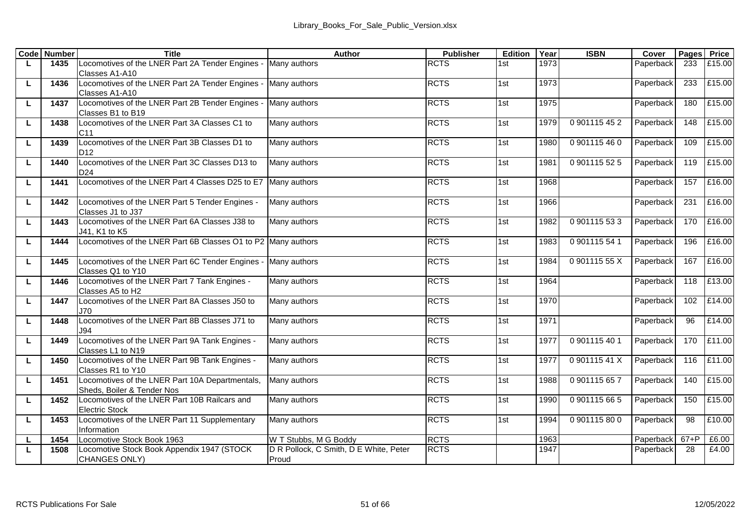| Code | Number | Title | Author | Publisher | Edition | Year | ISBN | Cover | Pages | Price |
|---|---|---|---|---|---|---|---|---|---|---|
| L | 1435 | Locomotives of the LNER Part 2A Tender Engines - Classes A1-A10 | Many authors | RCTS | 1st | 1973 | | Paperback | 233 | £15.00 |
| L | 1436 | Locomotives of the LNER Part 2A Tender Engines - Classes A1-A10 | Many authors | RCTS | 1st | 1973 | | Paperback | 233 | £15.00 |
| L | 1437 | Locomotives of the LNER Part 2B Tender Engines - Classes B1 to B19 | Many authors | RCTS | 1st | 1975 | | Paperback | 180 | £15.00 |
| L | 1438 | Locomotives of the LNER Part 3A Classes C1 to C11 | Many authors | RCTS | 1st | 1979 | 0 901115 45 2 | Paperback | 148 | £15.00 |
| L | 1439 | Locomotives of the LNER Part 3B Classes D1 to D12 | Many authors | RCTS | 1st | 1980 | 0 901115 46 0 | Paperback | 109 | £15.00 |
| L | 1440 | Locomotives of the LNER Part 3C Classes D13 to D24 | Many authors | RCTS | 1st | 1981 | 0 901115 52 5 | Paperback | 119 | £15.00 |
| L | 1441 | Locomotives of the LNER Part 4 Classes D25 to E7 | Many authors | RCTS | 1st | 1968 | | Paperback | 157 | £16.00 |
| L | 1442 | Locomotives of the LNER Part 5 Tender Engines - Classes J1 to J37 | Many authors | RCTS | 1st | 1966 | | Paperback | 231 | £16.00 |
| L | 1443 | Locomotives of the LNER Part 6A Classes J38 to J41, K1 to K5 | Many authors | RCTS | 1st | 1982 | 0 901115 53 3 | Paperback | 170 | £16.00 |
| L | 1444 | Locomotives of the LNER Part 6B Classes O1 to P2 | Many authors | RCTS | 1st | 1983 | 0 901115 54 1 | Paperback | 196 | £16.00 |
| L | 1445 | Locomotives of the LNER Part 6C Tender Engines - Classes Q1 to Y10 | Many authors | RCTS | 1st | 1984 | 0 901115 55 X | Paperback | 167 | £16.00 |
| L | 1446 | Locomotives of the LNER Part 7 Tank Engines - Classes A5 to H2 | Many authors | RCTS | 1st | 1964 | | Paperback | 118 | £13.00 |
| L | 1447 | Locomotives of the LNER Part 8A Classes J50 to J70 | Many authors | RCTS | 1st | 1970 | | Paperback | 102 | £14.00 |
| L | 1448 | Locomotives of the LNER Part 8B Classes J71 to J94 | Many authors | RCTS | 1st | 1971 | | Paperback | 96 | £14.00 |
| L | 1449 | Locomotives of the LNER Part 9A Tank Engines - Classes L1 to N19 | Many authors | RCTS | 1st | 1977 | 0 901115 40 1 | Paperback | 170 | £11.00 |
| L | 1450 | Locomotives of the LNER Part 9B Tank Engines - Classes R1 to Y10 | Many authors | RCTS | 1st | 1977 | 0 901115 41 X | Paperback | 116 | £11.00 |
| L | 1451 | Locomotives of the LNER Part 10A Departmentals, Sheds, Boiler & Tender Nos | Many authors | RCTS | 1st | 1988 | 0 901115 65 7 | Paperback | 140 | £15.00 |
| L | 1452 | Locomotives of the LNER Part 10B Railcars and Electric Stock | Many authors | RCTS | 1st | 1990 | 0 901115 66 5 | Paperback | 150 | £15.00 |
| L | 1453 | Locomotives of the LNER Part 11 Supplementary Information | Many authors | RCTS | 1st | 1994 | 0 901115 80 0 | Paperback | 98 | £10.00 |
| L | 1454 | Locomotive Stock Book 1963 | W T Stubbs, M G Boddy | RCTS | | 1963 | | Paperback | 67+P | £6.00 |
| L | 1508 | Locomotive Stock Book Appendix 1947 (STOCK CHANGES ONLY) | D R Pollock, C Smith, D E White, Peter Proud | RCTS | | 1947 | | Paperback | 28 | £4.00 |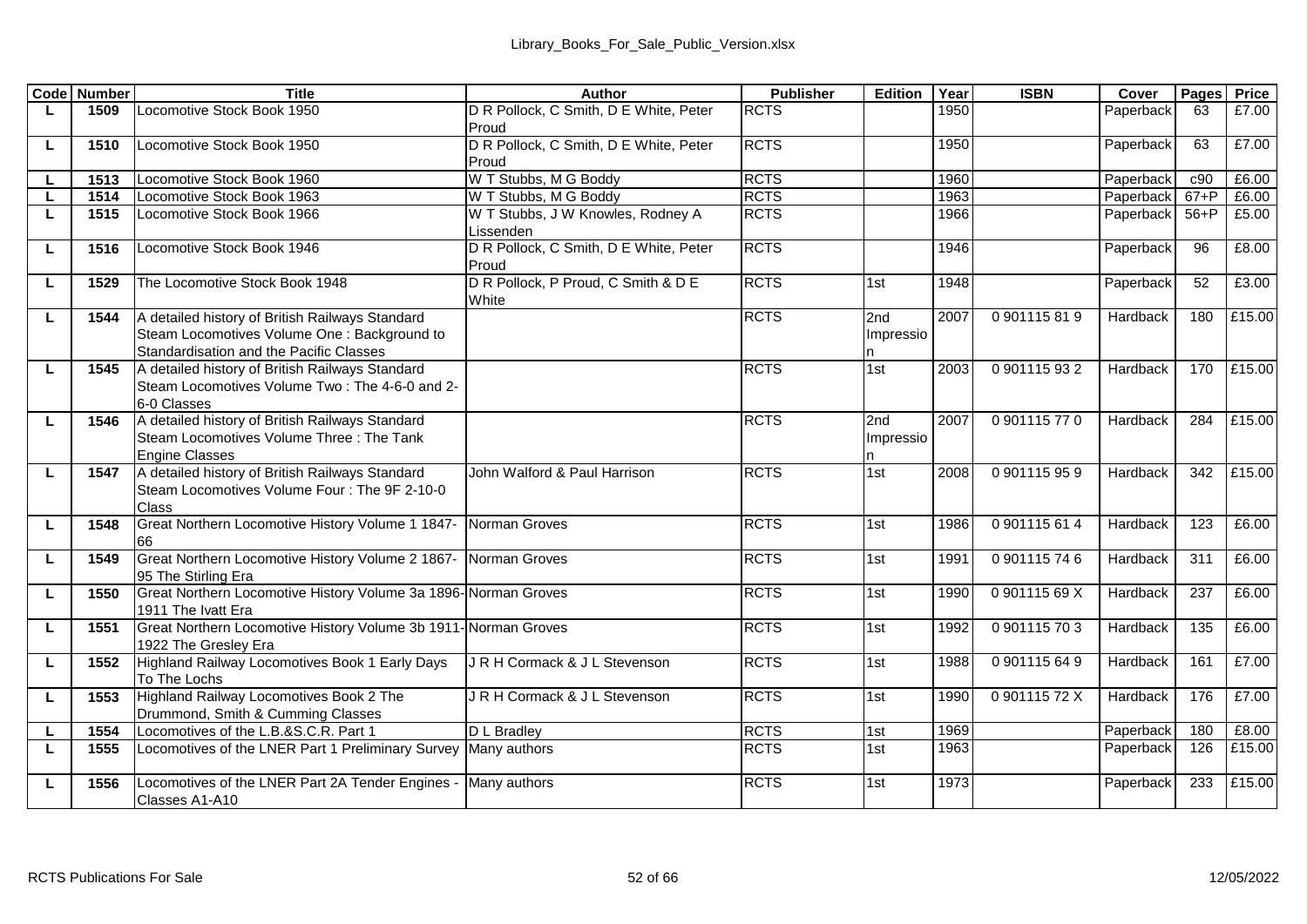| Code | Number | Title | Author | Publisher | Edition | Year | ISBN | Cover | Pages | Price |
|---|---|---|---|---|---|---|---|---|---|---|
| L | 1509 | Locomotive Stock Book 1950 | D R Pollock, C Smith, D E White, Peter Proud | RCTS | | 1950 | | Paperback | 63 | £7.00 |
| L | 1510 | Locomotive Stock Book 1950 | D R Pollock, C Smith, D E White, Peter Proud | RCTS | | 1950 | | Paperback | 63 | £7.00 |
| L | 1513 | Locomotive Stock Book 1960 | W T Stubbs, M G Boddy | RCTS | | 1960 | | Paperback | c90 | £6.00 |
| L | 1514 | Locomotive Stock Book 1963 | W T Stubbs, M G Boddy | RCTS | | 1963 | | Paperback | 67+P | £6.00 |
| L | 1515 | Locomotive Stock Book 1966 | W T Stubbs, J W Knowles, Rodney A Lissenden | RCTS | | 1966 | | Paperback | 56+P | £5.00 |
| L | 1516 | Locomotive Stock Book 1946 | D R Pollock, C Smith, D E White, Peter Proud | RCTS | | 1946 | | Paperback | 96 | £8.00 |
| L | 1529 | The Locomotive Stock Book 1948 | D R Pollock, P Proud, C Smith & D E White | RCTS | 1st | 1948 | | Paperback | 52 | £3.00 |
| L | 1544 | A detailed history of British Railways Standard Steam Locomotives Volume One : Background to Standardisation and the Pacific Classes | | RCTS | 2nd Impression | 2007 | 0 901115 81 9 | Hardback | 180 | £15.00 |
| L | 1545 | A detailed history of British Railways Standard Steam Locomotives Volume Two : The 4-6-0 and 2-6-0 Classes | | RCTS | 1st | 2003 | 0 901115 93 2 | Hardback | 170 | £15.00 |
| L | 1546 | A detailed history of British Railways Standard Steam Locomotives Volume Three : The Tank Engine Classes | | RCTS | 2nd Impression | 2007 | 0 901115 77 0 | Hardback | 284 | £15.00 |
| L | 1547 | A detailed history of British Railways Standard Steam Locomotives Volume Four : The 9F 2-10-0 Class | John Walford & Paul Harrison | RCTS | 1st | 2008 | 0 901115 95 9 | Hardback | 342 | £15.00 |
| L | 1548 | Great Northern Locomotive History Volume 1 1847-66 | Norman Groves | RCTS | 1st | 1986 | 0 901115 61 4 | Hardback | 123 | £6.00 |
| L | 1549 | Great Northern Locomotive History Volume 2 1867-95 The Stirling Era | Norman Groves | RCTS | 1st | 1991 | 0 901115 74 6 | Hardback | 311 | £6.00 |
| L | 1550 | Great Northern Locomotive History Volume 3a 1896-1911 The Ivatt Era | Norman Groves | RCTS | 1st | 1990 | 0 901115 69 X | Hardback | 237 | £6.00 |
| L | 1551 | Great Northern Locomotive History Volume 3b 1911-1922 The Gresley Era | Norman Groves | RCTS | 1st | 1992 | 0 901115 70 3 | Hardback | 135 | £6.00 |
| L | 1552 | Highland Railway Locomotives Book 1 Early Days To The Lochs | J R H Cormack & J L Stevenson | RCTS | 1st | 1988 | 0 901115 64 9 | Hardback | 161 | £7.00 |
| L | 1553 | Highland Railway Locomotives Book 2 The Drummond, Smith & Cumming Classes | J R H Cormack & J L Stevenson | RCTS | 1st | 1990 | 0 901115 72 X | Hardback | 176 | £7.00 |
| L | 1554 | Locomotives of the L.B.&S.C.R. Part 1 | D L Bradley | RCTS | 1st | 1969 | | Paperback | 180 | £8.00 |
| L | 1555 | Locomotives of the LNER Part 1 Preliminary Survey | Many authors | RCTS | 1st | 1963 | | Paperback | 126 | £15.00 |
| L | 1556 | Locomotives of the LNER Part 2A Tender Engines - Classes A1-A10 | Many authors | RCTS | 1st | 1973 | | Paperback | 233 | £15.00 |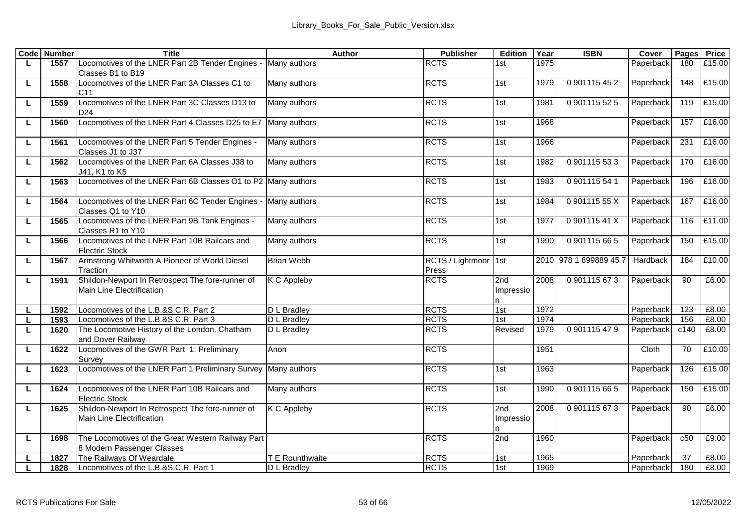| Code | Number | Title | Author | Publisher | Edition | Year | ISBN | Cover | Pages | Price |
|---|---|---|---|---|---|---|---|---|---|---|
| L | 1557 | Locomotives of the LNER Part 2B Tender Engines - Classes B1 to B19 | Many authors | RCTS | 1st | 1975 | | Paperback | 180 | £15.00 |
| L | 1558 | Locomotives of the LNER Part 3A Classes C1 to C11 | Many authors | RCTS | 1st | 1979 | 0 901115 45 2 | Paperback | 148 | £15.00 |
| L | 1559 | Locomotives of the LNER Part 3C Classes D13 to D24 | Many authors | RCTS | 1st | 1981 | 0 901115 52 5 | Paperback | 119 | £15.00 |
| L | 1560 | Locomotives of the LNER Part 4 Classes D25 to E7 | Many authors | RCTS | 1st | 1968 | | Paperback | 157 | £16.00 |
| L | 1561 | Locomotives of the LNER Part 5 Tender Engines - Classes J1 to J37 | Many authors | RCTS | 1st | 1966 | | Paperback | 231 | £16.00 |
| L | 1562 | Locomotives of the LNER Part 6A Classes J38 to J41, K1 to K5 | Many authors | RCTS | 1st | 1982 | 0 901115 53 3 | Paperback | 170 | £16.00 |
| L | 1563 | Locomotives of the LNER Part 6B Classes O1 to P2 | Many authors | RCTS | 1st | 1983 | 0 901115 54 1 | Paperback | 196 | £16.00 |
| L | 1564 | Locomotives of the LNER Part 6C Tender Engines - Classes Q1 to Y10 | Many authors | RCTS | 1st | 1984 | 0 901115 55 X | Paperback | 167 | £16.00 |
| L | 1565 | Locomotives of the LNER Part 9B Tank Engines - Classes R1 to Y10 | Many authors | RCTS | 1st | 1977 | 0 901115 41 X | Paperback | 116 | £11.00 |
| L | 1566 | Locomotives of the LNER Part 10B Railcars and Electric Stock | Many authors | RCTS | 1st | 1990 | 0 901115 66 5 | Paperback | 150 | £15.00 |
| L | 1567 | Armstrong Whitworth A Pioneer of World Diesel Traction | Brian Webb | RCTS / Lightmoor Press | 1st | 2010 | 978 1 899889 45 7 | Hardback | 184 | £10.00 |
| L | 1591 | Shildon-Newport In Retrospect The fore-runner of Main Line Electrification | K C Appleby | RCTS | 2nd Impression | 2008 | 0 901115 67 3 | Paperback | 90 | £6.00 |
| L | 1592 | Locomotives of the L.B.&S.C.R. Part 2 | D L Bradley | RCTS | 1st | 1972 | | Paperback | 123 | £8.00 |
| L | 1593 | Locomotives of the L.B.&S.C.R. Part 3 | D L Bradley | RCTS | 1st | 1974 | | Paperback | 156 | £8.00 |
| L | 1620 | The Locomotive History of the London, Chatham and Dover Railway | D L Bradley | RCTS | Revised | 1979 | 0 901115 47 9 | Paperback | c140 | £8.00 |
| L | 1622 | Locomotives of the GWR Part 1: Preliminary Survey | Anon | RCTS | | 1951 | | Cloth | 70 | £10.00 |
| L | 1623 | Locomotives of the LNER Part 1 Preliminary Survey | Many authors | RCTS | 1st | 1963 | | Paperback | 126 | £15.00 |
| L | 1624 | Locomotives of the LNER Part 10B Railcars and Electric Stock | Many authors | RCTS | 1st | 1990 | 0 901115 66 5 | Paperback | 150 | £15.00 |
| L | 1625 | Shildon-Newport In Retrospect The fore-runner of Main Line Electrification | K C Appleby | RCTS | 2nd Impression | 2008 | 0 901115 67 3 | Paperback | 90 | £6.00 |
| L | 1698 | The Locomotives of the Great Western Railway Part 8 Modern Passenger Classes | | RCTS | 2nd | 1960 | | Paperback | c50 | £9.00 |
| L | 1827 | The Railways Of Weardale | T E Rounthwaite | RCTS | 1st | 1965 | | Paperback | 37 | £8.00 |
| L | 1828 | Locomotives of the L.B.&S.C.R. Part 1 | D L Bradley | RCTS | 1st | 1969 | | Paperback | 180 | £8.00 |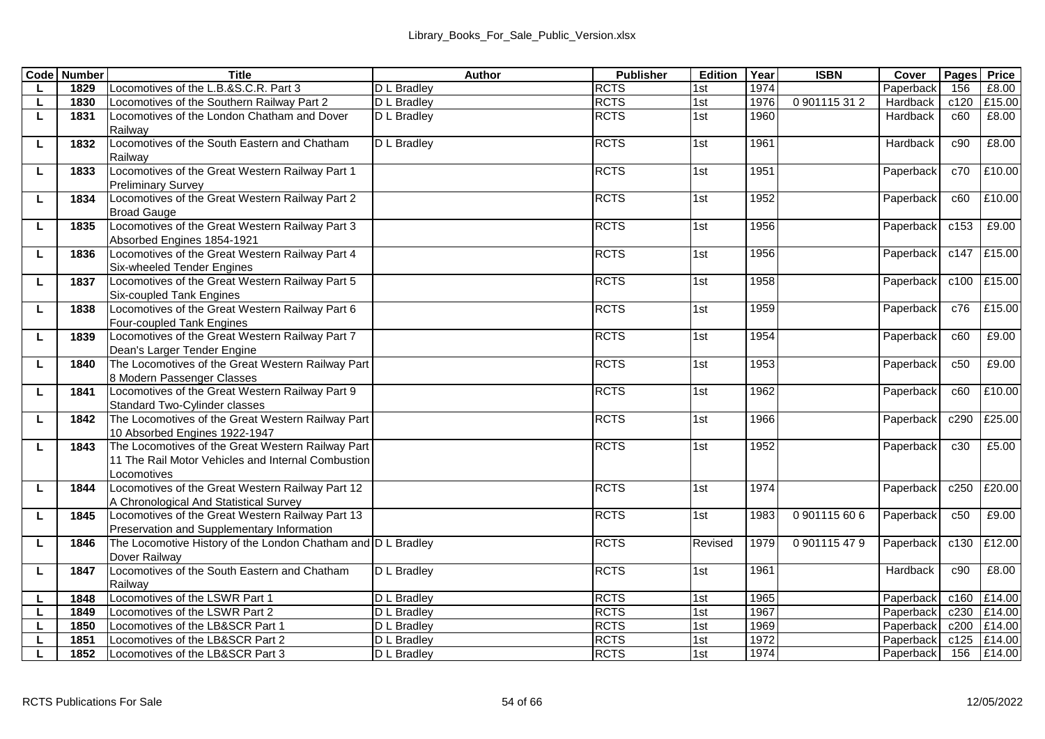| Code | Number | Title | Author | Publisher | Edition | Year | ISBN | Cover | Pages | Price |
|---|---|---|---|---|---|---|---|---|---|---|
| L | 1829 | Locomotives of the L.B.&S.C.R. Part 3 | D L Bradley | RCTS | 1st | 1974 | | Paperback | 156 | £8.00 |
| L | 1830 | Locomotives of the Southern Railway Part 2 | D L Bradley | RCTS | 1st | 1976 | 0 901115 31 2 | Hardback | c120 | £15.00 |
| L | 1831 | Locomotives of the London Chatham and Dover Railway | D L Bradley | RCTS | 1st | 1960 | | Hardback | c60 | £8.00 |
| L | 1832 | Locomotives of the South Eastern and Chatham Railway | D L Bradley | RCTS | 1st | 1961 | | Hardback | c90 | £8.00 |
| L | 1833 | Locomotives of the Great Western Railway Part 1 Preliminary Survey | | RCTS | 1st | 1951 | | Paperback | c70 | £10.00 |
| L | 1834 | Locomotives of the Great Western Railway Part 2 Broad Gauge | | RCTS | 1st | 1952 | | Paperback | c60 | £10.00 |
| L | 1835 | Locomotives of the Great Western Railway Part 3 Absorbed Engines 1854-1921 | | RCTS | 1st | 1956 | | Paperback | c153 | £9.00 |
| L | 1836 | Locomotives of the Great Western Railway Part 4 Six-wheeled Tender Engines | | RCTS | 1st | 1956 | | Paperback | c147 | £15.00 |
| L | 1837 | Locomotives of the Great Western Railway Part 5 Six-coupled Tank Engines | | RCTS | 1st | 1958 | | Paperback | c100 | £15.00 |
| L | 1838 | Locomotives of the Great Western Railway Part 6 Four-coupled Tank Engines | | RCTS | 1st | 1959 | | Paperback | c76 | £15.00 |
| L | 1839 | Locomotives of the Great Western Railway Part 7 Dean's Larger Tender Engine | | RCTS | 1st | 1954 | | Paperback | c60 | £9.00 |
| L | 1840 | The Locomotives of the Great Western Railway Part 8 Modern Passenger Classes | | RCTS | 1st | 1953 | | Paperback | c50 | £9.00 |
| L | 1841 | Locomotives of the Great Western Railway Part 9 Standard Two-Cylinder classes | | RCTS | 1st | 1962 | | Paperback | c60 | £10.00 |
| L | 1842 | The Locomotives of the Great Western Railway Part 10 Absorbed Engines 1922-1947 | | RCTS | 1st | 1966 | | Paperback | c290 | £25.00 |
| L | 1843 | The Locomotives of the Great Western Railway Part 11 The Rail Motor Vehicles and Internal Combustion Locomotives | | RCTS | 1st | 1952 | | Paperback | c30 | £5.00 |
| L | 1844 | Locomotives of the Great Western Railway Part 12 A Chronological And Statistical Survey | | RCTS | 1st | 1974 | | Paperback | c250 | £20.00 |
| L | 1845 | Locomotives of the Great Western Railway Part 13 Preservation and Supplementary Information | | RCTS | 1st | 1983 | 0 901115 60 6 | Paperback | c50 | £9.00 |
| L | 1846 | The Locomotive History of the London Chatham and Dover Railway | D L Bradley | RCTS | Revised | 1979 | 0 901115 47 9 | Paperback | c130 | £12.00 |
| L | 1847 | Locomotives of the South Eastern and Chatham Railway | D L Bradley | RCTS | 1st | 1961 | | Hardback | c90 | £8.00 |
| L | 1848 | Locomotives of the LSWR Part 1 | D L Bradley | RCTS | 1st | 1965 | | Paperback | c160 | £14.00 |
| L | 1849 | Locomotives of the LSWR Part 2 | D L Bradley | RCTS | 1st | 1967 | | Paperback | c230 | £14.00 |
| L | 1850 | Locomotives of the LB&SCR Part 1 | D L Bradley | RCTS | 1st | 1969 | | Paperback | c200 | £14.00 |
| L | 1851 | Locomotives of the LB&SCR Part 2 | D L Bradley | RCTS | 1st | 1972 | | Paperback | c125 | £14.00 |
| L | 1852 | Locomotives of the LB&SCR Part 3 | D L Bradley | RCTS | 1st | 1974 | | Paperback | 156 | £14.00 |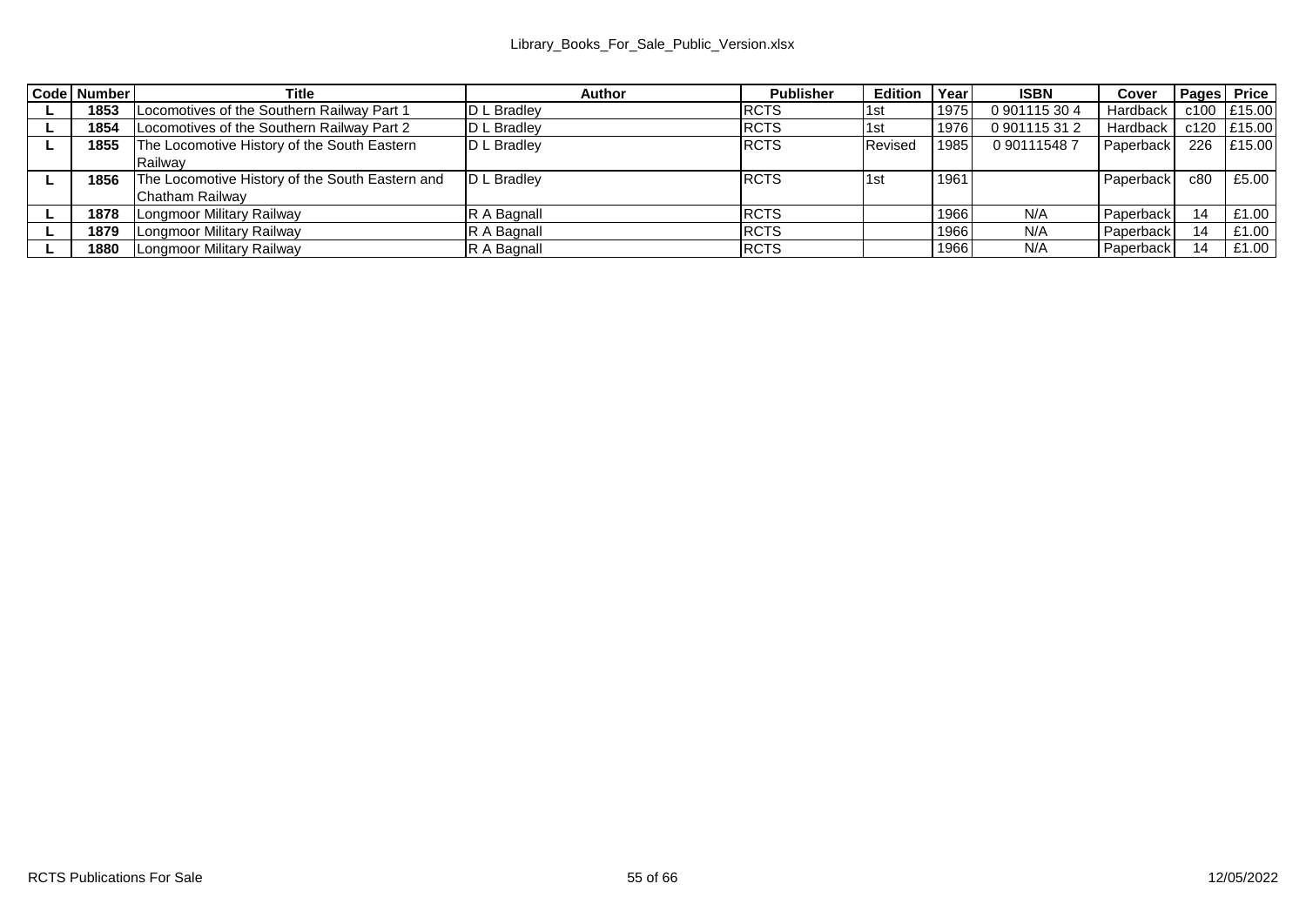| Code | Number | Title | Author | Publisher | Edition | Year | ISBN | Cover | Pages | Price |
|---|---|---|---|---|---|---|---|---|---|---|
| **L** | **1853** | Locomotives of the Southern Railway Part 1 | D L Bradley | RCTS | 1st | 1975 | 0 901115 30 4 | Hardback | c100 | £15.00 |
| **L** | **1854** | Locomotives of the Southern Railway Part 2 | D L Bradley | RCTS | 1st | 1976 | 0 901115 31 2 | Hardback | c120 | £15.00 |
| **L** | **1855** | The Locomotive History of the South Eastern Railway | D L Bradley | RCTS | Revised | 1985 | 0 90111548 7 | Paperback | 226 | £15.00 |
| **L** | **1856** | The Locomotive History of the South Eastern and Chatham Railway | D L Bradley | RCTS | 1st | 1961 | | Paperback | c80 | £5.00 |
| **L** | **1878** | Longmoor Military Railway | R A Bagnall | RCTS | | 1966 | N/A | Paperback | 14 | £1.00 |
| **L** | **1879** | Longmoor Military Railway | R A Bagnall | RCTS | | 1966 | N/A | Paperback | 14 | £1.00 |
| **L** | **1880** | Longmoor Military Railway | R A Bagnall | RCTS | | 1966 | N/A | Paperback | 14 | £1.00 |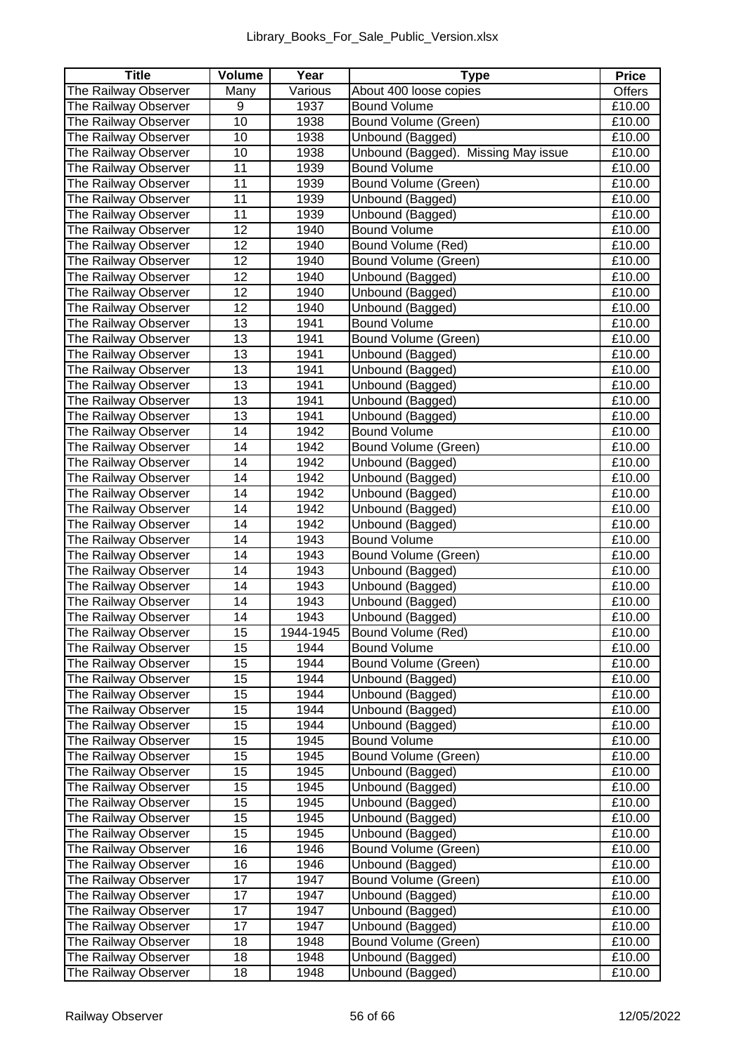| Title | Volume | Year | Type | Price |
|---|---|---|---|---|
| The Railway Observer | Many | Various | About 400 loose copies | Offers |
| The Railway Observer | 9 | 1937 | Bound Volume | £10.00 |
| The Railway Observer | 10 | 1938 | Bound Volume (Green) | £10.00 |
| The Railway Observer | 10 | 1938 | Unbound (Bagged) | £10.00 |
| The Railway Observer | 10 | 1938 | Unbound (Bagged). Missing May issue | £10.00 |
| The Railway Observer | 11 | 1939 | Bound Volume | £10.00 |
| The Railway Observer | 11 | 1939 | Bound Volume (Green) | £10.00 |
| The Railway Observer | 11 | 1939 | Unbound (Bagged) | £10.00 |
| The Railway Observer | 11 | 1939 | Unbound (Bagged) | £10.00 |
| The Railway Observer | 12 | 1940 | Bound Volume | £10.00 |
| The Railway Observer | 12 | 1940 | Bound Volume (Red) | £10.00 |
| The Railway Observer | 12 | 1940 | Bound Volume (Green) | £10.00 |
| The Railway Observer | 12 | 1940 | Unbound (Bagged) | £10.00 |
| The Railway Observer | 12 | 1940 | Unbound (Bagged) | £10.00 |
| The Railway Observer | 12 | 1940 | Unbound (Bagged) | £10.00 |
| The Railway Observer | 13 | 1941 | Bound Volume | £10.00 |
| The Railway Observer | 13 | 1941 | Bound Volume (Green) | £10.00 |
| The Railway Observer | 13 | 1941 | Unbound (Bagged) | £10.00 |
| The Railway Observer | 13 | 1941 | Unbound (Bagged) | £10.00 |
| The Railway Observer | 13 | 1941 | Unbound (Bagged) | £10.00 |
| The Railway Observer | 13 | 1941 | Unbound (Bagged) | £10.00 |
| The Railway Observer | 13 | 1941 | Unbound (Bagged) | £10.00 |
| The Railway Observer | 14 | 1942 | Bound Volume | £10.00 |
| The Railway Observer | 14 | 1942 | Bound Volume (Green) | £10.00 |
| The Railway Observer | 14 | 1942 | Unbound (Bagged) | £10.00 |
| The Railway Observer | 14 | 1942 | Unbound (Bagged) | £10.00 |
| The Railway Observer | 14 | 1942 | Unbound (Bagged) | £10.00 |
| The Railway Observer | 14 | 1942 | Unbound (Bagged) | £10.00 |
| The Railway Observer | 14 | 1942 | Unbound (Bagged) | £10.00 |
| The Railway Observer | 14 | 1943 | Bound Volume | £10.00 |
| The Railway Observer | 14 | 1943 | Bound Volume (Green) | £10.00 |
| The Railway Observer | 14 | 1943 | Unbound (Bagged) | £10.00 |
| The Railway Observer | 14 | 1943 | Unbound (Bagged) | £10.00 |
| The Railway Observer | 14 | 1943 | Unbound (Bagged) | £10.00 |
| The Railway Observer | 14 | 1943 | Unbound (Bagged) | £10.00 |
| The Railway Observer | 15 | 1944-1945 | Bound Volume (Red) | £10.00 |
| The Railway Observer | 15 | 1944 | Bound Volume | £10.00 |
| The Railway Observer | 15 | 1944 | Bound Volume (Green) | £10.00 |
| The Railway Observer | 15 | 1944 | Unbound (Bagged) | £10.00 |
| The Railway Observer | 15 | 1944 | Unbound (Bagged) | £10.00 |
| The Railway Observer | 15 | 1944 | Unbound (Bagged) | £10.00 |
| The Railway Observer | 15 | 1944 | Unbound (Bagged) | £10.00 |
| The Railway Observer | 15 | 1945 | Bound Volume | £10.00 |
| The Railway Observer | 15 | 1945 | Bound Volume (Green) | £10.00 |
| The Railway Observer | 15 | 1945 | Unbound (Bagged) | £10.00 |
| The Railway Observer | 15 | 1945 | Unbound (Bagged) | £10.00 |
| The Railway Observer | 15 | 1945 | Unbound (Bagged) | £10.00 |
| The Railway Observer | 15 | 1945 | Unbound (Bagged) | £10.00 |
| The Railway Observer | 15 | 1945 | Unbound (Bagged) | £10.00 |
| The Railway Observer | 16 | 1946 | Bound Volume (Green) | £10.00 |
| The Railway Observer | 16 | 1946 | Unbound (Bagged) | £10.00 |
| The Railway Observer | 17 | 1947 | Bound Volume (Green) | £10.00 |
| The Railway Observer | 17 | 1947 | Unbound (Bagged) | £10.00 |
| The Railway Observer | 17 | 1947 | Unbound (Bagged) | £10.00 |
| The Railway Observer | 17 | 1947 | Unbound (Bagged) | £10.00 |
| The Railway Observer | 18 | 1948 | Bound Volume (Green) | £10.00 |
| The Railway Observer | 18 | 1948 | Unbound (Bagged) | £10.00 |
| The Railway Observer | 18 | 1948 | Unbound (Bagged) | £10.00 |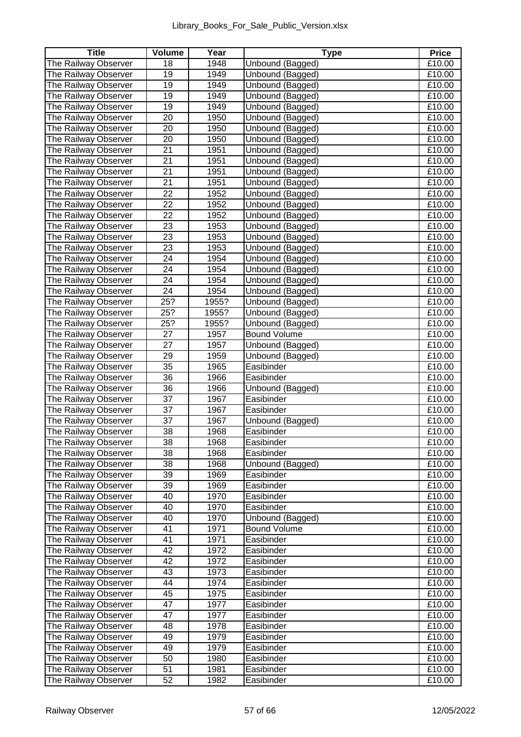| Title | Volume | Year | Type | Price |
| --- | --- | --- | --- | --- |
| The Railway Observer | 18 | 1948 | Unbound (Bagged) | £10.00 |
| The Railway Observer | 19 | 1949 | Unbound (Bagged) | £10.00 |
| The Railway Observer | 19 | 1949 | Unbound (Bagged) | £10.00 |
| The Railway Observer | 19 | 1949 | Unbound (Bagged) | £10.00 |
| The Railway Observer | 19 | 1949 | Unbound (Bagged) | £10.00 |
| The Railway Observer | 20 | 1950 | Unbound (Bagged) | £10.00 |
| The Railway Observer | 20 | 1950 | Unbound (Bagged) | £10.00 |
| The Railway Observer | 20 | 1950 | Unbound (Bagged) | £10.00 |
| The Railway Observer | 21 | 1951 | Unbound (Bagged) | £10.00 |
| The Railway Observer | 21 | 1951 | Unbound (Bagged) | £10.00 |
| The Railway Observer | 21 | 1951 | Unbound (Bagged) | £10.00 |
| The Railway Observer | 21 | 1951 | Unbound (Bagged) | £10.00 |
| The Railway Observer | 22 | 1952 | Unbound (Bagged) | £10.00 |
| The Railway Observer | 22 | 1952 | Unbound (Bagged) | £10.00 |
| The Railway Observer | 22 | 1952 | Unbound (Bagged) | £10.00 |
| The Railway Observer | 23 | 1953 | Unbound (Bagged) | £10.00 |
| The Railway Observer | 23 | 1953 | Unbound (Bagged) | £10.00 |
| The Railway Observer | 23 | 1953 | Unbound (Bagged) | £10.00 |
| The Railway Observer | 24 | 1954 | Unbound (Bagged) | £10.00 |
| The Railway Observer | 24 | 1954 | Unbound (Bagged) | £10.00 |
| The Railway Observer | 24 | 1954 | Unbound (Bagged) | £10.00 |
| The Railway Observer | 24 | 1954 | Unbound (Bagged) | £10.00 |
| The Railway Observer | 25? | 1955? | Unbound (Bagged) | £10.00 |
| The Railway Observer | 25? | 1955? | Unbound (Bagged) | £10.00 |
| The Railway Observer | 25? | 1955? | Unbound (Bagged) | £10.00 |
| The Railway Observer | 27 | 1957 | Bound Volume | £10.00 |
| The Railway Observer | 27 | 1957 | Unbound (Bagged) | £10.00 |
| The Railway Observer | 29 | 1959 | Unbound (Bagged) | £10.00 |
| The Railway Observer | 35 | 1965 | Easibinder | £10.00 |
| The Railway Observer | 36 | 1966 | Easibinder | £10.00 |
| The Railway Observer | 36 | 1966 | Unbound (Bagged) | £10.00 |
| The Railway Observer | 37 | 1967 | Easibinder | £10.00 |
| The Railway Observer | 37 | 1967 | Easibinder | £10.00 |
| The Railway Observer | 37 | 1967 | Unbound (Bagged) | £10.00 |
| The Railway Observer | 38 | 1968 | Easibinder | £10.00 |
| The Railway Observer | 38 | 1968 | Easibinder | £10.00 |
| The Railway Observer | 38 | 1968 | Easibinder | £10.00 |
| The Railway Observer | 38 | 1968 | Unbound (Bagged) | £10.00 |
| The Railway Observer | 39 | 1969 | Easibinder | £10.00 |
| The Railway Observer | 39 | 1969 | Easibinder | £10.00 |
| The Railway Observer | 40 | 1970 | Easibinder | £10.00 |
| The Railway Observer | 40 | 1970 | Easibinder | £10.00 |
| The Railway Observer | 40 | 1970 | Unbound (Bagged) | £10.00 |
| The Railway Observer | 41 | 1971 | Bound Volume | £10.00 |
| The Railway Observer | 41 | 1971 | Easibinder | £10.00 |
| The Railway Observer | 42 | 1972 | Easibinder | £10.00 |
| The Railway Observer | 42 | 1972 | Easibinder | £10.00 |
| The Railway Observer | 43 | 1973 | Easibinder | £10.00 |
| The Railway Observer | 44 | 1974 | Easibinder | £10.00 |
| The Railway Observer | 45 | 1975 | Easibinder | £10.00 |
| The Railway Observer | 47 | 1977 | Easibinder | £10.00 |
| The Railway Observer | 47 | 1977 | Easibinder | £10.00 |
| The Railway Observer | 48 | 1978 | Easibinder | £10.00 |
| The Railway Observer | 49 | 1979 | Easibinder | £10.00 |
| The Railway Observer | 49 | 1979 | Easibinder | £10.00 |
| The Railway Observer | 50 | 1980 | Easibinder | £10.00 |
| The Railway Observer | 51 | 1981 | Easibinder | £10.00 |
| The Railway Observer | 52 | 1982 | Easibinder | £10.00 |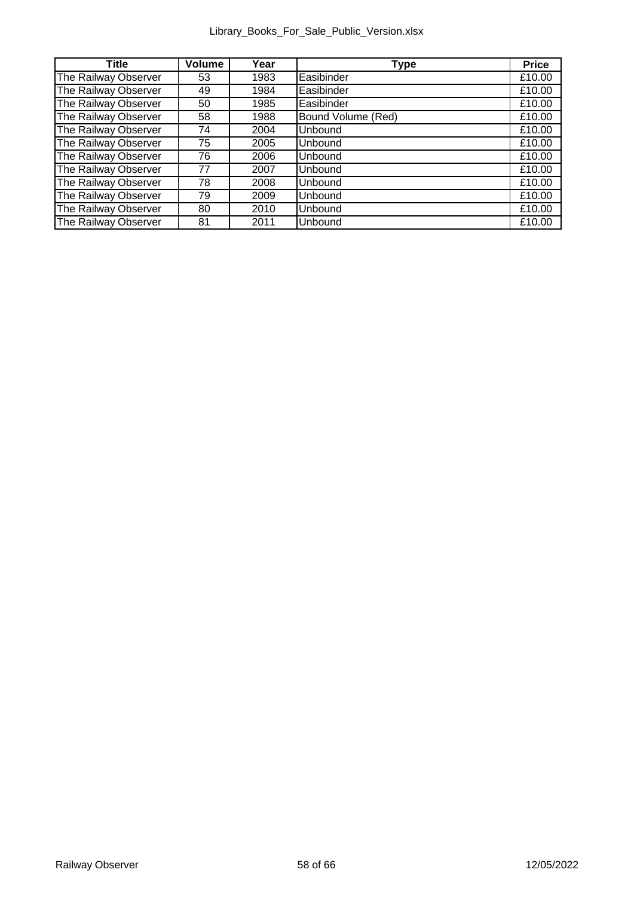| Title | Volume | Year | Type | Price |
|---|---|---|---|---|
| The Railway Observer | 53 | 1983 | Easibinder | £10.00 |
| The Railway Observer | 49 | 1984 | Easibinder | £10.00 |
| The Railway Observer | 50 | 1985 | Easibinder | £10.00 |
| The Railway Observer | 58 | 1988 | Bound Volume (Red) | £10.00 |
| The Railway Observer | 74 | 2004 | Unbound | £10.00 |
| The Railway Observer | 75 | 2005 | Unbound | £10.00 |
| The Railway Observer | 76 | 2006 | Unbound | £10.00 |
| The Railway Observer | 77 | 2007 | Unbound | £10.00 |
| The Railway Observer | 78 | 2008 | Unbound | £10.00 |
| The Railway Observer | 79 | 2009 | Unbound | £10.00 |
| The Railway Observer | 80 | 2010 | Unbound | £10.00 |
| The Railway Observer | 81 | 2011 | Unbound | £10.00 |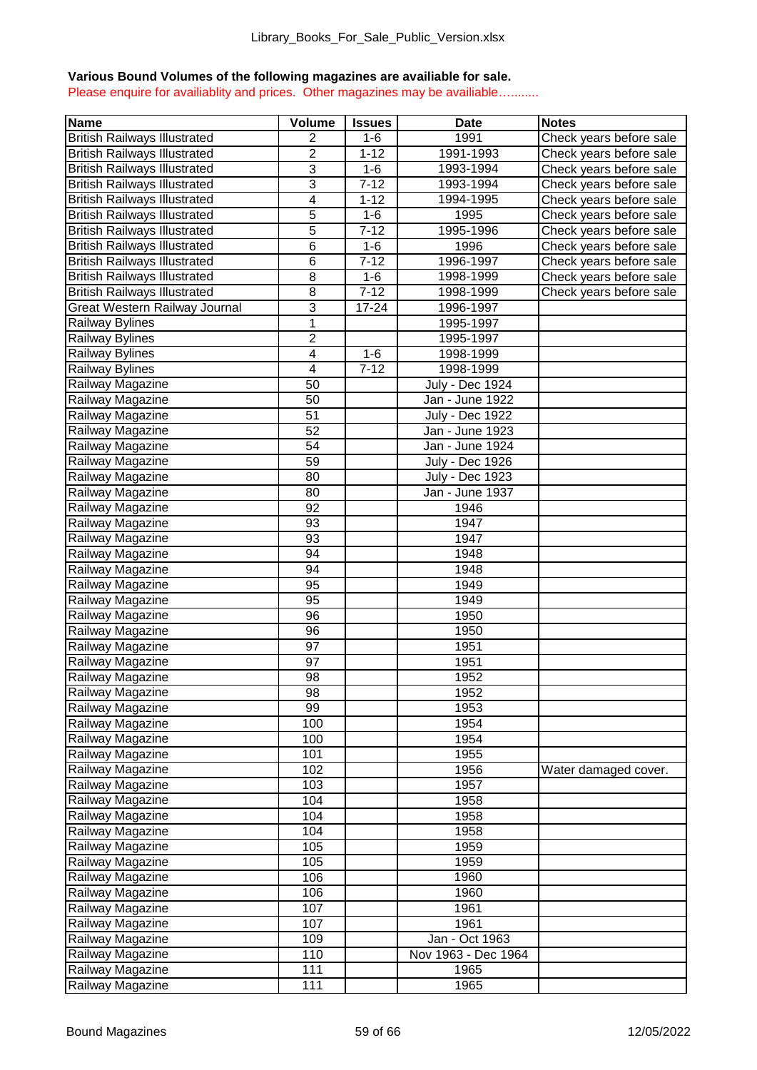**Various Bound Volumes of the following magazines are availiable for sale.**

Please enquire for availiablity and prices. Other magazines may be availiable………..

| Name | Volume | Issues | Date | Notes |
|---|---|---|---|---|
| British Railways Illustrated | 2 | 1-6 | 1991 | Check years before sale |
| British Railways Illustrated | 2 | 1-12 | 1991-1993 | Check years before sale |
| British Railways Illustrated | 3 | 1-6 | 1993-1994 | Check years before sale |
| British Railways Illustrated | 3 | 7-12 | 1993-1994 | Check years before sale |
| British Railways Illustrated | 4 | 1-12 | 1994-1995 | Check years before sale |
| British Railways Illustrated | 5 | 1-6 | 1995 | Check years before sale |
| British Railways Illustrated | 5 | 7-12 | 1995-1996 | Check years before sale |
| British Railways Illustrated | 6 | 1-6 | 1996 | Check years before sale |
| British Railways Illustrated | 6 | 7-12 | 1996-1997 | Check years before sale |
| British Railways Illustrated | 8 | 1-6 | 1998-1999 | Check years before sale |
| British Railways Illustrated | 8 | 7-12 | 1998-1999 | Check years before sale |
| Great Western Railway Journal | 3 | 17-24 | 1996-1997 | |
| Railway Bylines | 1 | | 1995-1997 | |
| Railway Bylines | 2 | | 1995-1997 | |
| Railway Bylines | 4 | 1-6 | 1998-1999 | |
| Railway Bylines | 4 | 7-12 | 1998-1999 | |
| Railway Magazine | 50 | | July - Dec 1924 | |
| Railway Magazine | 50 | | Jan - June 1922 | |
| Railway Magazine | 51 | | July - Dec 1922 | |
| Railway Magazine | 52 | | Jan - June 1923 | |
| Railway Magazine | 54 | | Jan - June 1924 | |
| Railway Magazine | 59 | | July - Dec 1926 | |
| Railway Magazine | 80 | | July - Dec 1923 | |
| Railway Magazine | 80 | | Jan - June 1937 | |
| Railway Magazine | 92 | | 1946 | |
| Railway Magazine | 93 | | 1947 | |
| Railway Magazine | 93 | | 1947 | |
| Railway Magazine | 94 | | 1948 | |
| Railway Magazine | 94 | | 1948 | |
| Railway Magazine | 95 | | 1949 | |
| Railway Magazine | 95 | | 1949 | |
| Railway Magazine | 96 | | 1950 | |
| Railway Magazine | 96 | | 1950 | |
| Railway Magazine | 97 | | 1951 | |
| Railway Magazine | 97 | | 1951 | |
| Railway Magazine | 98 | | 1952 | |
| Railway Magazine | 98 | | 1952 | |
| Railway Magazine | 99 | | 1953 | |
| Railway Magazine | 100 | | 1954 | |
| Railway Magazine | 100 | | 1954 | |
| Railway Magazine | 101 | | 1955 | |
| Railway Magazine | 102 | | 1956 | Water damaged cover. |
| Railway Magazine | 103 | | 1957 | |
| Railway Magazine | 104 | | 1958 | |
| Railway Magazine | 104 | | 1958 | |
| Railway Magazine | 104 | | 1958 | |
| Railway Magazine | 105 | | 1959 | |
| Railway Magazine | 105 | | 1959 | |
| Railway Magazine | 106 | | 1960 | |
| Railway Magazine | 106 | | 1960 | |
| Railway Magazine | 107 | | 1961 | |
| Railway Magazine | 107 | | 1961 | |
| Railway Magazine | 109 | | Jan - Oct 1963 | |
| Railway Magazine | 110 | | Nov 1963 - Dec 1964 | |
| Railway Magazine | 111 | | 1965 | |
| Railway Magazine | 111 | | 1965 | |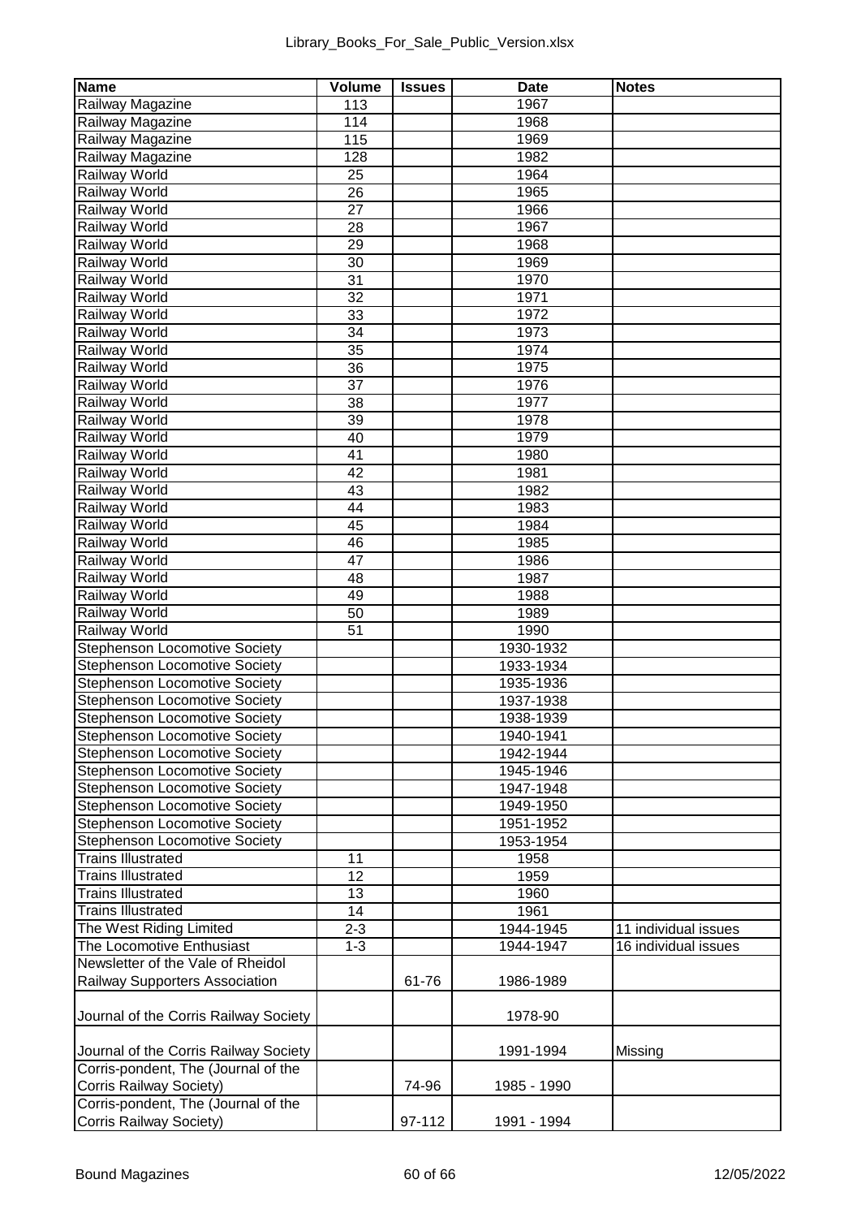| Name | Volume | Issues | Date | Notes |
|---|---|---|---|---|
| Railway Magazine | 113 | | 1967 | |
| Railway Magazine | 114 | | 1968 | |
| Railway Magazine | 115 | | 1969 | |
| Railway Magazine | 128 | | 1982 | |
| Railway World | 25 | | 1964 | |
| Railway World | 26 | | 1965 | |
| Railway World | 27 | | 1966 | |
| Railway World | 28 | | 1967 | |
| Railway World | 29 | | 1968 | |
| Railway World | 30 | | 1969 | |
| Railway World | 31 | | 1970 | |
| Railway World | 32 | | 1971 | |
| Railway World | 33 | | 1972 | |
| Railway World | 34 | | 1973 | |
| Railway World | 35 | | 1974 | |
| Railway World | 36 | | 1975 | |
| Railway World | 37 | | 1976 | |
| Railway World | 38 | | 1977 | |
| Railway World | 39 | | 1978 | |
| Railway World | 40 | | 1979 | |
| Railway World | 41 | | 1980 | |
| Railway World | 42 | | 1981 | |
| Railway World | 43 | | 1982 | |
| Railway World | 44 | | 1983 | |
| Railway World | 45 | | 1984 | |
| Railway World | 46 | | 1985 | |
| Railway World | 47 | | 1986 | |
| Railway World | 48 | | 1987 | |
| Railway World | 49 | | 1988 | |
| Railway World | 50 | | 1989 | |
| Railway World | 51 | | 1990 | |
| Stephenson Locomotive Society | | | 1930-1932 | |
| Stephenson Locomotive Society | | | 1933-1934 | |
| Stephenson Locomotive Society | | | 1935-1936 | |
| Stephenson Locomotive Society | | | 1937-1938 | |
| Stephenson Locomotive Society | | | 1938-1939 | |
| Stephenson Locomotive Society | | | 1940-1941 | |
| Stephenson Locomotive Society | | | 1942-1944 | |
| Stephenson Locomotive Society | | | 1945-1946 | |
| Stephenson Locomotive Society | | | 1947-1948 | |
| Stephenson Locomotive Society | | | 1949-1950 | |
| Stephenson Locomotive Society | | | 1951-1952 | |
| Stephenson Locomotive Society | | | 1953-1954 | |
| Trains Illustrated | 11 | | 1958 | |
| Trains Illustrated | 12 | | 1959 | |
| Trains Illustrated | 13 | | 1960 | |
| Trains Illustrated | 14 | | 1961 | |
| The West Riding Limited | 2-3 | | 1944-1945 | 11 individual issues |
| The Locomotive Enthusiast | 1-3 | | 1944-1947 | 16 individual issues |
| Newsletter of the Vale of Rheidol Railway Supporters Association | | 61-76 | 1986-1989 | |
| Journal of the Corris Railway Society | | | 1978-90 | |
| Journal of the Corris Railway Society | | | 1991-1994 | Missing |
| Corris-pondent, The (Journal of the Corris Railway Society) | | 74-96 | 1985 - 1990 | |
| Corris-pondent, The (Journal of the Corris Railway Society) | | 97-112 | 1991 - 1994 | |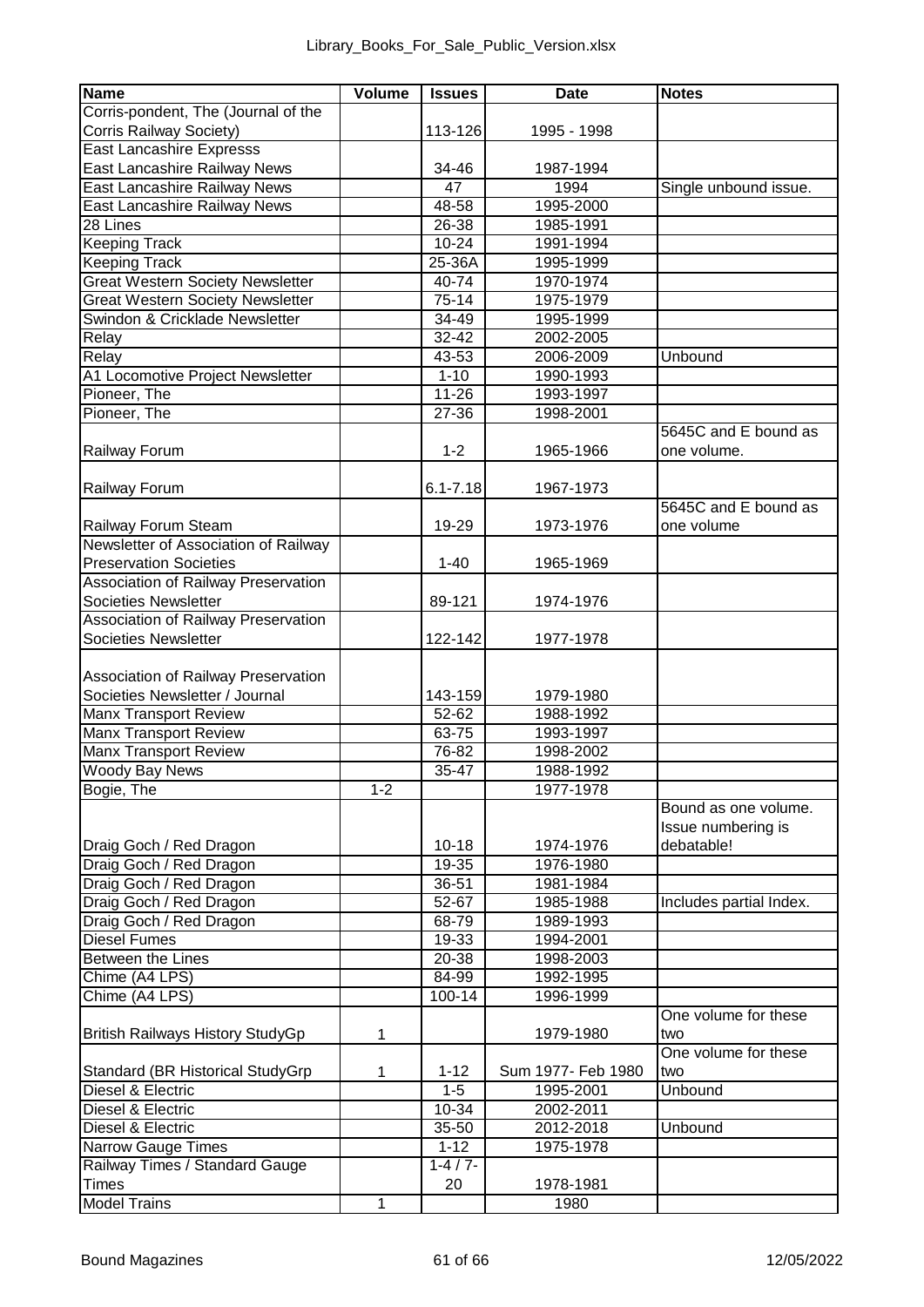| Name | Volume | Issues | Date | Notes |
| --- | --- | --- | --- | --- |
| Corris-pondent, The (Journal of the Corris Railway Society) | | 113-126 | 1995 - 1998 | |
| East Lancashire Expresss East Lancashire Railway News | | 34-46 | 1987-1994 | |
| East Lancashire Railway News | | 47 | 1994 | Single unbound issue. |
| East Lancashire Railway News | | 48-58 | 1995-2000 | |
| 28 Lines | | 26-38 | 1985-1991 | |
| Keeping Track | | 10-24 | 1991-1994 | |
| Keeping Track | | 25-36A | 1995-1999 | |
| Great Western Society Newsletter | | 40-74 | 1970-1974 | |
| Great Western Society Newsletter | | 75-14 | 1975-1979 | |
| Swindon & Cricklade Newsletter | | 34-49 | 1995-1999 | |
| Relay | | 32-42 | 2002-2005 | |
| Relay | | 43-53 | 2006-2009 | Unbound |
| A1 Locomotive Project Newsletter | | 1-10 | 1990-1993 | |
| Pioneer, The | | 11-26 | 1993-1997 | |
| Pioneer, The | | 27-36 | 1998-2001 | |
| Railway Forum | | 1-2 | 1965-1966 | 5645C and E bound as one volume. |
| Railway Forum | | 6.1-7.18 | 1967-1973 | |
| Railway Forum Steam | | 19-29 | 1973-1976 | 5645C and E bound as one volume |
| Newsletter of Association of Railway Preservation Societies | | 1-40 | 1965-1969 | |
| Association of Railway Preservation Societies Newsletter | | 89-121 | 1974-1976 | |
| Association of Railway Preservation Societies Newsletter | | 122-142 | 1977-1978 | |
| Association of Railway Preservation Societies Newsletter / Journal | | 143-159 | 1979-1980 | |
| Manx Transport Review | | 52-62 | 1988-1992 | |
| Manx Transport Review | | 63-75 | 1993-1997 | |
| Manx Transport Review | | 76-82 | 1998-2002 | |
| Woody Bay News | | 35-47 | 1988-1992 | |
| Bogie, The | 1-2 | | 1977-1978 | |
| Draig Goch / Red Dragon | | 10-18 | 1974-1976 | Bound as one volume. Issue numbering is debatable! |
| Draig Goch / Red Dragon | | 19-35 | 1976-1980 | |
| Draig Goch / Red Dragon | | 36-51 | 1981-1984 | |
| Draig Goch / Red Dragon | | 52-67 | 1985-1988 | Includes partial Index. |
| Draig Goch / Red Dragon | | 68-79 | 1989-1993 | |
| Diesel Fumes | | 19-33 | 1994-2001 | |
| Between the Lines | | 20-38 | 1998-2003 | |
| Chime (A4 LPS) | | 84-99 | 1992-1995 | |
| Chime (A4 LPS) | | 100-14 | 1996-1999 | |
| British Railways History StudyGp | 1 | | 1979-1980 | One volume for these two |
| Standard (BR Historical StudyGrp | 1 | 1-12 | Sum 1977- Feb 1980 | One volume for these two |
| Diesel & Electric | | 1-5 | 1995-2001 | Unbound |
| Diesel & Electric | | 10-34 | 2002-2011 | |
| Diesel & Electric | | 35-50 | 2012-2018 | Unbound |
| Narrow Gauge Times | | 1-12 | 1975-1978 | |
| Railway Times / Standard Gauge Times | | 1-4 / 7-20 | 1978-1981 | |
| Model Trains | 1 | | 1980 | |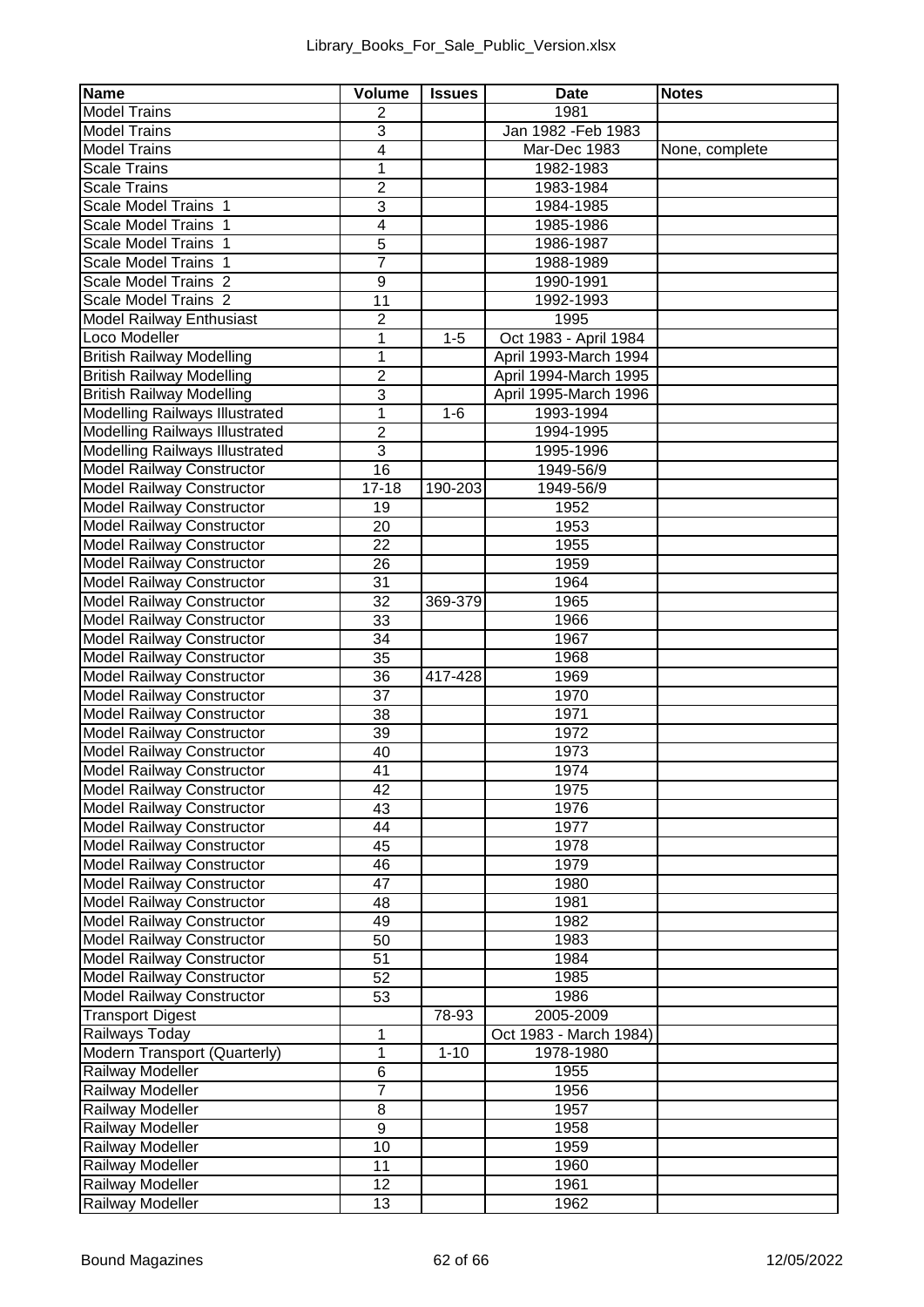| Name | Volume | Issues | Date | Notes |
| --- | --- | --- | --- | --- |
| Model Trains | 2 | | 1981 | |
| Model Trains | 3 | | Jan 1982 -Feb 1983 | |
| Model Trains | 4 | | Mar-Dec 1983 | None, complete |
| Scale Trains | 1 | | 1982-1983 | |
| Scale Trains | 2 | | 1983-1984 | |
| Scale Model Trains 1 | 3 | | 1984-1985 | |
| Scale Model Trains 1 | 4 | | 1985-1986 | |
| Scale Model Trains 1 | 5 | | 1986-1987 | |
| Scale Model Trains 1 | 7 | | 1988-1989 | |
| Scale Model Trains 2 | 9 | | 1990-1991 | |
| Scale Model Trains 2 | 11 | | 1992-1993 | |
| Model Railway Enthusiast | 2 | | 1995 | |
| Loco Modeller | 1 | 1-5 | Oct 1983 - April 1984 | |
| British Railway Modelling | 1 | | April 1993-March 1994 | |
| British Railway Modelling | 2 | | April 1994-March 1995 | |
| British Railway Modelling | 3 | | April 1995-March 1996 | |
| Modelling Railways Illustrated | 1 | 1-6 | 1993-1994 | |
| Modelling Railways Illustrated | 2 | | 1994-1995 | |
| Modelling Railways Illustrated | 3 | | 1995-1996 | |
| Model Railway Constructor | 16 | | 1949-56/9 | |
| Model Railway Constructor | 17-18 | 190-203 | 1949-56/9 | |
| Model Railway Constructor | 19 | | 1952 | |
| Model Railway Constructor | 20 | | 1953 | |
| Model Railway Constructor | 22 | | 1955 | |
| Model Railway Constructor | 26 | | 1959 | |
| Model Railway Constructor | 31 | | 1964 | |
| Model Railway Constructor | 32 | 369-379 | 1965 | |
| Model Railway Constructor | 33 | | 1966 | |
| Model Railway Constructor | 34 | | 1967 | |
| Model Railway Constructor | 35 | | 1968 | |
| Model Railway Constructor | 36 | 417-428 | 1969 | |
| Model Railway Constructor | 37 | | 1970 | |
| Model Railway Constructor | 38 | | 1971 | |
| Model Railway Constructor | 39 | | 1972 | |
| Model Railway Constructor | 40 | | 1973 | |
| Model Railway Constructor | 41 | | 1974 | |
| Model Railway Constructor | 42 | | 1975 | |
| Model Railway Constructor | 43 | | 1976 | |
| Model Railway Constructor | 44 | | 1977 | |
| Model Railway Constructor | 45 | | 1978 | |
| Model Railway Constructor | 46 | | 1979 | |
| Model Railway Constructor | 47 | | 1980 | |
| Model Railway Constructor | 48 | | 1981 | |
| Model Railway Constructor | 49 | | 1982 | |
| Model Railway Constructor | 50 | | 1983 | |
| Model Railway Constructor | 51 | | 1984 | |
| Model Railway Constructor | 52 | | 1985 | |
| Model Railway Constructor | 53 | | 1986 | |
| Transport Digest | | 78-93 | 2005-2009 | |
| Railways Today | 1 | | Oct 1983 - March 1984) | |
| Modern Transport (Quarterly) | 1 | 1-10 | 1978-1980 | |
| Railway Modeller | 6 | | 1955 | |
| Railway Modeller | 7 | | 1956 | |
| Railway Modeller | 8 | | 1957 | |
| Railway Modeller | 9 | | 1958 | |
| Railway Modeller | 10 | | 1959 | |
| Railway Modeller | 11 | | 1960 | |
| Railway Modeller | 12 | | 1961 | |
| Railway Modeller | 13 | | 1962 | |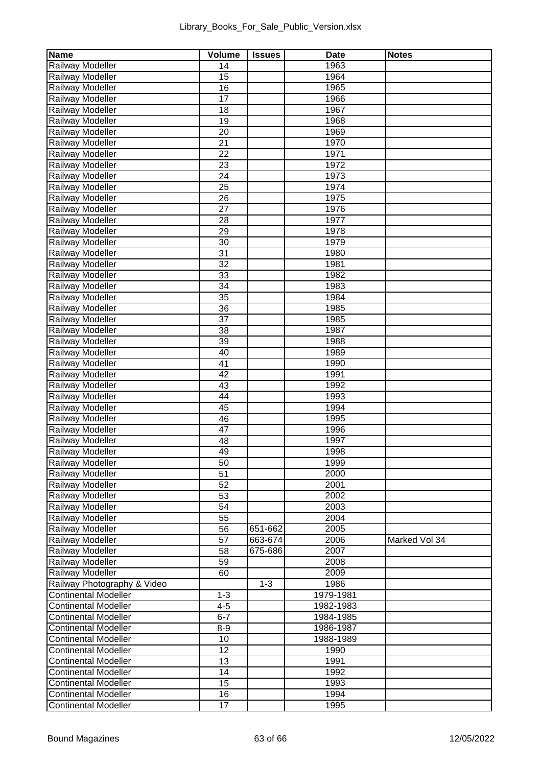| Name | Volume | Issues | Date | Notes |
|---|---|---|---|---|
| Railway Modeller | 14 | | 1963 | |
| Railway Modeller | 15 | | 1964 | |
| Railway Modeller | 16 | | 1965 | |
| Railway Modeller | 17 | | 1966 | |
| Railway Modeller | 18 | | 1967 | |
| Railway Modeller | 19 | | 1968 | |
| Railway Modeller | 20 | | 1969 | |
| Railway Modeller | 21 | | 1970 | |
| Railway Modeller | 22 | | 1971 | |
| Railway Modeller | 23 | | 1972 | |
| Railway Modeller | 24 | | 1973 | |
| Railway Modeller | 25 | | 1974 | |
| Railway Modeller | 26 | | 1975 | |
| Railway Modeller | 27 | | 1976 | |
| Railway Modeller | 28 | | 1977 | |
| Railway Modeller | 29 | | 1978 | |
| Railway Modeller | 30 | | 1979 | |
| Railway Modeller | 31 | | 1980 | |
| Railway Modeller | 32 | | 1981 | |
| Railway Modeller | 33 | | 1982 | |
| Railway Modeller | 34 | | 1983 | |
| Railway Modeller | 35 | | 1984 | |
| Railway Modeller | 36 | | 1985 | |
| Railway Modeller | 37 | | 1985 | |
| Railway Modeller | 38 | | 1987 | |
| Railway Modeller | 39 | | 1988 | |
| Railway Modeller | 40 | | 1989 | |
| Railway Modeller | 41 | | 1990 | |
| Railway Modeller | 42 | | 1991 | |
| Railway Modeller | 43 | | 1992 | |
| Railway Modeller | 44 | | 1993 | |
| Railway Modeller | 45 | | 1994 | |
| Railway Modeller | 46 | | 1995 | |
| Railway Modeller | 47 | | 1996 | |
| Railway Modeller | 48 | | 1997 | |
| Railway Modeller | 49 | | 1998 | |
| Railway Modeller | 50 | | 1999 | |
| Railway Modeller | 51 | | 2000 | |
| Railway Modeller | 52 | | 2001 | |
| Railway Modeller | 53 | | 2002 | |
| Railway Modeller | 54 | | 2003 | |
| Railway Modeller | 55 | | 2004 | |
| Railway Modeller | 56 | 651-662 | 2005 | |
| Railway Modeller | 57 | 663-674 | 2006 | Marked Vol 34 |
| Railway Modeller | 58 | 675-686 | 2007 | |
| Railway Modeller | 59 | | 2008 | |
| Railway Modeller | 60 | | 2009 | |
| Railway Photography & Video | | 1-3 | 1986 | |
| Continental Modeller | 1-3 | | 1979-1981 | |
| Continental Modeller | 4-5 | | 1982-1983 | |
| Continental Modeller | 6-7 | | 1984-1985 | |
| Continental Modeller | 8-9 | | 1986-1987 | |
| Continental Modeller | 10 | | 1988-1989 | |
| Continental Modeller | 12 | | 1990 | |
| Continental Modeller | 13 | | 1991 | |
| Continental Modeller | 14 | | 1992 | |
| Continental Modeller | 15 | | 1993 | |
| Continental Modeller | 16 | | 1994 | |
| Continental Modeller | 17 | | 1995 | |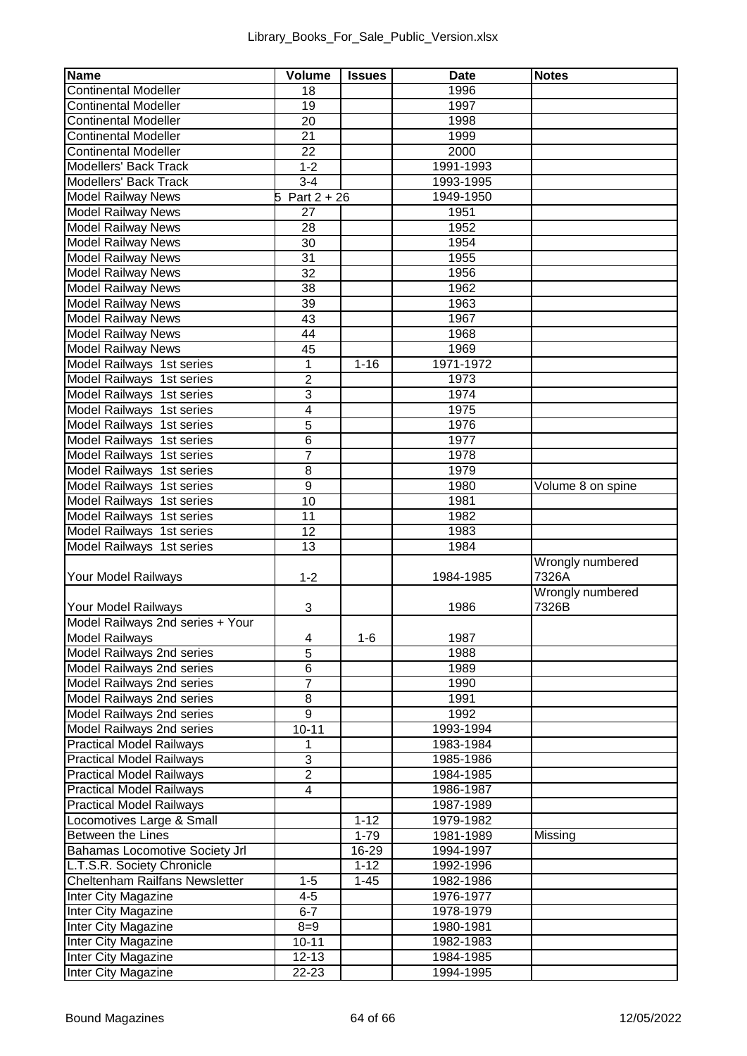| Name | Volume | Issues | Date | Notes |
|---|---|---|---|---|
| Continental Modeller | 18 | | 1996 | |
| Continental Modeller | 19 | | 1997 | |
| Continental Modeller | 20 | | 1998 | |
| Continental Modeller | 21 | | 1999 | |
| Continental Modeller | 22 | | 2000 | |
| Modellers' Back Track | 1-2 | | 1991-1993 | |
| Modellers' Back Track | 3-4 | | 1993-1995 | |
| Model Railway News | 5 Part 2 + 26 | | 1949-1950 | |
| Model Railway News | 27 | | 1951 | |
| Model Railway News | 28 | | 1952 | |
| Model Railway News | 30 | | 1954 | |
| Model Railway News | 31 | | 1955 | |
| Model Railway News | 32 | | 1956 | |
| Model Railway News | 38 | | 1962 | |
| Model Railway News | 39 | | 1963 | |
| Model Railway News | 43 | | 1967 | |
| Model Railway News | 44 | | 1968 | |
| Model Railway News | 45 | | 1969 | |
| Model Railways 1st series | 1 | 1-16 | 1971-1972 | |
| Model Railways 1st series | 2 | | 1973 | |
| Model Railways 1st series | 3 | | 1974 | |
| Model Railways 1st series | 4 | | 1975 | |
| Model Railways 1st series | 5 | | 1976 | |
| Model Railways 1st series | 6 | | 1977 | |
| Model Railways 1st series | 7 | | 1978 | |
| Model Railways 1st series | 8 | | 1979 | |
| Model Railways 1st series | 9 | | 1980 | Volume 8 on spine |
| Model Railways 1st series | 10 | | 1981 | |
| Model Railways 1st series | 11 | | 1982 | |
| Model Railways 1st series | 12 | | 1983 | |
| Model Railways 1st series | 13 | | 1984 | |
| Your Model Railways | 1-2 | | 1984-1985 | Wrongly numbered 7326A |
| Your Model Railways | 3 | | 1986 | Wrongly numbered 7326B |
| Model Railways 2nd series + Your Model Railways | 4 | 1-6 | 1987 | |
| Model Railways 2nd series | 5 | | 1988 | |
| Model Railways 2nd series | 6 | | 1989 | |
| Model Railways 2nd series | 7 | | 1990 | |
| Model Railways 2nd series | 8 | | 1991 | |
| Model Railways 2nd series | 9 | | 1992 | |
| Model Railways 2nd series | 10-11 | | 1993-1994 | |
| Practical Model Railways | 1 | | 1983-1984 | |
| Practical Model Railways | 3 | | 1985-1986 | |
| Practical Model Railways | 2 | | 1984-1985 | |
| Practical Model Railways | 4 | | 1986-1987 | |
| Practical Model Railways | | | 1987-1989 | |
| Locomotives Large & Small | | 1-12 | 1979-1982 | |
| Between the Lines | | 1-79 | 1981-1989 | Missing |
| Bahamas Locomotive Society Jrl | | 16-29 | 1994-1997 | |
| L.T.S.R. Society Chronicle | | 1-12 | 1992-1996 | |
| Cheltenham Railfans Newsletter | 1-5 | 1-45 | 1982-1986 | |
| Inter City Magazine | 4-5 | | 1976-1977 | |
| Inter City Magazine | 6-7 | | 1978-1979 | |
| Inter City Magazine | 8=9 | | 1980-1981 | |
| Inter City Magazine | 10-11 | | 1982-1983 | |
| Inter City Magazine | 12-13 | | 1984-1985 | |
| Inter City Magazine | 22-23 | | 1994-1995 | |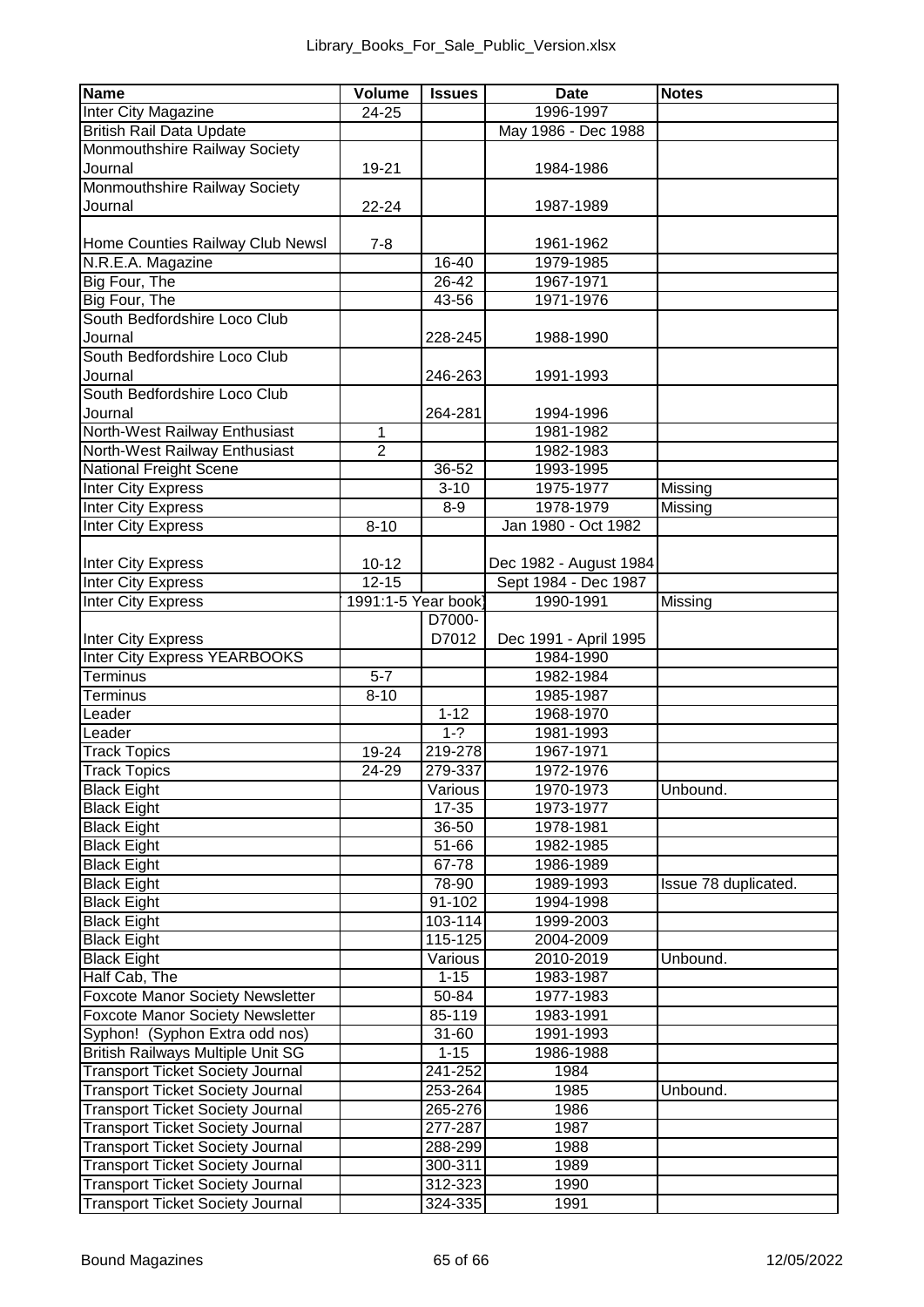| Name | Volume | Issues | Date | Notes |
|---|---|---|---|---|
| Inter City Magazine | 24-25 | | 1996-1997 | |
| British Rail Data Update | | | May 1986 - Dec 1988 | |
| Monmouthshire Railway Society Journal | 19-21 | | 1984-1986 | |
| Monmouthshire Railway Society Journal | 22-24 | | 1987-1989 | |
| Home Counties Railway Club Newsl | 7-8 | | 1961-1962 | |
| N.R.E.A. Magazine | | 16-40 | 1979-1985 | |
| Big Four, The | | 26-42 | 1967-1971 | |
| Big Four, The | | 43-56 | 1971-1976 | |
| South Bedfordshire Loco Club Journal | | 228-245 | 1988-1990 | |
| South Bedfordshire Loco Club Journal | | 246-263 | 1991-1993 | |
| South Bedfordshire Loco Club Journal | | 264-281 | 1994-1996 | |
| North-West Railway Enthusiast | 1 | | 1981-1982 | |
| North-West Railway Enthusiast | 2 | | 1982-1983 | |
| National Freight Scene | | 36-52 | 1993-1995 | |
| Inter City Express | | 3-10 | 1975-1977 | Missing |
| Inter City Express | | 8-9 | 1978-1979 | Missing |
| Inter City Express | 8-10 | | Jan 1980 - Oct 1982 | |
| Inter City Express | 10-12 | | Dec 1982 - August 1984 | |
| Inter City Express | 12-15 | | Sept 1984 - Dec 1987 | |
| Inter City Express | 1991:1-5 Year book) | | 1990-1991 | Missing |
| Inter City Express | | D7000-D7012 | Dec 1991 - April 1995 | |
| Inter City Express YEARBOOKS | | | 1984-1990 | |
| Terminus | 5-7 | | 1982-1984 | |
| Terminus | 8-10 | | 1985-1987 | |
| Leader | | 1-12 | 1968-1970 | |
| Leader | | 1-? | 1981-1993 | |
| Track Topics | 19-24 | 219-278 | 1967-1971 | |
| Track Topics | 24-29 | 279-337 | 1972-1976 | |
| Black Eight | | Various | 1970-1973 | Unbound. |
| Black Eight | | 17-35 | 1973-1977 | |
| Black Eight | | 36-50 | 1978-1981 | |
| Black Eight | | 51-66 | 1982-1985 | |
| Black Eight | | 67-78 | 1986-1989 | |
| Black Eight | | 78-90 | 1989-1993 | Issue 78 duplicated. |
| Black Eight | | 91-102 | 1994-1998 | |
| Black Eight | | 103-114 | 1999-2003 | |
| Black Eight | | 115-125 | 2004-2009 | |
| Black Eight | | Various | 2010-2019 | Unbound. |
| Half Cab, The | | 1-15 | 1983-1987 | |
| Foxcote Manor Society Newsletter | | 50-84 | 1977-1983 | |
| Foxcote Manor Society Newsletter | | 85-119 | 1983-1991 | |
| Syphon! (Syphon Extra odd nos) | | 31-60 | 1991-1993 | |
| British Railways Multiple Unit SG | | 1-15 | 1986-1988 | |
| Transport Ticket Society Journal | | 241-252 | 1984 | |
| Transport Ticket Society Journal | | 253-264 | 1985 | Unbound. |
| Transport Ticket Society Journal | | 265-276 | 1986 | |
| Transport Ticket Society Journal | | 277-287 | 1987 | |
| Transport Ticket Society Journal | | 288-299 | 1988 | |
| Transport Ticket Society Journal | | 300-311 | 1989 | |
| Transport Ticket Society Journal | | 312-323 | 1990 | |
| Transport Ticket Society Journal | | 324-335 | 1991 | |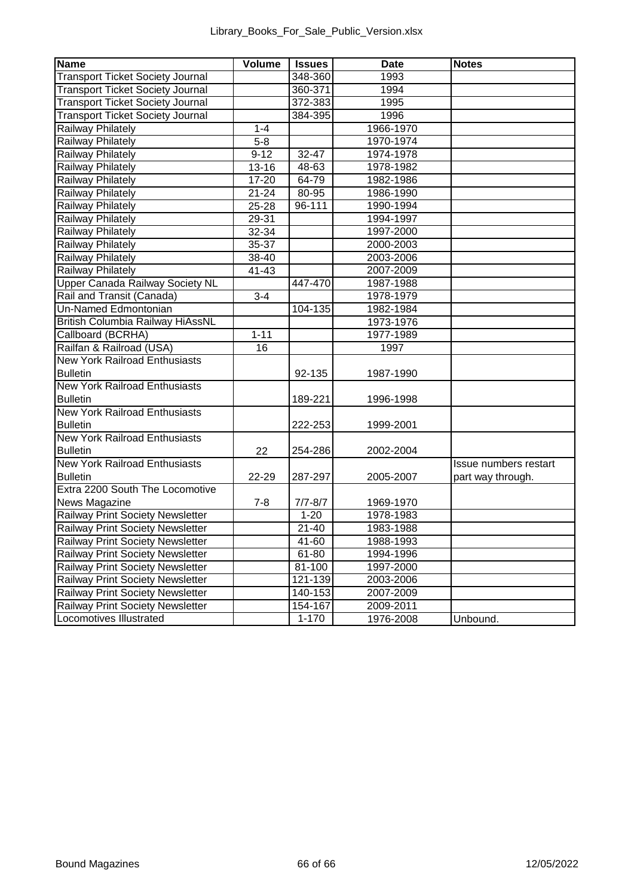| Name | Volume | Issues | Date | Notes |
|---|---|---|---|---|
| Transport Ticket Society Journal | | 348-360 | 1993 | |
| Transport Ticket Society Journal | | 360-371 | 1994 | |
| Transport Ticket Society Journal | | 372-383 | 1995 | |
| Transport Ticket Society Journal | | 384-395 | 1996 | |
| Railway Philately | 1-4 | | 1966-1970 | |
| Railway Philately | 5-8 | | 1970-1974 | |
| Railway Philately | 9-12 | 32-47 | 1974-1978 | |
| Railway Philately | 13-16 | 48-63 | 1978-1982 | |
| Railway Philately | 17-20 | 64-79 | 1982-1986 | |
| Railway Philately | 21-24 | 80-95 | 1986-1990 | |
| Railway Philately | 25-28 | 96-111 | 1990-1994 | |
| Railway Philately | 29-31 | | 1994-1997 | |
| Railway Philately | 32-34 | | 1997-2000 | |
| Railway Philately | 35-37 | | 2000-2003 | |
| Railway Philately | 38-40 | | 2003-2006 | |
| Railway Philately | 41-43 | | 2007-2009 | |
| Upper Canada Railway Society NL | | 447-470 | 1987-1988 | |
| Rail and Transit (Canada) | 3-4 | | 1978-1979 | |
| Un-Named Edmontonian | | 104-135 | 1982-1984 | |
| British Columbia Railway HiAssNL | | | 1973-1976 | |
| Callboard (BCRHA) | 1-11 | | 1977-1989 | |
| Railfan & Railroad (USA) | 16 | | 1997 | |
| New York Railroad Enthusiasts Bulletin | | 92-135 | 1987-1990 | |
| New York Railroad Enthusiasts Bulletin | | 189-221 | 1996-1998 | |
| New York Railroad Enthusiasts Bulletin | | 222-253 | 1999-2001 | |
| New York Railroad Enthusiasts Bulletin | 22 | 254-286 | 2002-2004 | |
| New York Railroad Enthusiasts Bulletin | 22-29 | 287-297 | 2005-2007 | Issue numbers restart part way through. |
| Extra 2200 South The Locomotive News Magazine | 7-8 | 7/7-8/7 | 1969-1970 | |
| Railway Print Society Newsletter | | 1-20 | 1978-1983 | |
| Railway Print Society Newsletter | | 21-40 | 1983-1988 | |
| Railway Print Society Newsletter | | 41-60 | 1988-1993 | |
| Railway Print Society Newsletter | | 61-80 | 1994-1996 | |
| Railway Print Society Newsletter | | 81-100 | 1997-2000 | |
| Railway Print Society Newsletter | | 121-139 | 2003-2006 | |
| Railway Print Society Newsletter | | 140-153 | 2007-2009 | |
| Railway Print Society Newsletter | | 154-167 | 2009-2011 | |
| Locomotives Illustrated | | 1-170 | 1976-2008 | Unbound. |